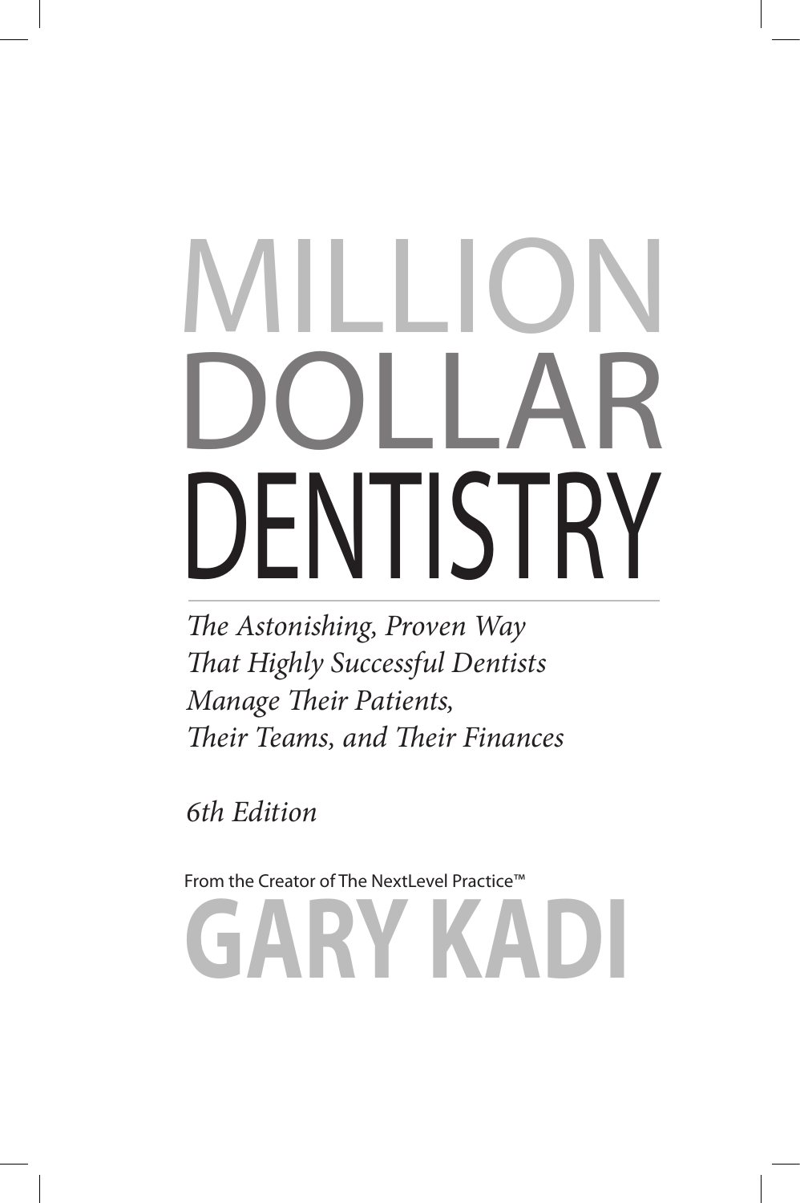# MILLION DOLLAR DENTISTRY

*The Astonishing, Proven Way That Highly Successful Dentists Manage Their Patients, Their Teams, and Their Finances*

*6th Edition*

From the Creator of The NextLevel Practice™

**GARY KADI**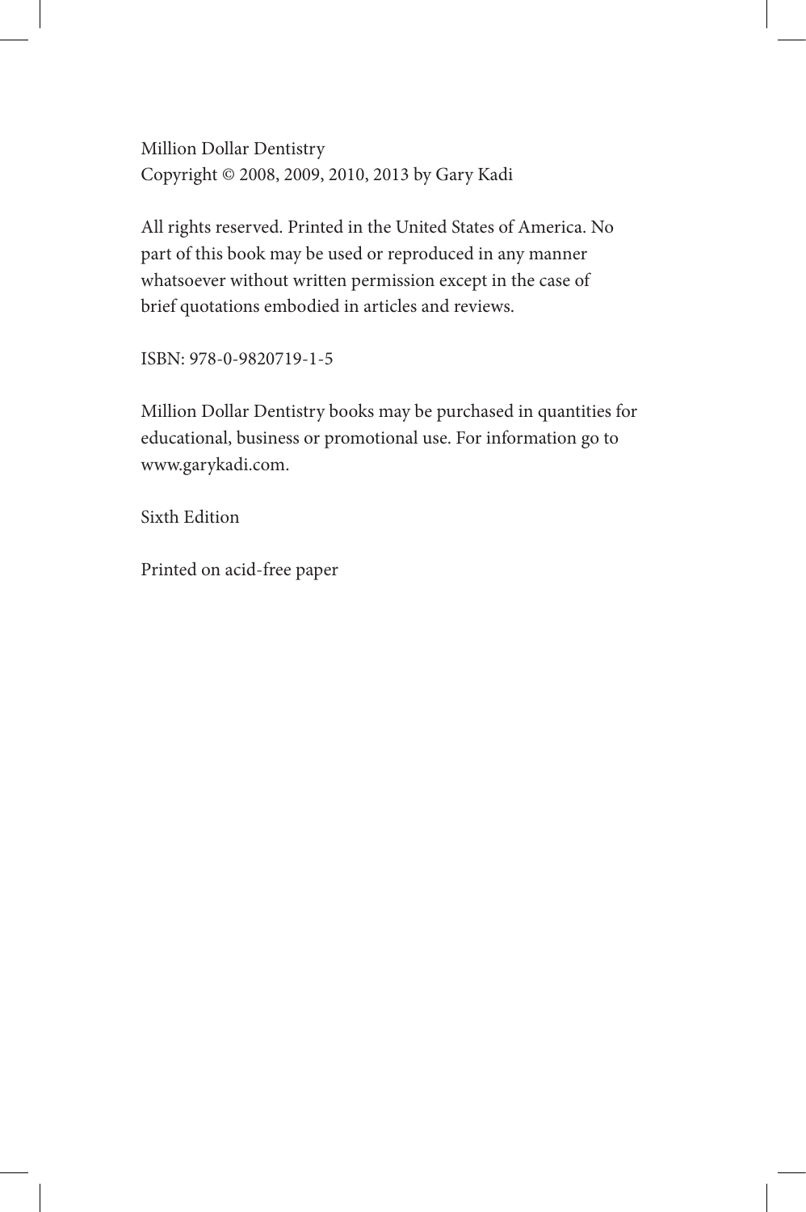Million Dollar Dentistry
Copyright © 2008, 2009, 2010, 2013 by Gary Kadi

All rights reserved. Printed in the United States of America. No part of this book may be used or reproduced in any manner whatsoever without written permission except in the case of brief quotations embodied in articles and reviews.

ISBN: 978-0-9820719-1-5

Million Dollar Dentistry books may be purchased in quantities for educational, business or promotional use. For information go to www.garykadi.com.

Sixth Edition

Printed on acid-free paper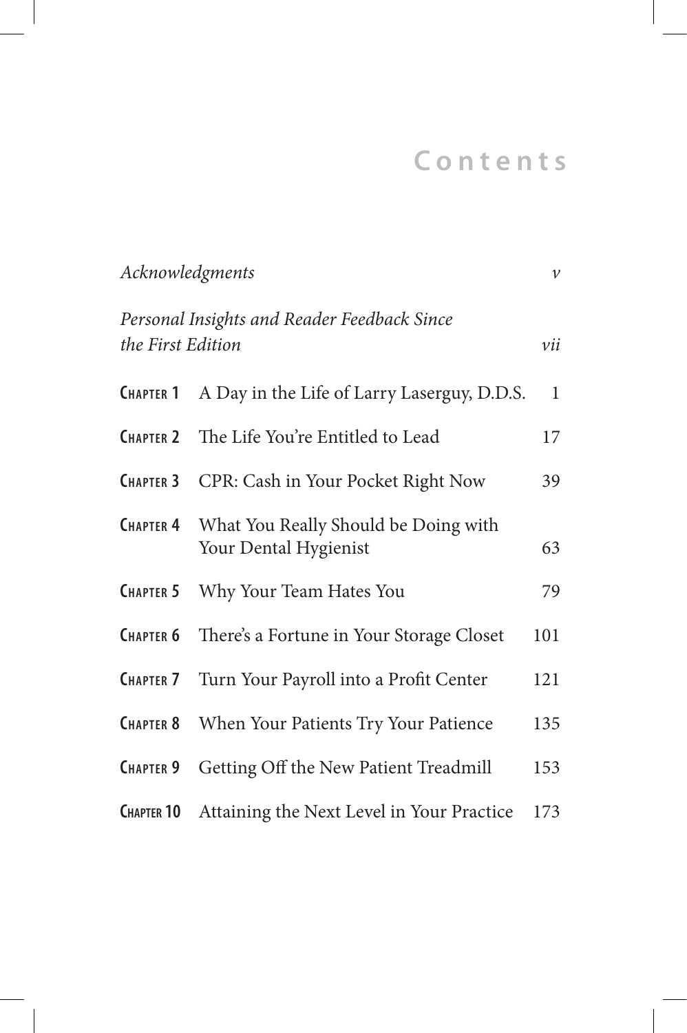# Contents

| | | |
|---|---|---|
| *Acknowledgments* | | *v* |
| *Personal Insights and Reader Feedback Since the First Edition* | | *vii* |
| **Chapter 1** | A Day in the Life of Larry Laserguy, D.D.S. | 1 |
| **Chapter 2** | The Life You're Entitled to Lead | 17 |
| **Chapter 3** | CPR: Cash in Your Pocket Right Now | 39 |
| **Chapter 4** | What You Really Should be Doing with Your Dental Hygienist | 63 |
| **Chapter 5** | Why Your Team Hates You | 79 |
| **Chapter 6** | There's a Fortune in Your Storage Closet | 101 |
| **Chapter 7** | Turn Your Payroll into a Profit Center | 121 |
| **Chapter 8** | When Your Patients Try Your Patience | 135 |
| **Chapter 9** | Getting Off the New Patient Treadmill | 153 |
| **Chapter 10** | Attaining the Next Level in Your Practice | 173 |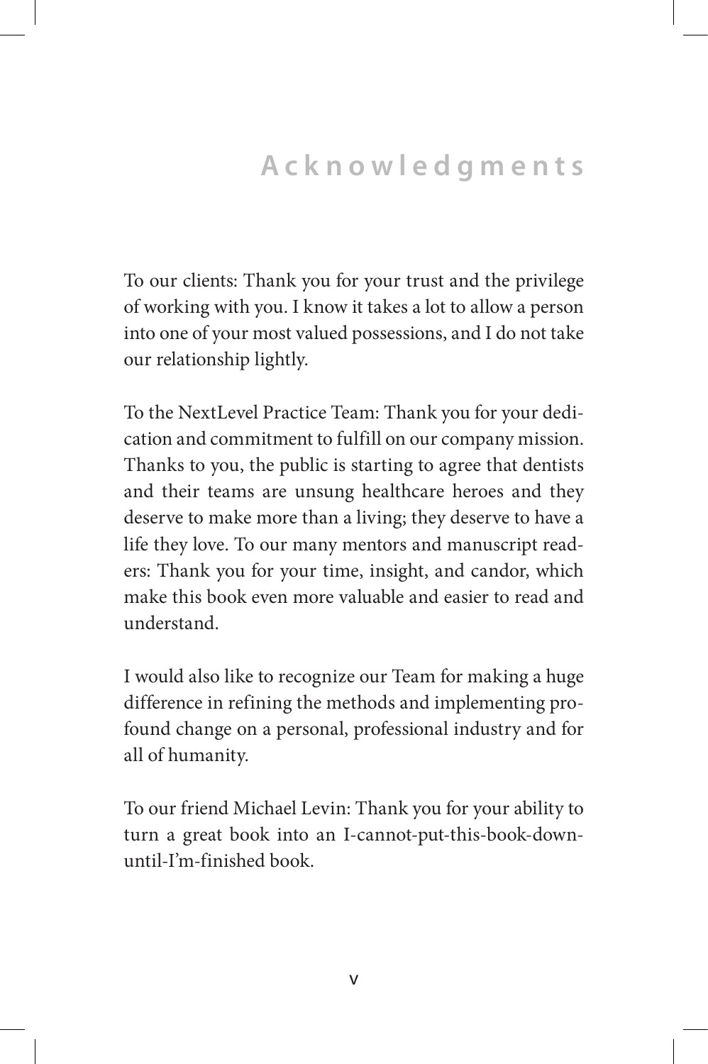# Acknowledgments

To our clients: Thank you for your trust and the privilege of working with you. I know it takes a lot to allow a person into one of your most valued possessions, and I do not take our relationship lightly.

To the NextLevel Practice Team: Thank you for your dedication and commitment to fulfill on our company mission. Thanks to you, the public is starting to agree that dentists and their teams are unsung healthcare heroes and they deserve to make more than a living; they deserve to have a life they love. To our many mentors and manuscript readers: Thank you for your time, insight, and candor, which make this book even more valuable and easier to read and understand.

I would also like to recognize our Team for making a huge difference in refining the methods and implementing profound change on a personal, professional industry and for all of humanity.

To our friend Michael Levin: Thank you for your ability to turn a great book into an I-cannot-put-this-book-down-until-I'm-finished book.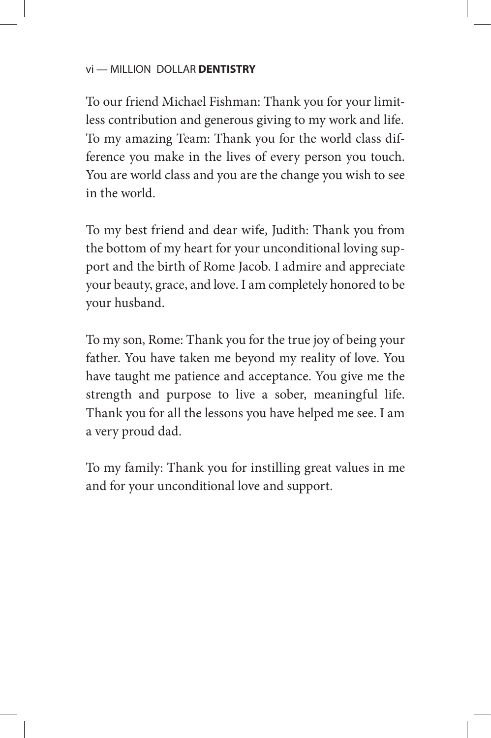To our friend Michael Fishman: Thank you for your limitless contribution and generous giving to my work and life. To my amazing Team: Thank you for the world class difference you make in the lives of every person you touch. You are world class and you are the change you wish to see in the world.

To my best friend and dear wife, Judith: Thank you from the bottom of my heart for your unconditional loving support and the birth of Rome Jacob. I admire and appreciate your beauty, grace, and love. I am completely honored to be your husband.

To my son, Rome: Thank you for the true joy of being your father. You have taken me beyond my reality of love. You have taught me patience and acceptance. You give me the strength and purpose to live a sober, meaningful life. Thank you for all the lessons you have helped me see. I am a very proud dad.

To my family: Thank you for instilling great values in me and for your unconditional love and support.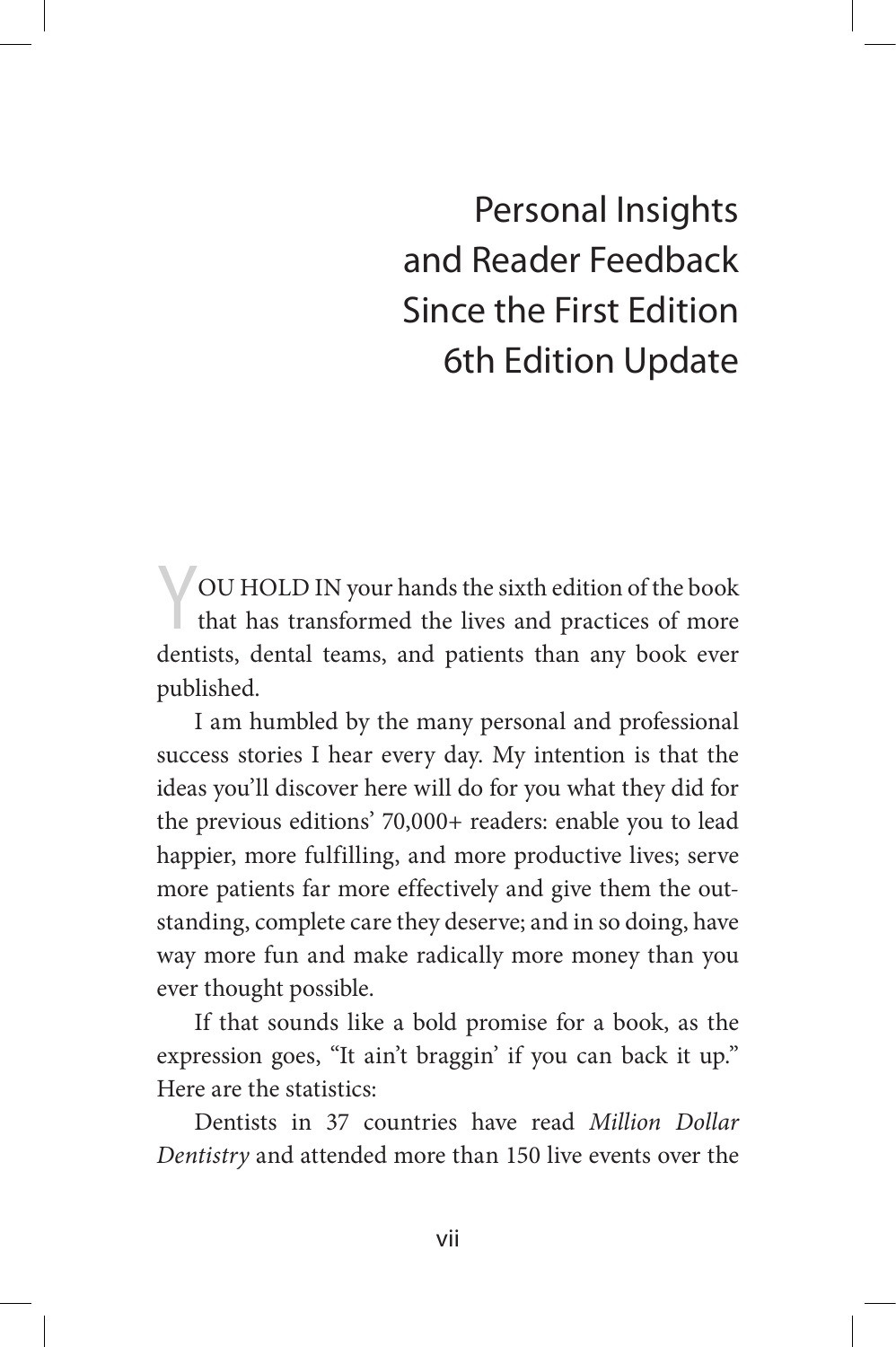# Personal Insights and Reader Feedback Since the First Edition 6th Edition Update

YOU HOLD IN your hands the sixth edition of the book that has transformed the lives and practices of more dentists, dental teams, and patients than any book ever published.

I am humbled by the many personal and professional success stories I hear every day. My intention is that the ideas you'll discover here will do for you what they did for the previous editions' 70,000+ readers: enable you to lead happier, more fulfilling, and more productive lives; serve more patients far more effectively and give them the outstanding, complete care they deserve; and in so doing, have way more fun and make radically more money than you ever thought possible.

If that sounds like a bold promise for a book, as the expression goes, "It ain't braggin' if you can back it up." Here are the statistics:

Dentists in 37 countries have read *Million Dollar Dentistry* and attended more than 150 live events over the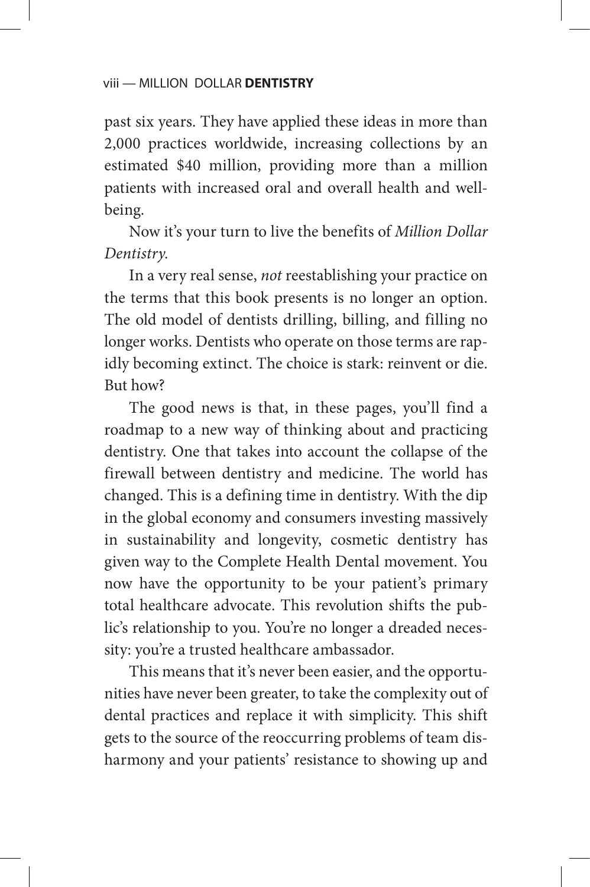past six years. They have applied these ideas in more than 2,000 practices worldwide, increasing collections by an estimated $40 million, providing more than a million patients with increased oral and overall health and well-being.

Now it's your turn to live the benefits of *Million Dollar Dentistry*.

In a very real sense, *not* reestablishing your practice on the terms that this book presents is no longer an option. The old model of dentists drilling, billing, and filling no longer works. Dentists who operate on those terms are rapidly becoming extinct. The choice is stark: reinvent or die. But how?

The good news is that, in these pages, you'll find a roadmap to a new way of thinking about and practicing dentistry. One that takes into account the collapse of the firewall between dentistry and medicine. The world has changed. This is a defining time in dentistry. With the dip in the global economy and consumers investing massively in sustainability and longevity, cosmetic dentistry has given way to the Complete Health Dental movement. You now have the opportunity to be your patient's primary total healthcare advocate. This revolution shifts the public's relationship to you. You're no longer a dreaded necessity: you're a trusted healthcare ambassador.

This means that it's never been easier, and the opportunities have never been greater, to take the complexity out of dental practices and replace it with simplicity. This shift gets to the source of the reoccurring problems of team disharmony and your patients' resistance to showing up and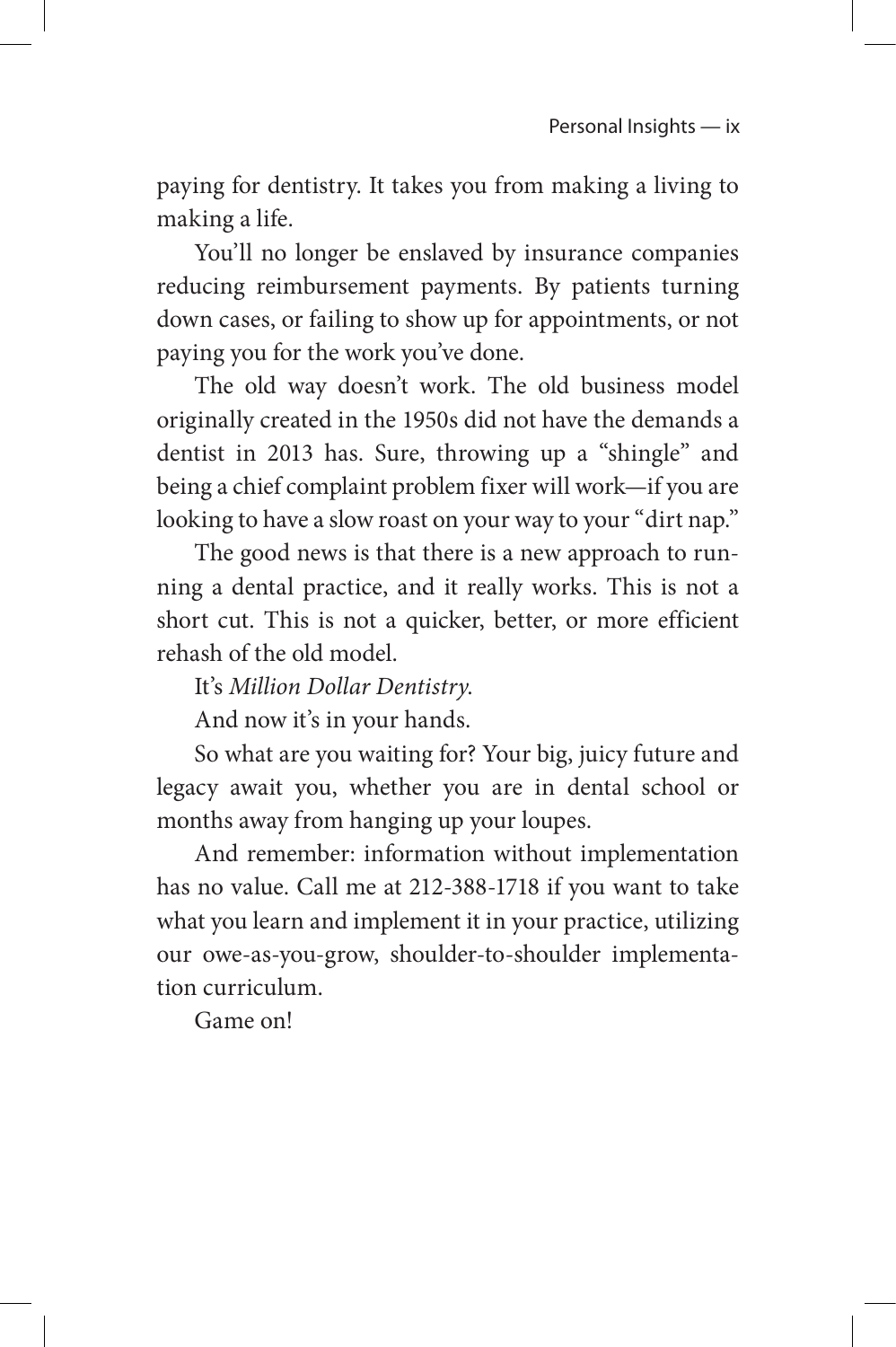paying for dentistry. It takes you from making a living to making a life.

You'll no longer be enslaved by insurance companies reducing reimbursement payments. By patients turning down cases, or failing to show up for appointments, or not paying you for the work you've done.

The old way doesn't work. The old business model originally created in the 1950s did not have the demands a dentist in 2013 has. Sure, throwing up a "shingle" and being a chief complaint problem fixer will work—if you are looking to have a slow roast on your way to your "dirt nap."

The good news is that there is a new approach to running a dental practice, and it really works. This is not a short cut. This is not a quicker, better, or more efficient rehash of the old model.

It's *Million Dollar Dentistry*.

And now it's in your hands.

So what are you waiting for? Your big, juicy future and legacy await you, whether you are in dental school or months away from hanging up your loupes.

And remember: information without implementation has no value. Call me at 212-388-1718 if you want to take what you learn and implement it in your practice, utilizing our owe-as-you-grow, shoulder-to-shoulder implementation curriculum.

Game on!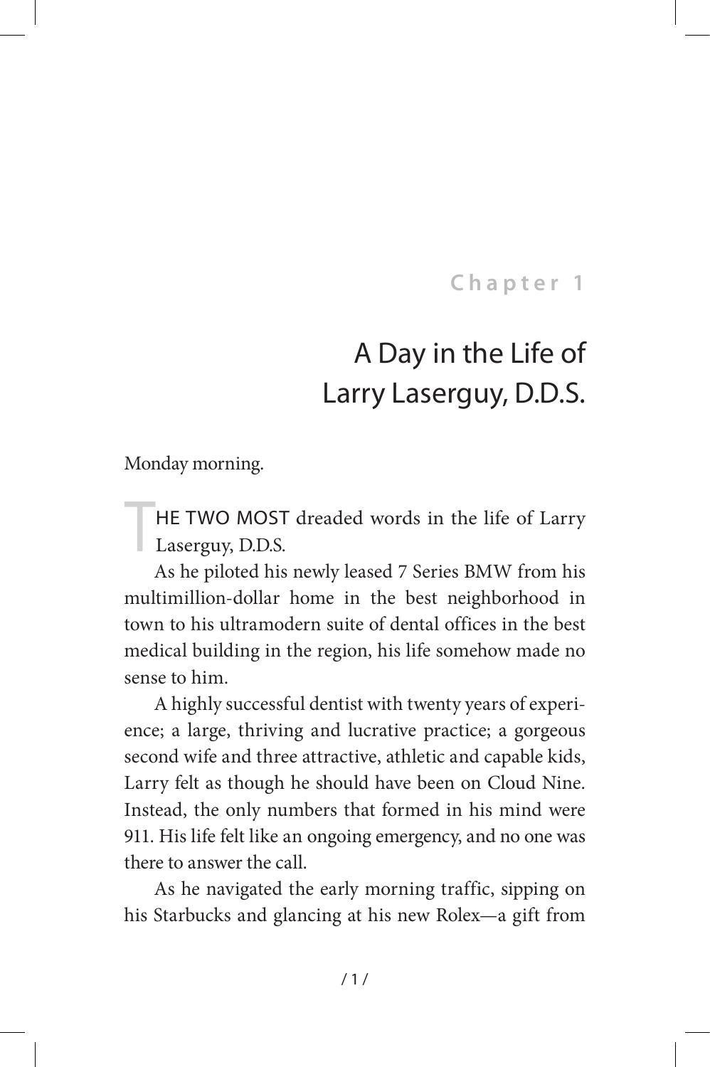Chapter 1

# A Day in the Life of Larry Laserguy, D.D.S.

Monday morning.

THE TWO MOST dreaded words in the life of Larry Laserguy, D.D.S.

As he piloted his newly leased 7 Series BMW from his multimillion-dollar home in the best neighborhood in town to his ultramodern suite of dental offices in the best medical building in the region, his life somehow made no sense to him.

A highly successful dentist with twenty years of experience; a large, thriving and lucrative practice; a gorgeous second wife and three attractive, athletic and capable kids, Larry felt as though he should have been on Cloud Nine. Instead, the only numbers that formed in his mind were 911. His life felt like an ongoing emergency, and no one was there to answer the call.

As he navigated the early morning traffic, sipping on his Starbucks and glancing at his new Rolex—a gift from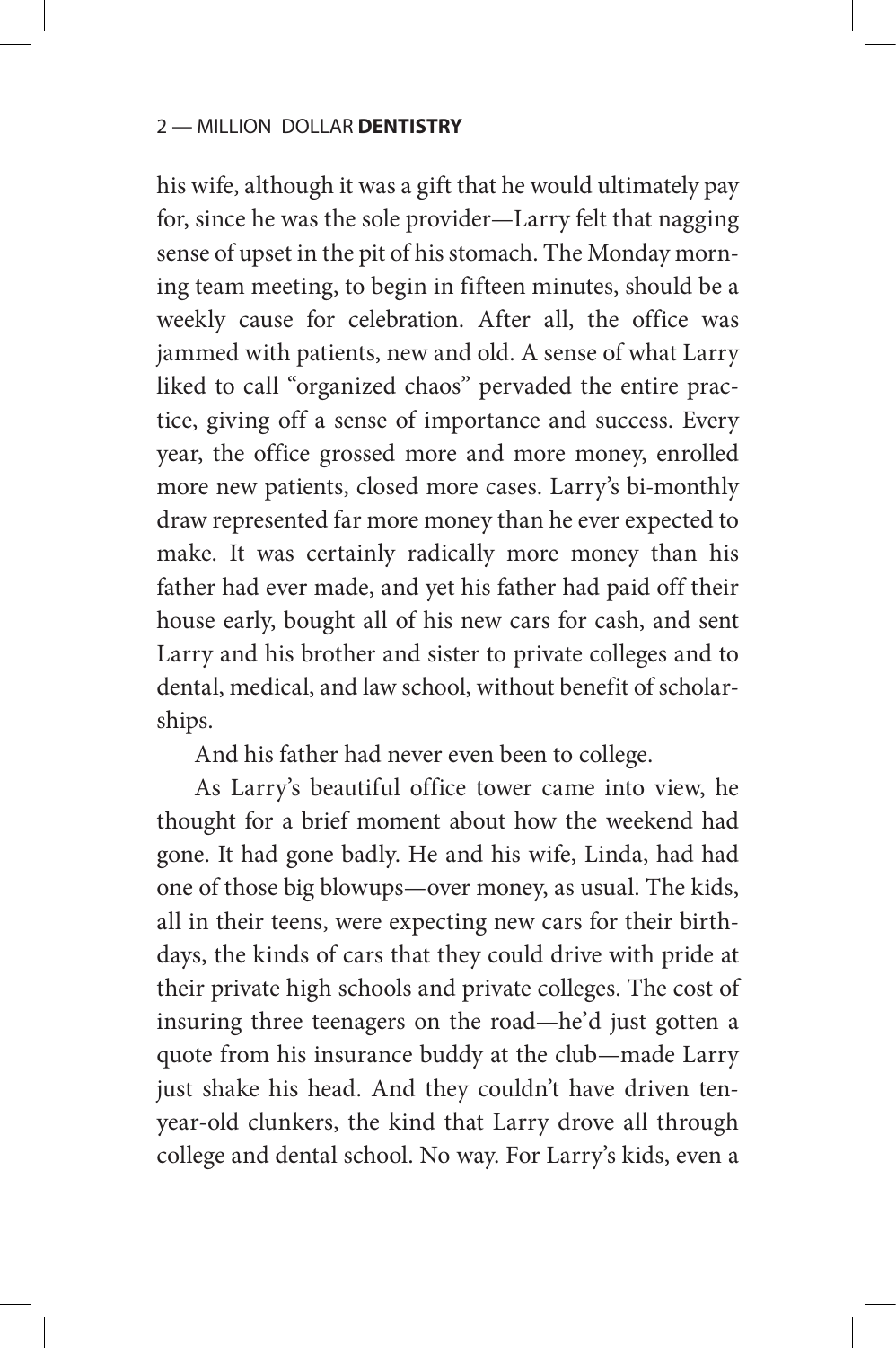his wife, although it was a gift that he would ultimately pay for, since he was the sole provider—Larry felt that nagging sense of upset in the pit of his stomach. The Monday morning team meeting, to begin in fifteen minutes, should be a weekly cause for celebration. After all, the office was jammed with patients, new and old. A sense of what Larry liked to call "organized chaos" pervaded the entire practice, giving off a sense of importance and success. Every year, the office grossed more and more money, enrolled more new patients, closed more cases. Larry's bi-monthly draw represented far more money than he ever expected to make. It was certainly radically more money than his father had ever made, and yet his father had paid off their house early, bought all of his new cars for cash, and sent Larry and his brother and sister to private colleges and to dental, medical, and law school, without benefit of scholarships.

And his father had never even been to college.

As Larry's beautiful office tower came into view, he thought for a brief moment about how the weekend had gone. It had gone badly. He and his wife, Linda, had had one of those big blowups—over money, as usual. The kids, all in their teens, were expecting new cars for their birthdays, the kinds of cars that they could drive with pride at their private high schools and private colleges. The cost of insuring three teenagers on the road—he'd just gotten a quote from his insurance buddy at the club—made Larry just shake his head. And they couldn't have driven ten-year-old clunkers, the kind that Larry drove all through college and dental school. No way. For Larry's kids, even a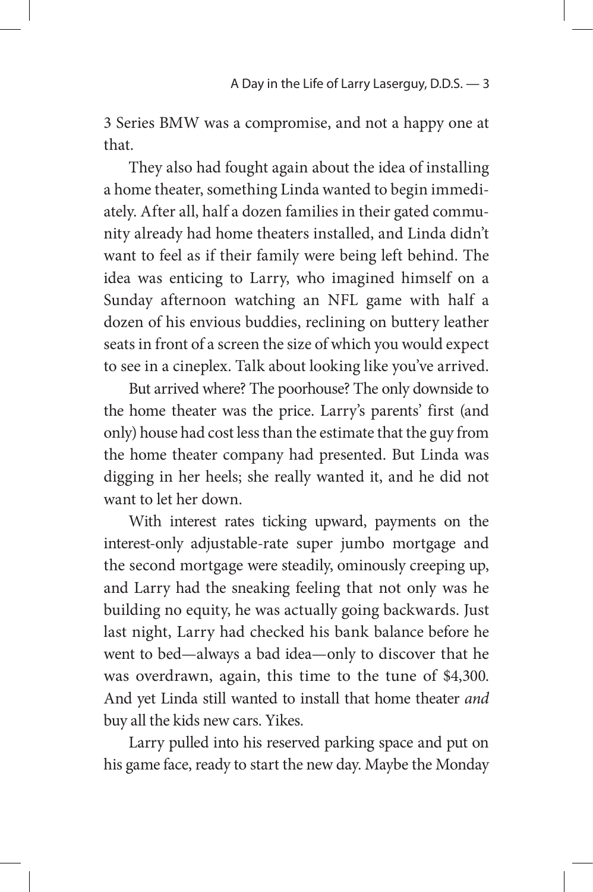3 Series BMW was a compromise, and not a happy one at that.

They also had fought again about the idea of installing a home theater, something Linda wanted to begin immediately. After all, half a dozen families in their gated community already had home theaters installed, and Linda didn't want to feel as if their family were being left behind. The idea was enticing to Larry, who imagined himself on a Sunday afternoon watching an NFL game with half a dozen of his envious buddies, reclining on buttery leather seats in front of a screen the size of which you would expect to see in a cineplex. Talk about looking like you've arrived.

But arrived where? The poorhouse? The only downside to the home theater was the price. Larry's parents' first (and only) house had cost less than the estimate that the guy from the home theater company had presented. But Linda was digging in her heels; she really wanted it, and he did not want to let her down.

With interest rates ticking upward, payments on the interest-only adjustable-rate super jumbo mortgage and the second mortgage were steadily, ominously creeping up, and Larry had the sneaking feeling that not only was he building no equity, he was actually going backwards. Just last night, Larry had checked his bank balance before he went to bed—always a bad idea—only to discover that he was overdrawn, again, this time to the tune of $4,300. And yet Linda still wanted to install that home theater *and* buy all the kids new cars. Yikes.

Larry pulled into his reserved parking space and put on his game face, ready to start the new day. Maybe the Monday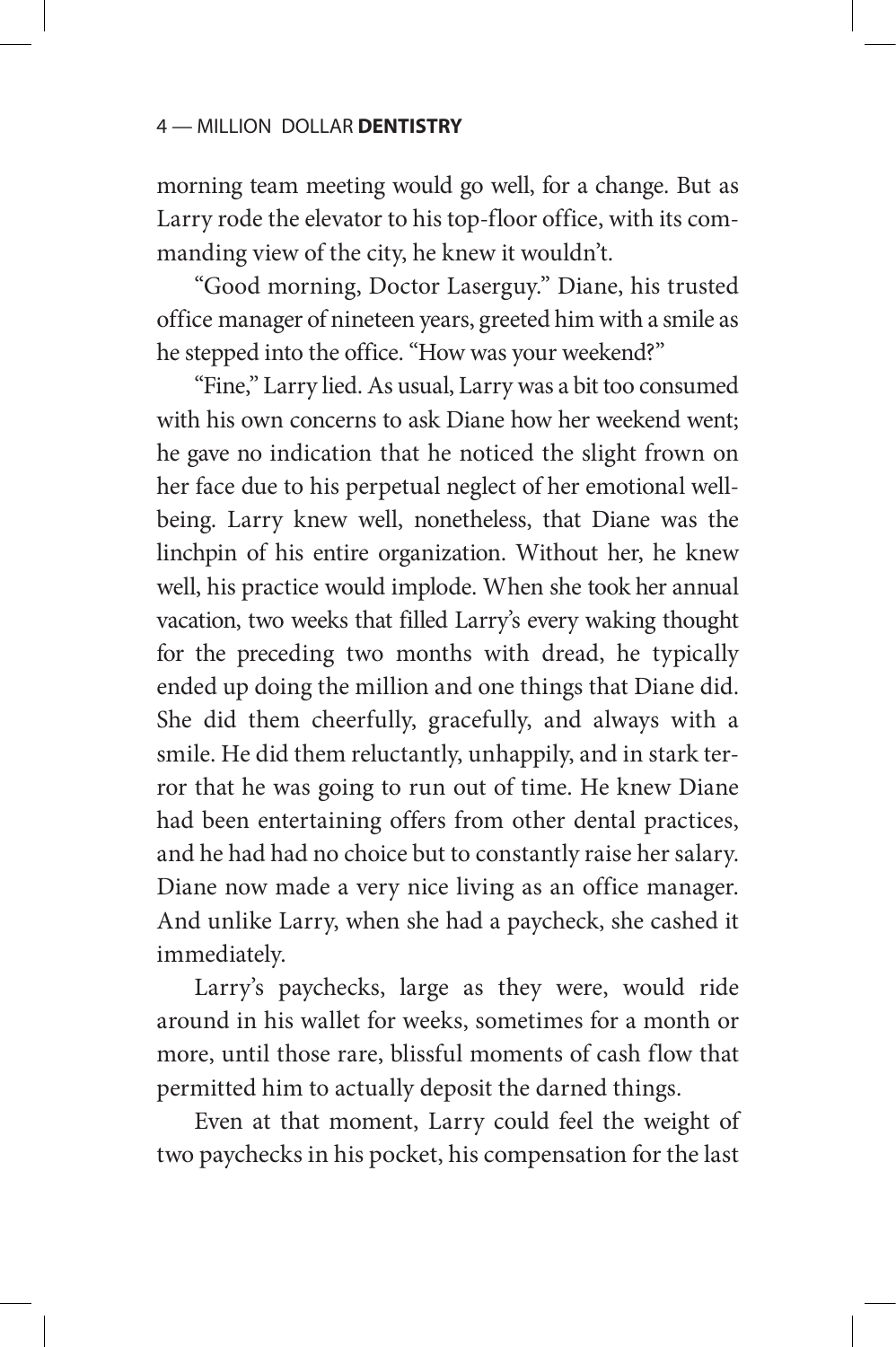morning team meeting would go well, for a change. But as Larry rode the elevator to his top-floor office, with its commanding view of the city, he knew it wouldn't.

"Good morning, Doctor Laserguy." Diane, his trusted office manager of nineteen years, greeted him with a smile as he stepped into the office. "How was your weekend?"

"Fine," Larry lied. As usual, Larry was a bit too consumed with his own concerns to ask Diane how her weekend went; he gave no indication that he noticed the slight frown on her face due to his perpetual neglect of her emotional well-being. Larry knew well, nonetheless, that Diane was the linchpin of his entire organization. Without her, he knew well, his practice would implode. When she took her annual vacation, two weeks that filled Larry's every waking thought for the preceding two months with dread, he typically ended up doing the million and one things that Diane did. She did them cheerfully, gracefully, and always with a smile. He did them reluctantly, unhappily, and in stark terror that he was going to run out of time. He knew Diane had been entertaining offers from other dental practices, and he had had no choice but to constantly raise her salary. Diane now made a very nice living as an office manager. And unlike Larry, when she had a paycheck, she cashed it immediately.

Larry's paychecks, large as they were, would ride around in his wallet for weeks, sometimes for a month or more, until those rare, blissful moments of cash flow that permitted him to actually deposit the darned things.

Even at that moment, Larry could feel the weight of two paychecks in his pocket, his compensation for the last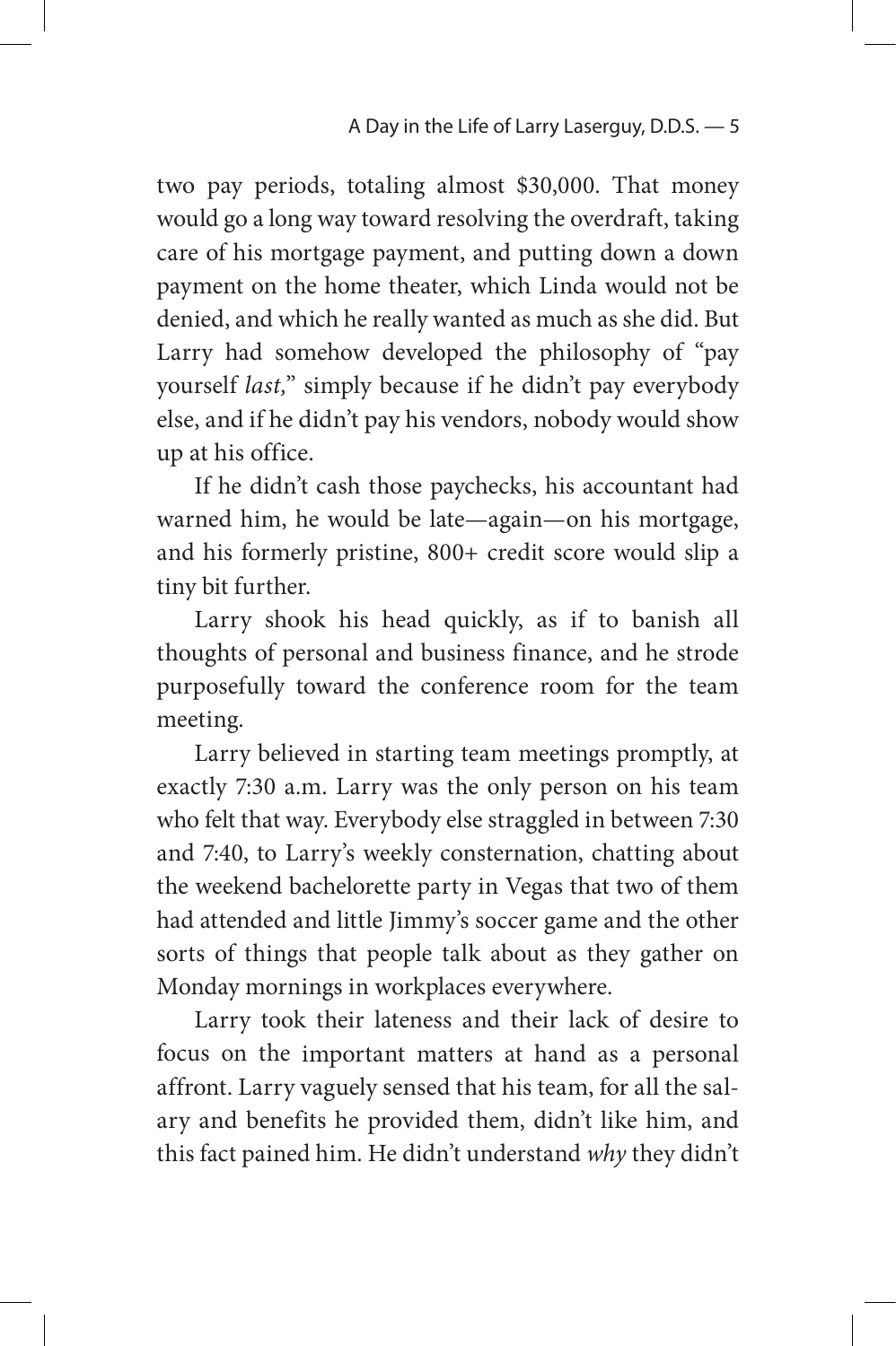two pay periods, totaling almost $30,000. That money would go a long way toward resolving the overdraft, taking care of his mortgage payment, and putting down a down payment on the home theater, which Linda would not be denied, and which he really wanted as much as she did. But Larry had somehow developed the philosophy of "pay yourself *last,*" simply because if he didn't pay everybody else, and if he didn't pay his vendors, nobody would show up at his office.

If he didn't cash those paychecks, his accountant had warned him, he would be late—again—on his mortgage, and his formerly pristine, 800+ credit score would slip a tiny bit further.

Larry shook his head quickly, as if to banish all thoughts of personal and business finance, and he strode purposefully toward the conference room for the team meeting.

Larry believed in starting team meetings promptly, at exactly 7:30 a.m. Larry was the only person on his team who felt that way. Everybody else straggled in between 7:30 and 7:40, to Larry's weekly consternation, chatting about the weekend bachelorette party in Vegas that two of them had attended and little Jimmy's soccer game and the other sorts of things that people talk about as they gather on Monday mornings in workplaces everywhere.

Larry took their lateness and their lack of desire to focus on the important matters at hand as a personal affront. Larry vaguely sensed that his team, for all the salary and benefits he provided them, didn't like him, and this fact pained him. He didn't understand *why* they didn't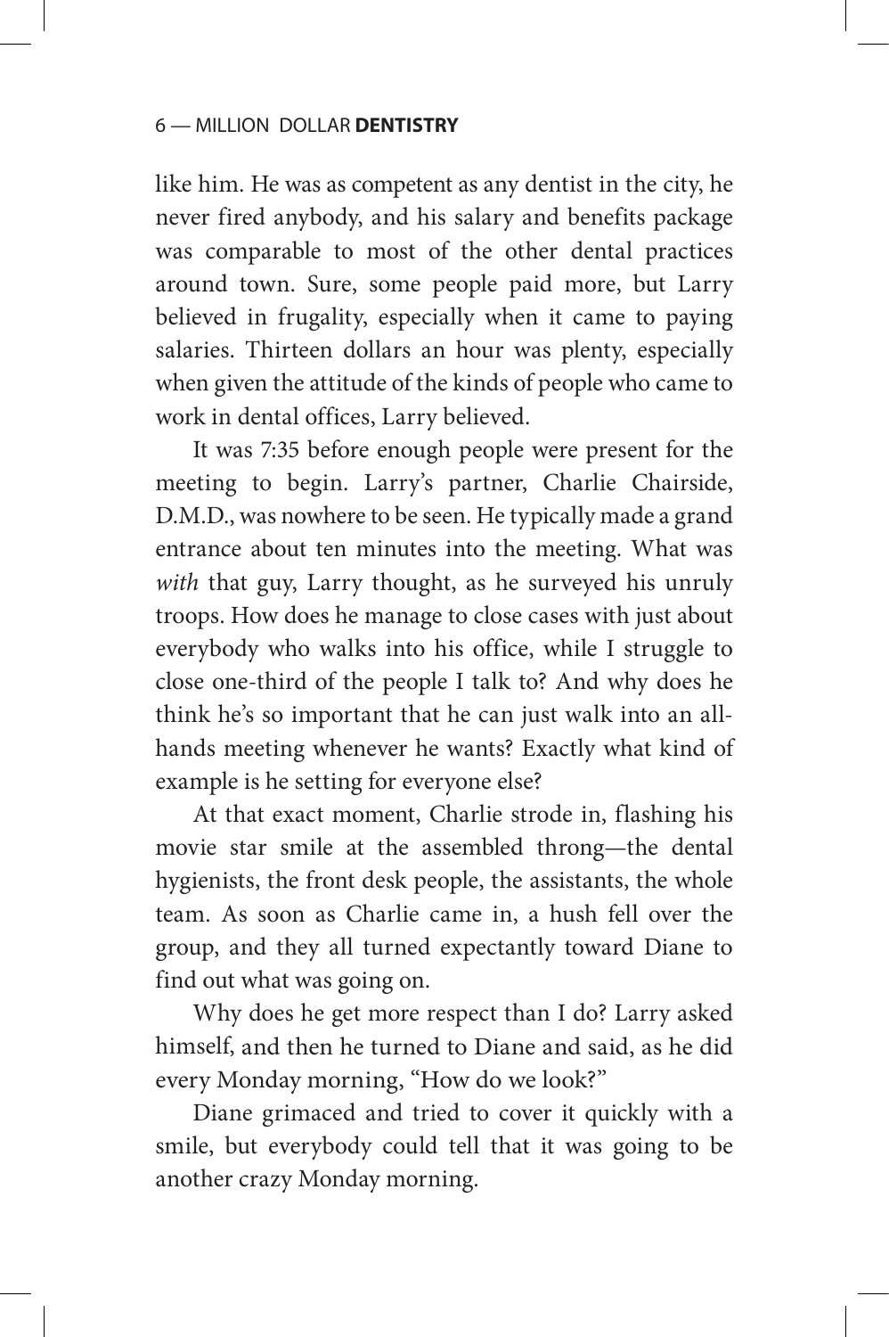like him. He was as competent as any dentist in the city, he never fired anybody, and his salary and benefits package was comparable to most of the other dental practices around town. Sure, some people paid more, but Larry believed in frugality, especially when it came to paying salaries. Thirteen dollars an hour was plenty, especially when given the attitude of the kinds of people who came to work in dental offices, Larry believed.

It was 7:35 before enough people were present for the meeting to begin. Larry's partner, Charlie Chairside, D.M.D., was nowhere to be seen. He typically made a grand entrance about ten minutes into the meeting. What was *with* that guy, Larry thought, as he surveyed his unruly troops. How does he manage to close cases with just about everybody who walks into his office, while I struggle to close one-third of the people I talk to? And why does he think he's so important that he can just walk into an all-hands meeting whenever he wants? Exactly what kind of example is he setting for everyone else?

At that exact moment, Charlie strode in, flashing his movie star smile at the assembled throng—the dental hygienists, the front desk people, the assistants, the whole team. As soon as Charlie came in, a hush fell over the group, and they all turned expectantly toward Diane to find out what was going on.

Why does he get more respect than I do? Larry asked himself, and then he turned to Diane and said, as he did every Monday morning, "How do we look?"

Diane grimaced and tried to cover it quickly with a smile, but everybody could tell that it was going to be another crazy Monday morning.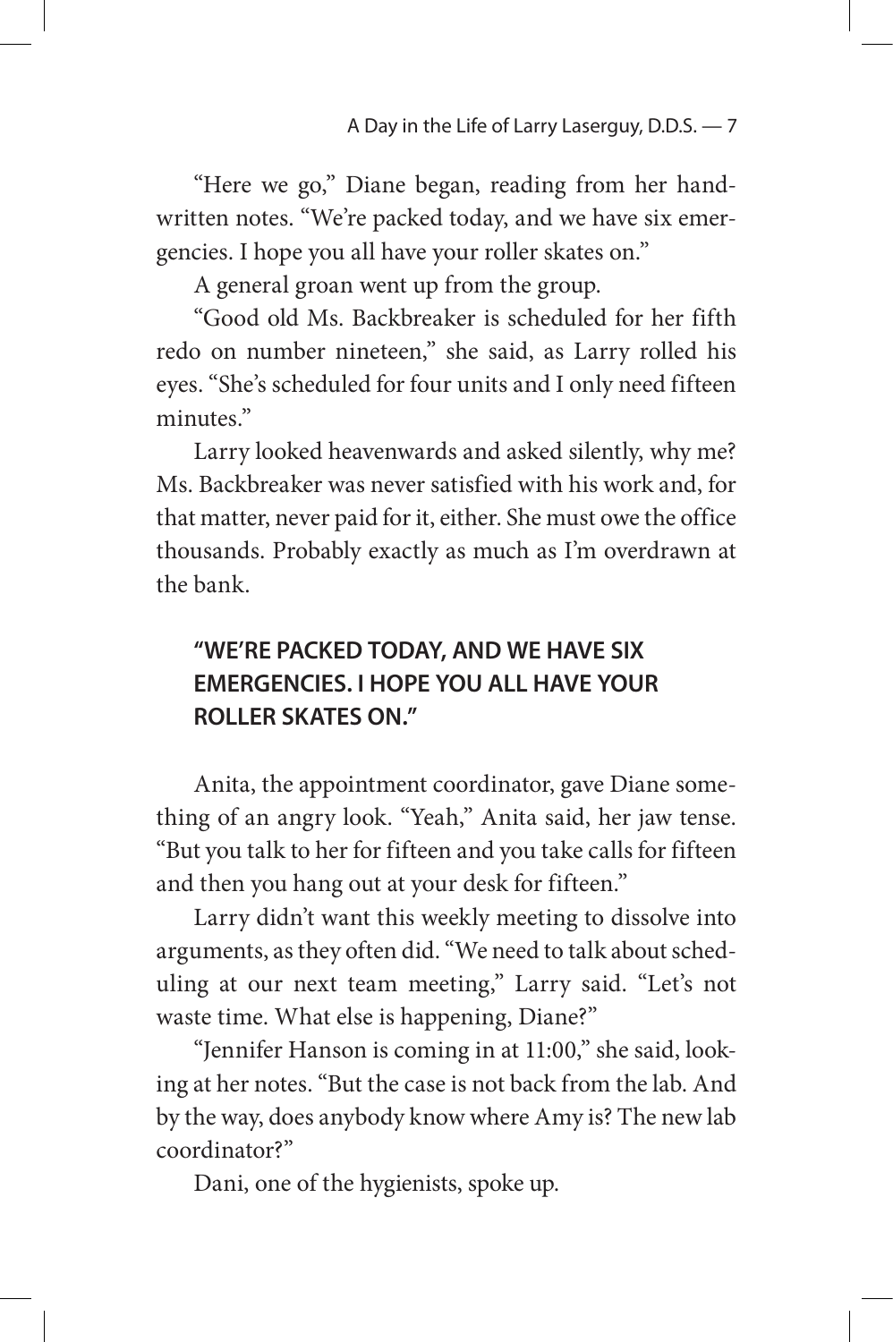"Here we go," Diane began, reading from her handwritten notes. "We're packed today, and we have six emergencies. I hope you all have your roller skates on."

A general groan went up from the group.

"Good old Ms. Backbreaker is scheduled for her fifth redo on number nineteen," she said, as Larry rolled his eyes. "She's scheduled for four units and I only need fifteen minutes."

Larry looked heavenwards and asked silently, why me? Ms. Backbreaker was never satisfied with his work and, for that matter, never paid for it, either. She must owe the office thousands. Probably exactly as much as I'm overdrawn at the bank.

**"WE'RE PACKED TODAY, AND WE HAVE SIX EMERGENCIES. I HOPE YOU ALL HAVE YOUR ROLLER SKATES ON."**

Anita, the appointment coordinator, gave Diane something of an angry look. "Yeah," Anita said, her jaw tense. "But you talk to her for fifteen and you take calls for fifteen and then you hang out at your desk for fifteen."

Larry didn't want this weekly meeting to dissolve into arguments, as they often did. "We need to talk about scheduling at our next team meeting," Larry said. "Let's not waste time. What else is happening, Diane?"

"Jennifer Hanson is coming in at 11:00," she said, looking at her notes. "But the case is not back from the lab. And by the way, does anybody know where Amy is? The new lab coordinator?"

Dani, one of the hygienists, spoke up.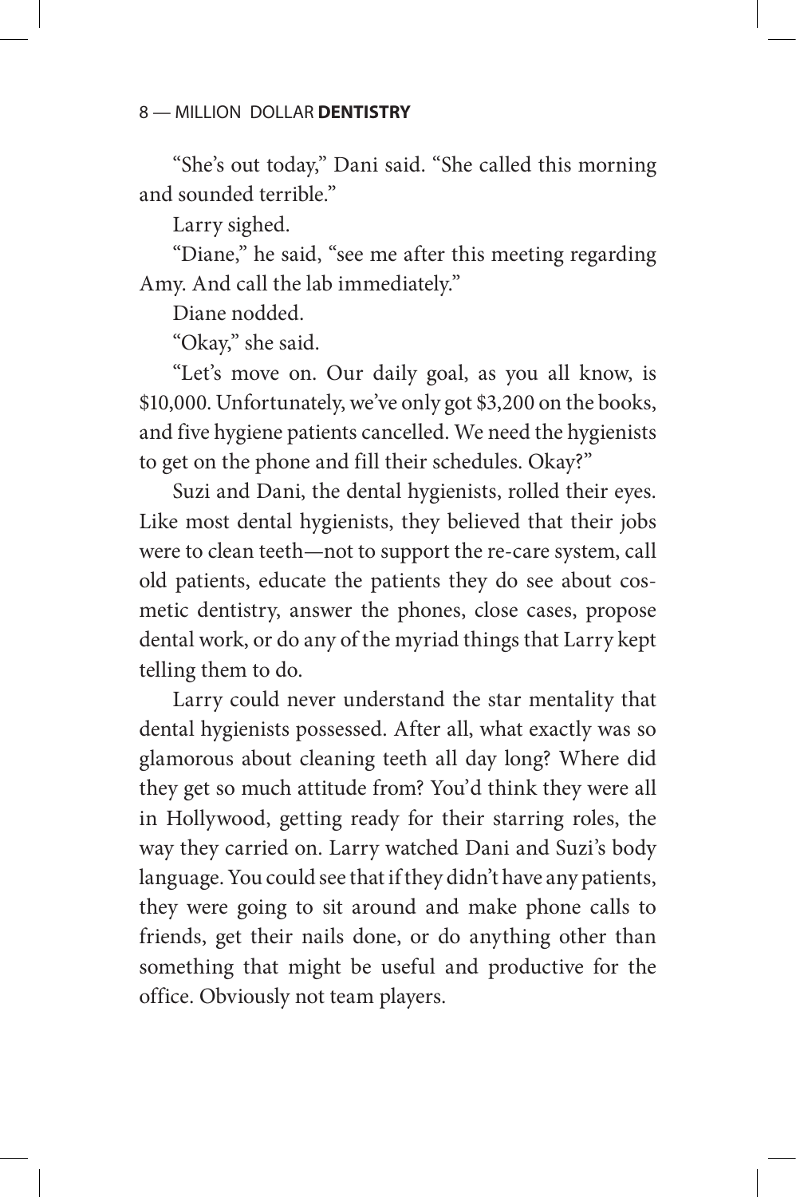"She's out today," Dani said. "She called this morning and sounded terrible."

Larry sighed.

"Diane," he said, "see me after this meeting regarding Amy. And call the lab immediately."

Diane nodded.

"Okay," she said.

"Let's move on. Our daily goal, as you all know, is $10,000. Unfortunately, we've only got $3,200 on the books, and five hygiene patients cancelled. We need the hygienists to get on the phone and fill their schedules. Okay?"

Suzi and Dani, the dental hygienists, rolled their eyes. Like most dental hygienists, they believed that their jobs were to clean teeth—not to support the re-care system, call old patients, educate the patients they do see about cosmetic dentistry, answer the phones, close cases, propose dental work, or do any of the myriad things that Larry kept telling them to do.

Larry could never understand the star mentality that dental hygienists possessed. After all, what exactly was so glamorous about cleaning teeth all day long? Where did they get so much attitude from? You'd think they were all in Hollywood, getting ready for their starring roles, the way they carried on. Larry watched Dani and Suzi's body language. You could see that if they didn't have any patients, they were going to sit around and make phone calls to friends, get their nails done, or do anything other than something that might be useful and productive for the office. Obviously not team players.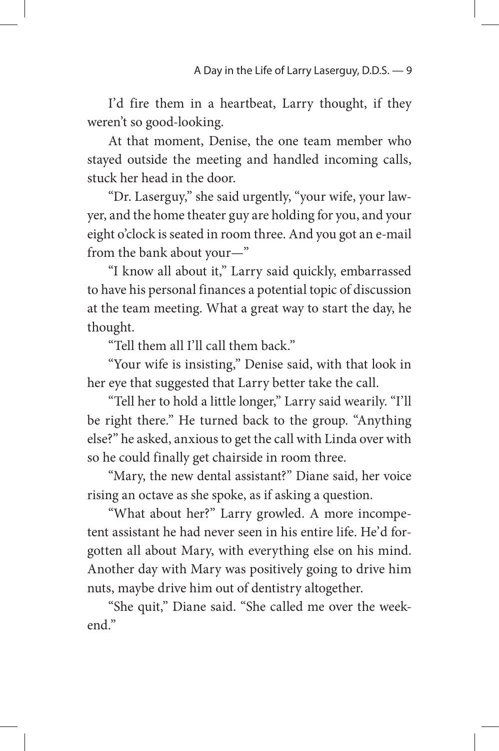I'd fire them in a heartbeat, Larry thought, if they weren't so good-looking.

At that moment, Denise, the one team member who stayed outside the meeting and handled incoming calls, stuck her head in the door.

"Dr. Laserguy," she said urgently, "your wife, your lawyer, and the home theater guy are holding for you, and your eight o'clock is seated in room three. And you got an e-mail from the bank about your—"

"I know all about it," Larry said quickly, embarrassed to have his personal finances a potential topic of discussion at the team meeting. What a great way to start the day, he thought.

"Tell them all I'll call them back."

"Your wife is insisting," Denise said, with that look in her eye that suggested that Larry better take the call.

"Tell her to hold a little longer," Larry said wearily. "I'll be right there." He turned back to the group. "Anything else?" he asked, anxious to get the call with Linda over with so he could finally get chairside in room three.

"Mary, the new dental assistant?" Diane said, her voice rising an octave as she spoke, as if asking a question.

"What about her?" Larry growled. A more incompetent assistant he had never seen in his entire life. He'd forgotten all about Mary, with everything else on his mind. Another day with Mary was positively going to drive him nuts, maybe drive him out of dentistry altogether.

"She quit," Diane said. "She called me over the weekend."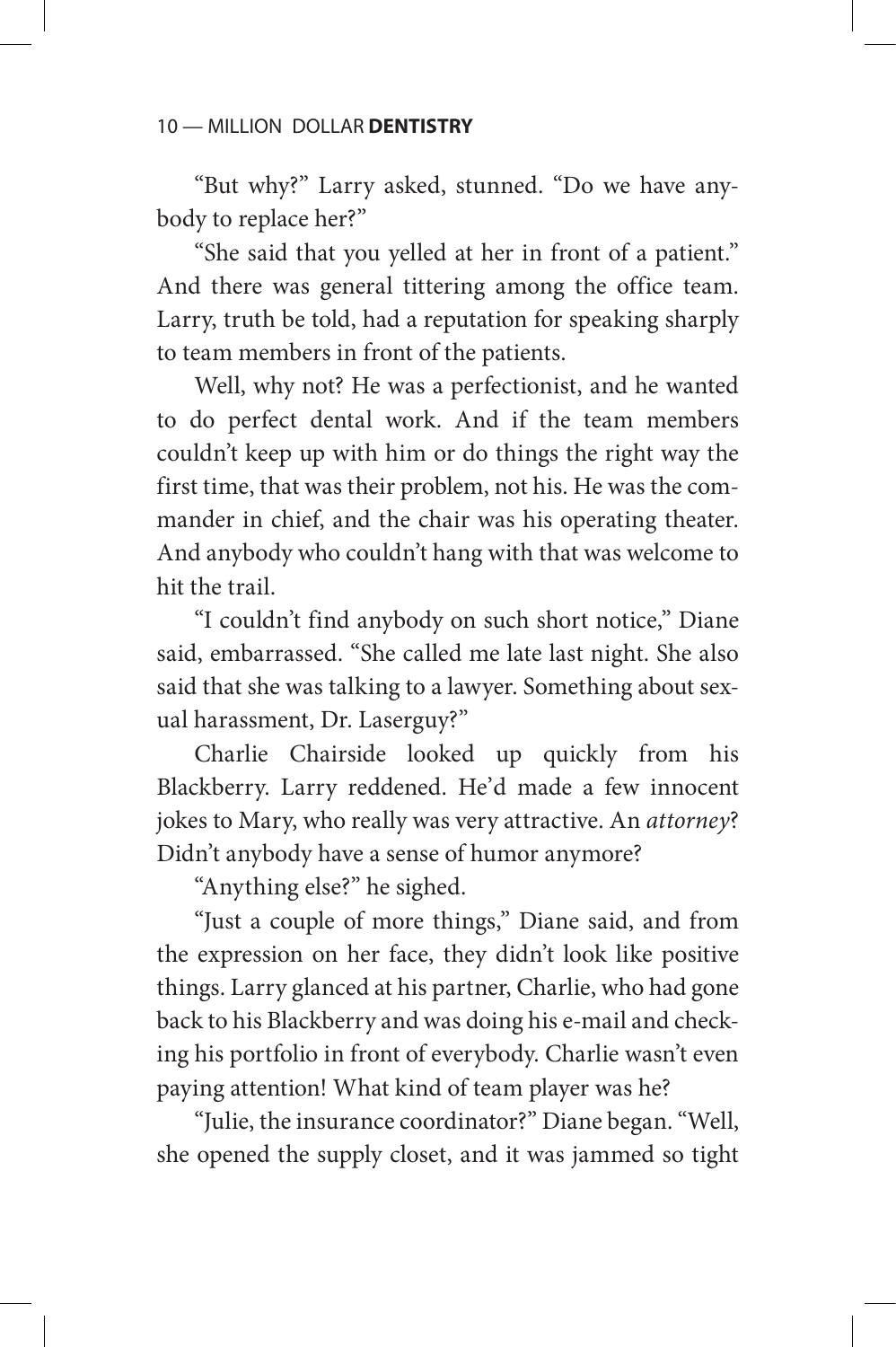"But why?" Larry asked, stunned. "Do we have anybody to replace her?"

"She said that you yelled at her in front of a patient." And there was general tittering among the office team. Larry, truth be told, had a reputation for speaking sharply to team members in front of the patients.

Well, why not? He was a perfectionist, and he wanted to do perfect dental work. And if the team members couldn't keep up with him or do things the right way the first time, that was their problem, not his. He was the commander in chief, and the chair was his operating theater. And anybody who couldn't hang with that was welcome to hit the trail.

"I couldn't find anybody on such short notice," Diane said, embarrassed. "She called me late last night. She also said that she was talking to a lawyer. Something about sexual harassment, Dr. Laserguy?"

Charlie Chairside looked up quickly from his Blackberry. Larry reddened. He'd made a few innocent jokes to Mary, who really was very attractive. An *attorney*? Didn't anybody have a sense of humor anymore?

"Anything else?" he sighed.

"Just a couple of more things," Diane said, and from the expression on her face, they didn't look like positive things. Larry glanced at his partner, Charlie, who had gone back to his Blackberry and was doing his e-mail and checking his portfolio in front of everybody. Charlie wasn't even paying attention! What kind of team player was he?

"Julie, the insurance coordinator?" Diane began. "Well, she opened the supply closet, and it was jammed so tight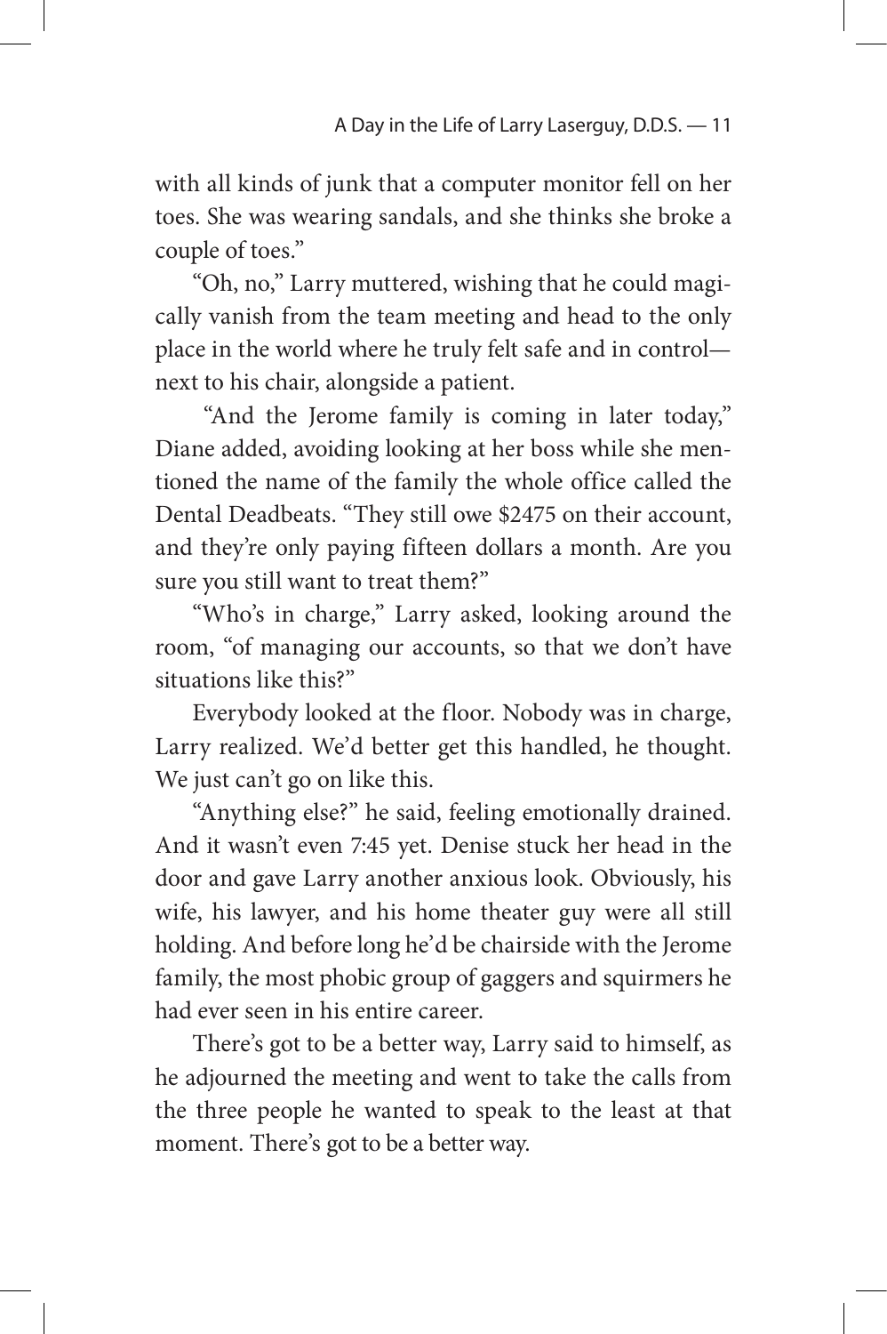with all kinds of junk that a computer monitor fell on her toes. She was wearing sandals, and she thinks she broke a couple of toes."

"Oh, no," Larry muttered, wishing that he could magically vanish from the team meeting and head to the only place in the world where he truly felt safe and in control—next to his chair, alongside a patient.

"And the Jerome family is coming in later today," Diane added, avoiding looking at her boss while she mentioned the name of the family the whole office called the Dental Deadbeats. "They still owe $2475 on their account, and they're only paying fifteen dollars a month. Are you sure you still want to treat them?"

"Who's in charge," Larry asked, looking around the room, "of managing our accounts, so that we don't have situations like this?"

Everybody looked at the floor. Nobody was in charge, Larry realized. We'd better get this handled, he thought. We just can't go on like this.

"Anything else?" he said, feeling emotionally drained. And it wasn't even 7:45 yet. Denise stuck her head in the door and gave Larry another anxious look. Obviously, his wife, his lawyer, and his home theater guy were all still holding. And before long he'd be chairside with the Jerome family, the most phobic group of gaggers and squirmers he had ever seen in his entire career.

There's got to be a better way, Larry said to himself, as he adjourned the meeting and went to take the calls from the three people he wanted to speak to the least at that moment. There's got to be a better way.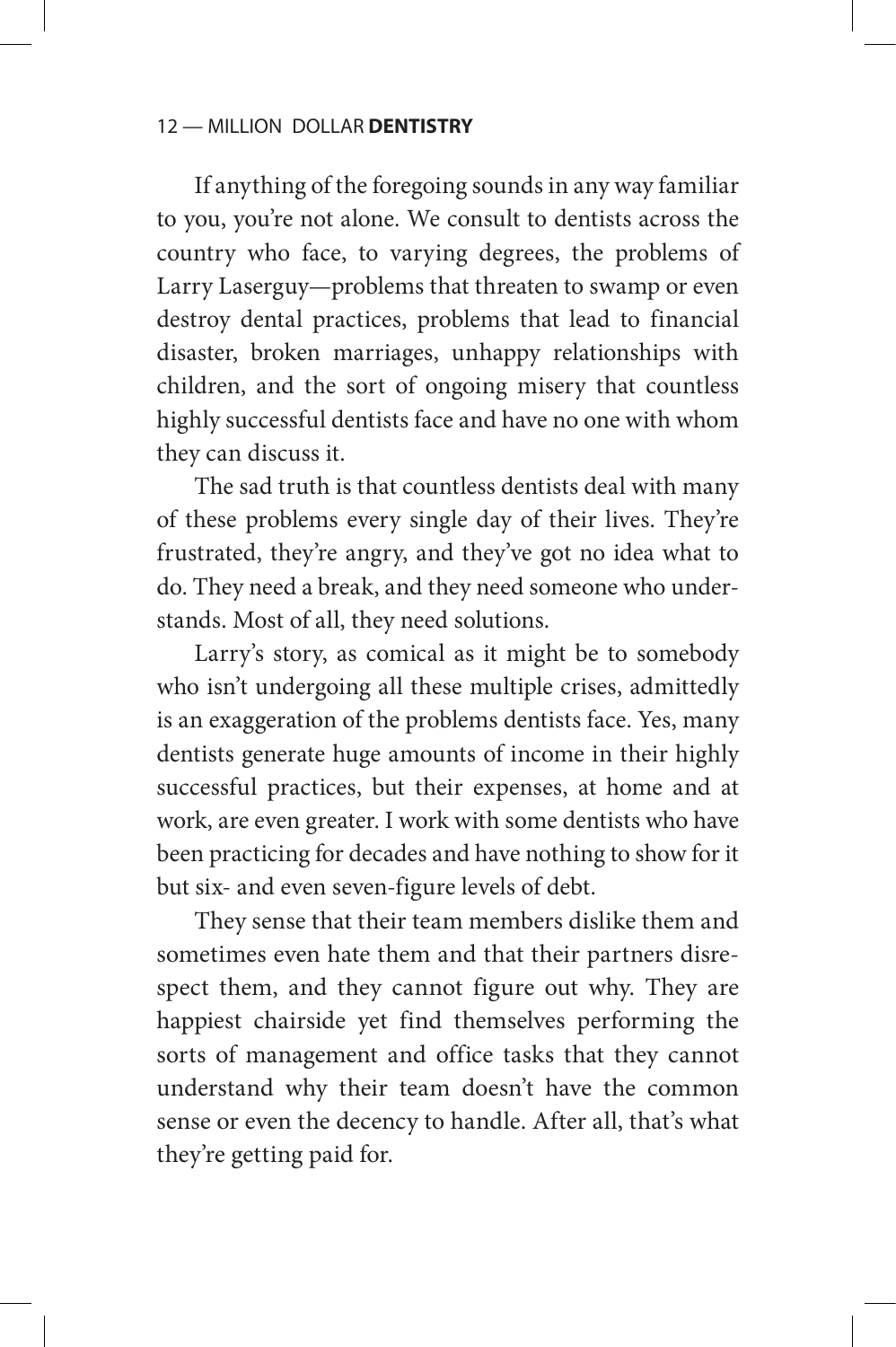If anything of the foregoing sounds in any way familiar to you, you're not alone. We consult to dentists across the country who face, to varying degrees, the problems of Larry Laserguy—problems that threaten to swamp or even destroy dental practices, problems that lead to financial disaster, broken marriages, unhappy relationships with children, and the sort of ongoing misery that countless highly successful dentists face and have no one with whom they can discuss it.

The sad truth is that countless dentists deal with many of these problems every single day of their lives. They're frustrated, they're angry, and they've got no idea what to do. They need a break, and they need someone who understands. Most of all, they need solutions.

Larry's story, as comical as it might be to somebody who isn't undergoing all these multiple crises, admittedly is an exaggeration of the problems dentists face. Yes, many dentists generate huge amounts of income in their highly successful practices, but their expenses, at home and at work, are even greater. I work with some dentists who have been practicing for decades and have nothing to show for it but six- and even seven-figure levels of debt.

They sense that their team members dislike them and sometimes even hate them and that their partners disrespect them, and they cannot figure out why. They are happiest chairside yet find themselves performing the sorts of management and office tasks that they cannot understand why their team doesn't have the common sense or even the decency to handle. After all, that's what they're getting paid for.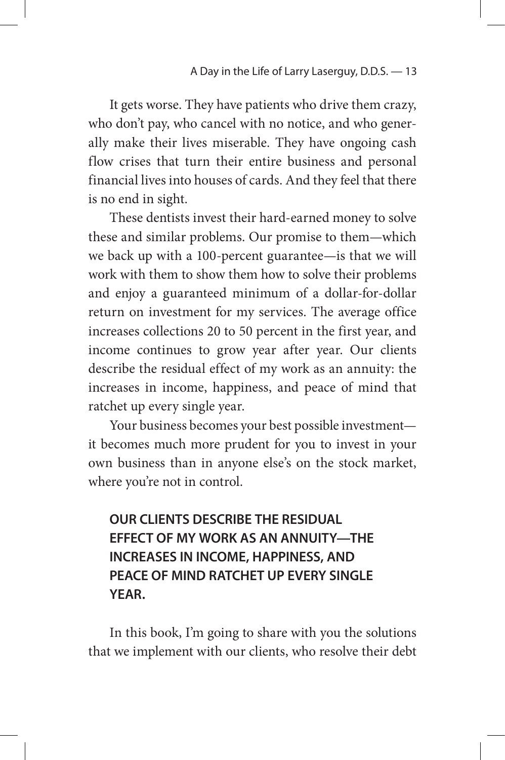It gets worse. They have patients who drive them crazy, who don't pay, who cancel with no notice, and who generally make their lives miserable. They have ongoing cash flow crises that turn their entire business and personal financial lives into houses of cards. And they feel that there is no end in sight.

These dentists invest their hard-earned money to solve these and similar problems. Our promise to them—which we back up with a 100-percent guarantee—is that we will work with them to show them how to solve their problems and enjoy a guaranteed minimum of a dollar-for-dollar return on investment for my services. The average office increases collections 20 to 50 percent in the first year, and income continues to grow year after year. Our clients describe the residual effect of my work as an annuity: the increases in income, happiness, and peace of mind that ratchet up every single year.

Your business becomes your best possible investment—it becomes much more prudent for you to invest in your own business than in anyone else's on the stock market, where you're not in control.

> **OUR CLIENTS DESCRIBE THE RESIDUAL EFFECT OF MY WORK AS AN ANNUITY—THE INCREASES IN INCOME, HAPPINESS, AND PEACE OF MIND RATCHET UP EVERY SINGLE YEAR.**

In this book, I'm going to share with you the solutions that we implement with our clients, who resolve their debt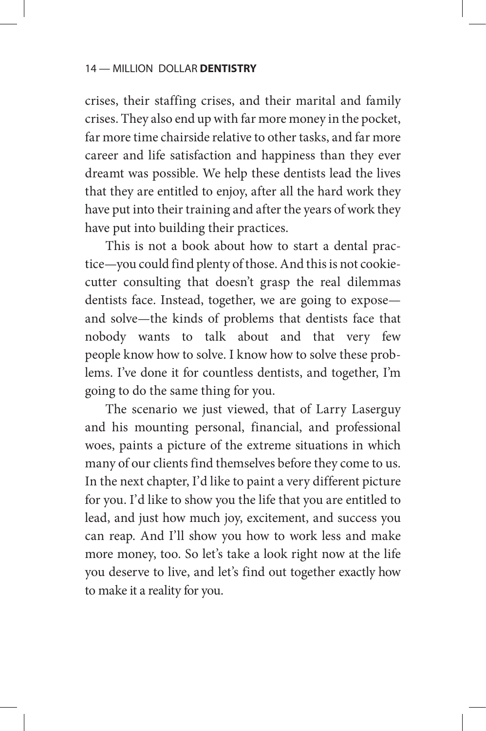crises, their staffing crises, and their marital and family crises. They also end up with far more money in the pocket, far more time chairside relative to other tasks, and far more career and life satisfaction and happiness than they ever dreamt was possible. We help these dentists lead the lives that they are entitled to enjoy, after all the hard work they have put into their training and after the years of work they have put into building their practices.

This is not a book about how to start a dental practice—you could find plenty of those. And this is not cookie-cutter consulting that doesn't grasp the real dilemmas dentists face. Instead, together, we are going to expose—and solve—the kinds of problems that dentists face that nobody wants to talk about and that very few people know how to solve. I know how to solve these problems. I've done it for countless dentists, and together, I'm going to do the same thing for you.

The scenario we just viewed, that of Larry Laserguy and his mounting personal, financial, and professional woes, paints a picture of the extreme situations in which many of our clients find themselves before they come to us. In the next chapter, I'd like to paint a very different picture for you. I'd like to show you the life that you are entitled to lead, and just how much joy, excitement, and success you can reap. And I'll show you how to work less and make more money, too. So let's take a look right now at the life you deserve to live, and let's find out together exactly how to make it a reality for you.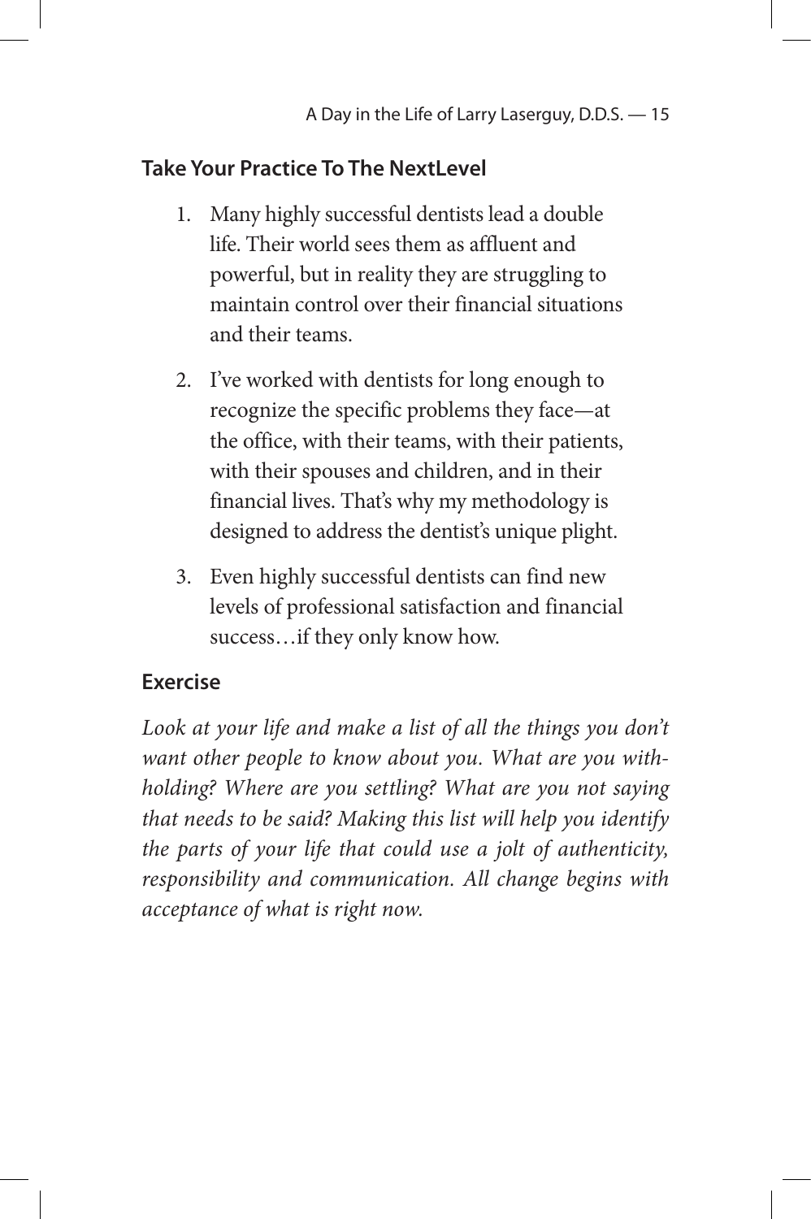## Take Your Practice To The NextLevel

1. Many highly successful dentists lead a double life. Their world sees them as affluent and powerful, but in reality they are struggling to maintain control over their financial situations and their teams.

2. I've worked with dentists for long enough to recognize the specific problems they face—at the office, with their teams, with their patients, with their spouses and children, and in their financial lives. That's why my methodology is designed to address the dentist's unique plight.

3. Even highly successful dentists can find new levels of professional satisfaction and financial success…if they only know how.

## Exercise

*Look at your life and make a list of all the things you don't want other people to know about you. What are you withholding? Where are you settling? What are you not saying that needs to be said? Making this list will help you identify the parts of your life that could use a jolt of authenticity, responsibility and communication. All change begins with acceptance of what is right now.*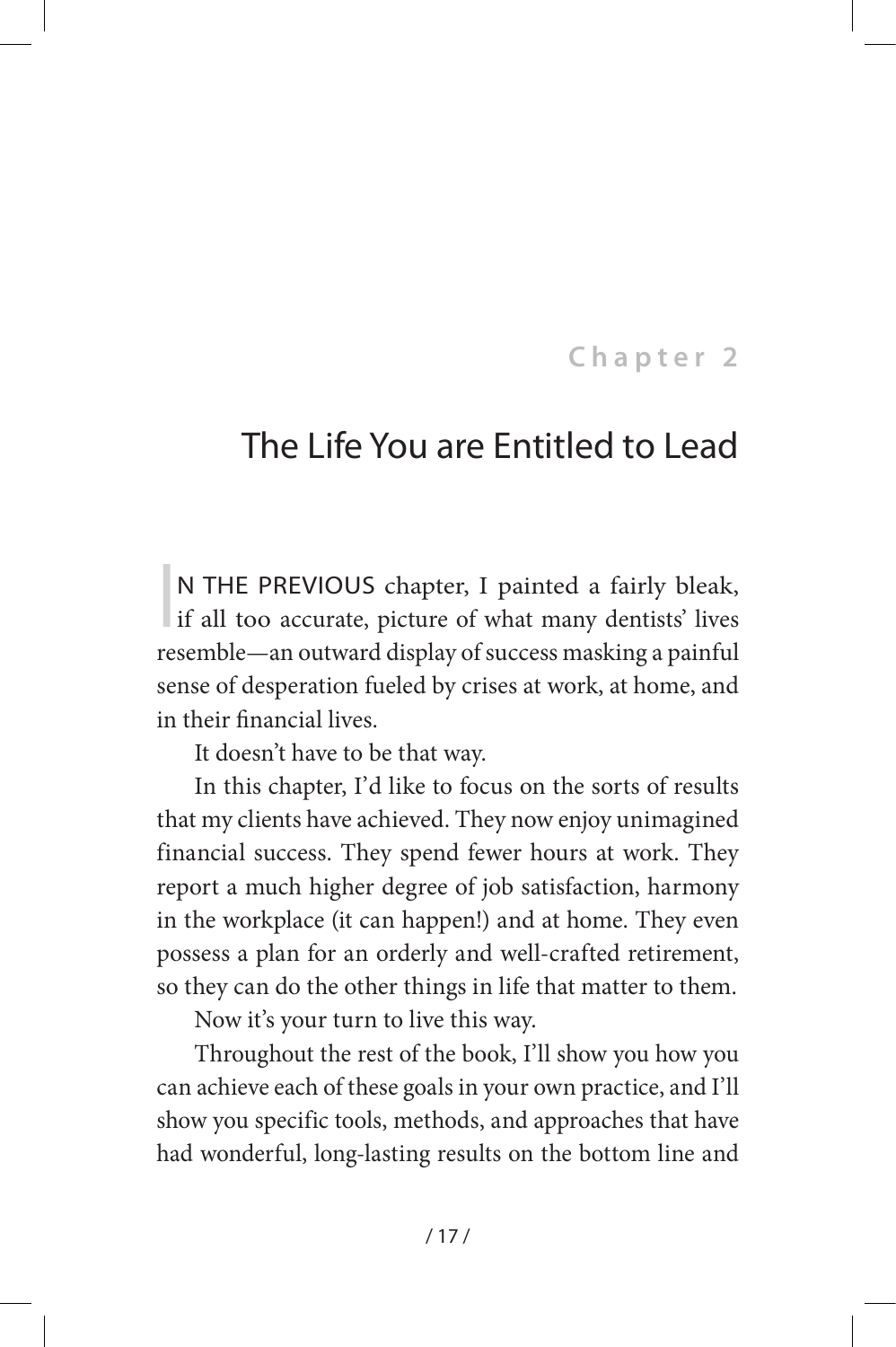## Chapter 2

# The Life You are Entitled to Lead

IN THE PREVIOUS chapter, I painted a fairly bleak, if all too accurate, picture of what many dentists' lives resemble—an outward display of success masking a painful sense of desperation fueled by crises at work, at home, and in their financial lives.

It doesn't have to be that way.

In this chapter, I'd like to focus on the sorts of results that my clients have achieved. They now enjoy unimagined financial success. They spend fewer hours at work. They report a much higher degree of job satisfaction, harmony in the workplace (it can happen!) and at home. They even possess a plan for an orderly and well-crafted retirement, so they can do the other things in life that matter to them.

Now it's your turn to live this way.

Throughout the rest of the book, I'll show you how you can achieve each of these goals in your own practice, and I'll show you specific tools, methods, and approaches that have had wonderful, long-lasting results on the bottom line and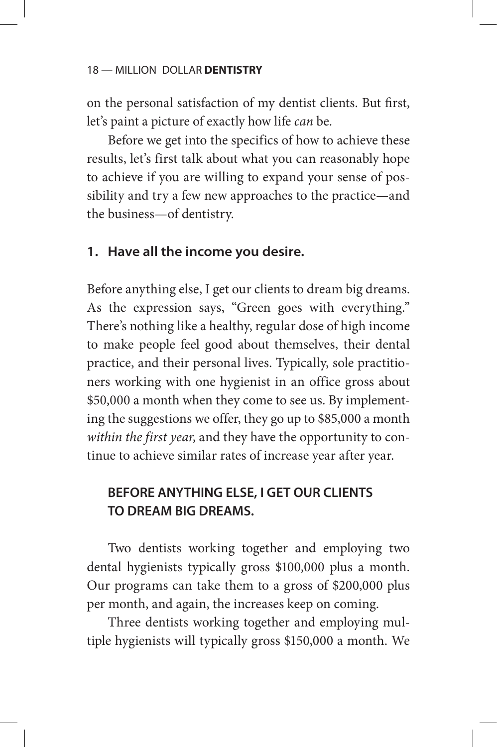on the personal satisfaction of my dentist clients. But first, let's paint a picture of exactly how life *can* be.

Before we get into the specifics of how to achieve these results, let's first talk about what you can reasonably hope to achieve if you are willing to expand your sense of possibility and try a few new approaches to the practice—and the business—of dentistry.

### 1. Have all the income you desire.

Before anything else, I get our clients to dream big dreams. As the expression says, "Green goes with everything." There's nothing like a healthy, regular dose of high income to make people feel good about themselves, their dental practice, and their personal lives. Typically, sole practitioners working with one hygienist in an office gross about $50,000 a month when they come to see us. By implementing the suggestions we offer, they go up to $85,000 a month *within the first year*, and they have the opportunity to continue to achieve similar rates of increase year after year.

**BEFORE ANYTHING ELSE, I GET OUR CLIENTS TO DREAM BIG DREAMS.**

Two dentists working together and employing two dental hygienists typically gross $100,000 plus a month. Our programs can take them to a gross of $200,000 plus per month, and again, the increases keep on coming.

Three dentists working together and employing multiple hygienists will typically gross $150,000 a month. We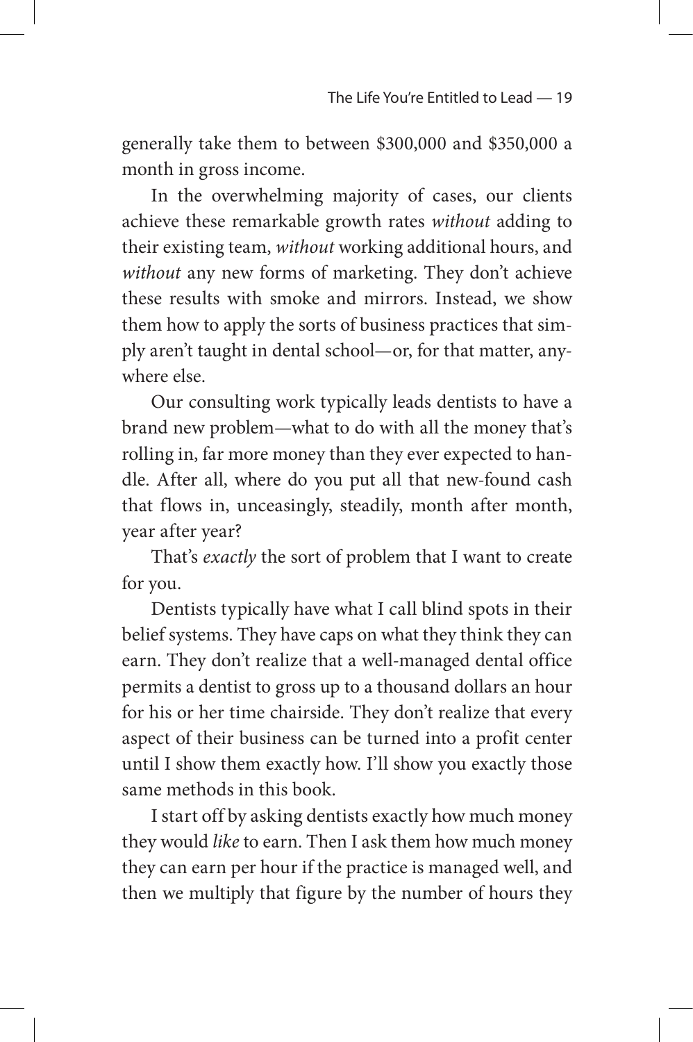generally take them to between $300,000 and $350,000 a month in gross income.

In the overwhelming majority of cases, our clients achieve these remarkable growth rates *without* adding to their existing team, *without* working additional hours, and *without* any new forms of marketing. They don't achieve these results with smoke and mirrors. Instead, we show them how to apply the sorts of business practices that simply aren't taught in dental school—or, for that matter, anywhere else.

Our consulting work typically leads dentists to have a brand new problem—what to do with all the money that's rolling in, far more money than they ever expected to handle. After all, where do you put all that new-found cash that flows in, unceasingly, steadily, month after month, year after year?

That's *exactly* the sort of problem that I want to create for you.

Dentists typically have what I call blind spots in their belief systems. They have caps on what they think they can earn. They don't realize that a well-managed dental office permits a dentist to gross up to a thousand dollars an hour for his or her time chairside. They don't realize that every aspect of their business can be turned into a profit center until I show them exactly how. I'll show you exactly those same methods in this book.

I start off by asking dentists exactly how much money they would *like* to earn. Then I ask them how much money they can earn per hour if the practice is managed well, and then we multiply that figure by the number of hours they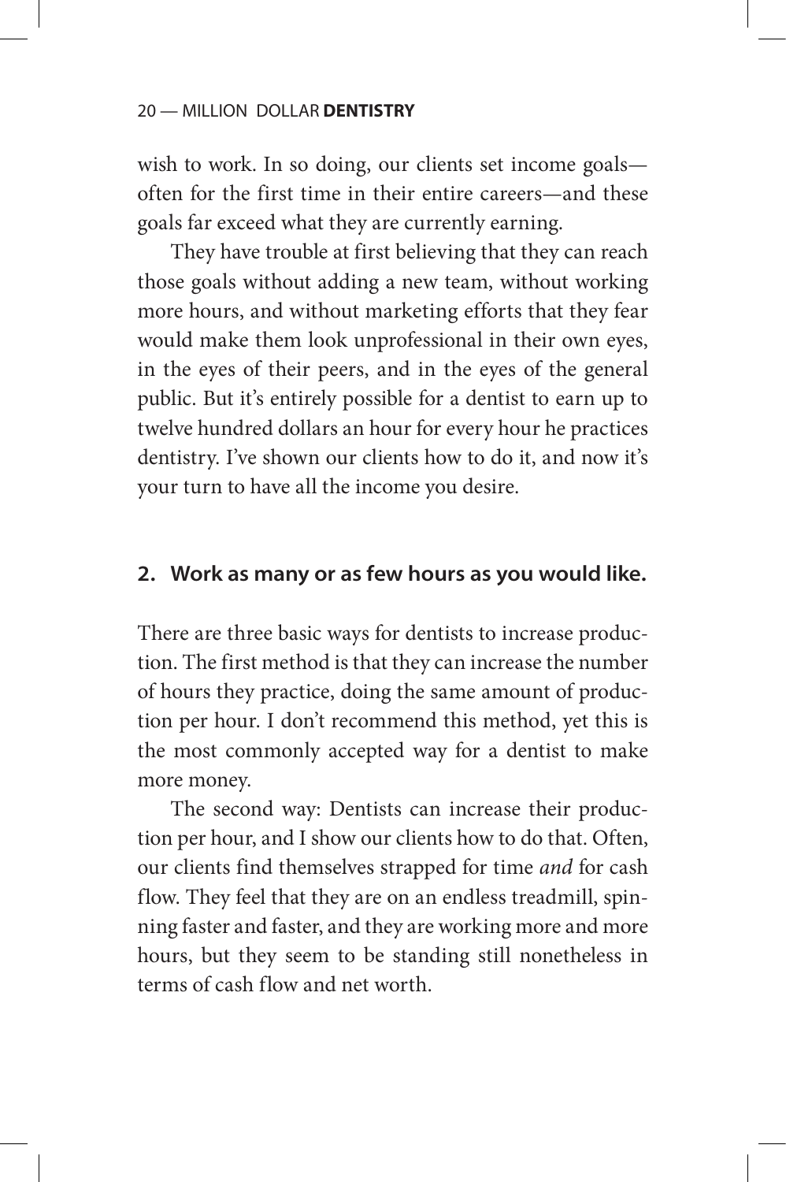wish to work. In so doing, our clients set income goals—often for the first time in their entire careers—and these goals far exceed what they are currently earning.

They have trouble at first believing that they can reach those goals without adding a new team, without working more hours, and without marketing efforts that they fear would make them look unprofessional in their own eyes, in the eyes of their peers, and in the eyes of the general public. But it's entirely possible for a dentist to earn up to twelve hundred dollars an hour for every hour he practices dentistry. I've shown our clients how to do it, and now it's your turn to have all the income you desire.

### 2. Work as many or as few hours as you would like.

There are three basic ways for dentists to increase production. The first method is that they can increase the number of hours they practice, doing the same amount of production per hour. I don't recommend this method, yet this is the most commonly accepted way for a dentist to make more money.

The second way: Dentists can increase their production per hour, and I show our clients how to do that. Often, our clients find themselves strapped for time *and* for cash flow. They feel that they are on an endless treadmill, spinning faster and faster, and they are working more and more hours, but they seem to be standing still nonetheless in terms of cash flow and net worth.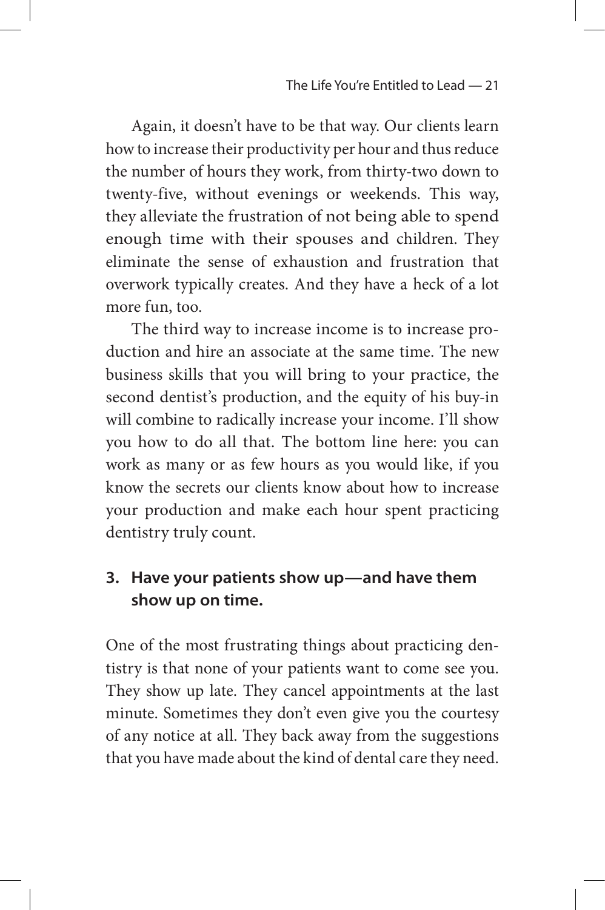Again, it doesn't have to be that way. Our clients learn how to increase their productivity per hour and thus reduce the number of hours they work, from thirty-two down to twenty-five, without evenings or weekends. This way, they alleviate the frustration of not being able to spend enough time with their spouses and children. They eliminate the sense of exhaustion and frustration that overwork typically creates. And they have a heck of a lot more fun, too.

The third way to increase income is to increase production and hire an associate at the same time. The new business skills that you will bring to your practice, the second dentist's production, and the equity of his buy-in will combine to radically increase your income. I'll show you how to do all that. The bottom line here: you can work as many or as few hours as you would like, if you know the secrets our clients know about how to increase your production and make each hour spent practicing dentistry truly count.

### 3. Have your patients show up—and have them show up on time.

One of the most frustrating things about practicing dentistry is that none of your patients want to come see you. They show up late. They cancel appointments at the last minute. Sometimes they don't even give you the courtesy of any notice at all. They back away from the suggestions that you have made about the kind of dental care they need.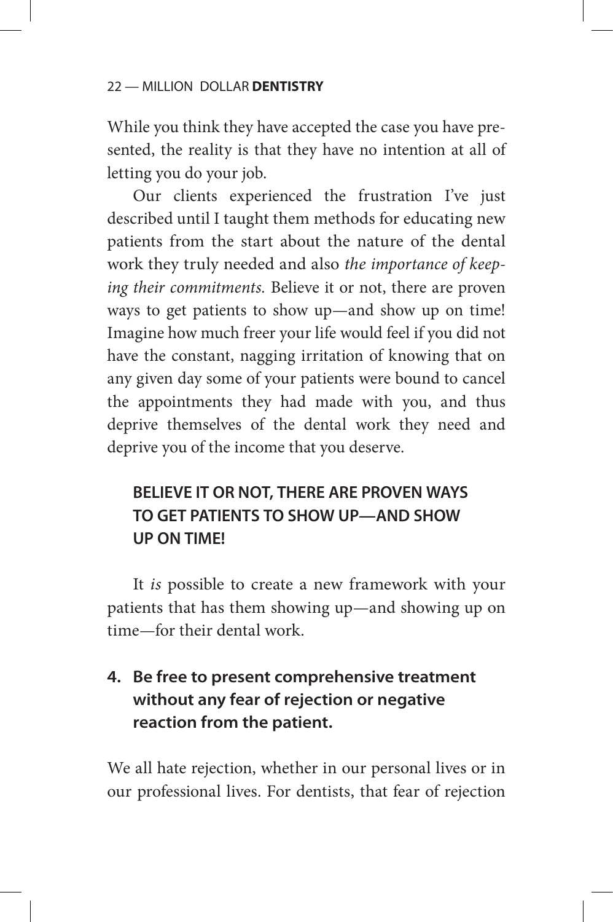While you think they have accepted the case you have presented, the reality is that they have no intention at all of letting you do your job.

Our clients experienced the frustration I've just described until I taught them methods for educating new patients from the start about the nature of the dental work they truly needed and also *the importance of keeping their commitments.* Believe it or not, there are proven ways to get patients to show up—and show up on time! Imagine how much freer your life would feel if you did not have the constant, nagging irritation of knowing that on any given day some of your patients were bound to cancel the appointments they had made with you, and thus deprive themselves of the dental work they need and deprive you of the income that you deserve.

> **BELIEVE IT OR NOT, THERE ARE PROVEN WAYS TO GET PATIENTS TO SHOW UP—AND SHOW UP ON TIME!**

It *is* possible to create a new framework with your patients that has them showing up—and showing up on time—for their dental work.

### 4. Be free to present comprehensive treatment without any fear of rejection or negative reaction from the patient.

We all hate rejection, whether in our personal lives or in our professional lives. For dentists, that fear of rejection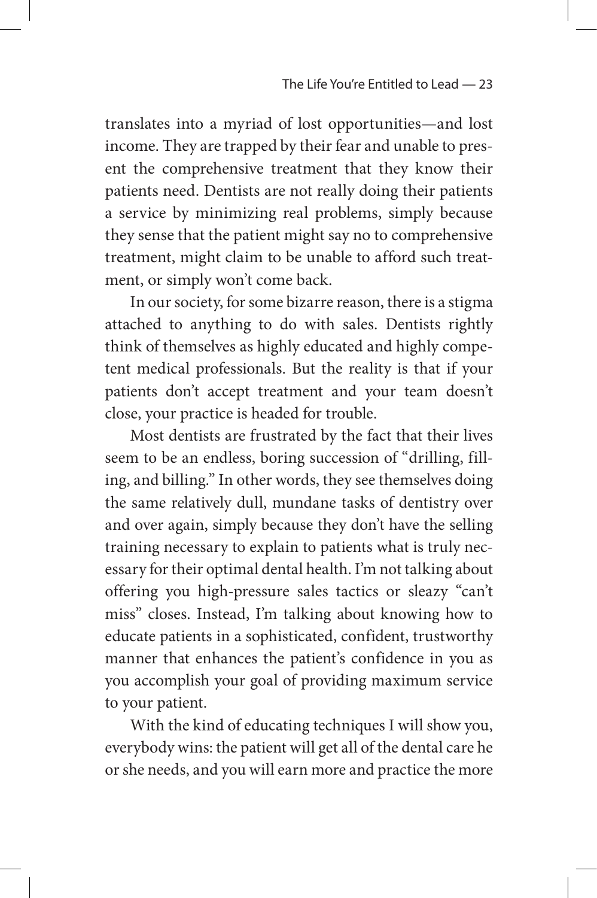translates into a myriad of lost opportunities—and lost income. They are trapped by their fear and unable to present the comprehensive treatment that they know their patients need. Dentists are not really doing their patients a service by minimizing real problems, simply because they sense that the patient might say no to comprehensive treatment, might claim to be unable to afford such treatment, or simply won't come back.

In our society, for some bizarre reason, there is a stigma attached to anything to do with sales. Dentists rightly think of themselves as highly educated and highly competent medical professionals. But the reality is that if your patients don't accept treatment and your team doesn't close, your practice is headed for trouble.

Most dentists are frustrated by the fact that their lives seem to be an endless, boring succession of "drilling, filling, and billing." In other words, they see themselves doing the same relatively dull, mundane tasks of dentistry over and over again, simply because they don't have the selling training necessary to explain to patients what is truly necessary for their optimal dental health. I'm not talking about offering you high-pressure sales tactics or sleazy "can't miss" closes. Instead, I'm talking about knowing how to educate patients in a sophisticated, confident, trustworthy manner that enhances the patient's confidence in you as you accomplish your goal of providing maximum service to your patient.

With the kind of educating techniques I will show you, everybody wins: the patient will get all of the dental care he or she needs, and you will earn more and practice the more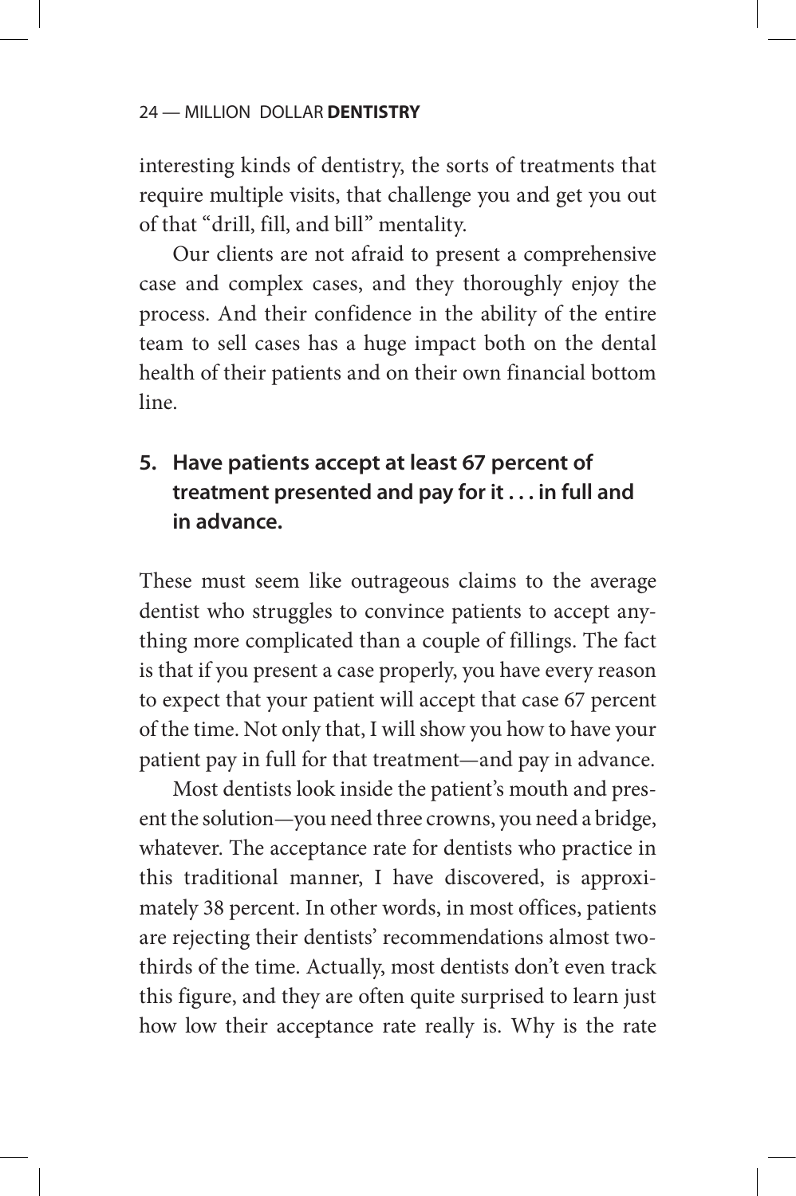interesting kinds of dentistry, the sorts of treatments that require multiple visits, that challenge you and get you out of that "drill, fill, and bill" mentality.

Our clients are not afraid to present a comprehensive case and complex cases, and they thoroughly enjoy the process. And their confidence in the ability of the entire team to sell cases has a huge impact both on the dental health of their patients and on their own financial bottom line.

### 5. Have patients accept at least 67 percent of treatment presented and pay for it . . . in full and in advance.

These must seem like outrageous claims to the average dentist who struggles to convince patients to accept anything more complicated than a couple of fillings. The fact is that if you present a case properly, you have every reason to expect that your patient will accept that case 67 percent of the time. Not only that, I will show you how to have your patient pay in full for that treatment—and pay in advance.

Most dentists look inside the patient's mouth and present the solution—you need three crowns, you need a bridge, whatever. The acceptance rate for dentists who practice in this traditional manner, I have discovered, is approximately 38 percent. In other words, in most offices, patients are rejecting their dentists' recommendations almost two-thirds of the time. Actually, most dentists don't even track this figure, and they are often quite surprised to learn just how low their acceptance rate really is. Why is the rate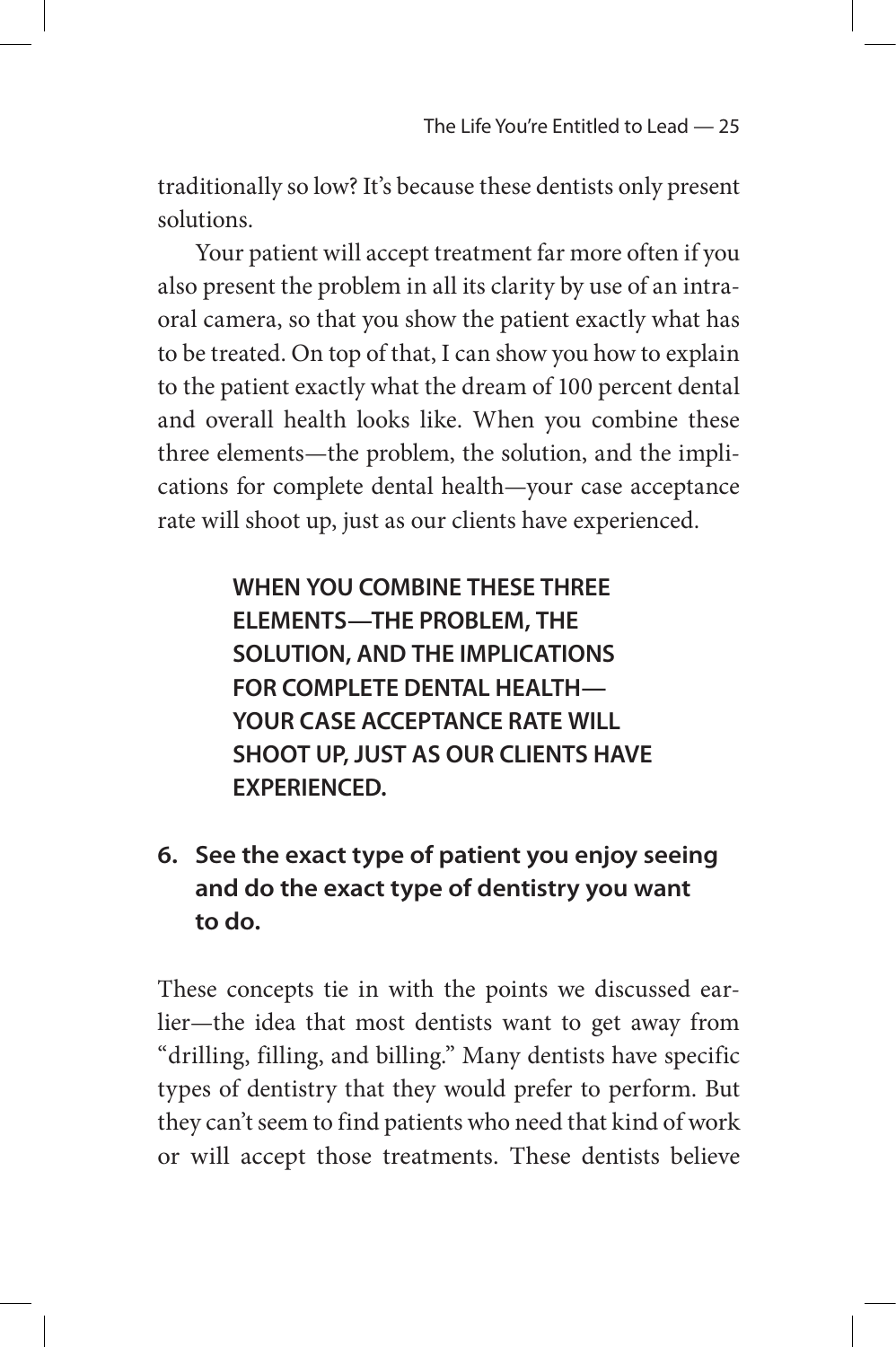traditionally so low? It's because these dentists only present solutions.

Your patient will accept treatment far more often if you also present the problem in all its clarity by use of an intraoral camera, so that you show the patient exactly what has to be treated. On top of that, I can show you how to explain to the patient exactly what the dream of 100 percent dental and overall health looks like. When you combine these three elements—the problem, the solution, and the implications for complete dental health—your case acceptance rate will shoot up, just as our clients have experienced.

> **WHEN YOU COMBINE THESE THREE ELEMENTS—THE PROBLEM, THE SOLUTION, AND THE IMPLICATIONS FOR COMPLETE DENTAL HEALTH—YOUR CASE ACCEPTANCE RATE WILL SHOOT UP, JUST AS OUR CLIENTS HAVE EXPERIENCED.**

**6. See the exact type of patient you enjoy seeing and do the exact type of dentistry you want to do.**

These concepts tie in with the points we discussed earlier—the idea that most dentists want to get away from "drilling, filling, and billing." Many dentists have specific types of dentistry that they would prefer to perform. But they can't seem to find patients who need that kind of work or will accept those treatments. These dentists believe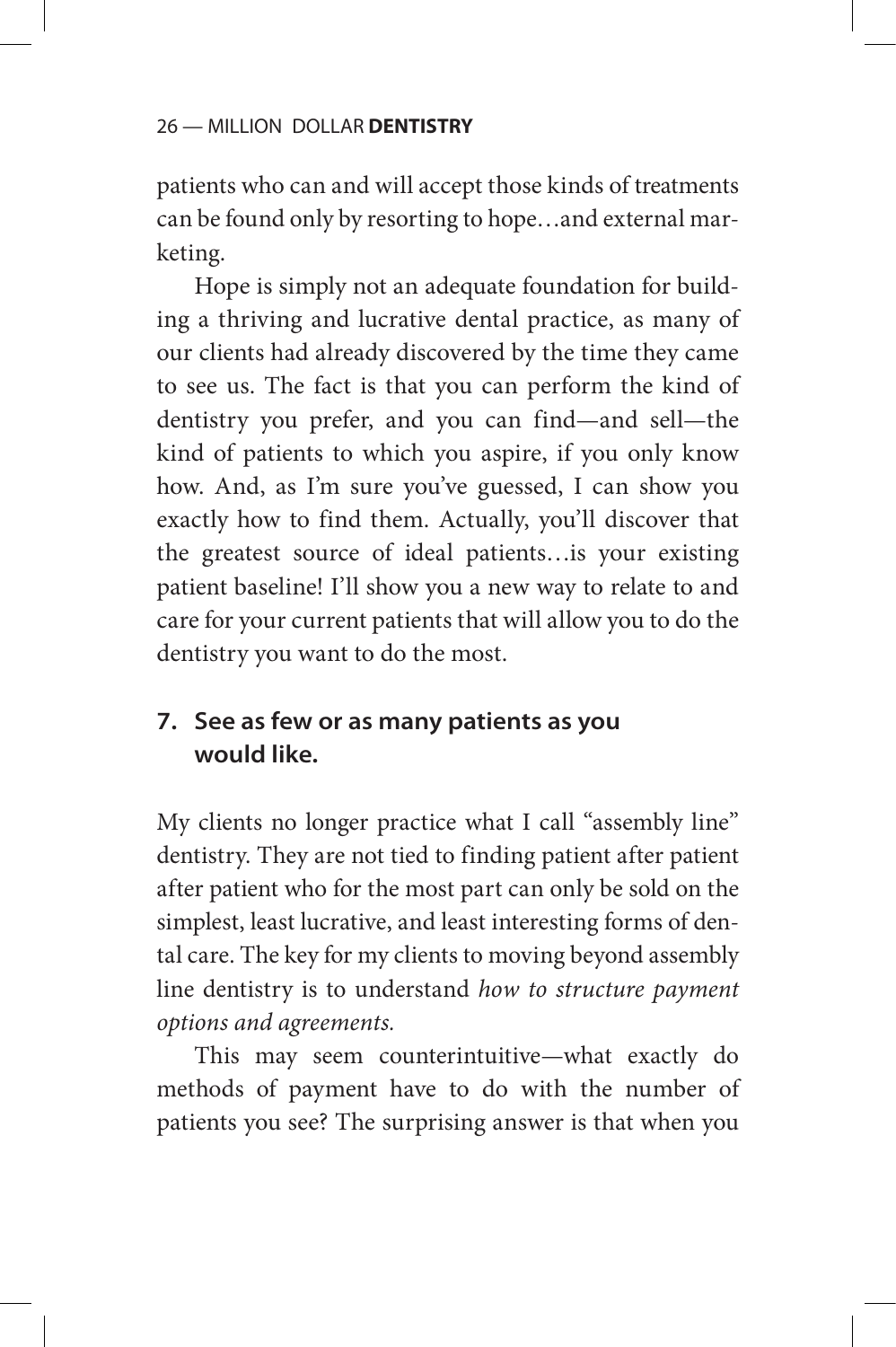patients who can and will accept those kinds of treatments can be found only by resorting to hope…and external marketing.

Hope is simply not an adequate foundation for building a thriving and lucrative dental practice, as many of our clients had already discovered by the time they came to see us. The fact is that you can perform the kind of dentistry you prefer, and you can find—and sell—the kind of patients to which you aspire, if you only know how. And, as I'm sure you've guessed, I can show you exactly how to find them. Actually, you'll discover that the greatest source of ideal patients…is your existing patient baseline! I'll show you a new way to relate to and care for your current patients that will allow you to do the dentistry you want to do the most.

### 7. See as few or as many patients as you would like.

My clients no longer practice what I call "assembly line" dentistry. They are not tied to finding patient after patient after patient who for the most part can only be sold on the simplest, least lucrative, and least interesting forms of dental care. The key for my clients to moving beyond assembly line dentistry is to understand *how to structure payment options and agreements.*

This may seem counterintuitive—what exactly do methods of payment have to do with the number of patients you see? The surprising answer is that when you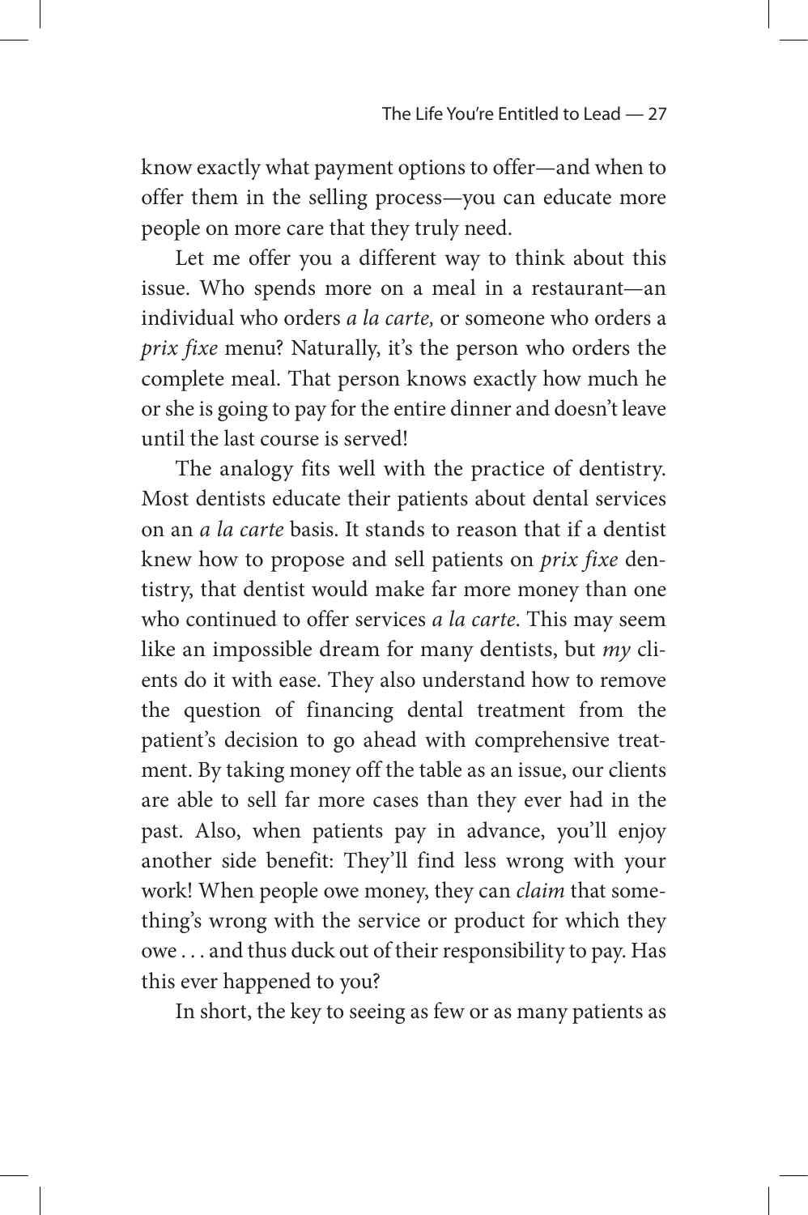know exactly what payment options to offer—and when to offer them in the selling process—you can educate more people on more care that they truly need.

Let me offer you a different way to think about this issue. Who spends more on a meal in a restaurant—an individual who orders *a la carte,* or someone who orders a *prix fixe* menu? Naturally, it's the person who orders the complete meal. That person knows exactly how much he or she is going to pay for the entire dinner and doesn't leave until the last course is served!

The analogy fits well with the practice of dentistry. Most dentists educate their patients about dental services on an *a la carte* basis. It stands to reason that if a dentist knew how to propose and sell patients on *prix fixe* dentistry, that dentist would make far more money than one who continued to offer services *a la carte*. This may seem like an impossible dream for many dentists, but *my* clients do it with ease. They also understand how to remove the question of financing dental treatment from the patient's decision to go ahead with comprehensive treatment. By taking money off the table as an issue, our clients are able to sell far more cases than they ever had in the past. Also, when patients pay in advance, you'll enjoy another side benefit: They'll find less wrong with your work! When people owe money, they can *claim* that something's wrong with the service or product for which they owe . . . and thus duck out of their responsibility to pay. Has this ever happened to you?

In short, the key to seeing as few or as many patients as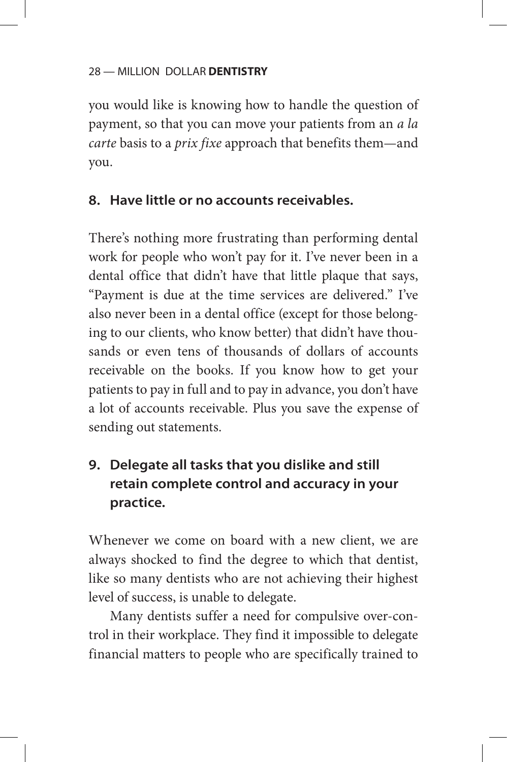you would like is knowing how to handle the question of payment, so that you can move your patients from an *a la carte* basis to a *prix fixe* approach that benefits them—and you.

### 8. Have little or no accounts receivables.

There's nothing more frustrating than performing dental work for people who won't pay for it. I've never been in a dental office that didn't have that little plaque that says, "Payment is due at the time services are delivered." I've also never been in a dental office (except for those belonging to our clients, who know better) that didn't have thousands or even tens of thousands of dollars of accounts receivable on the books. If you know how to get your patients to pay in full and to pay in advance, you don't have a lot of accounts receivable. Plus you save the expense of sending out statements.

### 9. Delegate all tasks that you dislike and still retain complete control and accuracy in your practice.

Whenever we come on board with a new client, we are always shocked to find the degree to which that dentist, like so many dentists who are not achieving their highest level of success, is unable to delegate.

Many dentists suffer a need for compulsive over-control in their workplace. They find it impossible to delegate financial matters to people who are specifically trained to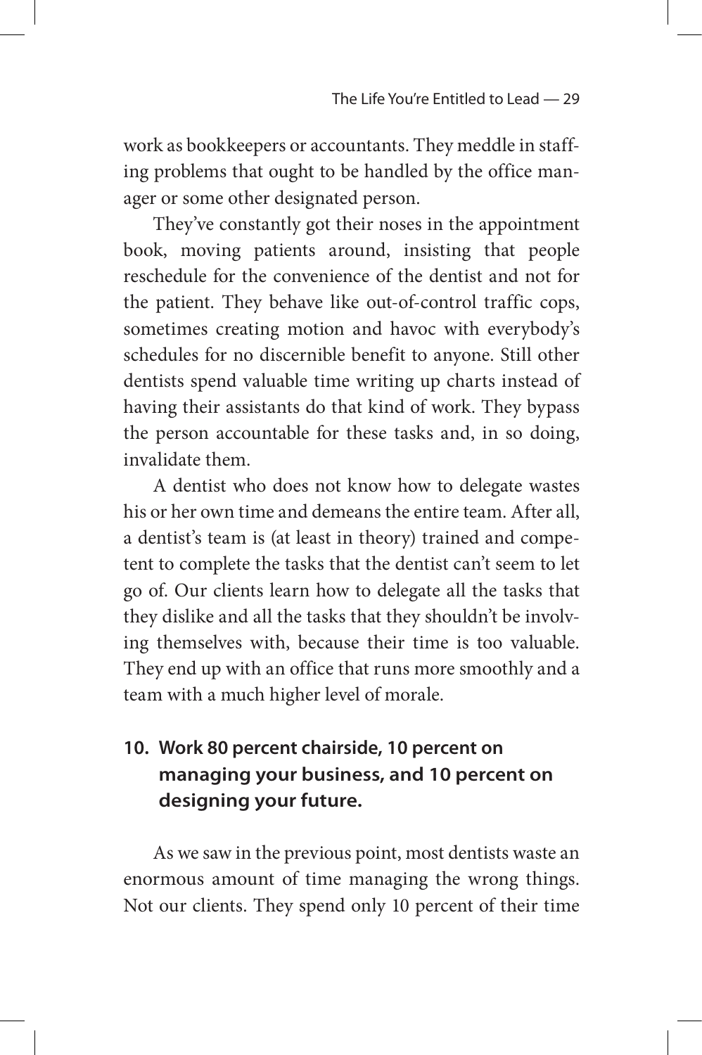work as bookkeepers or accountants. They meddle in staffing problems that ought to be handled by the office manager or some other designated person.

They've constantly got their noses in the appointment book, moving patients around, insisting that people reschedule for the convenience of the dentist and not for the patient. They behave like out-of-control traffic cops, sometimes creating motion and havoc with everybody's schedules for no discernible benefit to anyone. Still other dentists spend valuable time writing up charts instead of having their assistants do that kind of work. They bypass the person accountable for these tasks and, in so doing, invalidate them.

A dentist who does not know how to delegate wastes his or her own time and demeans the entire team. After all, a dentist's team is (at least in theory) trained and competent to complete the tasks that the dentist can't seem to let go of. Our clients learn how to delegate all the tasks that they dislike and all the tasks that they shouldn't be involving themselves with, because their time is too valuable. They end up with an office that runs more smoothly and a team with a much higher level of morale.

### 10. Work 80 percent chairside, 10 percent on managing your business, and 10 percent on designing your future.

As we saw in the previous point, most dentists waste an enormous amount of time managing the wrong things. Not our clients. They spend only 10 percent of their time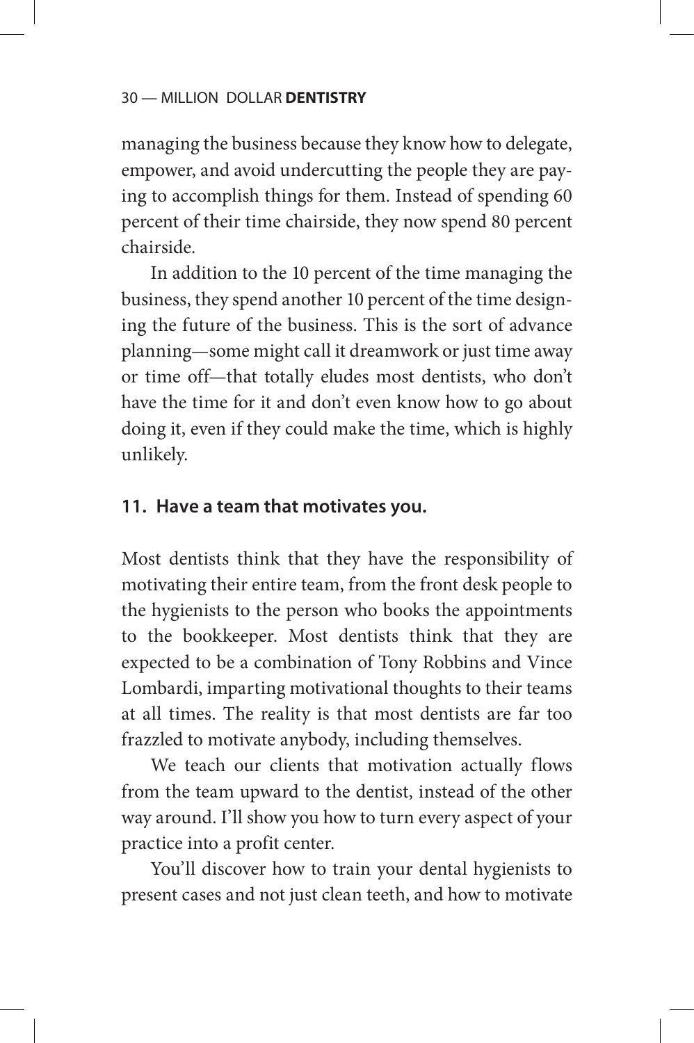managing the business because they know how to delegate, empower, and avoid undercutting the people they are paying to accomplish things for them. Instead of spending 60 percent of their time chairside, they now spend 80 percent chairside.

In addition to the 10 percent of the time managing the business, they spend another 10 percent of the time designing the future of the business. This is the sort of advance planning—some might call it dreamwork or just time away or time off—that totally eludes most dentists, who don't have the time for it and don't even know how to go about doing it, even if they could make the time, which is highly unlikely.

### 11. Have a team that motivates you.

Most dentists think that they have the responsibility of motivating their entire team, from the front desk people to the hygienists to the person who books the appointments to the bookkeeper. Most dentists think that they are expected to be a combination of Tony Robbins and Vince Lombardi, imparting motivational thoughts to their teams at all times. The reality is that most dentists are far too frazzled to motivate anybody, including themselves.

We teach our clients that motivation actually flows from the team upward to the dentist, instead of the other way around. I'll show you how to turn every aspect of your practice into a profit center.

You'll discover how to train your dental hygienists to present cases and not just clean teeth, and how to motivate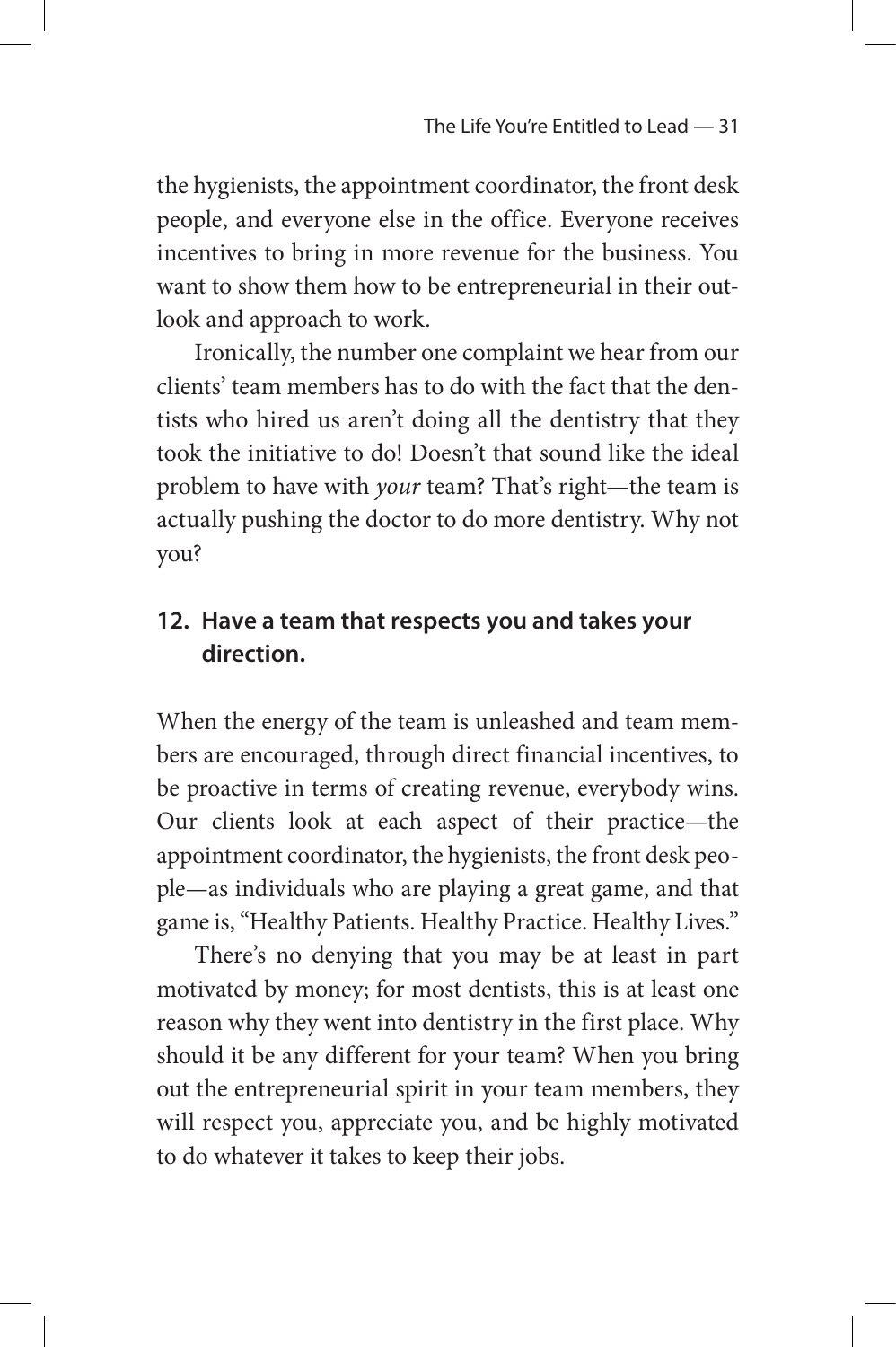the hygienists, the appointment coordinator, the front desk people, and everyone else in the office. Everyone receives incentives to bring in more revenue for the business. You want to show them how to be entrepreneurial in their outlook and approach to work.

Ironically, the number one complaint we hear from our clients' team members has to do with the fact that the dentists who hired us aren't doing all the dentistry that they took the initiative to do! Doesn't that sound like the ideal problem to have with *your* team? That's right—the team is actually pushing the doctor to do more dentistry. Why not you?

### 12. Have a team that respects you and takes your direction.

When the energy of the team is unleashed and team members are encouraged, through direct financial incentives, to be proactive in terms of creating revenue, everybody wins. Our clients look at each aspect of their practice—the appointment coordinator, the hygienists, the front desk people—as individuals who are playing a great game, and that game is, "Healthy Patients. Healthy Practice. Healthy Lives."

There's no denying that you may be at least in part motivated by money; for most dentists, this is at least one reason why they went into dentistry in the first place. Why should it be any different for your team? When you bring out the entrepreneurial spirit in your team members, they will respect you, appreciate you, and be highly motivated to do whatever it takes to keep their jobs.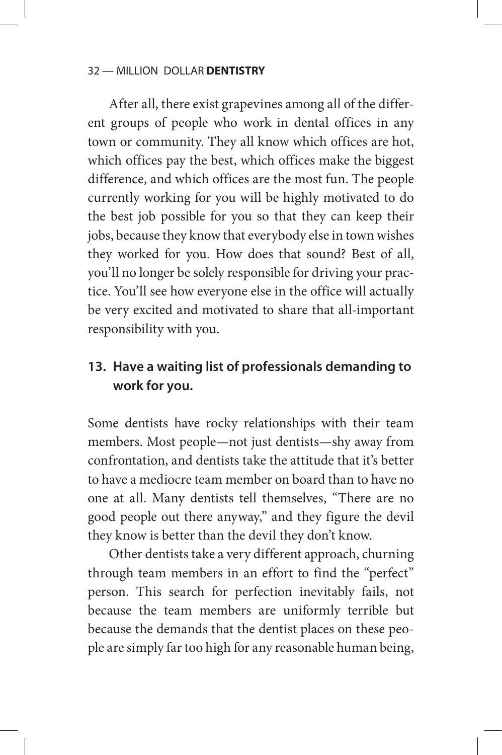After all, there exist grapevines among all of the different groups of people who work in dental offices in any town or community. They all know which offices are hot, which offices pay the best, which offices make the biggest difference, and which offices are the most fun. The people currently working for you will be highly motivated to do the best job possible for you so that they can keep their jobs, because they know that everybody else in town wishes they worked for you. How does that sound? Best of all, you'll no longer be solely responsible for driving your practice. You'll see how everyone else in the office will actually be very excited and motivated to share that all-important responsibility with you.

### 13. Have a waiting list of professionals demanding to work for you.

Some dentists have rocky relationships with their team members. Most people—not just dentists—shy away from confrontation, and dentists take the attitude that it's better to have a mediocre team member on board than to have no one at all. Many dentists tell themselves, "There are no good people out there anyway," and they figure the devil they know is better than the devil they don't know.

Other dentists take a very different approach, churning through team members in an effort to find the "perfect" person. This search for perfection inevitably fails, not because the team members are uniformly terrible but because the demands that the dentist places on these people are simply far too high for any reasonable human being,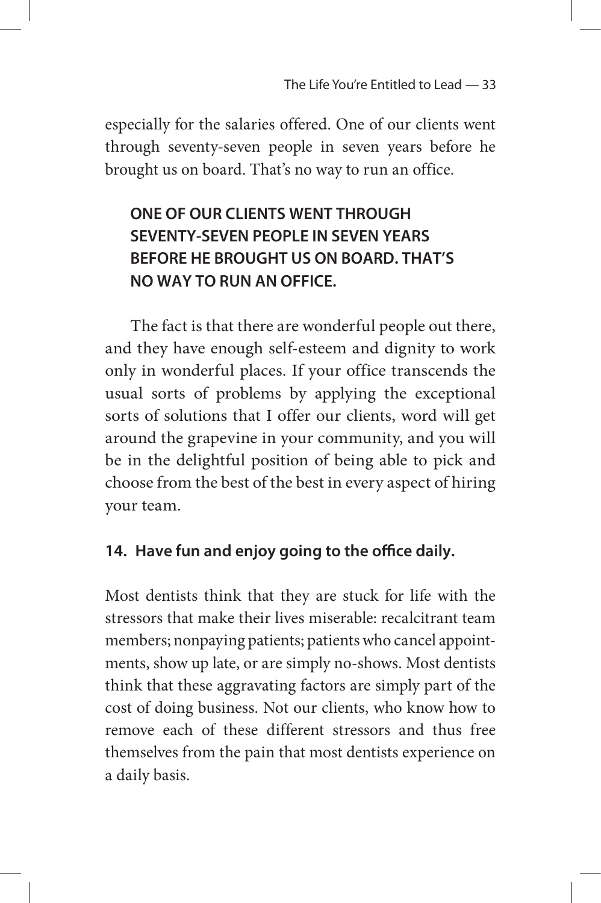especially for the salaries offered. One of our clients went through seventy-seven people in seven years before he brought us on board. That's no way to run an office.

> **ONE OF OUR CLIENTS WENT THROUGH SEVENTY-SEVEN PEOPLE IN SEVEN YEARS BEFORE HE BROUGHT US ON BOARD. THAT'S NO WAY TO RUN AN OFFICE.**

The fact is that there are wonderful people out there, and they have enough self-esteem and dignity to work only in wonderful places. If your office transcends the usual sorts of problems by applying the exceptional sorts of solutions that I offer our clients, word will get around the grapevine in your community, and you will be in the delightful position of being able to pick and choose from the best of the best in every aspect of hiring your team.

### 14. Have fun and enjoy going to the office daily.

Most dentists think that they are stuck for life with the stressors that make their lives miserable: recalcitrant team members; nonpaying patients; patients who cancel appointments, show up late, or are simply no-shows. Most dentists think that these aggravating factors are simply part of the cost of doing business. Not our clients, who know how to remove each of these different stressors and thus free themselves from the pain that most dentists experience on a daily basis.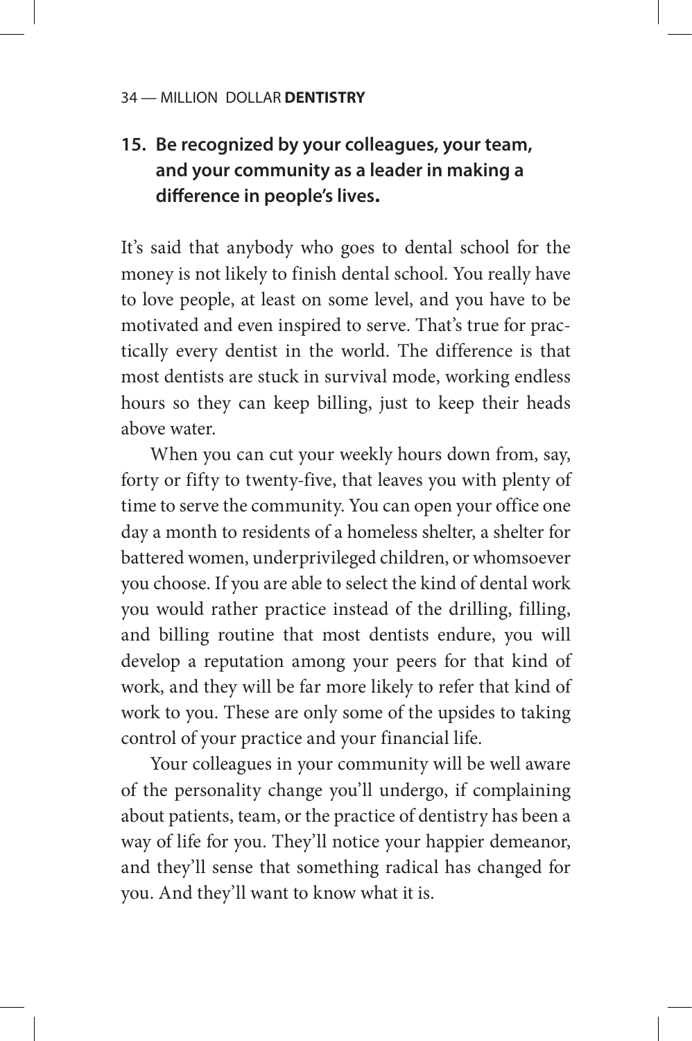### 15. Be recognized by your colleagues, your team, and your community as a leader in making a difference in people's lives.

It's said that anybody who goes to dental school for the money is not likely to finish dental school. You really have to love people, at least on some level, and you have to be motivated and even inspired to serve. That's true for practically every dentist in the world. The difference is that most dentists are stuck in survival mode, working endless hours so they can keep billing, just to keep their heads above water.

When you can cut your weekly hours down from, say, forty or fifty to twenty-five, that leaves you with plenty of time to serve the community. You can open your office one day a month to residents of a homeless shelter, a shelter for battered women, underprivileged children, or whomsoever you choose. If you are able to select the kind of dental work you would rather practice instead of the drilling, filling, and billing routine that most dentists endure, you will develop a reputation among your peers for that kind of work, and they will be far more likely to refer that kind of work to you. These are only some of the upsides to taking control of your practice and your financial life.

Your colleagues in your community will be well aware of the personality change you'll undergo, if complaining about patients, team, or the practice of dentistry has been a way of life for you. They'll notice your happier demeanor, and they'll sense that something radical has changed for you. And they'll want to know what it is.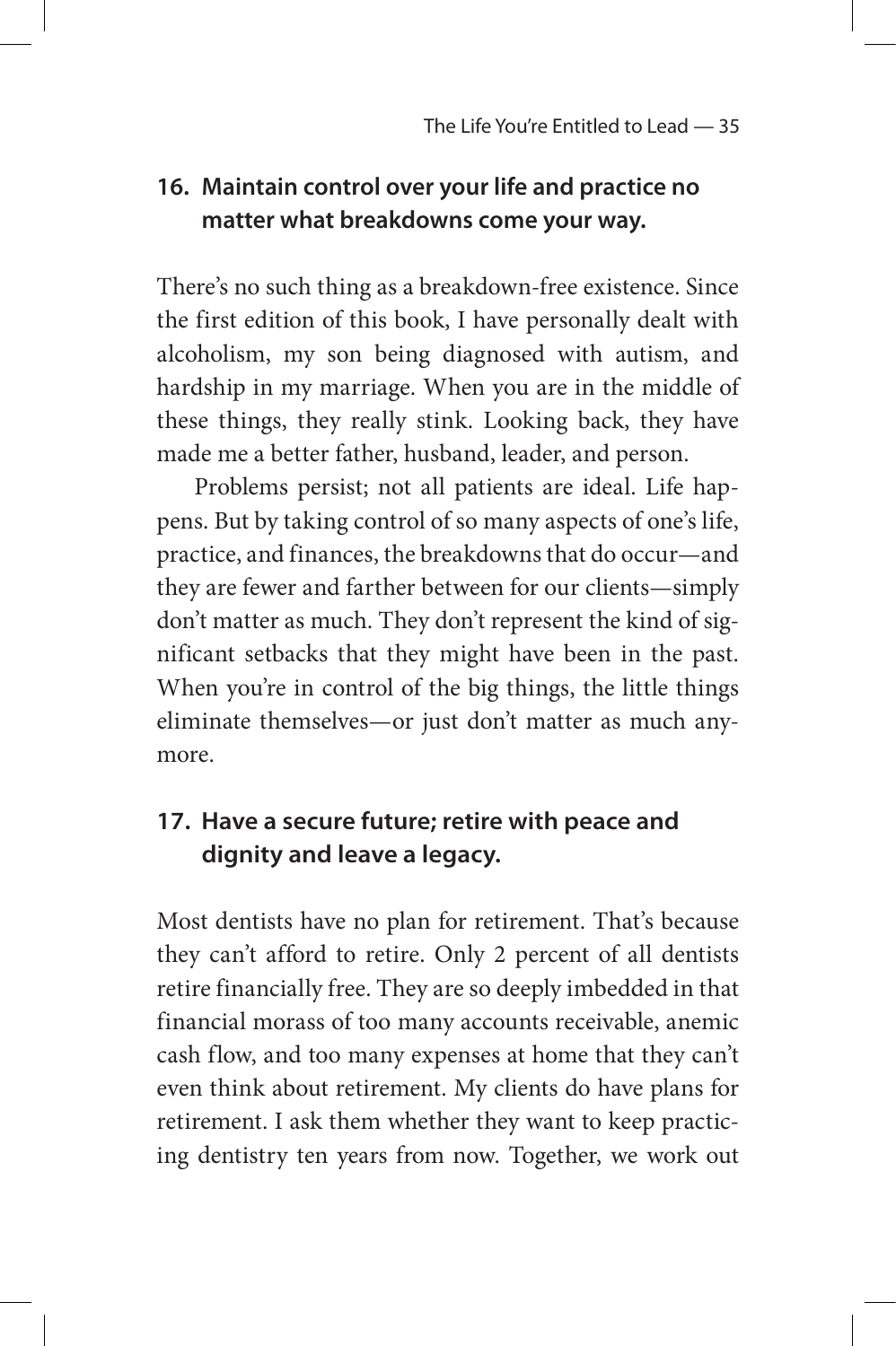### 16. Maintain control over your life and practice no matter what breakdowns come your way.

There's no such thing as a breakdown-free existence. Since the first edition of this book, I have personally dealt with alcoholism, my son being diagnosed with autism, and hardship in my marriage. When you are in the middle of these things, they really stink. Looking back, they have made me a better father, husband, leader, and person.

Problems persist; not all patients are ideal. Life happens. But by taking control of so many aspects of one's life, practice, and finances, the breakdowns that do occur—and they are fewer and farther between for our clients—simply don't matter as much. They don't represent the kind of significant setbacks that they might have been in the past. When you're in control of the big things, the little things eliminate themselves—or just don't matter as much anymore.

### 17. Have a secure future; retire with peace and dignity and leave a legacy.

Most dentists have no plan for retirement. That's because they can't afford to retire. Only 2 percent of all dentists retire financially free. They are so deeply imbedded in that financial morass of too many accounts receivable, anemic cash flow, and too many expenses at home that they can't even think about retirement. My clients do have plans for retirement. I ask them whether they want to keep practicing dentistry ten years from now. Together, we work out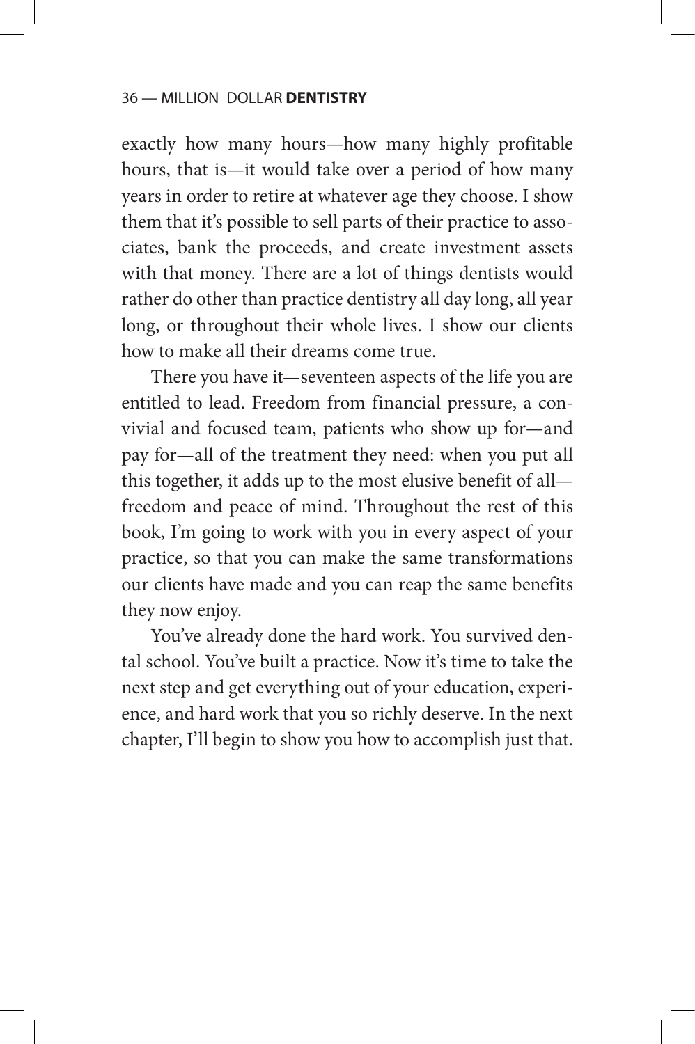exactly how many hours—how many highly profitable hours, that is—it would take over a period of how many years in order to retire at whatever age they choose. I show them that it's possible to sell parts of their practice to associates, bank the proceeds, and create investment assets with that money. There are a lot of things dentists would rather do other than practice dentistry all day long, all year long, or throughout their whole lives. I show our clients how to make all their dreams come true.

There you have it—seventeen aspects of the life you are entitled to lead. Freedom from financial pressure, a convivial and focused team, patients who show up for—and pay for—all of the treatment they need: when you put all this together, it adds up to the most elusive benefit of all—freedom and peace of mind. Throughout the rest of this book, I'm going to work with you in every aspect of your practice, so that you can make the same transformations our clients have made and you can reap the same benefits they now enjoy.

You've already done the hard work. You survived dental school. You've built a practice. Now it's time to take the next step and get everything out of your education, experience, and hard work that you so richly deserve. In the next chapter, I'll begin to show you how to accomplish just that.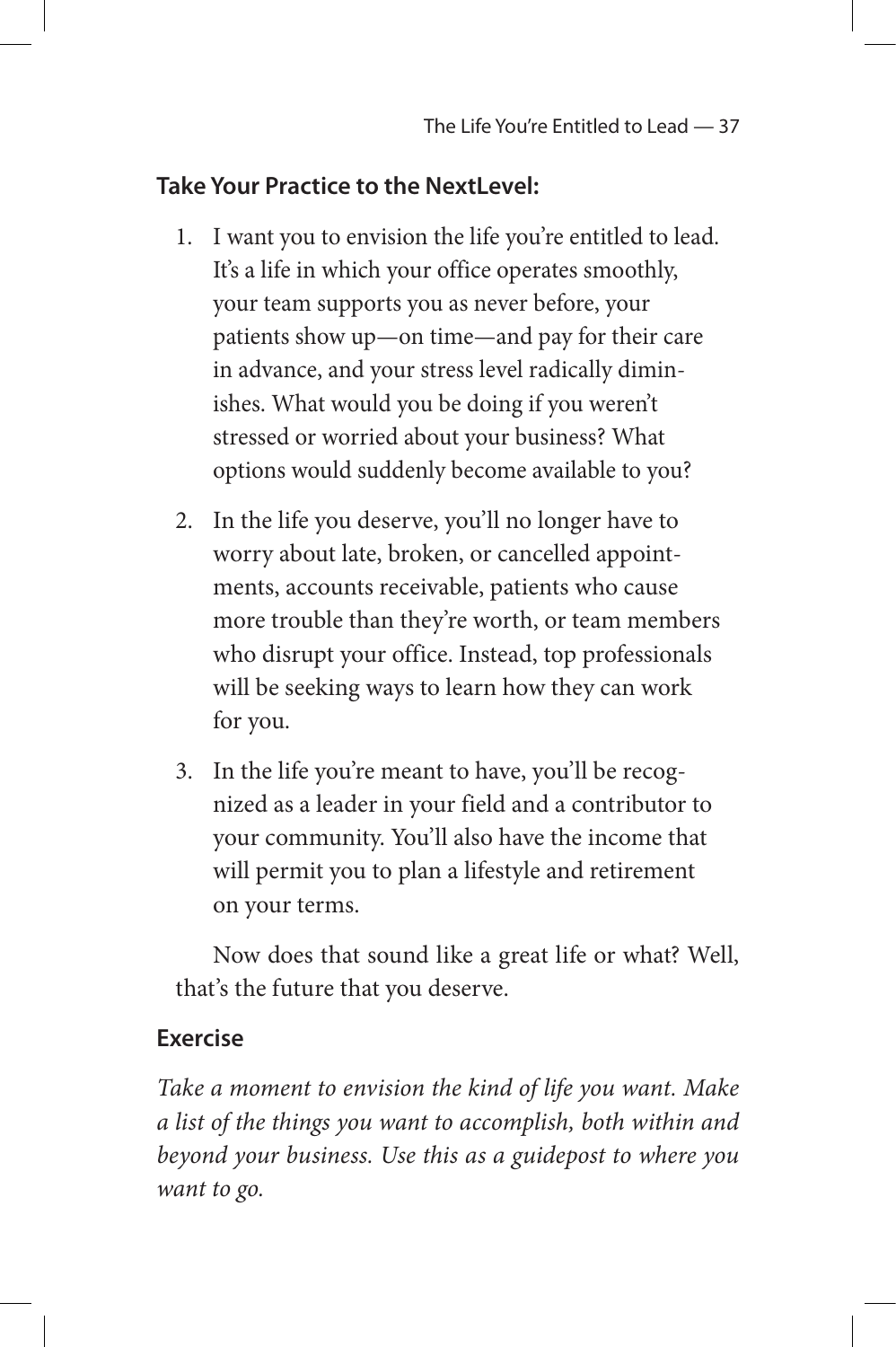### Take Your Practice to the NextLevel:

1. I want you to envision the life you're entitled to lead. It's a life in which your office operates smoothly, your team supports you as never before, your patients show up—on time—and pay for their care in advance, and your stress level radically diminishes. What would you be doing if you weren't stressed or worried about your business? What options would suddenly become available to you?

2. In the life you deserve, you'll no longer have to worry about late, broken, or cancelled appointments, accounts receivable, patients who cause more trouble than they're worth, or team members who disrupt your office. Instead, top professionals will be seeking ways to learn how they can work for you.

3. In the life you're meant to have, you'll be recognized as a leader in your field and a contributor to your community. You'll also have the income that will permit you to plan a lifestyle and retirement on your terms.

Now does that sound like a great life or what? Well, that's the future that you deserve.

### Exercise

*Take a moment to envision the kind of life you want. Make a list of the things you want to accomplish, both within and beyond your business. Use this as a guidepost to where you want to go.*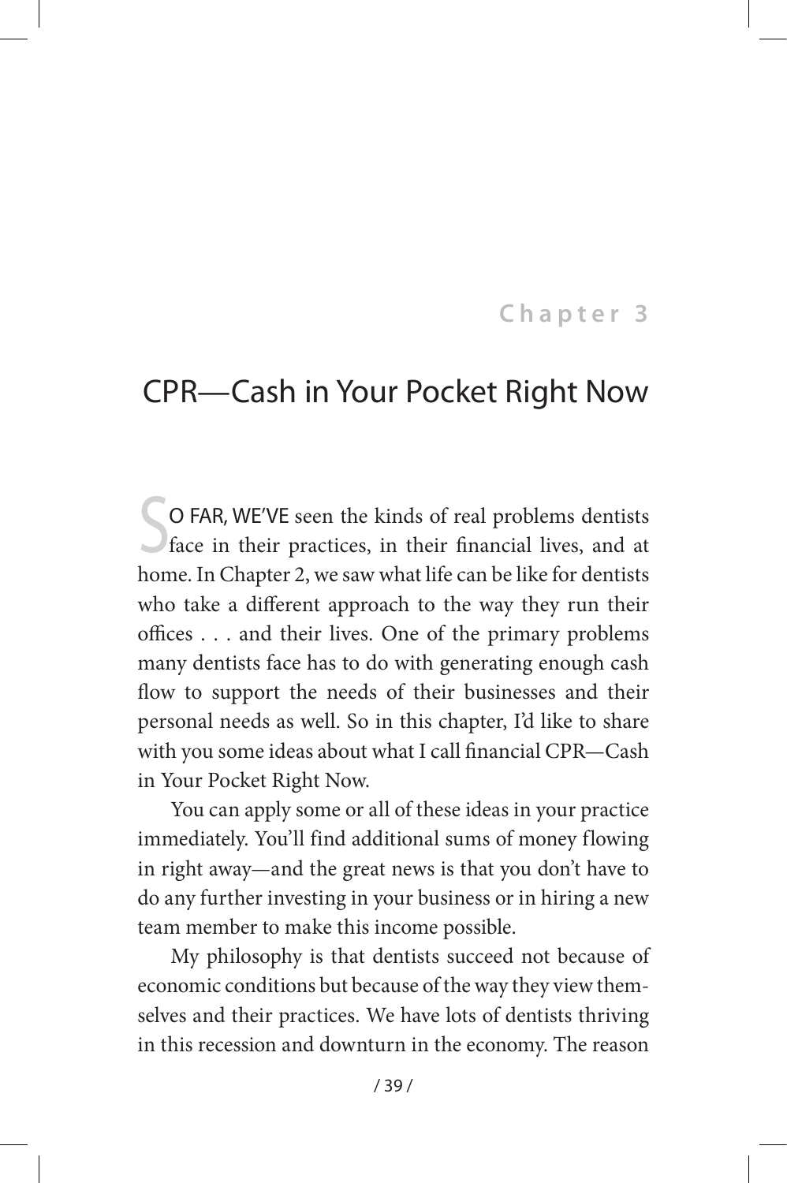Chapter 3

# CPR—Cash in Your Pocket Right Now

SO FAR, WE'VE seen the kinds of real problems dentists face in their practices, in their financial lives, and at home. In Chapter 2, we saw what life can be like for dentists who take a different approach to the way they run their offices . . . and their lives. One of the primary problems many dentists face has to do with generating enough cash flow to support the needs of their businesses and their personal needs as well. So in this chapter, I'd like to share with you some ideas about what I call financial CPR—Cash in Your Pocket Right Now.

You can apply some or all of these ideas in your practice immediately. You'll find additional sums of money flowing in right away—and the great news is that you don't have to do any further investing in your business or in hiring a new team member to make this income possible.

My philosophy is that dentists succeed not because of economic conditions but because of the way they view themselves and their practices. We have lots of dentists thriving in this recession and downturn in the economy. The reason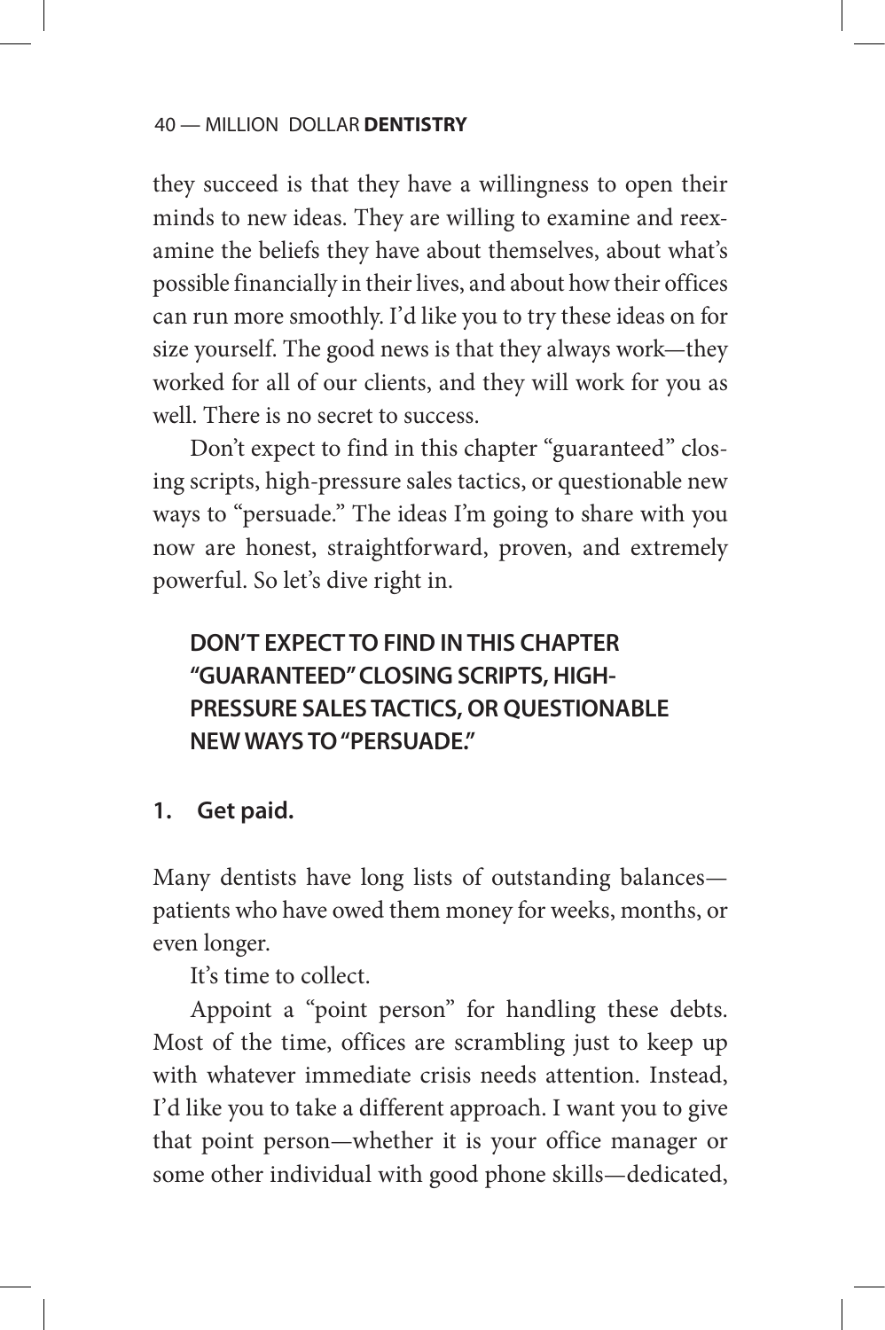they succeed is that they have a willingness to open their minds to new ideas. They are willing to examine and reexamine the beliefs they have about themselves, about what's possible financially in their lives, and about how their offices can run more smoothly. I'd like you to try these ideas on for size yourself. The good news is that they always work—they worked for all of our clients, and they will work for you as well. There is no secret to success.

Don't expect to find in this chapter "guaranteed" closing scripts, high-pressure sales tactics, or questionable new ways to "persuade." The ideas I'm going to share with you now are honest, straightforward, proven, and extremely powerful. So let's dive right in.

> **DON'T EXPECT TO FIND IN THIS CHAPTER "GUARANTEED" CLOSING SCRIPTS, HIGH-PRESSURE SALES TACTICS, OR QUESTIONABLE NEW WAYS TO "PERSUADE."**

**1. Get paid.**

Many dentists have long lists of outstanding balances—patients who have owed them money for weeks, months, or even longer.

It's time to collect.

Appoint a "point person" for handling these debts. Most of the time, offices are scrambling just to keep up with whatever immediate crisis needs attention. Instead, I'd like you to take a different approach. I want you to give that point person—whether it is your office manager or some other individual with good phone skills—dedicated,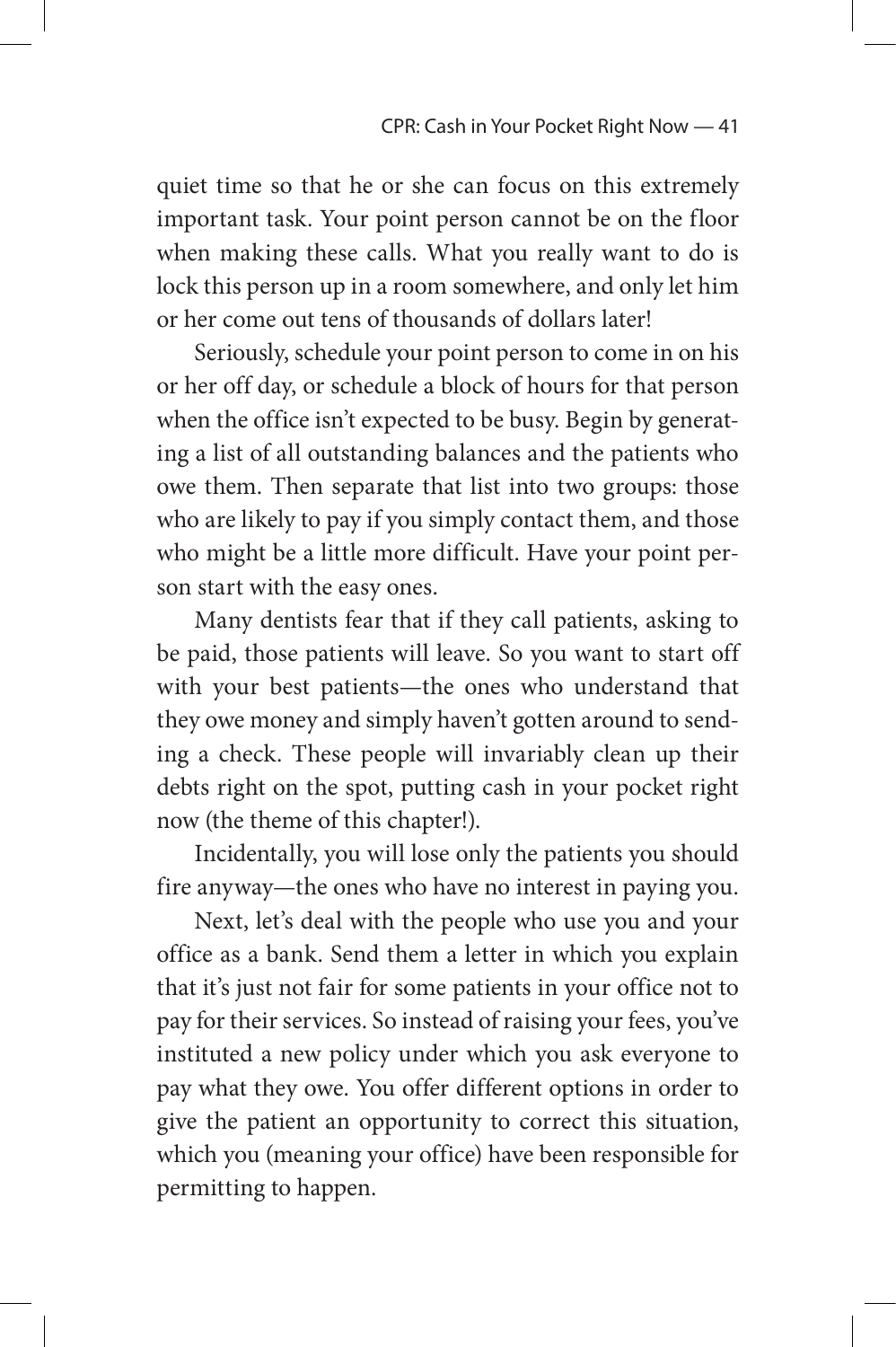quiet time so that he or she can focus on this extremely important task. Your point person cannot be on the floor when making these calls. What you really want to do is lock this person up in a room somewhere, and only let him or her come out tens of thousands of dollars later!

Seriously, schedule your point person to come in on his or her off day, or schedule a block of hours for that person when the office isn't expected to be busy. Begin by generating a list of all outstanding balances and the patients who owe them. Then separate that list into two groups: those who are likely to pay if you simply contact them, and those who might be a little more difficult. Have your point person start with the easy ones.

Many dentists fear that if they call patients, asking to be paid, those patients will leave. So you want to start off with your best patients—the ones who understand that they owe money and simply haven't gotten around to sending a check. These people will invariably clean up their debts right on the spot, putting cash in your pocket right now (the theme of this chapter!).

Incidentally, you will lose only the patients you should fire anyway—the ones who have no interest in paying you.

Next, let's deal with the people who use you and your office as a bank. Send them a letter in which you explain that it's just not fair for some patients in your office not to pay for their services. So instead of raising your fees, you've instituted a new policy under which you ask everyone to pay what they owe. You offer different options in order to give the patient an opportunity to correct this situation, which you (meaning your office) have been responsible for permitting to happen.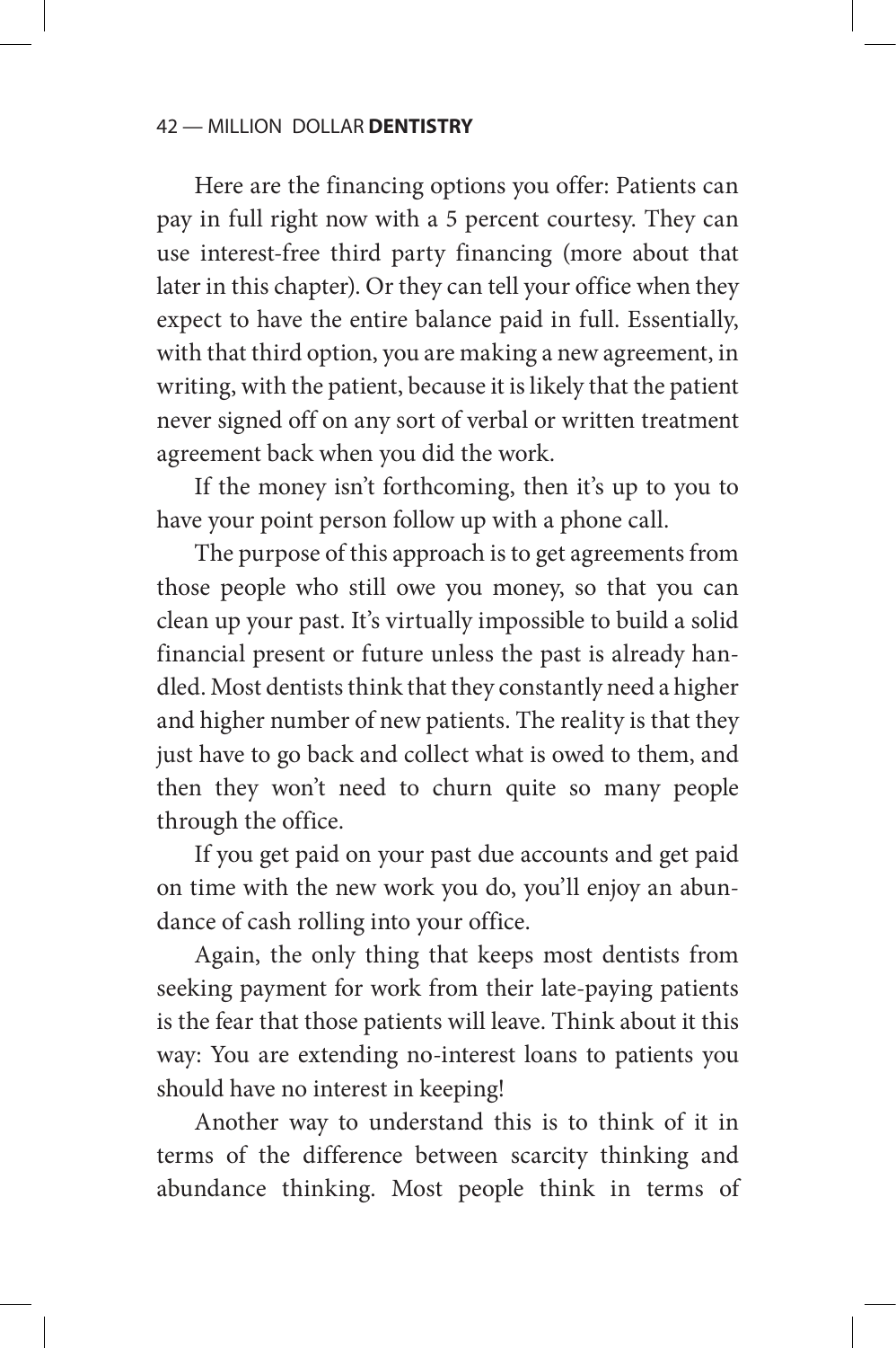Here are the financing options you offer: Patients can pay in full right now with a 5 percent courtesy. They can use interest-free third party financing (more about that later in this chapter). Or they can tell your office when they expect to have the entire balance paid in full. Essentially, with that third option, you are making a new agreement, in writing, with the patient, because it is likely that the patient never signed off on any sort of verbal or written treatment agreement back when you did the work.

If the money isn't forthcoming, then it's up to you to have your point person follow up with a phone call.

The purpose of this approach is to get agreements from those people who still owe you money, so that you can clean up your past. It's virtually impossible to build a solid financial present or future unless the past is already handled. Most dentists think that they constantly need a higher and higher number of new patients. The reality is that they just have to go back and collect what is owed to them, and then they won't need to churn quite so many people through the office.

If you get paid on your past due accounts and get paid on time with the new work you do, you'll enjoy an abundance of cash rolling into your office.

Again, the only thing that keeps most dentists from seeking payment for work from their late-paying patients is the fear that those patients will leave. Think about it this way: You are extending no-interest loans to patients you should have no interest in keeping!

Another way to understand this is to think of it in terms of the difference between scarcity thinking and abundance thinking. Most people think in terms of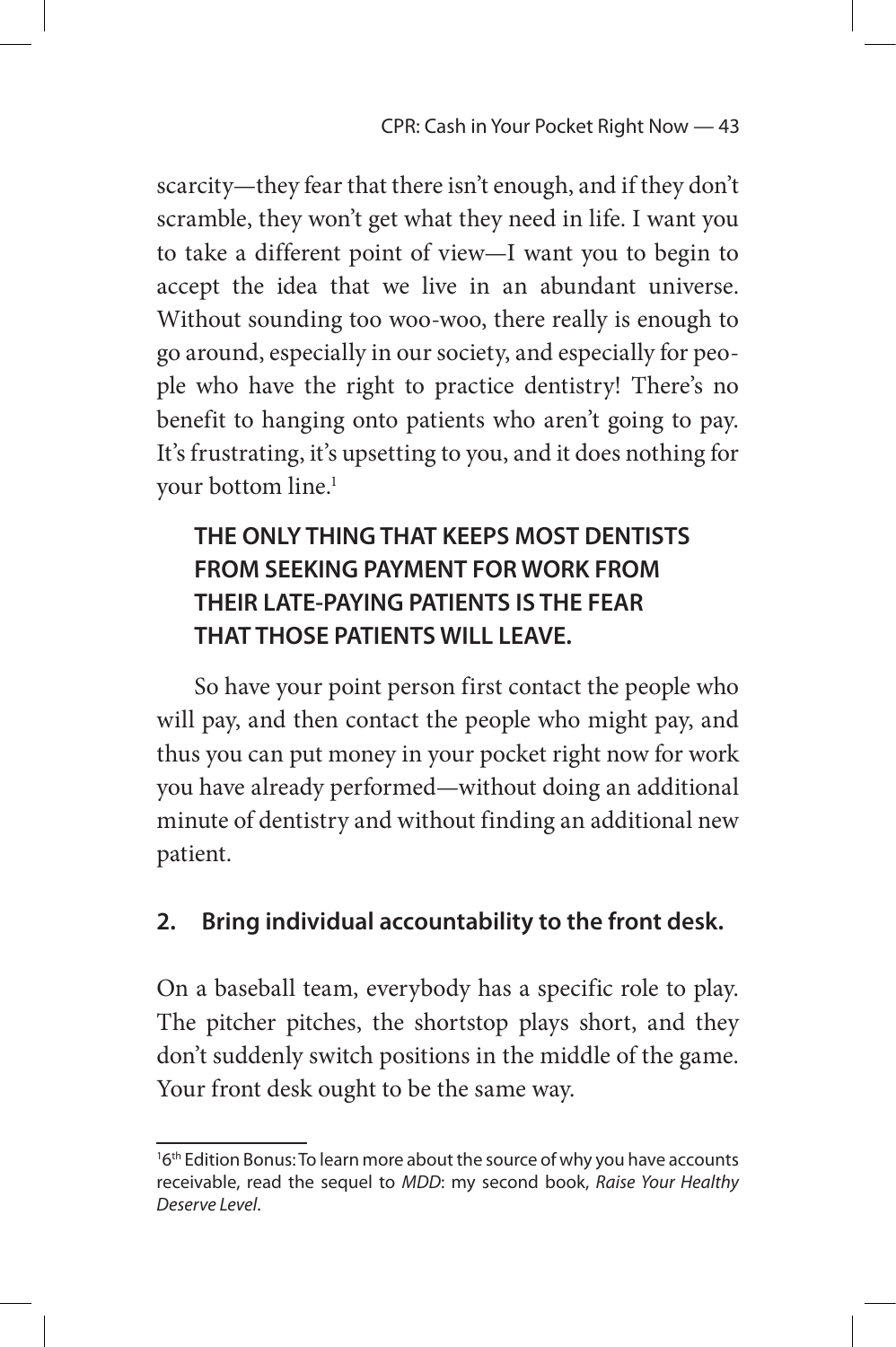scarcity—they fear that there isn't enough, and if they don't scramble, they won't get what they need in life. I want you to take a different point of view—I want you to begin to accept the idea that we live in an abundant universe. Without sounding too woo-woo, there really is enough to go around, especially in our society, and especially for people who have the right to practice dentistry! There's no benefit to hanging onto patients who aren't going to pay. It's frustrating, it's upsetting to you, and it does nothing for your bottom line.[1]

**THE ONLY THING THAT KEEPS MOST DENTISTS FROM SEEKING PAYMENT FOR WORK FROM THEIR LATE-PAYING PATIENTS IS THE FEAR THAT THOSE PATIENTS WILL LEAVE.**

So have your point person first contact the people who will pay, and then contact the people who might pay, and thus you can put money in your pocket right now for work you have already performed—without doing an additional minute of dentistry and without finding an additional new patient.

**2. Bring individual accountability to the front desk.**

On a baseball team, everybody has a specific role to play. The pitcher pitches, the shortstop plays short, and they don't suddenly switch positions in the middle of the game. Your front desk ought to be the same way.

---

[1] 6th Edition Bonus: To learn more about the source of why you have accounts receivable, read the sequel to *MDD*: my second book, *Raise Your Healthy Deserve Level*.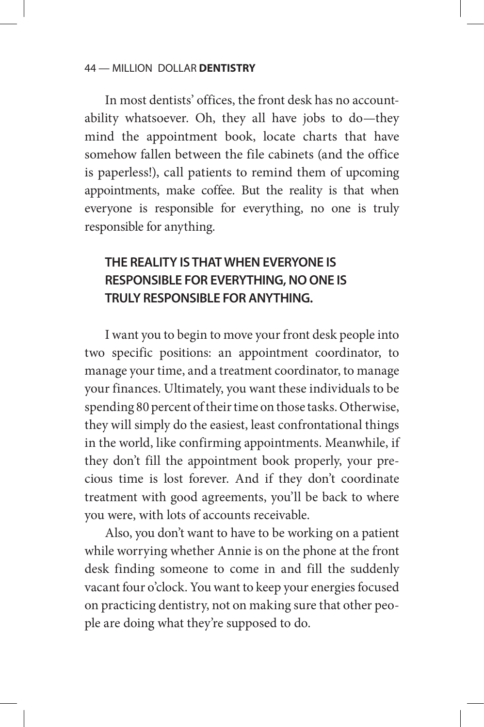In most dentists' offices, the front desk has no accountability whatsoever. Oh, they all have jobs to do—they mind the appointment book, locate charts that have somehow fallen between the file cabinets (and the office is paperless!), call patients to remind them of upcoming appointments, make coffee. But the reality is that when everyone is responsible for everything, no one is truly responsible for anything.

**THE REALITY IS THAT WHEN EVERYONE IS RESPONSIBLE FOR EVERYTHING, NO ONE IS TRULY RESPONSIBLE FOR ANYTHING.**

I want you to begin to move your front desk people into two specific positions: an appointment coordinator, to manage your time, and a treatment coordinator, to manage your finances. Ultimately, you want these individuals to be spending 80 percent of their time on those tasks. Otherwise, they will simply do the easiest, least confrontational things in the world, like confirming appointments. Meanwhile, if they don't fill the appointment book properly, your precious time is lost forever. And if they don't coordinate treatment with good agreements, you'll be back to where you were, with lots of accounts receivable.

Also, you don't want to have to be working on a patient while worrying whether Annie is on the phone at the front desk finding someone to come in and fill the suddenly vacant four o'clock. You want to keep your energies focused on practicing dentistry, not on making sure that other people are doing what they're supposed to do.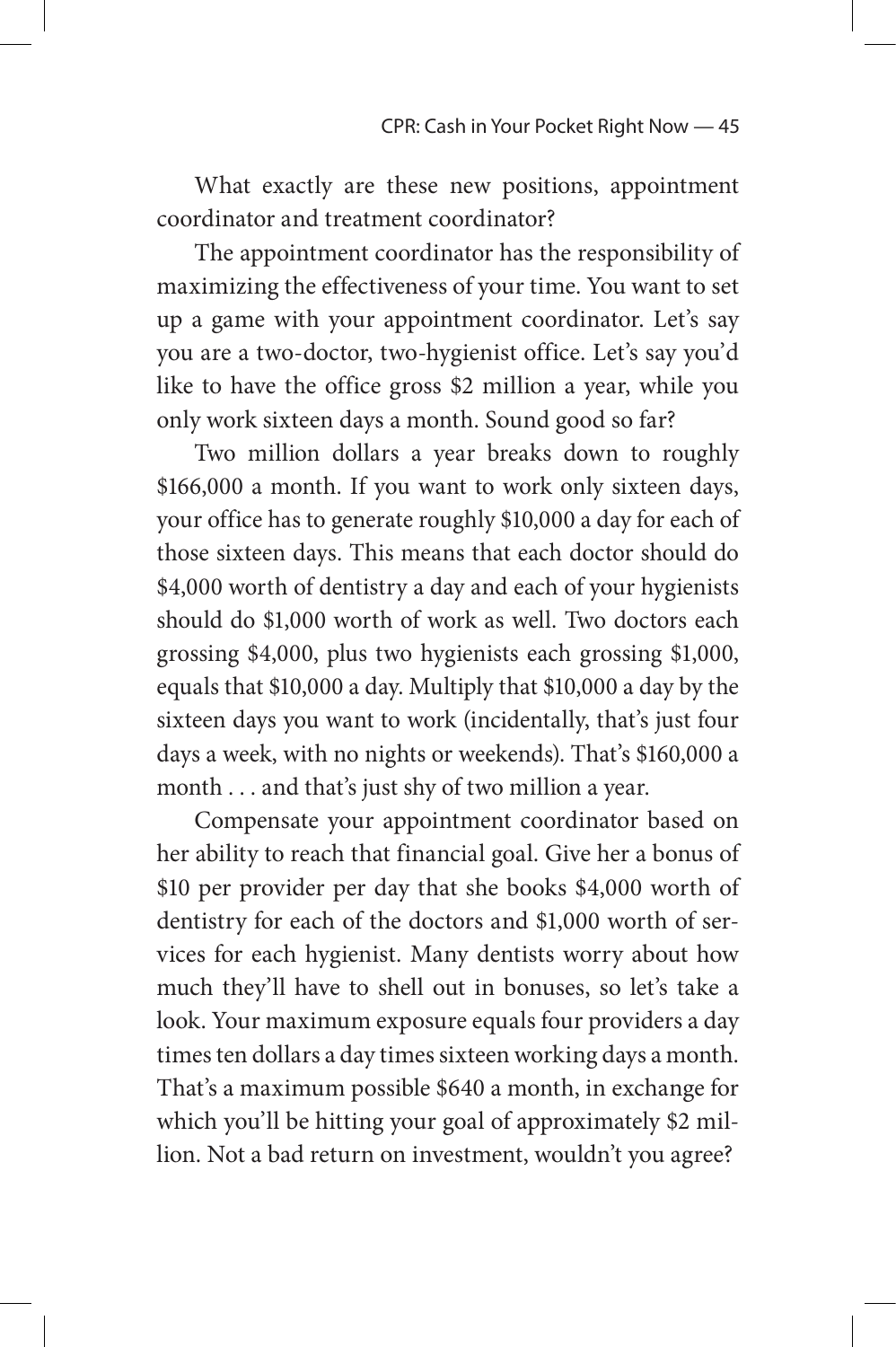What exactly are these new positions, appointment coordinator and treatment coordinator?

The appointment coordinator has the responsibility of maximizing the effectiveness of your time. You want to set up a game with your appointment coordinator. Let's say you are a two-doctor, two-hygienist office. Let's say you'd like to have the office gross $2 million a year, while you only work sixteen days a month. Sound good so far?

Two million dollars a year breaks down to roughly $166,000 a month. If you want to work only sixteen days, your office has to generate roughly $10,000 a day for each of those sixteen days. This means that each doctor should do $4,000 worth of dentistry a day and each of your hygienists should do $1,000 worth of work as well. Two doctors each grossing $4,000, plus two hygienists each grossing $1,000, equals that $10,000 a day. Multiply that $10,000 a day by the sixteen days you want to work (incidentally, that's just four days a week, with no nights or weekends). That's $160,000 a month . . . and that's just shy of two million a year.

Compensate your appointment coordinator based on her ability to reach that financial goal. Give her a bonus of $10 per provider per day that she books $4,000 worth of dentistry for each of the doctors and $1,000 worth of services for each hygienist. Many dentists worry about how much they'll have to shell out in bonuses, so let's take a look. Your maximum exposure equals four providers a day times ten dollars a day times sixteen working days a month. That's a maximum possible $640 a month, in exchange for which you'll be hitting your goal of approximately $2 million. Not a bad return on investment, wouldn't you agree?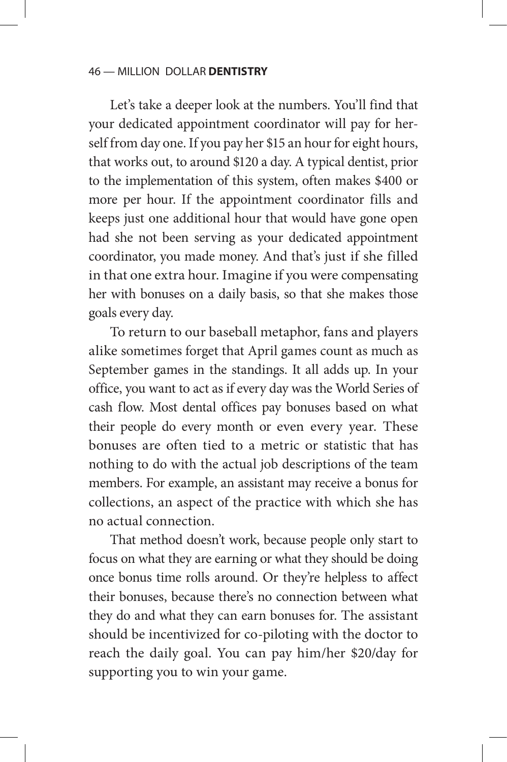Let's take a deeper look at the numbers. You'll find that your dedicated appointment coordinator will pay for herself from day one. If you pay her $15 an hour for eight hours, that works out, to around $120 a day. A typical dentist, prior to the implementation of this system, often makes $400 or more per hour. If the appointment coordinator fills and keeps just one additional hour that would have gone open had she not been serving as your dedicated appointment coordinator, you made money. And that's just if she filled in that one extra hour. Imagine if you were compensating her with bonuses on a daily basis, so that she makes those goals every day.

To return to our baseball metaphor, fans and players alike sometimes forget that April games count as much as September games in the standings. It all adds up. In your office, you want to act as if every day was the World Series of cash flow. Most dental offices pay bonuses based on what their people do every month or even every year. These bonuses are often tied to a metric or statistic that has nothing to do with the actual job descriptions of the team members. For example, an assistant may receive a bonus for collections, an aspect of the practice with which she has no actual connection.

That method doesn't work, because people only start to focus on what they are earning or what they should be doing once bonus time rolls around. Or they're helpless to affect their bonuses, because there's no connection between what they do and what they can earn bonuses for. The assistant should be incentivized for co-piloting with the doctor to reach the daily goal. You can pay him/her $20/day for supporting you to win your game.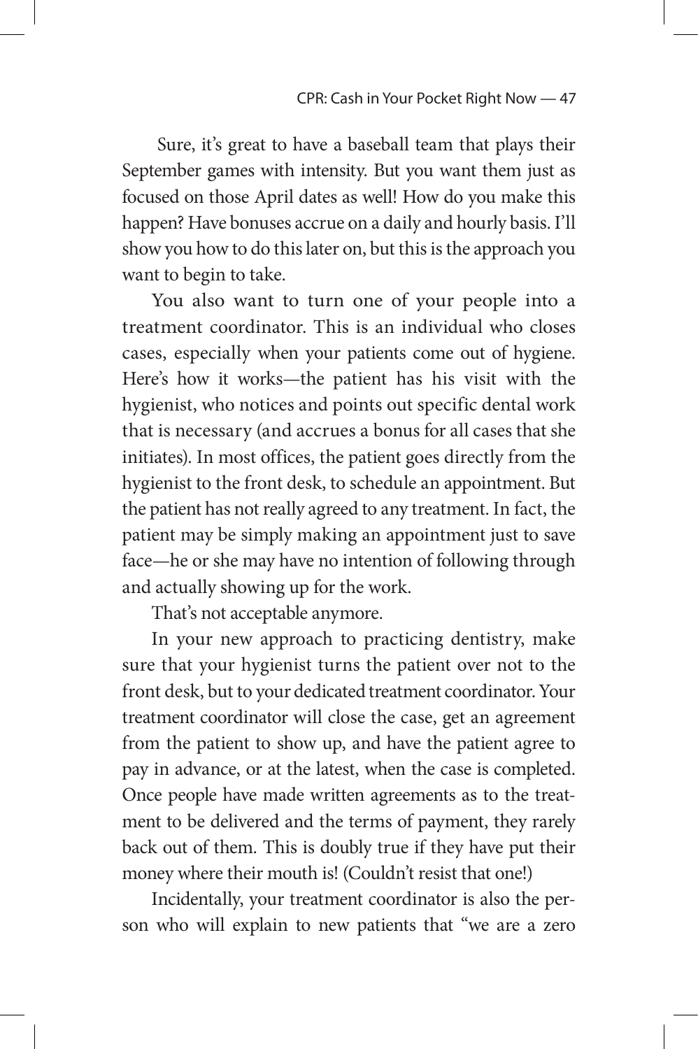Sure, it's great to have a baseball team that plays their September games with intensity. But you want them just as focused on those April dates as well! How do you make this happen? Have bonuses accrue on a daily and hourly basis. I'll show you how to do this later on, but this is the approach you want to begin to take.

You also want to turn one of your people into a treatment coordinator. This is an individual who closes cases, especially when your patients come out of hygiene. Here's how it works—the patient has his visit with the hygienist, who notices and points out specific dental work that is necessary (and accrues a bonus for all cases that she initiates). In most offices, the patient goes directly from the hygienist to the front desk, to schedule an appointment. But the patient has not really agreed to any treatment. In fact, the patient may be simply making an appointment just to save face—he or she may have no intention of following through and actually showing up for the work.

That's not acceptable anymore.

In your new approach to practicing dentistry, make sure that your hygienist turns the patient over not to the front desk, but to your dedicated treatment coordinator. Your treatment coordinator will close the case, get an agreement from the patient to show up, and have the patient agree to pay in advance, or at the latest, when the case is completed. Once people have made written agreements as to the treatment to be delivered and the terms of payment, they rarely back out of them. This is doubly true if they have put their money where their mouth is! (Couldn't resist that one!)

Incidentally, your treatment coordinator is also the person who will explain to new patients that "we are a zero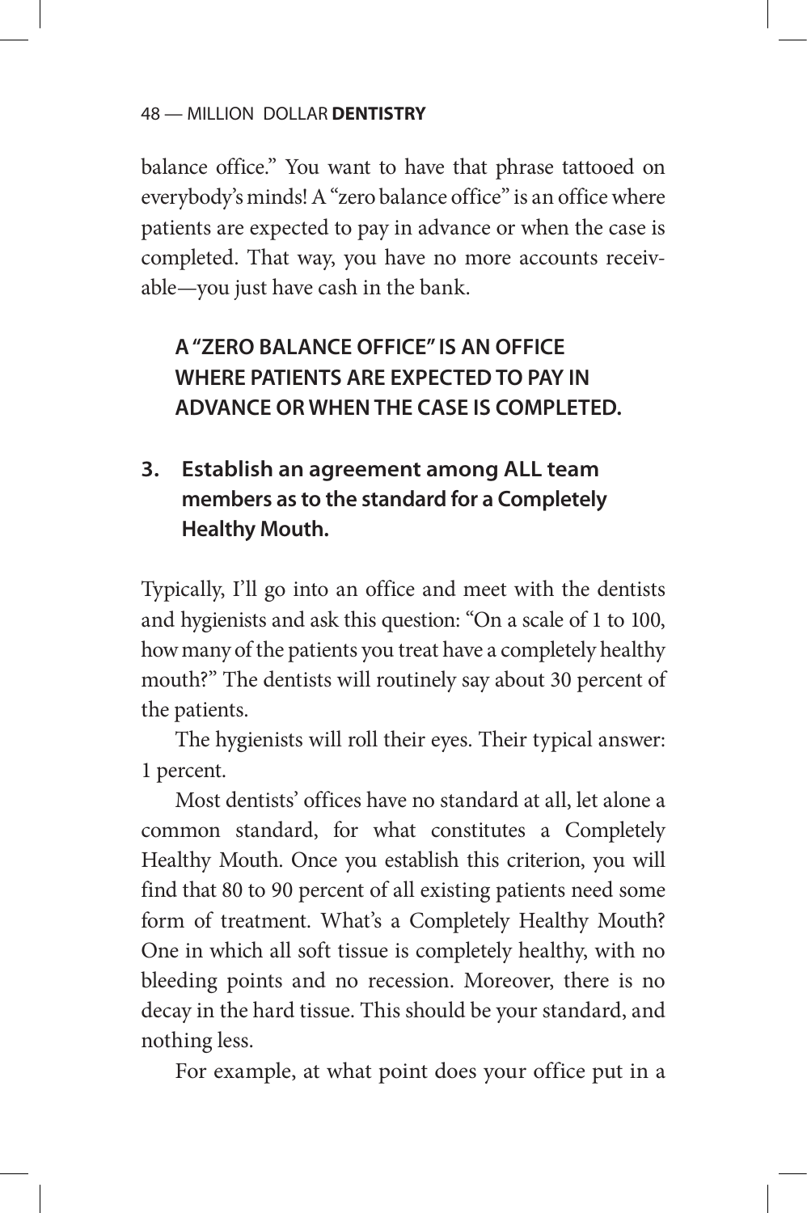balance office." You want to have that phrase tattooed on everybody's minds! A "zero balance office" is an office where patients are expected to pay in advance or when the case is completed. That way, you have no more accounts receivable—you just have cash in the bank.

**A "ZERO BALANCE OFFICE" IS AN OFFICE WHERE PATIENTS ARE EXPECTED TO PAY IN ADVANCE OR WHEN THE CASE IS COMPLETED.**

3. **Establish an agreement among ALL team members as to the standard for a Completely Healthy Mouth.**

Typically, I'll go into an office and meet with the dentists and hygienists and ask this question: "On a scale of 1 to 100, how many of the patients you treat have a completely healthy mouth?" The dentists will routinely say about 30 percent of the patients.

The hygienists will roll their eyes. Their typical answer: 1 percent.

Most dentists' offices have no standard at all, let alone a common standard, for what constitutes a Completely Healthy Mouth. Once you establish this criterion, you will find that 80 to 90 percent of all existing patients need some form of treatment. What's a Completely Healthy Mouth? One in which all soft tissue is completely healthy, with no bleeding points and no recession. Moreover, there is no decay in the hard tissue. This should be your standard, and nothing less.

For example, at what point does your office put in a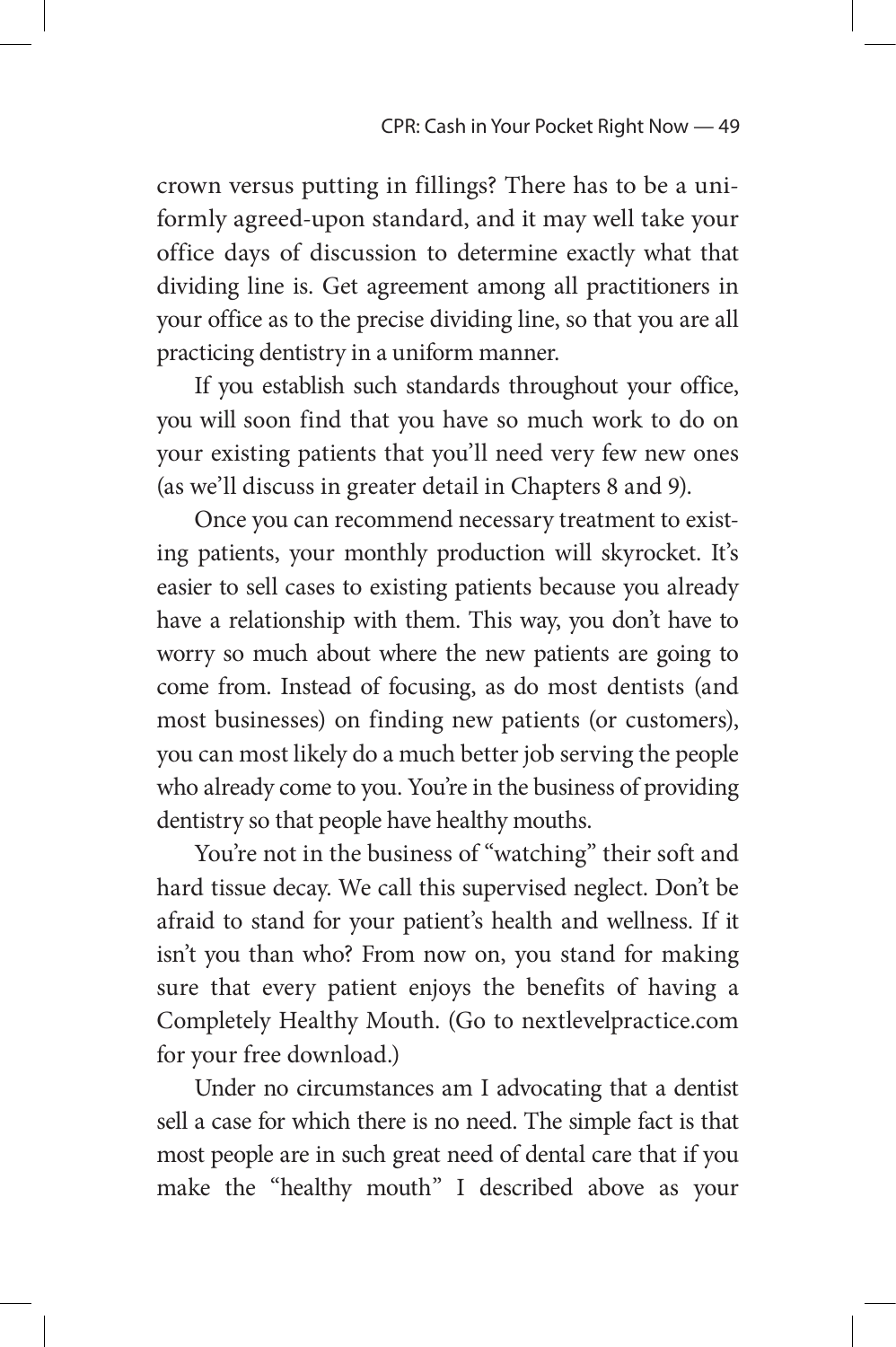crown versus putting in fillings? There has to be a uniformly agreed-upon standard, and it may well take your office days of discussion to determine exactly what that dividing line is. Get agreement among all practitioners in your office as to the precise dividing line, so that you are all practicing dentistry in a uniform manner.

If you establish such standards throughout your office, you will soon find that you have so much work to do on your existing patients that you'll need very few new ones (as we'll discuss in greater detail in Chapters 8 and 9).

Once you can recommend necessary treatment to existing patients, your monthly production will skyrocket. It's easier to sell cases to existing patients because you already have a relationship with them. This way, you don't have to worry so much about where the new patients are going to come from. Instead of focusing, as do most dentists (and most businesses) on finding new patients (or customers), you can most likely do a much better job serving the people who already come to you. You're in the business of providing dentistry so that people have healthy mouths.

You're not in the business of "watching" their soft and hard tissue decay. We call this supervised neglect. Don't be afraid to stand for your patient's health and wellness. If it isn't you than who? From now on, you stand for making sure that every patient enjoys the benefits of having a Completely Healthy Mouth. (Go to nextlevelpractice.com for your free download.)

Under no circumstances am I advocating that a dentist sell a case for which there is no need. The simple fact is that most people are in such great need of dental care that if you make the "healthy mouth" I described above as your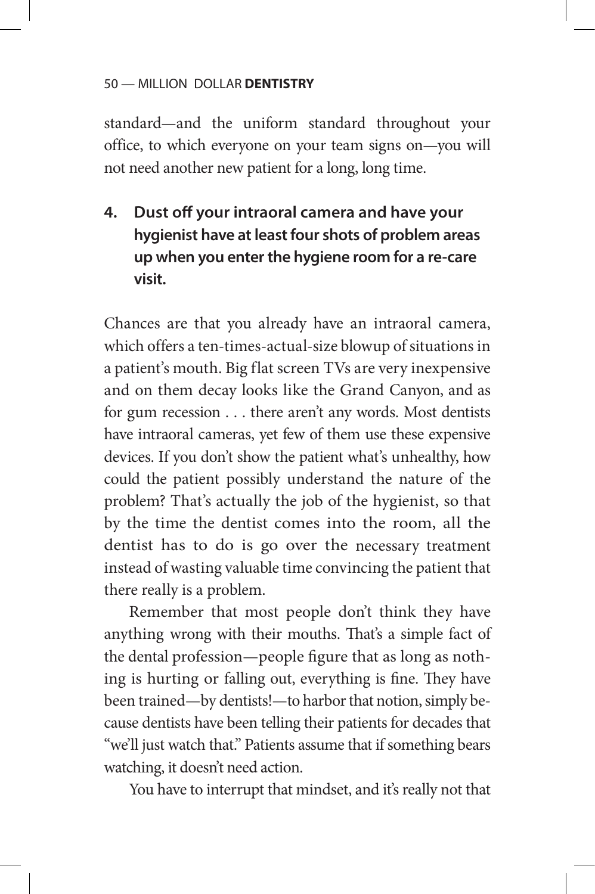standard—and the uniform standard throughout your office, to which everyone on your team signs on—you will not need another new patient for a long, long time.

**4. Dust off your intraoral camera and have your hygienist have at least four shots of problem areas up when you enter the hygiene room for a re-care visit.**

Chances are that you already have an intraoral camera, which offers a ten-times-actual-size blowup of situations in a patient's mouth. Big flat screen TVs are very inexpensive and on them decay looks like the Grand Canyon, and as for gum recession . . . there aren't any words. Most dentists have intraoral cameras, yet few of them use these expensive devices. If you don't show the patient what's unhealthy, how could the patient possibly understand the nature of the problem? That's actually the job of the hygienist, so that by the time the dentist comes into the room, all the dentist has to do is go over the necessary treatment instead of wasting valuable time convincing the patient that there really is a problem.

Remember that most people don't think they have anything wrong with their mouths. That's a simple fact of the dental profession—people figure that as long as nothing is hurting or falling out, everything is fine. They have been trained—by dentists!—to harbor that notion, simply because dentists have been telling their patients for decades that "we'll just watch that." Patients assume that if something bears watching, it doesn't need action.

You have to interrupt that mindset, and it's really not that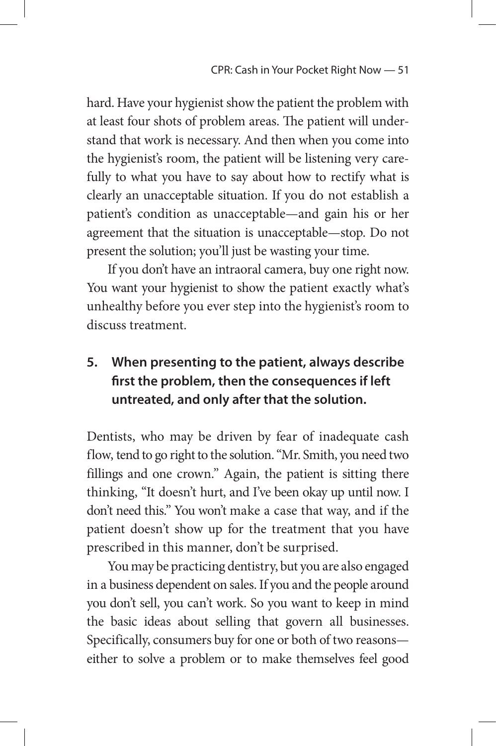hard. Have your hygienist show the patient the problem with at least four shots of problem areas. The patient will understand that work is necessary. And then when you come into the hygienist's room, the patient will be listening very carefully to what you have to say about how to rectify what is clearly an unacceptable situation. If you do not establish a patient's condition as unacceptable—and gain his or her agreement that the situation is unacceptable—stop. Do not present the solution; you'll just be wasting your time.

If you don't have an intraoral camera, buy one right now. You want your hygienist to show the patient exactly what's unhealthy before you ever step into the hygienist's room to discuss treatment.

### 5. When presenting to the patient, always describe first the problem, then the consequences if left untreated, and only after that the solution.

Dentists, who may be driven by fear of inadequate cash flow, tend to go right to the solution. "Mr. Smith, you need two fillings and one crown." Again, the patient is sitting there thinking, "It doesn't hurt, and I've been okay up until now. I don't need this." You won't make a case that way, and if the patient doesn't show up for the treatment that you have prescribed in this manner, don't be surprised.

You may be practicing dentistry, but you are also engaged in a business dependent on sales. If you and the people around you don't sell, you can't work. So you want to keep in mind the basic ideas about selling that govern all businesses. Specifically, consumers buy for one or both of two reasons—either to solve a problem or to make themselves feel good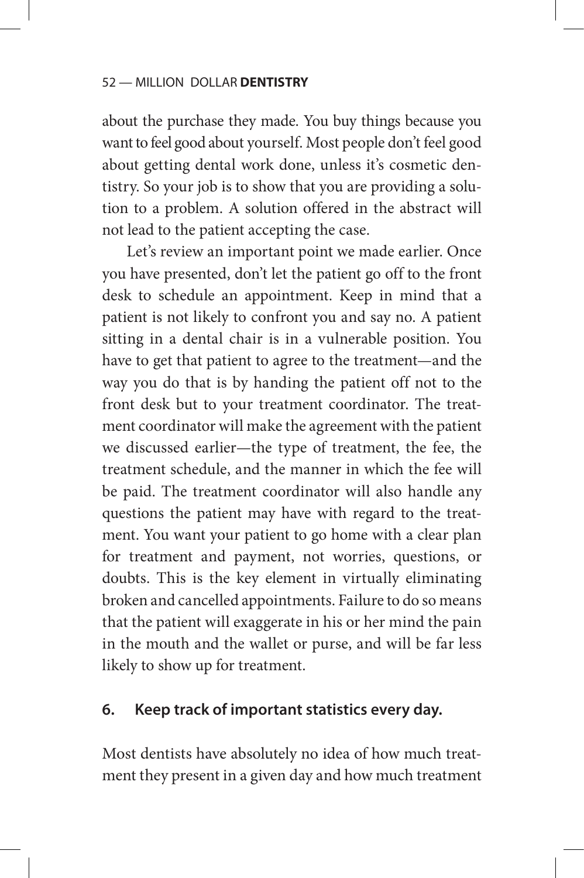about the purchase they made. You buy things because you want to feel good about yourself. Most people don't feel good about getting dental work done, unless it's cosmetic dentistry. So your job is to show that you are providing a solution to a problem. A solution offered in the abstract will not lead to the patient accepting the case.

Let's review an important point we made earlier. Once you have presented, don't let the patient go off to the front desk to schedule an appointment. Keep in mind that a patient is not likely to confront you and say no. A patient sitting in a dental chair is in a vulnerable position. You have to get that patient to agree to the treatment—and the way you do that is by handing the patient off not to the front desk but to your treatment coordinator. The treatment coordinator will make the agreement with the patient we discussed earlier—the type of treatment, the fee, the treatment schedule, and the manner in which the fee will be paid. The treatment coordinator will also handle any questions the patient may have with regard to the treatment. You want your patient to go home with a clear plan for treatment and payment, not worries, questions, or doubts. This is the key element in virtually eliminating broken and cancelled appointments. Failure to do so means that the patient will exaggerate in his or her mind the pain in the mouth and the wallet or purse, and will be far less likely to show up for treatment.

### 6. Keep track of important statistics every day.

Most dentists have absolutely no idea of how much treatment they present in a given day and how much treatment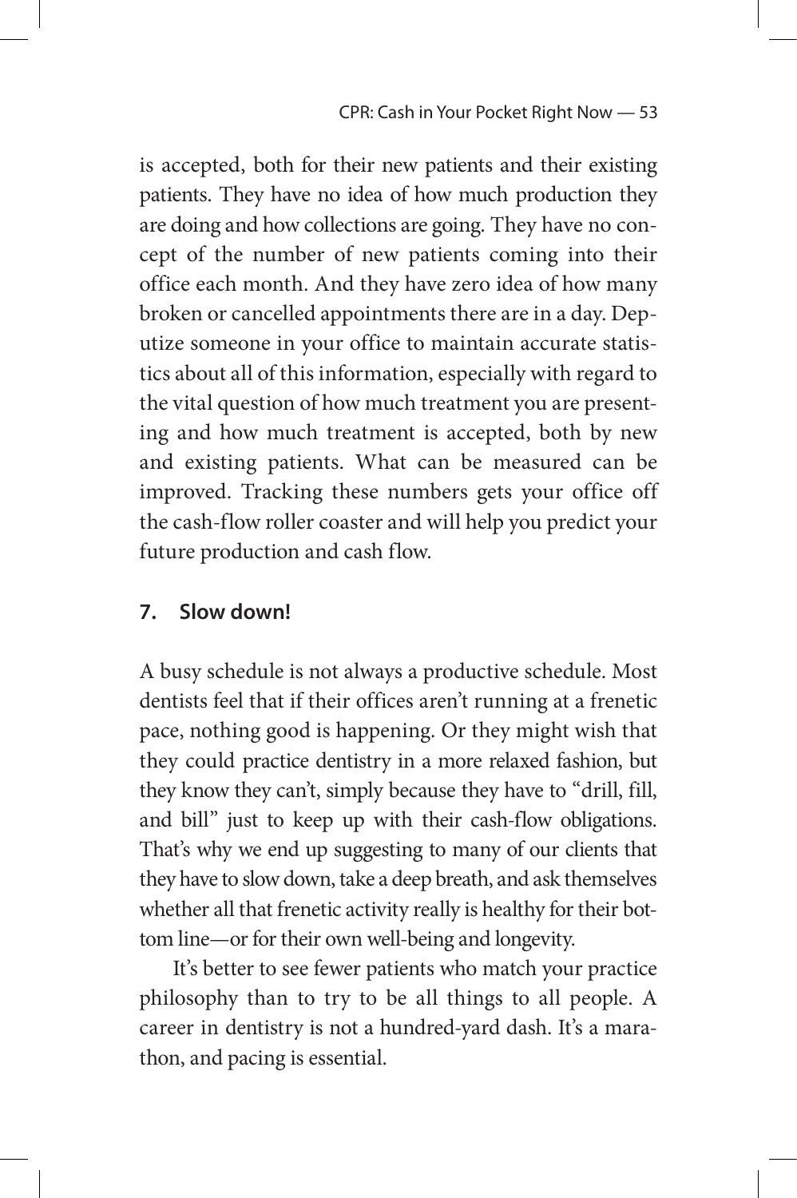is accepted, both for their new patients and their existing patients. They have no idea of how much production they are doing and how collections are going. They have no concept of the number of new patients coming into their office each month. And they have zero idea of how many broken or cancelled appointments there are in a day. Deputize someone in your office to maintain accurate statistics about all of this information, especially with regard to the vital question of how much treatment you are presenting and how much treatment is accepted, both by new and existing patients. What can be measured can be improved. Tracking these numbers gets your office off the cash-flow roller coaster and will help you predict your future production and cash flow.

### 7. Slow down!

A busy schedule is not always a productive schedule. Most dentists feel that if their offices aren't running at a frenetic pace, nothing good is happening. Or they might wish that they could practice dentistry in a more relaxed fashion, but they know they can't, simply because they have to "drill, fill, and bill" just to keep up with their cash-flow obligations. That's why we end up suggesting to many of our clients that they have to slow down, take a deep breath, and ask themselves whether all that frenetic activity really is healthy for their bottom line—or for their own well-being and longevity.

It's better to see fewer patients who match your practice philosophy than to try to be all things to all people. A career in dentistry is not a hundred-yard dash. It's a marathon, and pacing is essential.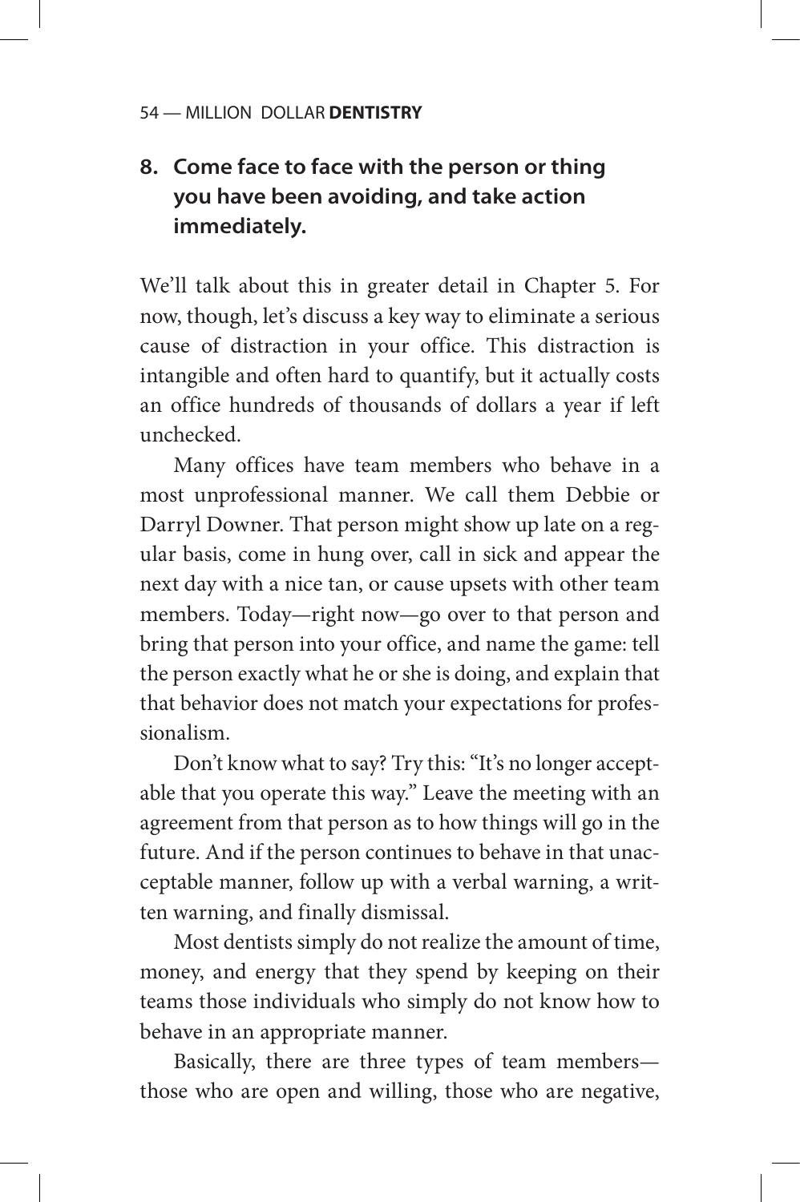**8. Come face to face with the person or thing you have been avoiding, and take action immediately.**

We'll talk about this in greater detail in Chapter 5. For now, though, let's discuss a key way to eliminate a serious cause of distraction in your office. This distraction is intangible and often hard to quantify, but it actually costs an office hundreds of thousands of dollars a year if left unchecked.

Many offices have team members who behave in a most unprofessional manner. We call them Debbie or Darryl Downer. That person might show up late on a regular basis, come in hung over, call in sick and appear the next day with a nice tan, or cause upsets with other team members. Today—right now—go over to that person and bring that person into your office, and name the game: tell the person exactly what he or she is doing, and explain that that behavior does not match your expectations for professionalism.

Don't know what to say? Try this: "It's no longer acceptable that you operate this way." Leave the meeting with an agreement from that person as to how things will go in the future. And if the person continues to behave in that unacceptable manner, follow up with a verbal warning, a written warning, and finally dismissal.

Most dentists simply do not realize the amount of time, money, and energy that they spend by keeping on their teams those individuals who simply do not know how to behave in an appropriate manner.

Basically, there are three types of team members—those who are open and willing, those who are negative,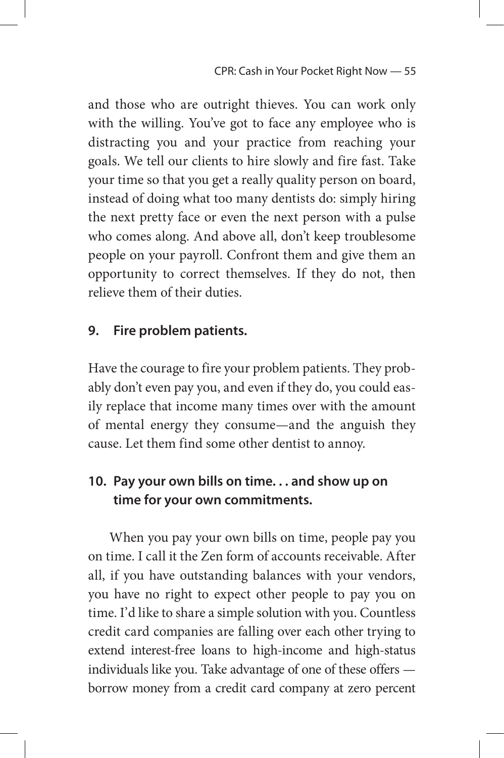and those who are outright thieves. You can work only with the willing. You've got to face any employee who is distracting you and your practice from reaching your goals. We tell our clients to hire slowly and fire fast. Take your time so that you get a really quality person on board, instead of doing what too many dentists do: simply hiring the next pretty face or even the next person with a pulse who comes along. And above all, don't keep troublesome people on your payroll. Confront them and give them an opportunity to correct themselves. If they do not, then relieve them of their duties.

### 9. Fire problem patients.

Have the courage to fire your problem patients. They probably don't even pay you, and even if they do, you could easily replace that income many times over with the amount of mental energy they consume—and the anguish they cause. Let them find some other dentist to annoy.

### 10. Pay your own bills on time. . . and show up on time for your own commitments.

When you pay your own bills on time, people pay you on time. I call it the Zen form of accounts receivable. After all, if you have outstanding balances with your vendors, you have no right to expect other people to pay you on time. I'd like to share a simple solution with you. Countless credit card companies are falling over each other trying to extend interest-free loans to high-income and high-status individuals like you. Take advantage of one of these offers — borrow money from a credit card company at zero percent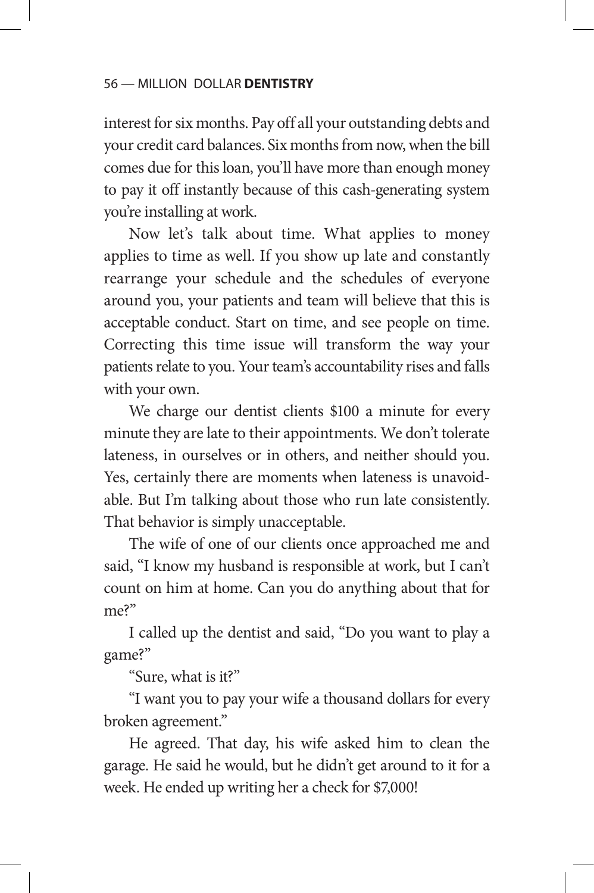interest for six months. Pay off all your outstanding debts and your credit card balances. Six months from now, when the bill comes due for this loan, you'll have more than enough money to pay it off instantly because of this cash-generating system you're installing at work.

Now let's talk about time. What applies to money applies to time as well. If you show up late and constantly rearrange your schedule and the schedules of everyone around you, your patients and team will believe that this is acceptable conduct. Start on time, and see people on time. Correcting this time issue will transform the way your patients relate to you. Your team's accountability rises and falls with your own.

We charge our dentist clients $100 a minute for every minute they are late to their appointments. We don't tolerate lateness, in ourselves or in others, and neither should you. Yes, certainly there are moments when lateness is unavoidable. But I'm talking about those who run late consistently. That behavior is simply unacceptable.

The wife of one of our clients once approached me and said, "I know my husband is responsible at work, but I can't count on him at home. Can you do anything about that for me?"

I called up the dentist and said, "Do you want to play a game?"

"Sure, what is it?"

"I want you to pay your wife a thousand dollars for every broken agreement."

He agreed. That day, his wife asked him to clean the garage. He said he would, but he didn't get around to it for a week. He ended up writing her a check for $7,000!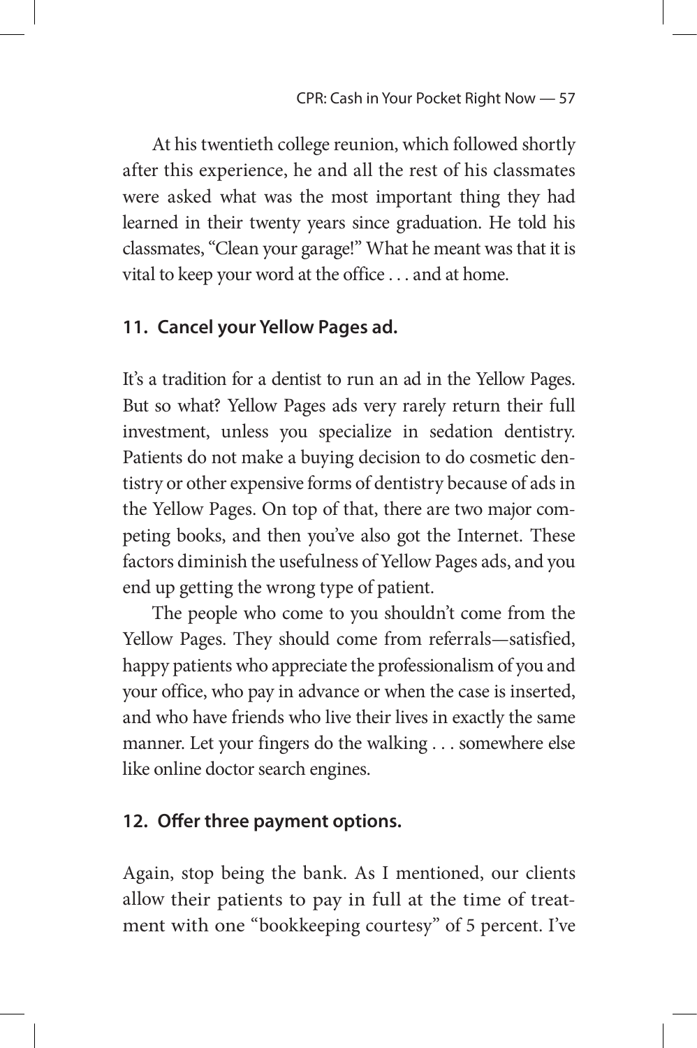At his twentieth college reunion, which followed shortly after this experience, he and all the rest of his classmates were asked what was the most important thing they had learned in their twenty years since graduation. He told his classmates, "Clean your garage!" What he meant was that it is vital to keep your word at the office . . . and at home.

### 11. Cancel your Yellow Pages ad.

It's a tradition for a dentist to run an ad in the Yellow Pages. But so what? Yellow Pages ads very rarely return their full investment, unless you specialize in sedation dentistry. Patients do not make a buying decision to do cosmetic dentistry or other expensive forms of dentistry because of ads in the Yellow Pages. On top of that, there are two major competing books, and then you've also got the Internet. These factors diminish the usefulness of Yellow Pages ads, and you end up getting the wrong type of patient.

The people who come to you shouldn't come from the Yellow Pages. They should come from referrals—satisfied, happy patients who appreciate the professionalism of you and your office, who pay in advance or when the case is inserted, and who have friends who live their lives in exactly the same manner. Let your fingers do the walking . . . somewhere else like online doctor search engines.

### 12. Offer three payment options.

Again, stop being the bank. As I mentioned, our clients allow their patients to pay in full at the time of treatment with one "bookkeeping courtesy" of 5 percent. I've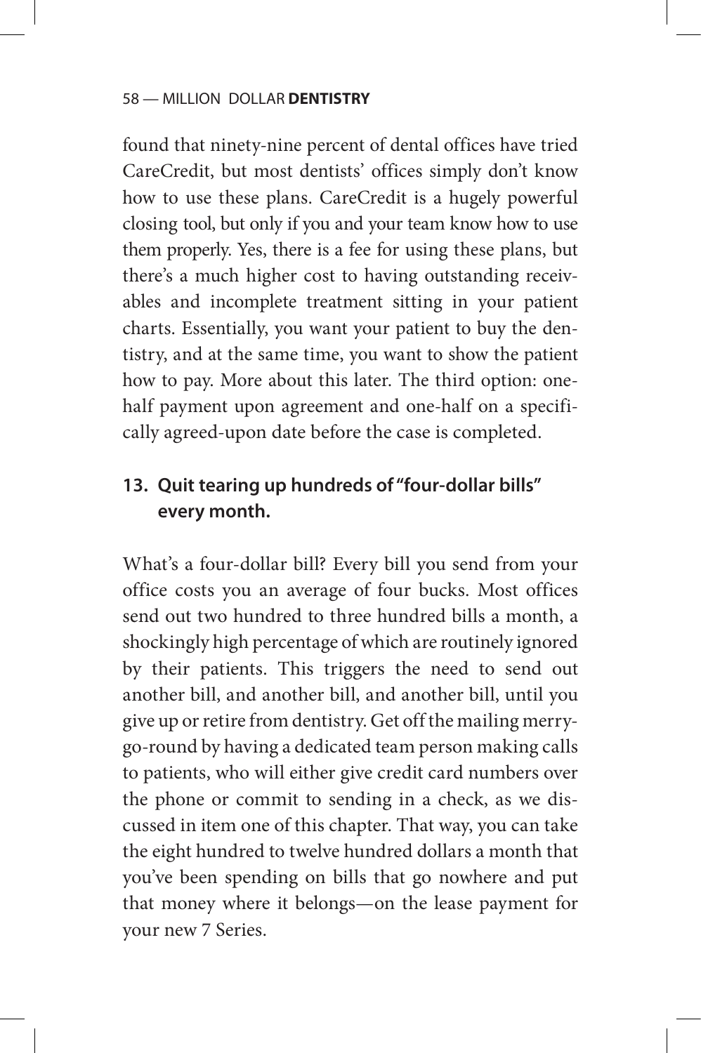found that ninety-nine percent of dental offices have tried CareCredit, but most dentists' offices simply don't know how to use these plans. CareCredit is a hugely powerful closing tool, but only if you and your team know how to use them properly. Yes, there is a fee for using these plans, but there's a much higher cost to having outstanding receivables and incomplete treatment sitting in your patient charts. Essentially, you want your patient to buy the dentistry, and at the same time, you want to show the patient how to pay. More about this later. The third option: one-half payment upon agreement and one-half on a specifically agreed-upon date before the case is completed.

### 13. Quit tearing up hundreds of "four-dollar bills" every month.

What's a four-dollar bill? Every bill you send from your office costs you an average of four bucks. Most offices send out two hundred to three hundred bills a month, a shockingly high percentage of which are routinely ignored by their patients. This triggers the need to send out another bill, and another bill, and another bill, until you give up or retire from dentistry. Get off the mailing merry-go-round by having a dedicated team person making calls to patients, who will either give credit card numbers over the phone or commit to sending in a check, as we discussed in item one of this chapter. That way, you can take the eight hundred to twelve hundred dollars a month that you've been spending on bills that go nowhere and put that money where it belongs—on the lease payment for your new 7 Series.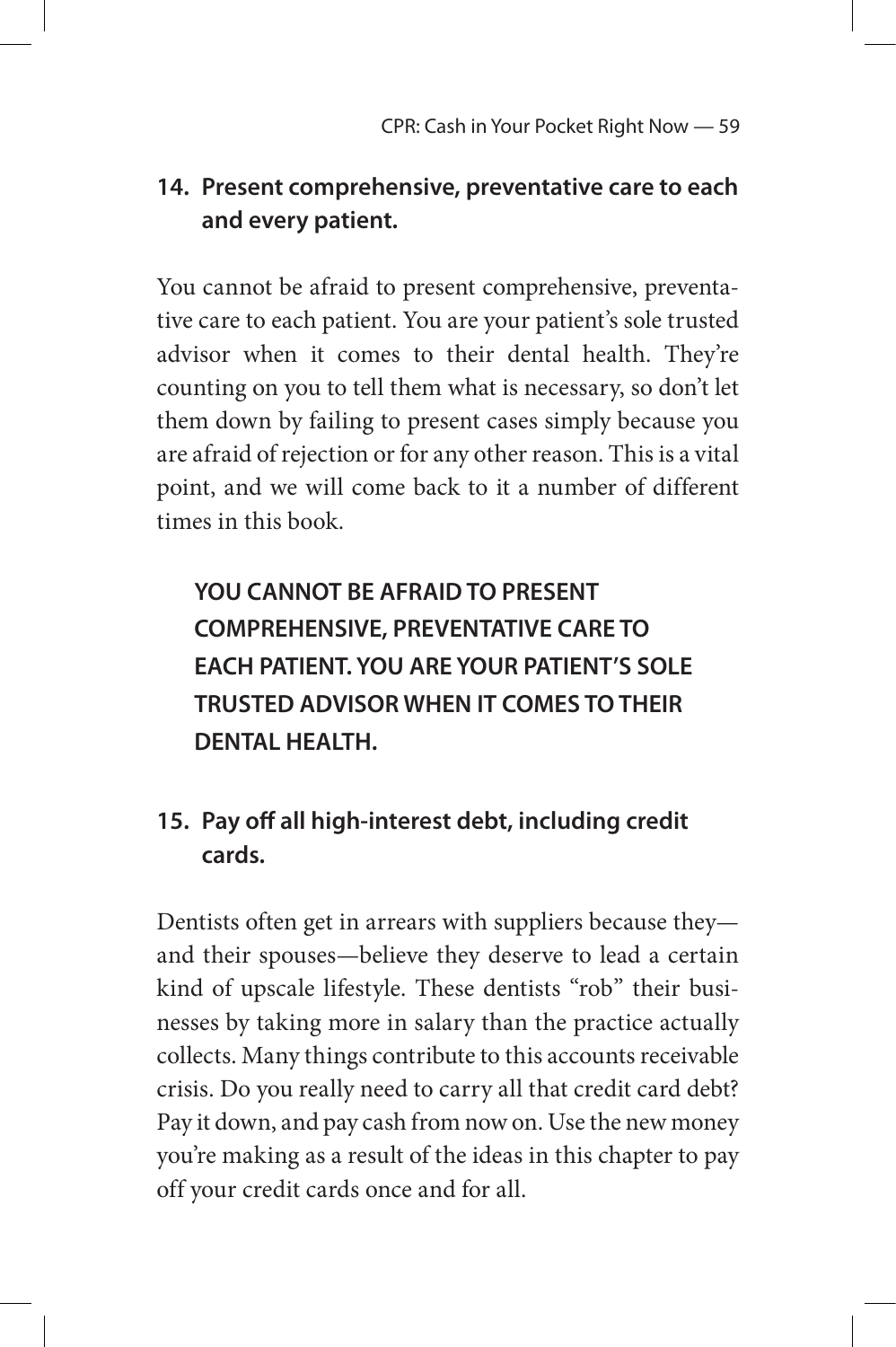### 14. Present comprehensive, preventative care to each and every patient.

You cannot be afraid to present comprehensive, preventative care to each patient. You are your patient's sole trusted advisor when it comes to their dental health. They're counting on you to tell them what is necessary, so don't let them down by failing to present cases simply because you are afraid of rejection or for any other reason. This is a vital point, and we will come back to it a number of different times in this book.

> **YOU CANNOT BE AFRAID TO PRESENT COMPREHENSIVE, PREVENTATIVE CARE TO EACH PATIENT. YOU ARE YOUR PATIENT'S SOLE TRUSTED ADVISOR WHEN IT COMES TO THEIR DENTAL HEALTH.**

### 15. Pay off all high-interest debt, including credit cards.

Dentists often get in arrears with suppliers because they—and their spouses—believe they deserve to lead a certain kind of upscale lifestyle. These dentists "rob" their businesses by taking more in salary than the practice actually collects. Many things contribute to this accounts receivable crisis. Do you really need to carry all that credit card debt? Pay it down, and pay cash from now on. Use the new money you're making as a result of the ideas in this chapter to pay off your credit cards once and for all.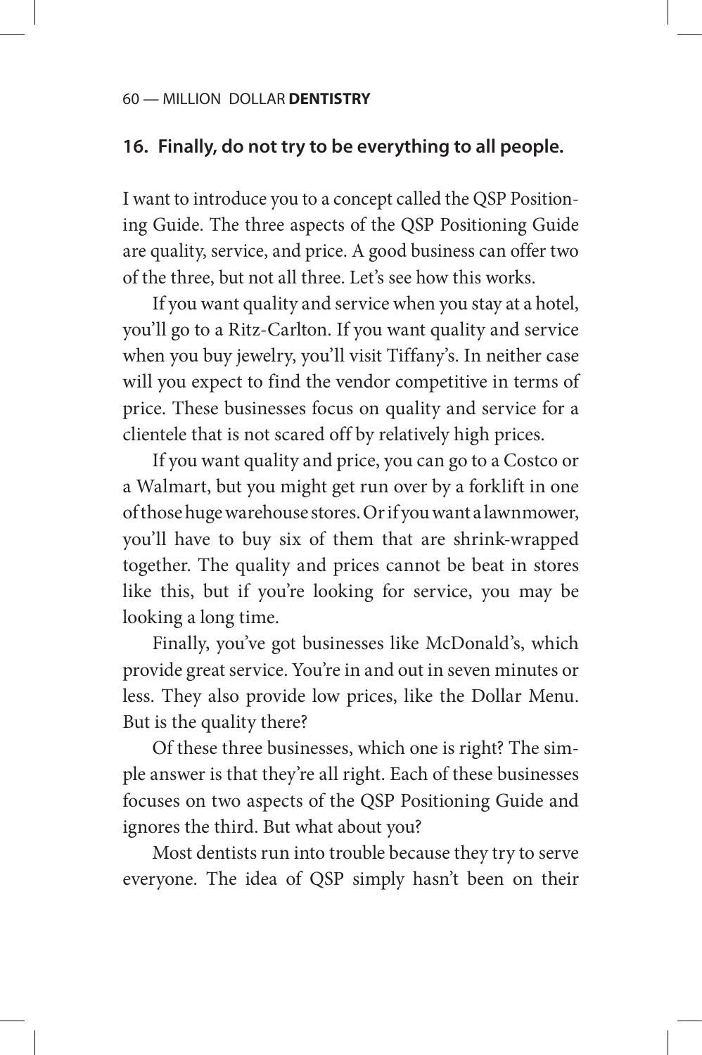### 16. Finally, do not try to be everything to all people.

I want to introduce you to a concept called the QSP Positioning Guide. The three aspects of the QSP Positioning Guide are quality, service, and price. A good business can offer two of the three, but not all three. Let's see how this works.

If you want quality and service when you stay at a hotel, you'll go to a Ritz-Carlton. If you want quality and service when you buy jewelry, you'll visit Tiffany's. In neither case will you expect to find the vendor competitive in terms of price. These businesses focus on quality and service for a clientele that is not scared off by relatively high prices.

If you want quality and price, you can go to a Costco or a Walmart, but you might get run over by a forklift in one of those huge warehouse stores. Or if you want a lawnmower, you'll have to buy six of them that are shrink-wrapped together. The quality and prices cannot be beat in stores like this, but if you're looking for service, you may be looking a long time.

Finally, you've got businesses like McDonald's, which provide great service. You're in and out in seven minutes or less. They also provide low prices, like the Dollar Menu. But is the quality there?

Of these three businesses, which one is right? The simple answer is that they're all right. Each of these businesses focuses on two aspects of the QSP Positioning Guide and ignores the third. But what about you?

Most dentists run into trouble because they try to serve everyone. The idea of QSP simply hasn't been on their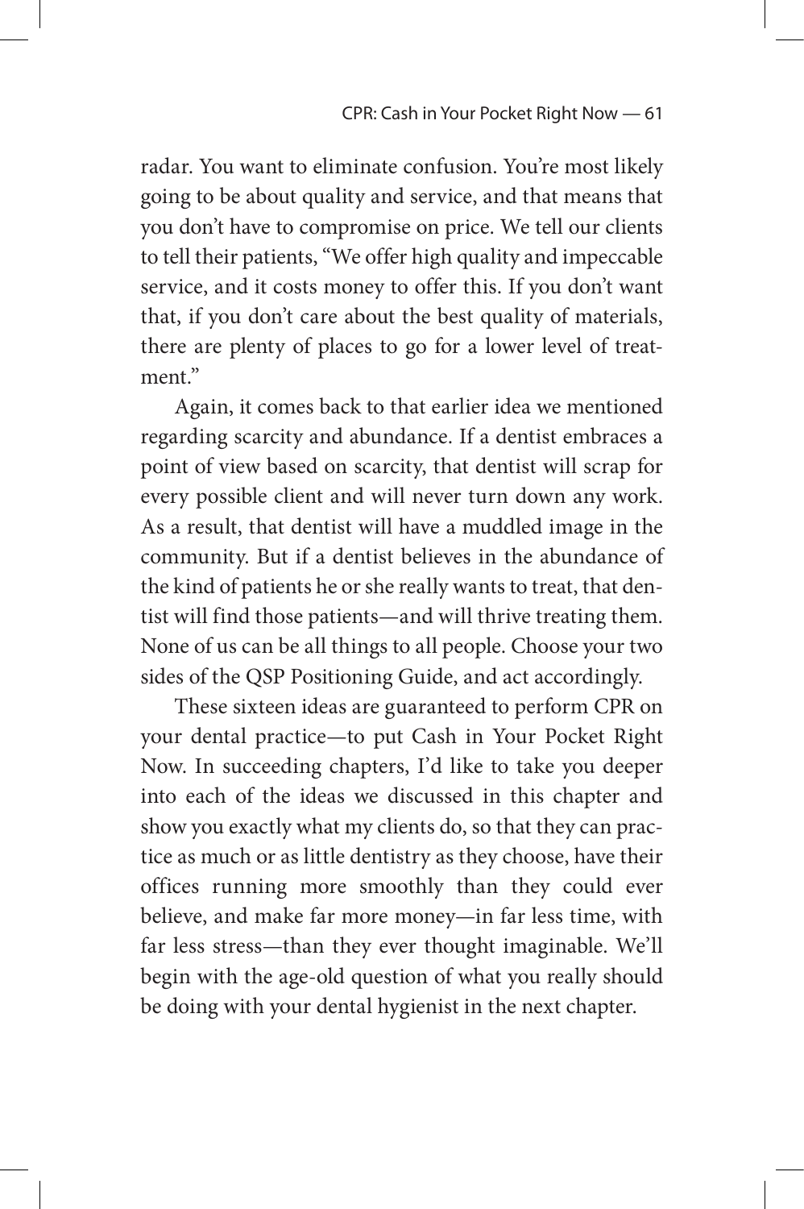radar. You want to eliminate confusion. You're most likely going to be about quality and service, and that means that you don't have to compromise on price. We tell our clients to tell their patients, "We offer high quality and impeccable service, and it costs money to offer this. If you don't want that, if you don't care about the best quality of materials, there are plenty of places to go for a lower level of treatment."

Again, it comes back to that earlier idea we mentioned regarding scarcity and abundance. If a dentist embraces a point of view based on scarcity, that dentist will scrap for every possible client and will never turn down any work. As a result, that dentist will have a muddled image in the community. But if a dentist believes in the abundance of the kind of patients he or she really wants to treat, that dentist will find those patients—and will thrive treating them. None of us can be all things to all people. Choose your two sides of the QSP Positioning Guide, and act accordingly.

These sixteen ideas are guaranteed to perform CPR on your dental practice—to put Cash in Your Pocket Right Now. In succeeding chapters, I'd like to take you deeper into each of the ideas we discussed in this chapter and show you exactly what my clients do, so that they can practice as much or as little dentistry as they choose, have their offices running more smoothly than they could ever believe, and make far more money—in far less time, with far less stress—than they ever thought imaginable. We'll begin with the age-old question of what you really should be doing with your dental hygienist in the next chapter.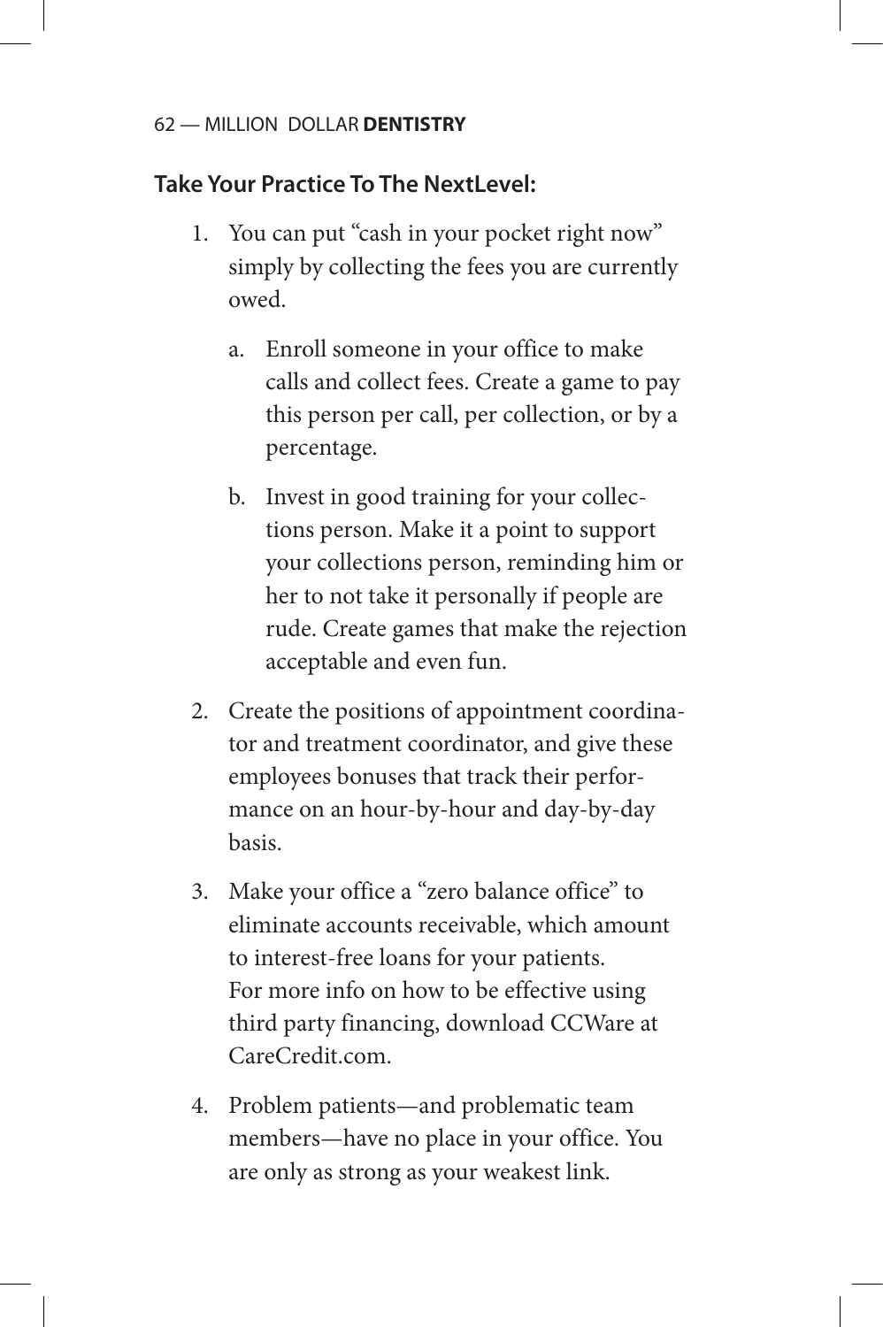### Take Your Practice To The NextLevel:

1. You can put "cash in your pocket right now" simply by collecting the fees you are currently owed.

    a. Enroll someone in your office to make calls and collect fees. Create a game to pay this person per call, per collection, or by a percentage.

    b. Invest in good training for your collections person. Make it a point to support your collections person, reminding him or her to not take it personally if people are rude. Create games that make the rejection acceptable and even fun.

2. Create the positions of appointment coordinator and treatment coordinator, and give these employees bonuses that track their performance on an hour-by-hour and day-by-day basis.

3. Make your office a "zero balance office" to eliminate accounts receivable, which amount to interest-free loans for your patients. For more info on how to be effective using third party financing, download CCWare at CareCredit.com.

4. Problem patients—and problematic team members—have no place in your office. You are only as strong as your weakest link.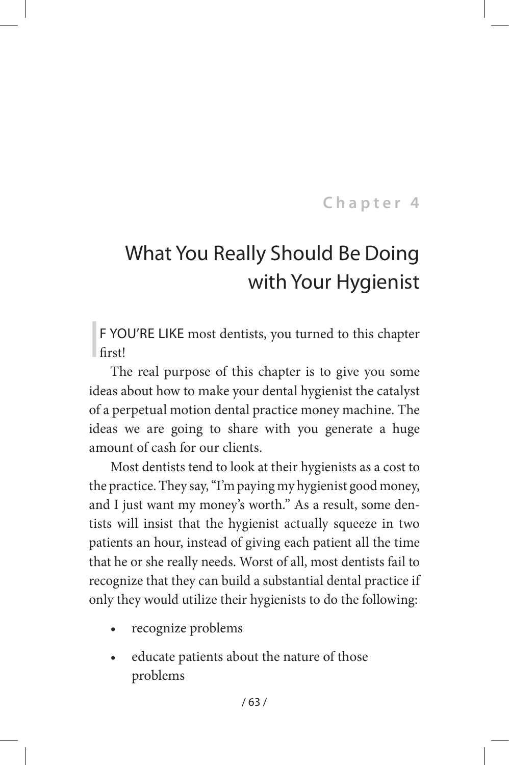Chapter 4

# What You Really Should Be Doing with Your Hygienist

IF YOU'RE LIKE most dentists, you turned to this chapter first!

The real purpose of this chapter is to give you some ideas about how to make your dental hygienist the catalyst of a perpetual motion dental practice money machine. The ideas we are going to share with you generate a huge amount of cash for our clients.

Most dentists tend to look at their hygienists as a cost to the practice. They say, "I'm paying my hygienist good money, and I just want my money's worth." As a result, some dentists will insist that the hygienist actually squeeze in two patients an hour, instead of giving each patient all the time that he or she really needs. Worst of all, most dentists fail to recognize that they can build a substantial dental practice if only they would utilize their hygienists to do the following:

- recognize problems
- educate patients about the nature of those problems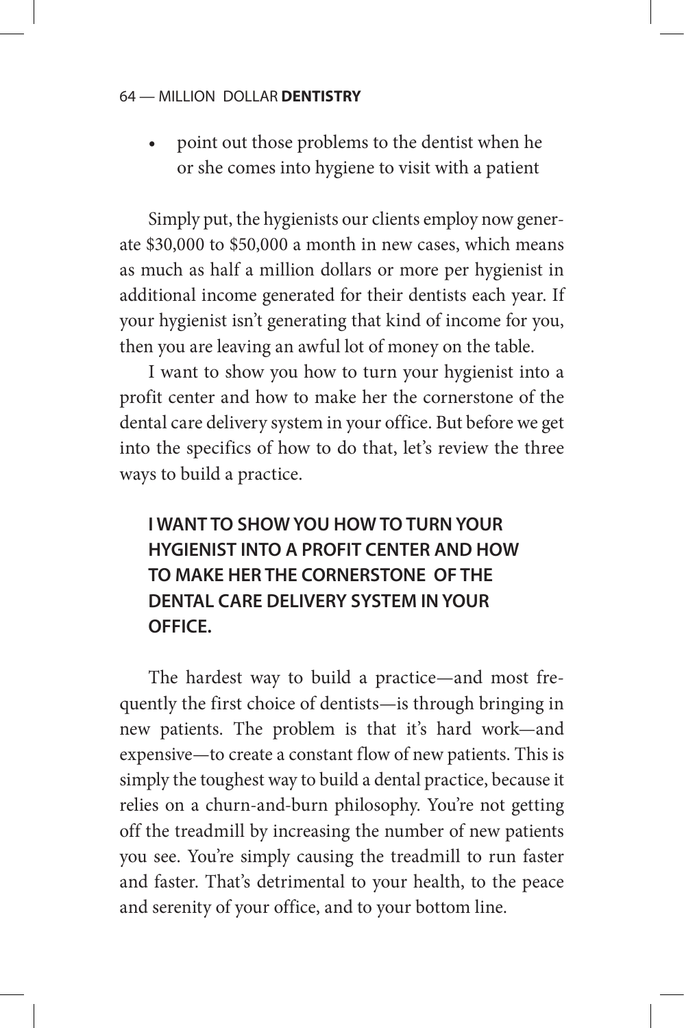- point out those problems to the dentist when he or she comes into hygiene to visit with a patient

Simply put, the hygienists our clients employ now generate $30,000 to $50,000 a month in new cases, which means as much as half a million dollars or more per hygienist in additional income generated for their dentists each year. If your hygienist isn't generating that kind of income for you, then you are leaving an awful lot of money on the table.

I want to show you how to turn your hygienist into a profit center and how to make her the cornerstone of the dental care delivery system in your office. But before we get into the specifics of how to do that, let's review the three ways to build a practice.

**I WANT TO SHOW YOU HOW TO TURN YOUR HYGIENIST INTO A PROFIT CENTER AND HOW TO MAKE HER THE CORNERSTONE OF THE DENTAL CARE DELIVERY SYSTEM IN YOUR OFFICE.**

The hardest way to build a practice—and most frequently the first choice of dentists—is through bringing in new patients. The problem is that it's hard work—and expensive—to create a constant flow of new patients. This is simply the toughest way to build a dental practice, because it relies on a churn-and-burn philosophy. You're not getting off the treadmill by increasing the number of new patients you see. You're simply causing the treadmill to run faster and faster. That's detrimental to your health, to the peace and serenity of your office, and to your bottom line.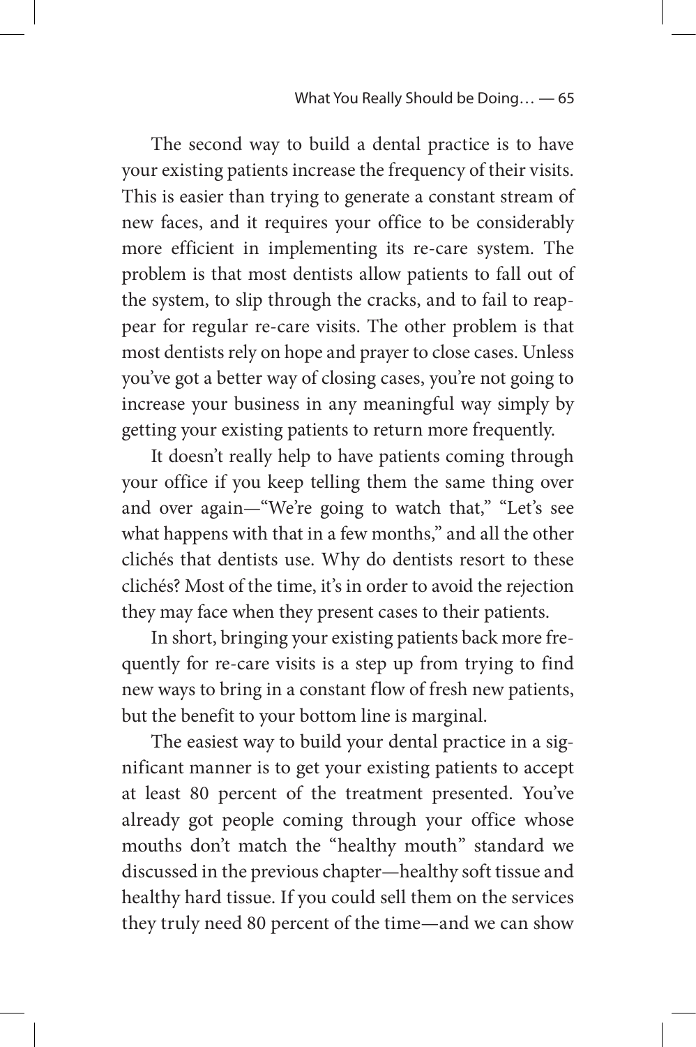The second way to build a dental practice is to have your existing patients increase the frequency of their visits. This is easier than trying to generate a constant stream of new faces, and it requires your office to be considerably more efficient in implementing its re-care system. The problem is that most dentists allow patients to fall out of the system, to slip through the cracks, and to fail to reappear for regular re-care visits. The other problem is that most dentists rely on hope and prayer to close cases. Unless you've got a better way of closing cases, you're not going to increase your business in any meaningful way simply by getting your existing patients to return more frequently.

It doesn't really help to have patients coming through your office if you keep telling them the same thing over and over again—"We're going to watch that," "Let's see what happens with that in a few months," and all the other clichés that dentists use. Why do dentists resort to these clichés? Most of the time, it's in order to avoid the rejection they may face when they present cases to their patients.

In short, bringing your existing patients back more frequently for re-care visits is a step up from trying to find new ways to bring in a constant flow of fresh new patients, but the benefit to your bottom line is marginal.

The easiest way to build your dental practice in a significant manner is to get your existing patients to accept at least 80 percent of the treatment presented. You've already got people coming through your office whose mouths don't match the "healthy mouth" standard we discussed in the previous chapter—healthy soft tissue and healthy hard tissue. If you could sell them on the services they truly need 80 percent of the time—and we can show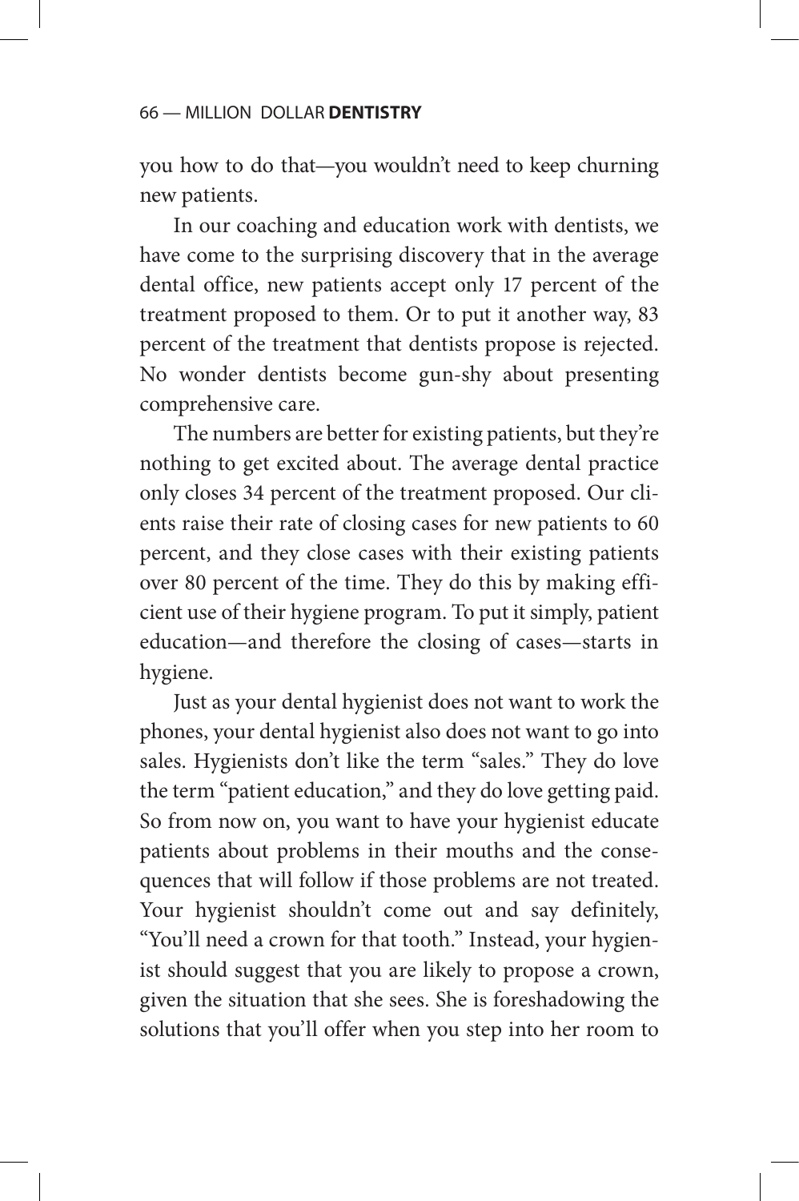you how to do that—you wouldn't need to keep churning new patients.

In our coaching and education work with dentists, we have come to the surprising discovery that in the average dental office, new patients accept only 17 percent of the treatment proposed to them. Or to put it another way, 83 percent of the treatment that dentists propose is rejected. No wonder dentists become gun-shy about presenting comprehensive care.

The numbers are better for existing patients, but they're nothing to get excited about. The average dental practice only closes 34 percent of the treatment proposed. Our clients raise their rate of closing cases for new patients to 60 percent, and they close cases with their existing patients over 80 percent of the time. They do this by making efficient use of their hygiene program. To put it simply, patient education—and therefore the closing of cases—starts in hygiene.

Just as your dental hygienist does not want to work the phones, your dental hygienist also does not want to go into sales. Hygienists don't like the term "sales." They do love the term "patient education," and they do love getting paid. So from now on, you want to have your hygienist educate patients about problems in their mouths and the consequences that will follow if those problems are not treated. Your hygienist shouldn't come out and say definitely, "You'll need a crown for that tooth." Instead, your hygienist should suggest that you are likely to propose a crown, given the situation that she sees. She is foreshadowing the solutions that you'll offer when you step into her room to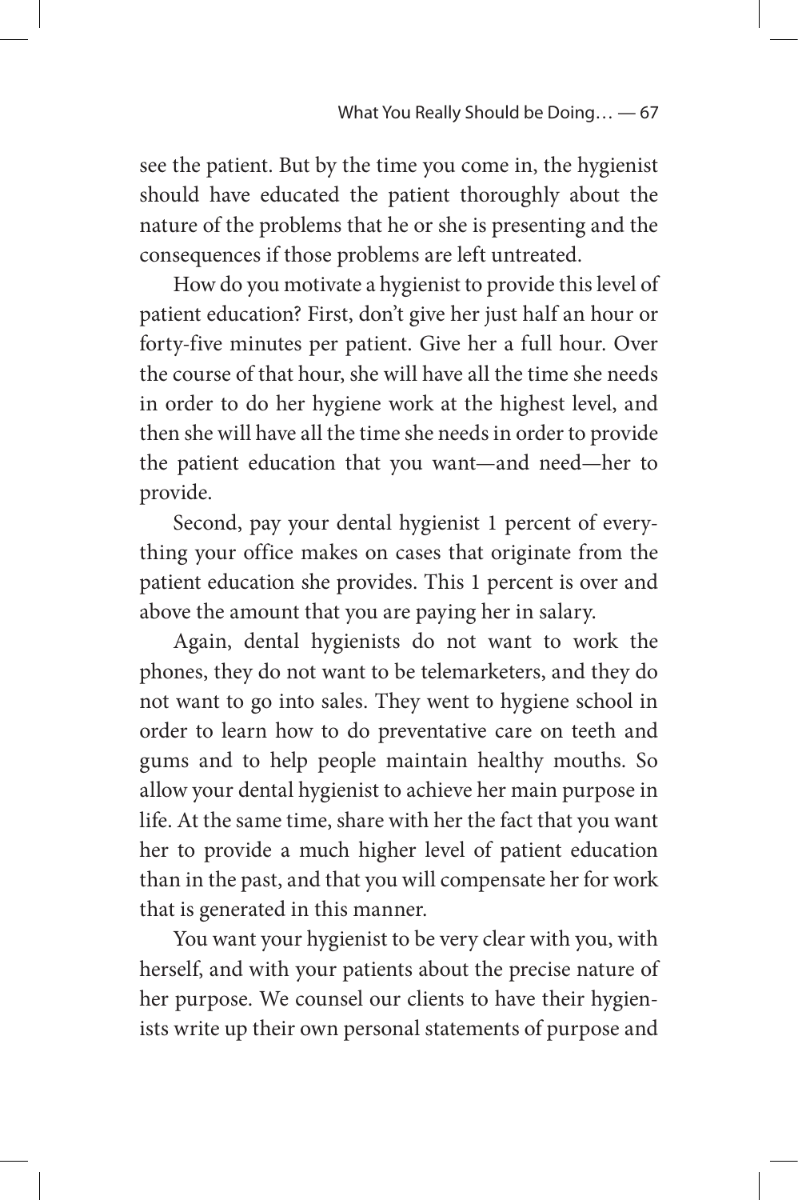see the patient. But by the time you come in, the hygienist should have educated the patient thoroughly about the nature of the problems that he or she is presenting and the consequences if those problems are left untreated.

How do you motivate a hygienist to provide this level of patient education? First, don't give her just half an hour or forty-five minutes per patient. Give her a full hour. Over the course of that hour, she will have all the time she needs in order to do her hygiene work at the highest level, and then she will have all the time she needs in order to provide the patient education that you want—and need—her to provide.

Second, pay your dental hygienist 1 percent of everything your office makes on cases that originate from the patient education she provides. This 1 percent is over and above the amount that you are paying her in salary.

Again, dental hygienists do not want to work the phones, they do not want to be telemarketers, and they do not want to go into sales. They went to hygiene school in order to learn how to do preventative care on teeth and gums and to help people maintain healthy mouths. So allow your dental hygienist to achieve her main purpose in life. At the same time, share with her the fact that you want her to provide a much higher level of patient education than in the past, and that you will compensate her for work that is generated in this manner.

You want your hygienist to be very clear with you, with herself, and with your patients about the precise nature of her purpose. We counsel our clients to have their hygienists write up their own personal statements of purpose and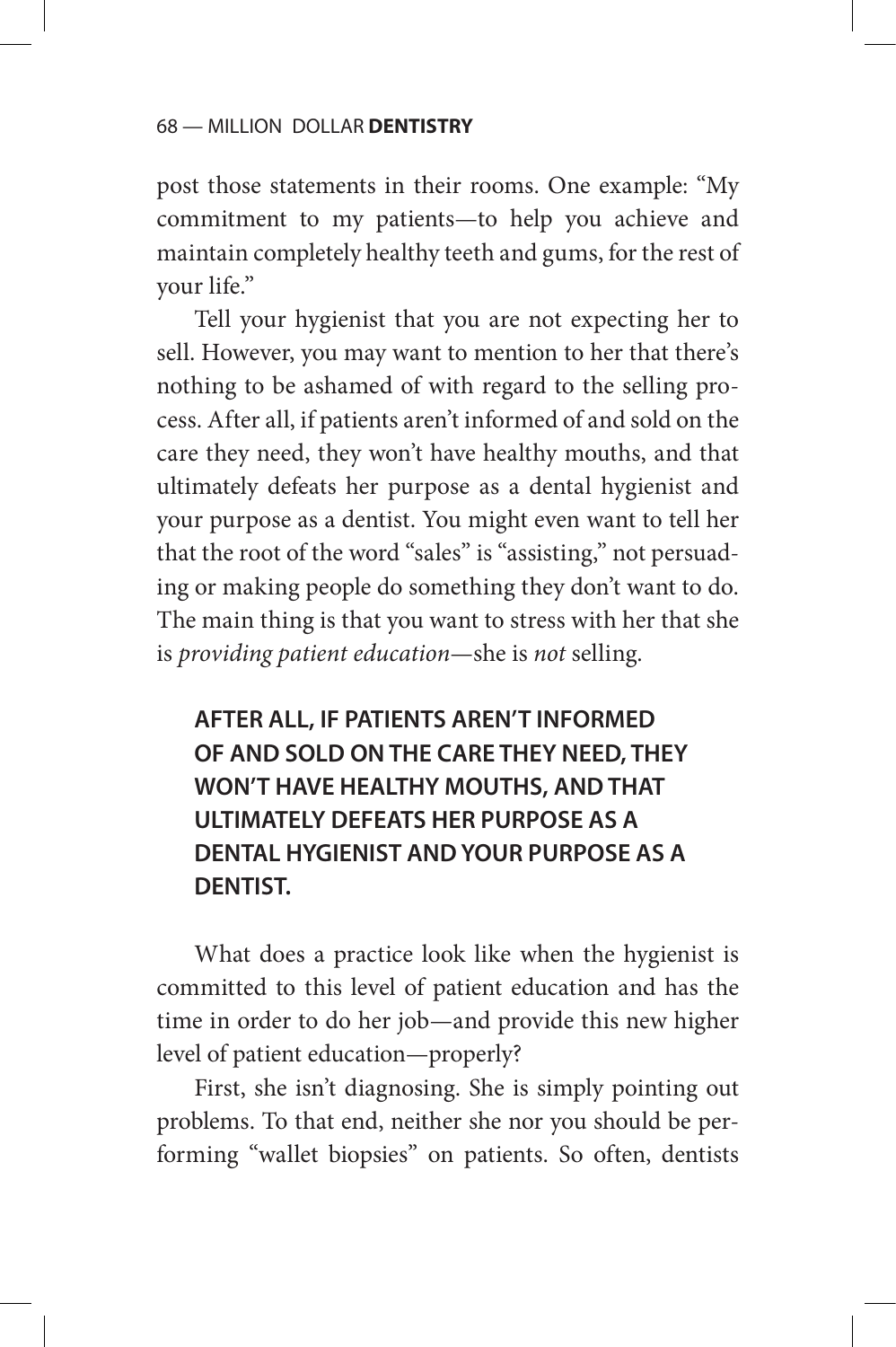post those statements in their rooms. One example: "My commitment to my patients—to help you achieve and maintain completely healthy teeth and gums, for the rest of your life."

Tell your hygienist that you are not expecting her to sell. However, you may want to mention to her that there's nothing to be ashamed of with regard to the selling process. After all, if patients aren't informed of and sold on the care they need, they won't have healthy mouths, and that ultimately defeats her purpose as a dental hygienist and your purpose as a dentist. You might even want to tell her that the root of the word "sales" is "assisting," not persuading or making people do something they don't want to do. The main thing is that you want to stress with her that she is *providing patient education*—she is *not* selling.

> **AFTER ALL, IF PATIENTS AREN'T INFORMED OF AND SOLD ON THE CARE THEY NEED, THEY WON'T HAVE HEALTHY MOUTHS, AND THAT ULTIMATELY DEFEATS HER PURPOSE AS A DENTAL HYGIENIST AND YOUR PURPOSE AS A DENTIST.**

What does a practice look like when the hygienist is committed to this level of patient education and has the time in order to do her job—and provide this new higher level of patient education—properly?

First, she isn't diagnosing. She is simply pointing out problems. To that end, neither she nor you should be performing "wallet biopsies" on patients. So often, dentists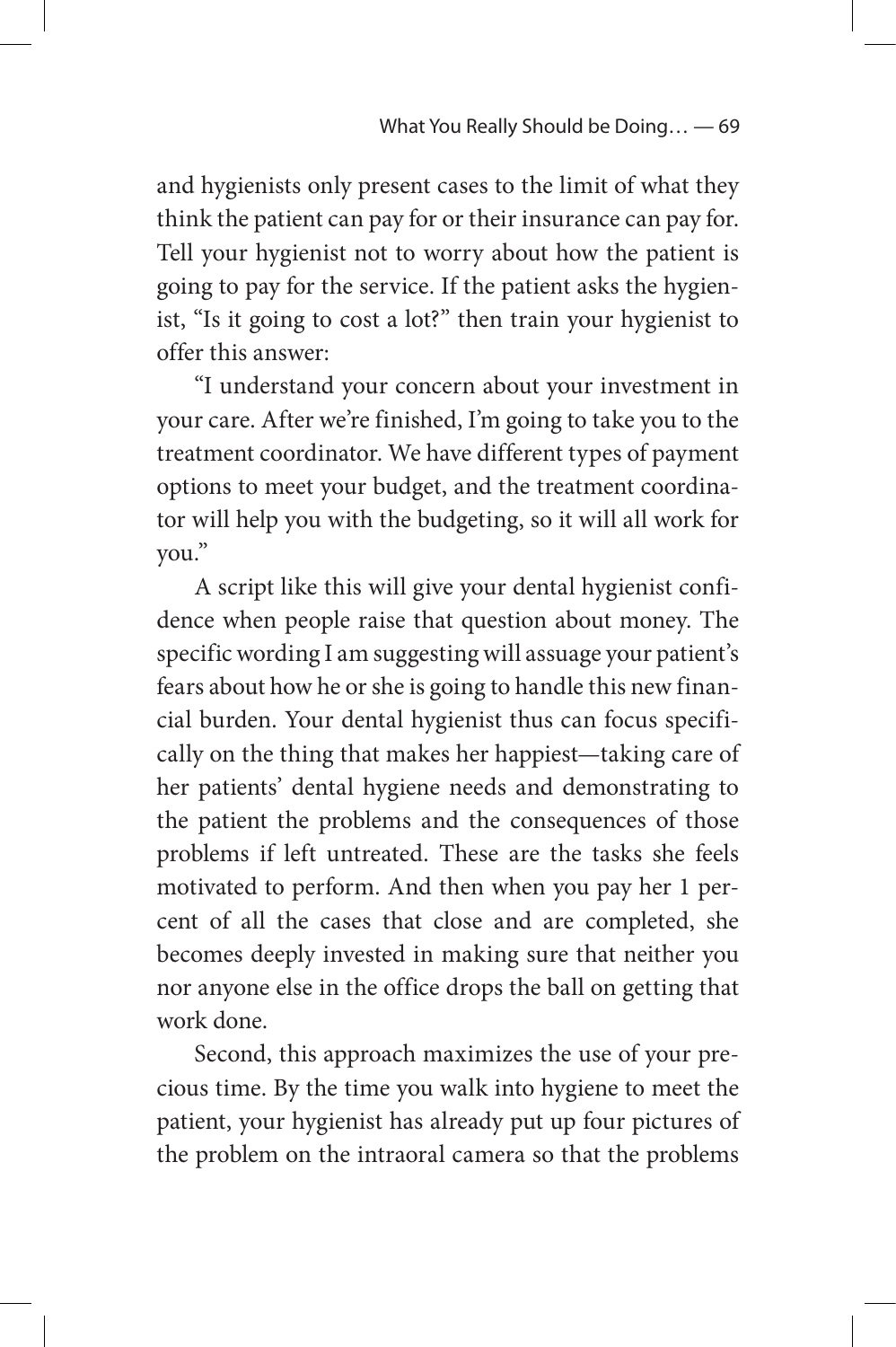and hygienists only present cases to the limit of what they think the patient can pay for or their insurance can pay for. Tell your hygienist not to worry about how the patient is going to pay for the service. If the patient asks the hygienist, "Is it going to cost a lot?" then train your hygienist to offer this answer:

"I understand your concern about your investment in your care. After we're finished, I'm going to take you to the treatment coordinator. We have different types of payment options to meet your budget, and the treatment coordinator will help you with the budgeting, so it will all work for you."

A script like this will give your dental hygienist confidence when people raise that question about money. The specific wording I am suggesting will assuage your patient's fears about how he or she is going to handle this new financial burden. Your dental hygienist thus can focus specifically on the thing that makes her happiest—taking care of her patients' dental hygiene needs and demonstrating to the patient the problems and the consequences of those problems if left untreated. These are the tasks she feels motivated to perform. And then when you pay her 1 percent of all the cases that close and are completed, she becomes deeply invested in making sure that neither you nor anyone else in the office drops the ball on getting that work done.

Second, this approach maximizes the use of your precious time. By the time you walk into hygiene to meet the patient, your hygienist has already put up four pictures of the problem on the intraoral camera so that the problems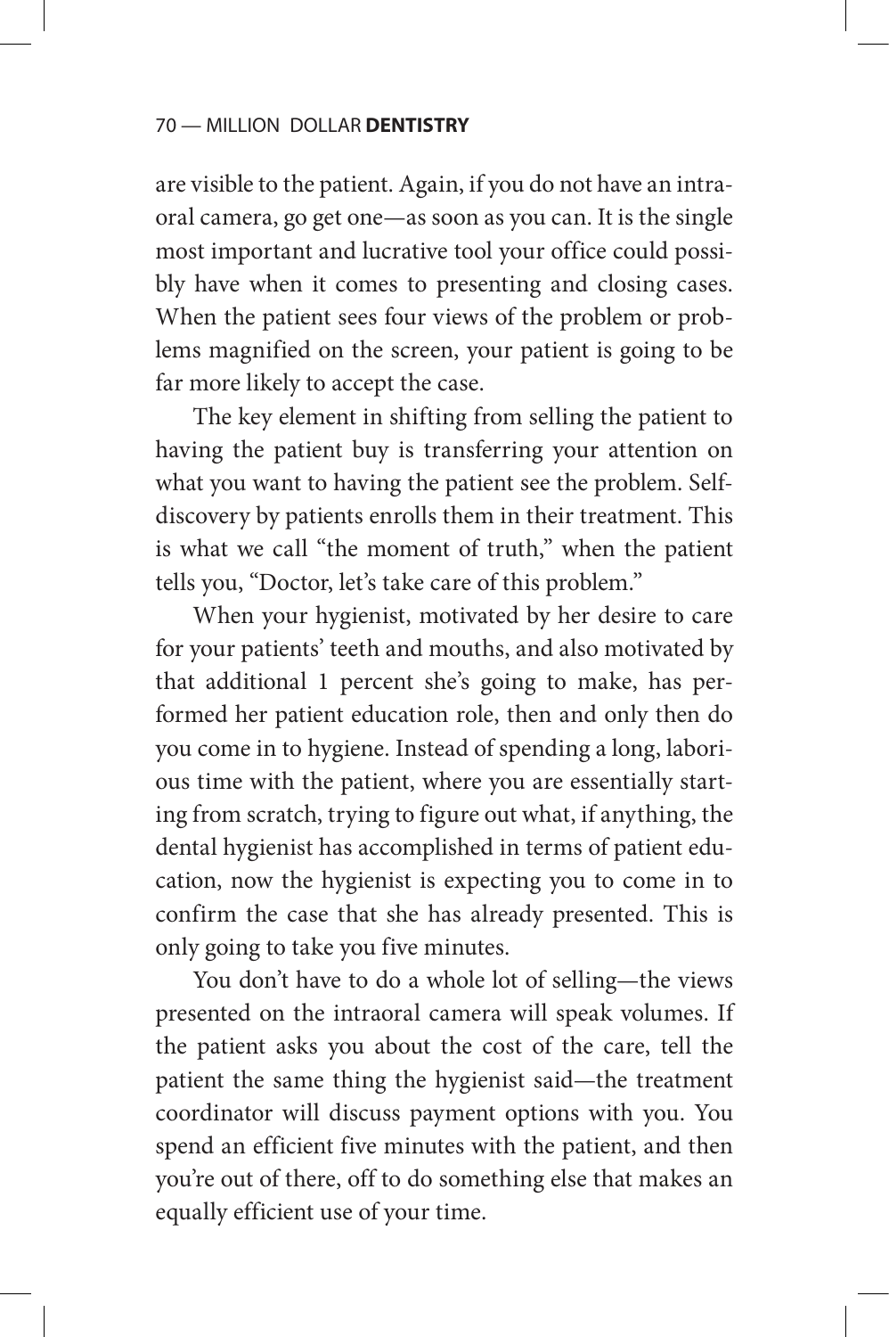are visible to the patient. Again, if you do not have an intraoral camera, go get one—as soon as you can. It is the single most important and lucrative tool your office could possibly have when it comes to presenting and closing cases. When the patient sees four views of the problem or problems magnified on the screen, your patient is going to be far more likely to accept the case.

The key element in shifting from selling the patient to having the patient buy is transferring your attention on what you want to having the patient see the problem. Self-discovery by patients enrolls them in their treatment. This is what we call "the moment of truth," when the patient tells you, "Doctor, let's take care of this problem."

When your hygienist, motivated by her desire to care for your patients' teeth and mouths, and also motivated by that additional 1 percent she's going to make, has performed her patient education role, then and only then do you come in to hygiene. Instead of spending a long, laborious time with the patient, where you are essentially starting from scratch, trying to figure out what, if anything, the dental hygienist has accomplished in terms of patient education, now the hygienist is expecting you to come in to confirm the case that she has already presented. This is only going to take you five minutes.

You don't have to do a whole lot of selling—the views presented on the intraoral camera will speak volumes. If the patient asks you about the cost of the care, tell the patient the same thing the hygienist said—the treatment coordinator will discuss payment options with you. You spend an efficient five minutes with the patient, and then you're out of there, off to do something else that makes an equally efficient use of your time.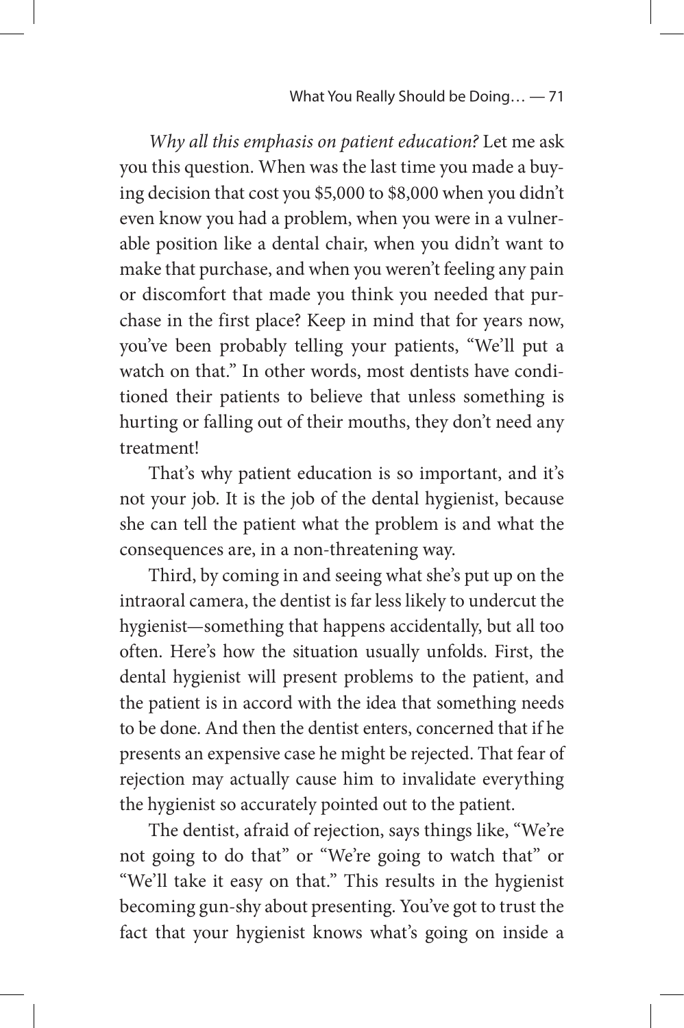*Why all this emphasis on patient education?* Let me ask you this question. When was the last time you made a buying decision that cost you $5,000 to $8,000 when you didn't even know you had a problem, when you were in a vulnerable position like a dental chair, when you didn't want to make that purchase, and when you weren't feeling any pain or discomfort that made you think you needed that purchase in the first place? Keep in mind that for years now, you've been probably telling your patients, "We'll put a watch on that." In other words, most dentists have conditioned their patients to believe that unless something is hurting or falling out of their mouths, they don't need any treatment!

That's why patient education is so important, and it's not your job. It is the job of the dental hygienist, because she can tell the patient what the problem is and what the consequences are, in a non-threatening way.

Third, by coming in and seeing what she's put up on the intraoral camera, the dentist is far less likely to undercut the hygienist—something that happens accidentally, but all too often. Here's how the situation usually unfolds. First, the dental hygienist will present problems to the patient, and the patient is in accord with the idea that something needs to be done. And then the dentist enters, concerned that if he presents an expensive case he might be rejected. That fear of rejection may actually cause him to invalidate everything the hygienist so accurately pointed out to the patient.

The dentist, afraid of rejection, says things like, "We're not going to do that" or "We're going to watch that" or "We'll take it easy on that." This results in the hygienist becoming gun-shy about presenting. You've got to trust the fact that your hygienist knows what's going on inside a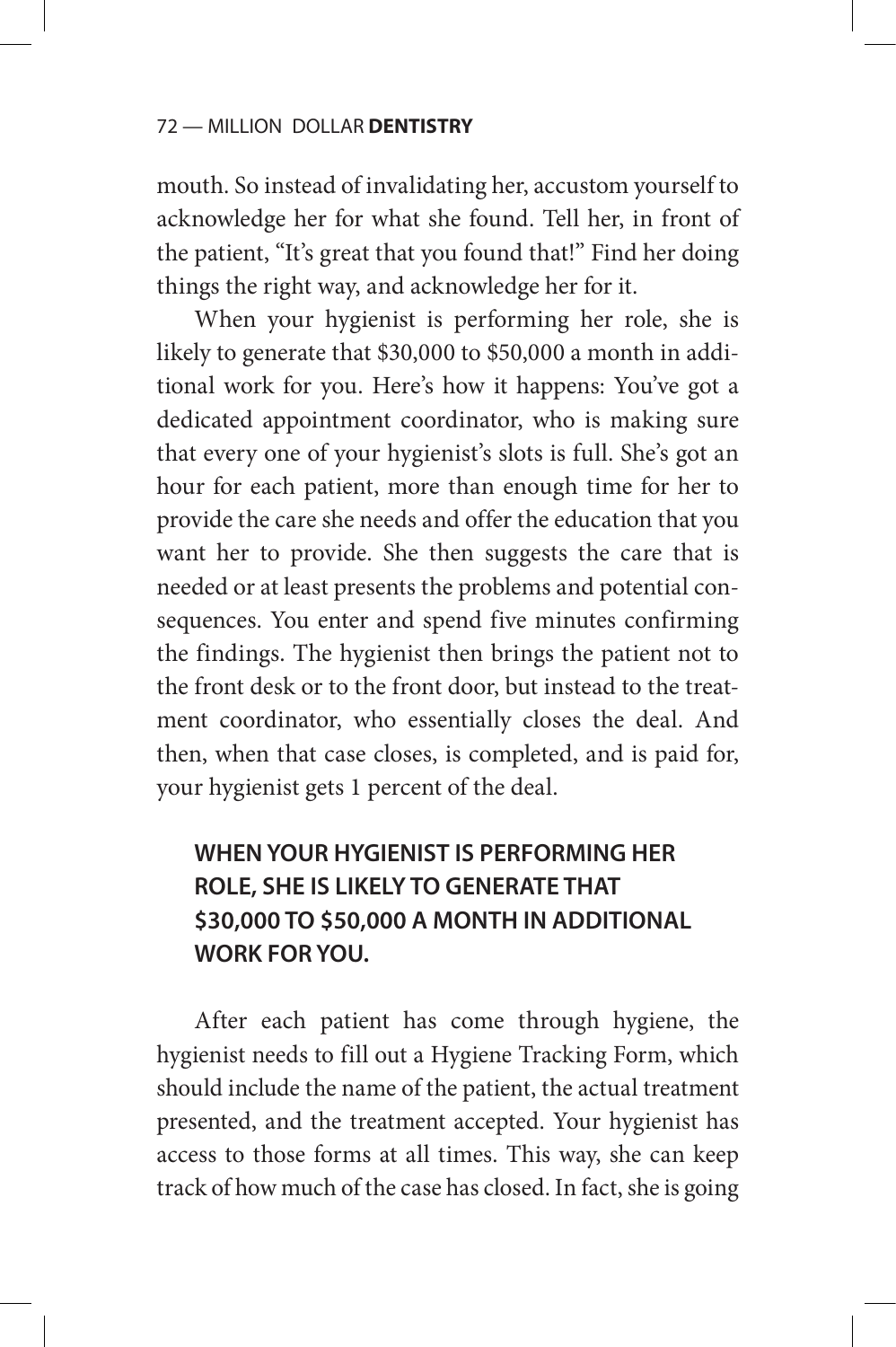mouth. So instead of invalidating her, accustom yourself to acknowledge her for what she found. Tell her, in front of the patient, "It's great that you found that!" Find her doing things the right way, and acknowledge her for it.

When your hygienist is performing her role, she is likely to generate that $30,000 to $50,000 a month in additional work for you. Here's how it happens: You've got a dedicated appointment coordinator, who is making sure that every one of your hygienist's slots is full. She's got an hour for each patient, more than enough time for her to provide the care she needs and offer the education that you want her to provide. She then suggests the care that is needed or at least presents the problems and potential consequences. You enter and spend five minutes confirming the findings. The hygienist then brings the patient not to the front desk or to the front door, but instead to the treatment coordinator, who essentially closes the deal. And then, when that case closes, is completed, and is paid for, your hygienist gets 1 percent of the deal.

**WHEN YOUR HYGIENIST IS PERFORMING HER ROLE, SHE IS LIKELY TO GENERATE THAT $30,000 TO $50,000 A MONTH IN ADDITIONAL WORK FOR YOU.**

After each patient has come through hygiene, the hygienist needs to fill out a Hygiene Tracking Form, which should include the name of the patient, the actual treatment presented, and the treatment accepted. Your hygienist has access to those forms at all times. This way, she can keep track of how much of the case has closed. In fact, she is going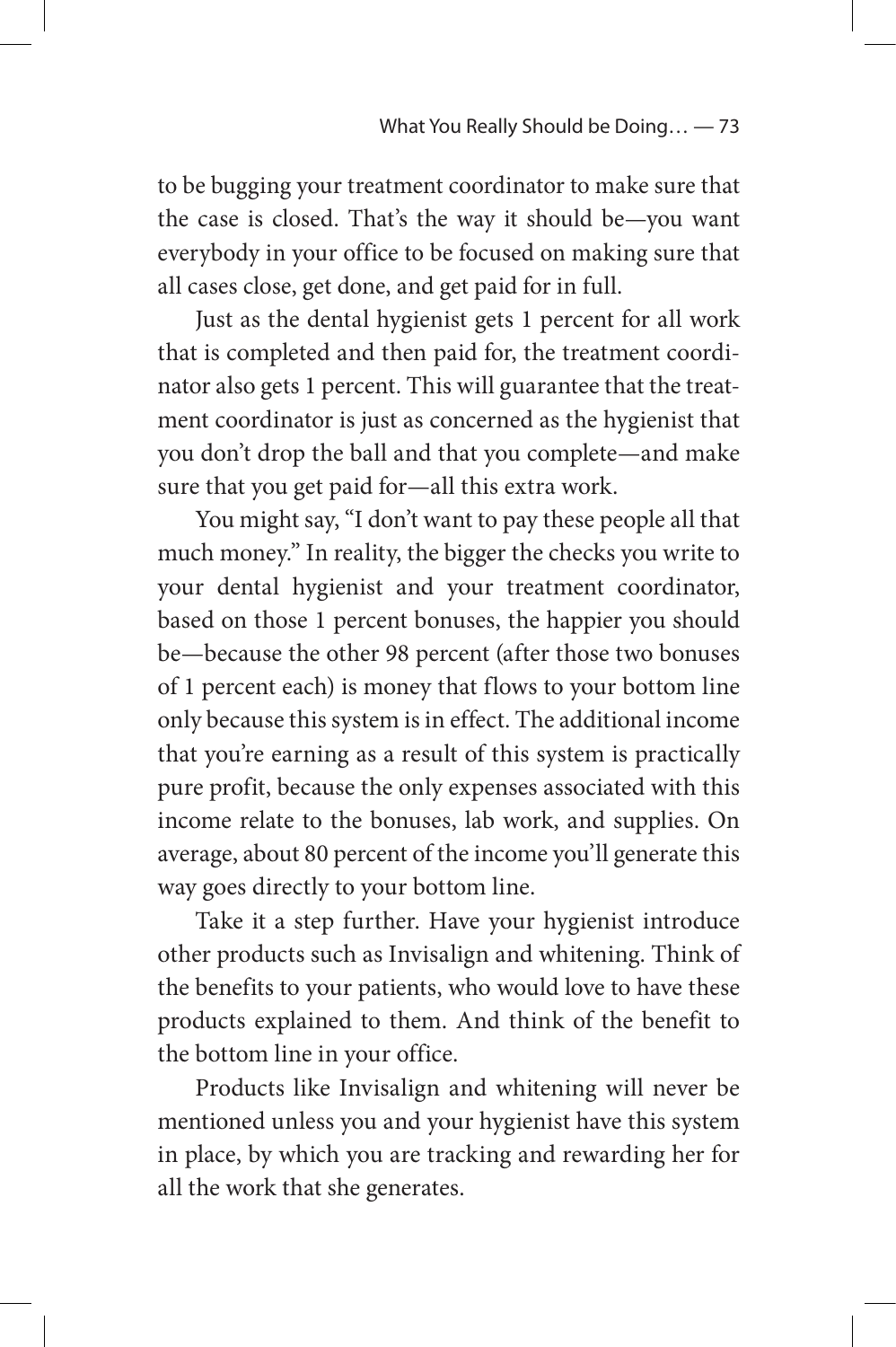to be bugging your treatment coordinator to make sure that the case is closed. That's the way it should be—you want everybody in your office to be focused on making sure that all cases close, get done, and get paid for in full.

Just as the dental hygienist gets 1 percent for all work that is completed and then paid for, the treatment coordinator also gets 1 percent. This will guarantee that the treatment coordinator is just as concerned as the hygienist that you don't drop the ball and that you complete—and make sure that you get paid for—all this extra work.

You might say, "I don't want to pay these people all that much money." In reality, the bigger the checks you write to your dental hygienist and your treatment coordinator, based on those 1 percent bonuses, the happier you should be—because the other 98 percent (after those two bonuses of 1 percent each) is money that flows to your bottom line only because this system is in effect. The additional income that you're earning as a result of this system is practically pure profit, because the only expenses associated with this income relate to the bonuses, lab work, and supplies. On average, about 80 percent of the income you'll generate this way goes directly to your bottom line.

Take it a step further. Have your hygienist introduce other products such as Invisalign and whitening. Think of the benefits to your patients, who would love to have these products explained to them. And think of the benefit to the bottom line in your office.

Products like Invisalign and whitening will never be mentioned unless you and your hygienist have this system in place, by which you are tracking and rewarding her for all the work that she generates.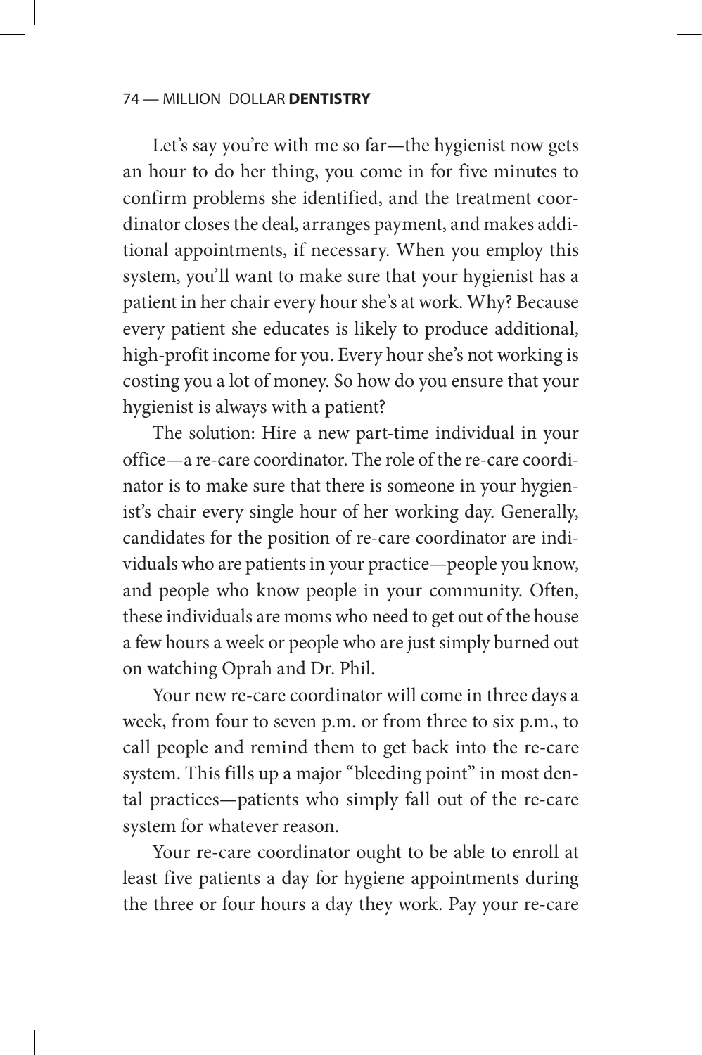Let's say you're with me so far—the hygienist now gets an hour to do her thing, you come in for five minutes to confirm problems she identified, and the treatment coordinator closes the deal, arranges payment, and makes additional appointments, if necessary. When you employ this system, you'll want to make sure that your hygienist has a patient in her chair every hour she's at work. Why? Because every patient she educates is likely to produce additional, high-profit income for you. Every hour she's not working is costing you a lot of money. So how do you ensure that your hygienist is always with a patient?

The solution: Hire a new part-time individual in your office—a re-care coordinator. The role of the re-care coordinator is to make sure that there is someone in your hygienist's chair every single hour of her working day. Generally, candidates for the position of re-care coordinator are individuals who are patients in your practice—people you know, and people who know people in your community. Often, these individuals are moms who need to get out of the house a few hours a week or people who are just simply burned out on watching Oprah and Dr. Phil.

Your new re-care coordinator will come in three days a week, from four to seven p.m. or from three to six p.m., to call people and remind them to get back into the re-care system. This fills up a major "bleeding point" in most dental practices—patients who simply fall out of the re-care system for whatever reason.

Your re-care coordinator ought to be able to enroll at least five patients a day for hygiene appointments during the three or four hours a day they work. Pay your re-care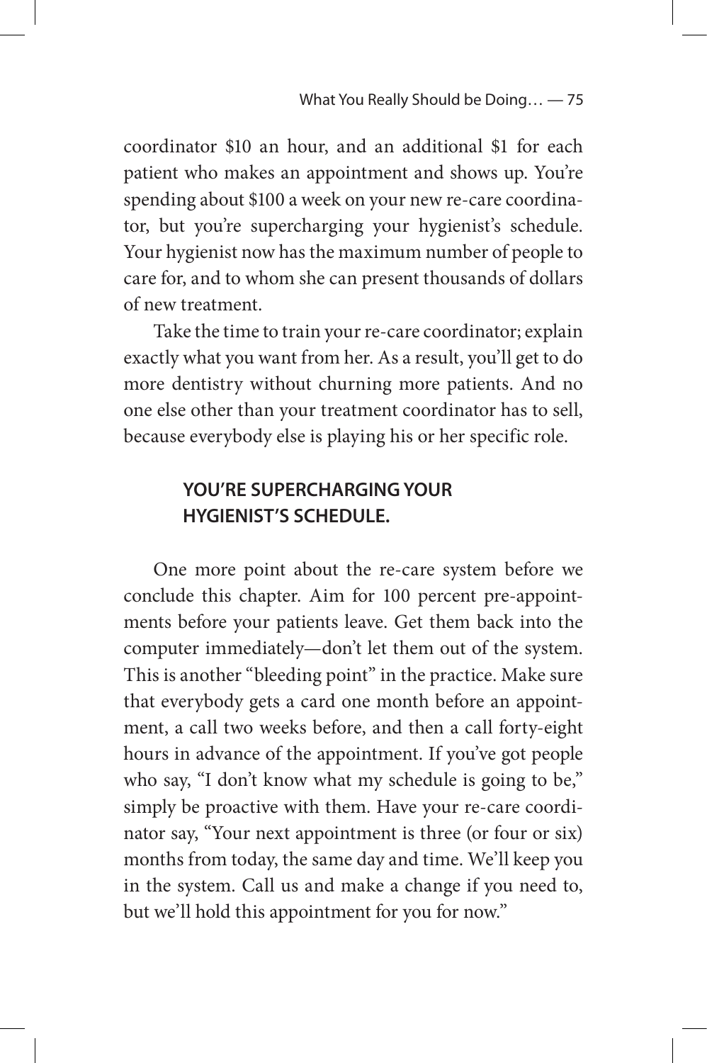coordinator $10 an hour, and an additional $1 for each patient who makes an appointment and shows up. You're spending about $100 a week on your new re-care coordinator, but you're supercharging your hygienist's schedule. Your hygienist now has the maximum number of people to care for, and to whom she can present thousands of dollars of new treatment.

Take the time to train your re-care coordinator; explain exactly what you want from her. As a result, you'll get to do more dentistry without churning more patients. And no one else other than your treatment coordinator has to sell, because everybody else is playing his or her specific role.

**YOU'RE SUPERCHARGING YOUR HYGIENIST'S SCHEDULE.**

One more point about the re-care system before we conclude this chapter. Aim for 100 percent pre-appointments before your patients leave. Get them back into the computer immediately—don't let them out of the system. This is another "bleeding point" in the practice. Make sure that everybody gets a card one month before an appointment, a call two weeks before, and then a call forty-eight hours in advance of the appointment. If you've got people who say, "I don't know what my schedule is going to be," simply be proactive with them. Have your re-care coordinator say, "Your next appointment is three (or four or six) months from today, the same day and time. We'll keep you in the system. Call us and make a change if you need to, but we'll hold this appointment for you for now."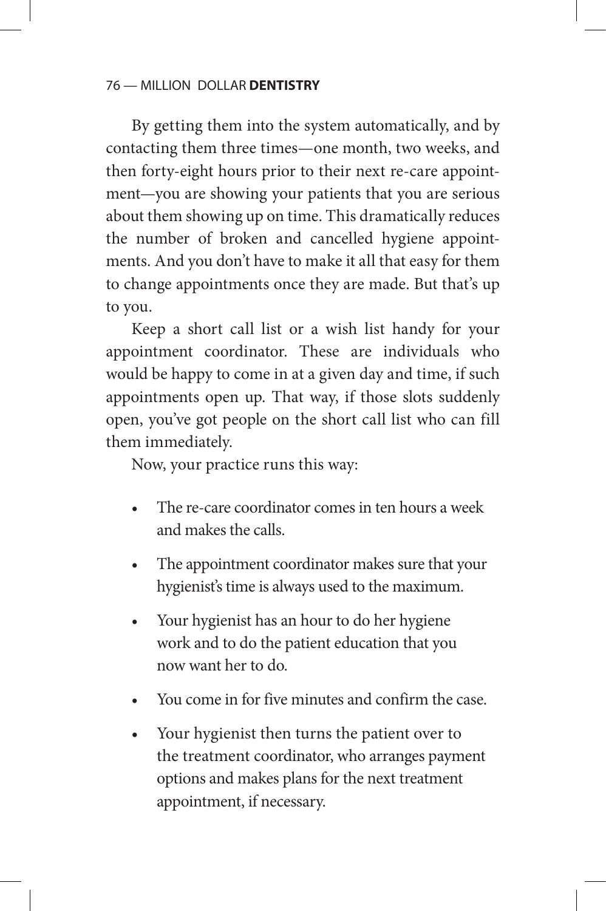By getting them into the system automatically, and by contacting them three times—one month, two weeks, and then forty-eight hours prior to their next re-care appointment—you are showing your patients that you are serious about them showing up on time. This dramatically reduces the number of broken and cancelled hygiene appointments. And you don't have to make it all that easy for them to change appointments once they are made. But that's up to you.

Keep a short call list or a wish list handy for your appointment coordinator. These are individuals who would be happy to come in at a given day and time, if such appointments open up. That way, if those slots suddenly open, you've got people on the short call list who can fill them immediately.

Now, your practice runs this way:

- The re-care coordinator comes in ten hours a week and makes the calls.
- The appointment coordinator makes sure that your hygienist's time is always used to the maximum.
- Your hygienist has an hour to do her hygiene work and to do the patient education that you now want her to do.
- You come in for five minutes and confirm the case.
- Your hygienist then turns the patient over to the treatment coordinator, who arranges payment options and makes plans for the next treatment appointment, if necessary.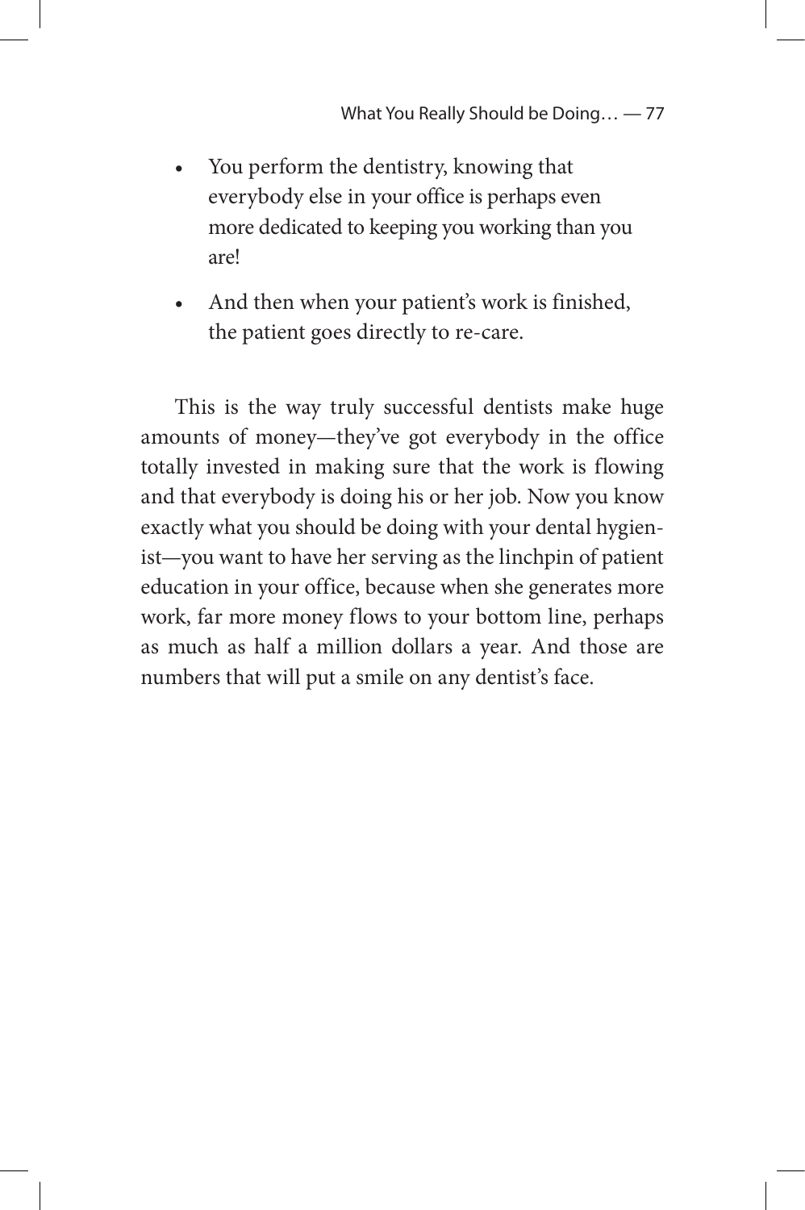- You perform the dentistry, knowing that everybody else in your office is perhaps even more dedicated to keeping you working than you are!
- And then when your patient's work is finished, the patient goes directly to re-care.

This is the way truly successful dentists make huge amounts of money—they've got everybody in the office totally invested in making sure that the work is flowing and that everybody is doing his or her job. Now you know exactly what you should be doing with your dental hygienist—you want to have her serving as the linchpin of patient education in your office, because when she generates more work, far more money flows to your bottom line, perhaps as much as half a million dollars a year. And those are numbers that will put a smile on any dentist's face.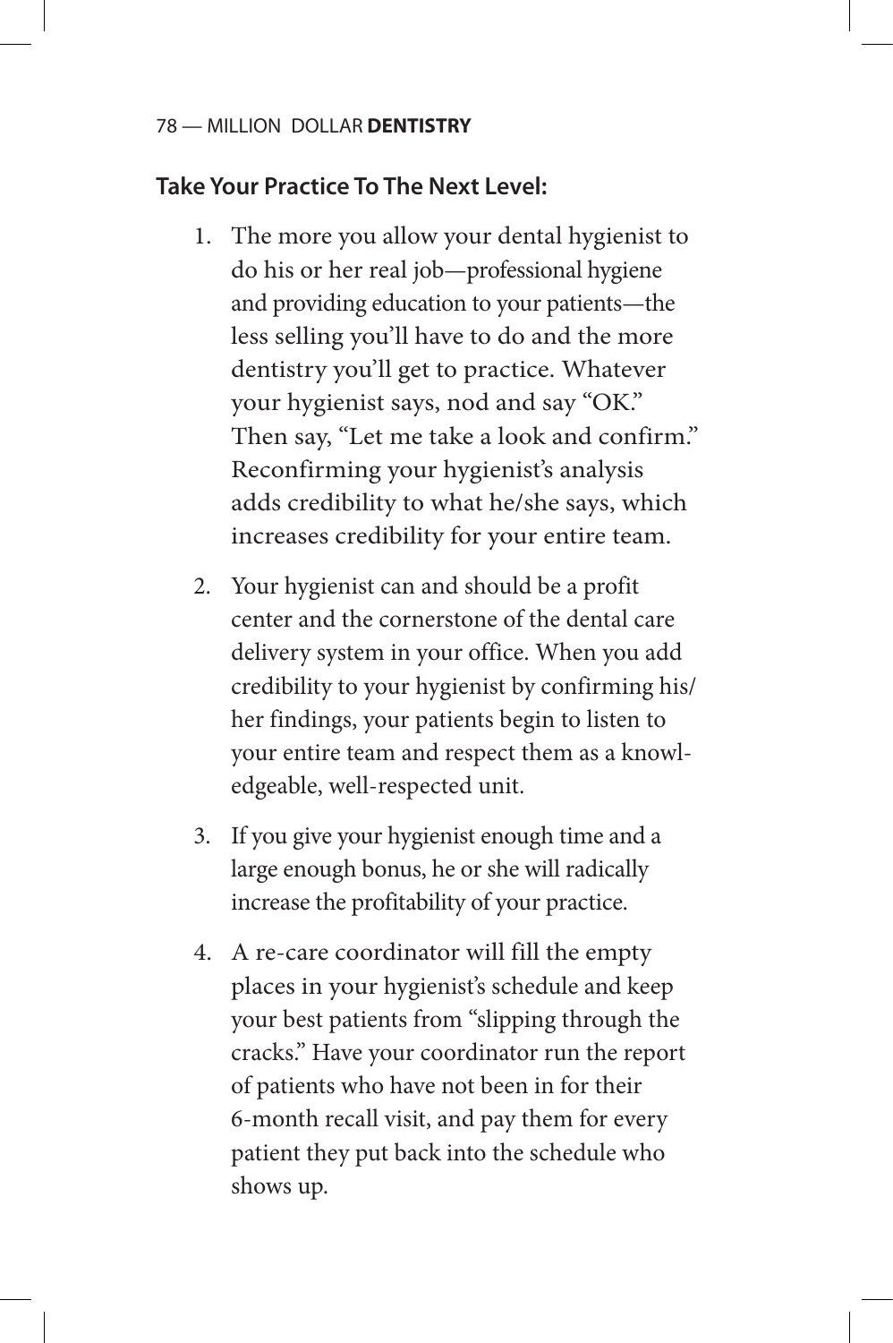### Take Your Practice To The Next Level:

1. The more you allow your dental hygienist to do his or her real job—professional hygiene and providing education to your patients—the less selling you'll have to do and the more dentistry you'll get to practice. Whatever your hygienist says, nod and say "OK." Then say, "Let me take a look and confirm." Reconfirming your hygienist's analysis adds credibility to what he/she says, which increases credibility for your entire team.

2. Your hygienist can and should be a profit center and the cornerstone of the dental care delivery system in your office. When you add credibility to your hygienist by confirming his/her findings, your patients begin to listen to your entire team and respect them as a knowledgeable, well-respected unit.

3. If you give your hygienist enough time and a large enough bonus, he or she will radically increase the profitability of your practice.

4. A re-care coordinator will fill the empty places in your hygienist's schedule and keep your best patients from "slipping through the cracks." Have your coordinator run the report of patients who have not been in for their 6-month recall visit, and pay them for every patient they put back into the schedule who shows up.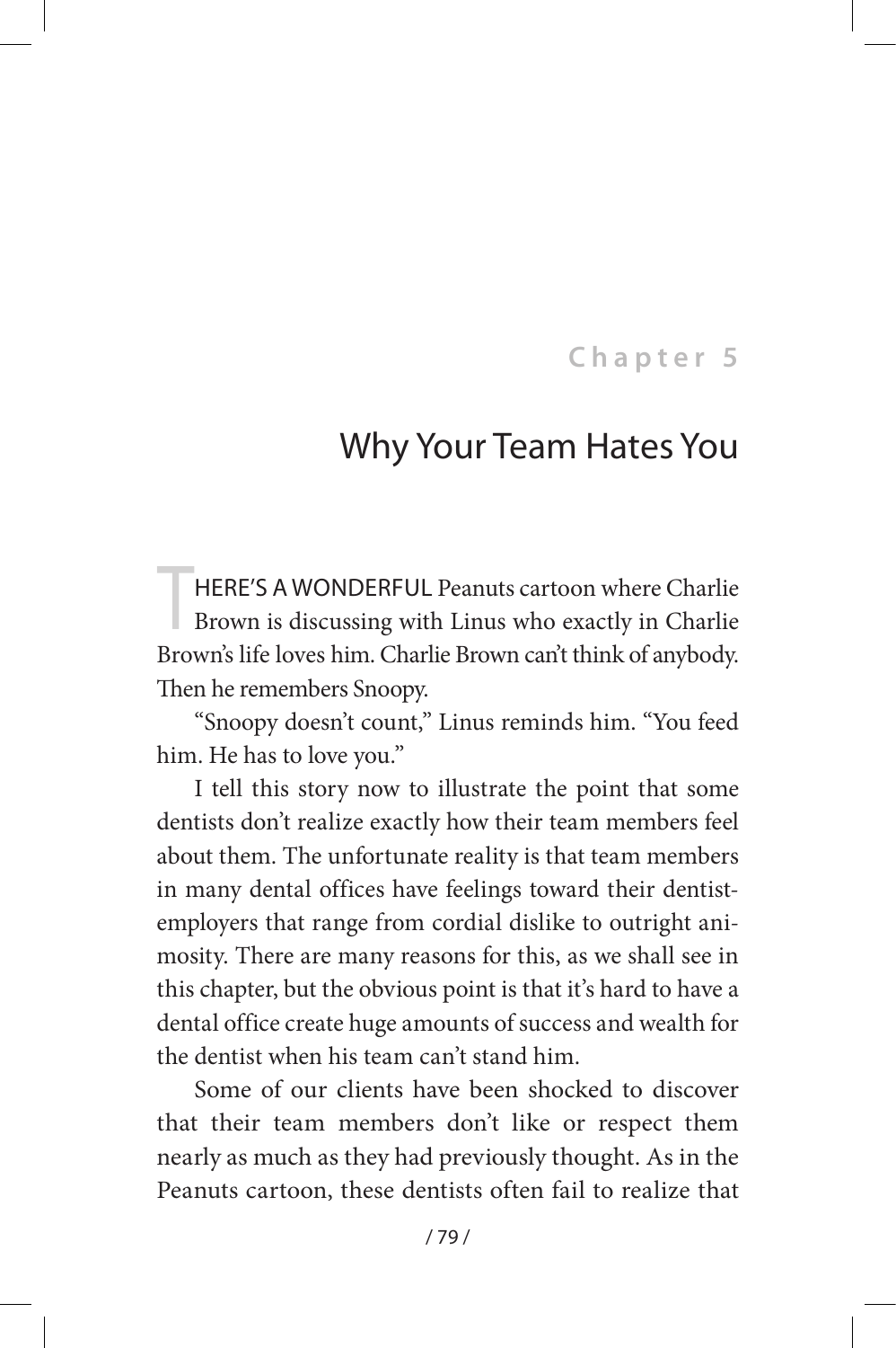## Chapter 5

# Why Your Team Hates You

THERE'S A WONDERFUL Peanuts cartoon where Charlie Brown is discussing with Linus who exactly in Charlie Brown's life loves him. Charlie Brown can't think of anybody. Then he remembers Snoopy.

"Snoopy doesn't count," Linus reminds him. "You feed him. He has to love you."

I tell this story now to illustrate the point that some dentists don't realize exactly how their team members feel about them. The unfortunate reality is that team members in many dental offices have feelings toward their dentist-employers that range from cordial dislike to outright animosity. There are many reasons for this, as we shall see in this chapter, but the obvious point is that it's hard to have a dental office create huge amounts of success and wealth for the dentist when his team can't stand him.

Some of our clients have been shocked to discover that their team members don't like or respect them nearly as much as they had previously thought. As in the Peanuts cartoon, these dentists often fail to realize that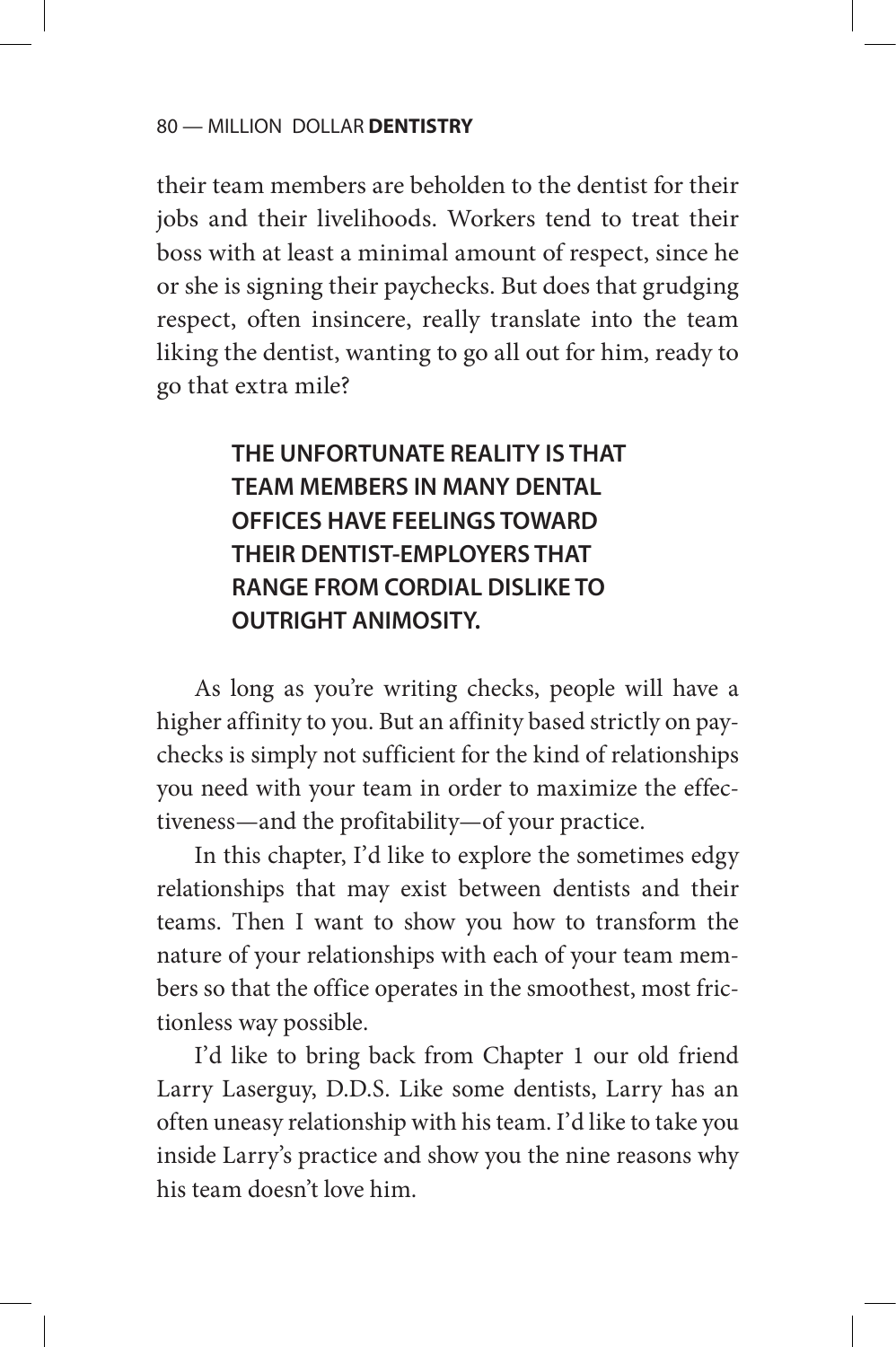their team members are beholden to the dentist for their jobs and their livelihoods. Workers tend to treat their boss with at least a minimal amount of respect, since he or she is signing their paychecks. But does that grudging respect, often insincere, really translate into the team liking the dentist, wanting to go all out for him, ready to go that extra mile?

> **THE UNFORTUNATE REALITY IS THAT TEAM MEMBERS IN MANY DENTAL OFFICES HAVE FEELINGS TOWARD THEIR DENTIST-EMPLOYERS THAT RANGE FROM CORDIAL DISLIKE TO OUTRIGHT ANIMOSITY.**

As long as you're writing checks, people will have a higher affinity to you. But an affinity based strictly on paychecks is simply not sufficient for the kind of relationships you need with your team in order to maximize the effectiveness—and the profitability—of your practice.

In this chapter, I'd like to explore the sometimes edgy relationships that may exist between dentists and their teams. Then I want to show you how to transform the nature of your relationships with each of your team members so that the office operates in the smoothest, most frictionless way possible.

I'd like to bring back from Chapter 1 our old friend Larry Laserguy, D.D.S. Like some dentists, Larry has an often uneasy relationship with his team. I'd like to take you inside Larry's practice and show you the nine reasons why his team doesn't love him.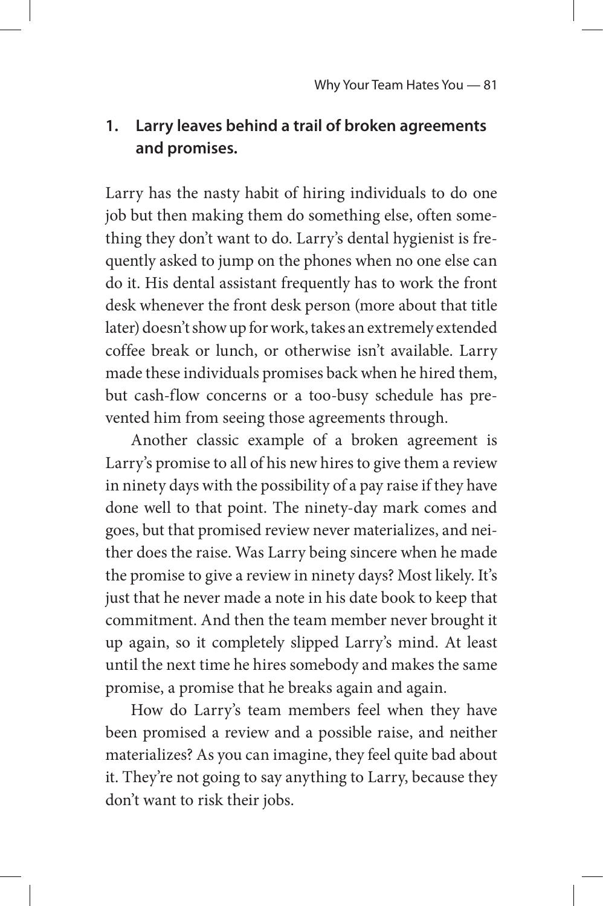### 1. Larry leaves behind a trail of broken agreements and promises.

Larry has the nasty habit of hiring individuals to do one job but then making them do something else, often something they don't want to do. Larry's dental hygienist is frequently asked to jump on the phones when no one else can do it. His dental assistant frequently has to work the front desk whenever the front desk person (more about that title later) doesn't show up for work, takes an extremely extended coffee break or lunch, or otherwise isn't available. Larry made these individuals promises back when he hired them, but cash-flow concerns or a too-busy schedule has prevented him from seeing those agreements through.

Another classic example of a broken agreement is Larry's promise to all of his new hires to give them a review in ninety days with the possibility of a pay raise if they have done well to that point. The ninety-day mark comes and goes, but that promised review never materializes, and neither does the raise. Was Larry being sincere when he made the promise to give a review in ninety days? Most likely. It's just that he never made a note in his date book to keep that commitment. And then the team member never brought it up again, so it completely slipped Larry's mind. At least until the next time he hires somebody and makes the same promise, a promise that he breaks again and again.

How do Larry's team members feel when they have been promised a review and a possible raise, and neither materializes? As you can imagine, they feel quite bad about it. They're not going to say anything to Larry, because they don't want to risk their jobs.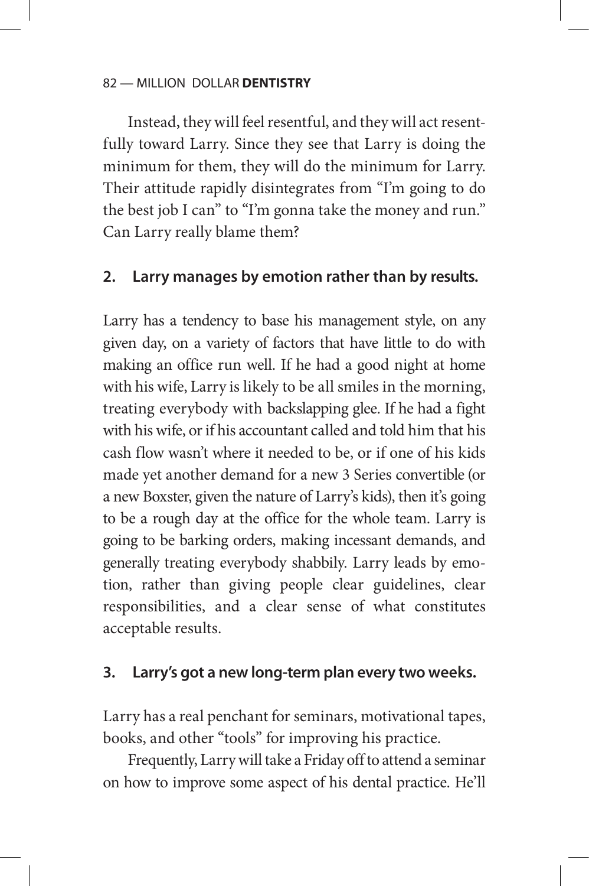Instead, they will feel resentful, and they will act resentfully toward Larry. Since they see that Larry is doing the minimum for them, they will do the minimum for Larry. Their attitude rapidly disintegrates from "I'm going to do the best job I can" to "I'm gonna take the money and run." Can Larry really blame them?

### 2. Larry manages by emotion rather than by results.

Larry has a tendency to base his management style, on any given day, on a variety of factors that have little to do with making an office run well. If he had a good night at home with his wife, Larry is likely to be all smiles in the morning, treating everybody with backslapping glee. If he had a fight with his wife, or if his accountant called and told him that his cash flow wasn't where it needed to be, or if one of his kids made yet another demand for a new 3 Series convertible (or a new Boxster, given the nature of Larry's kids), then it's going to be a rough day at the office for the whole team. Larry is going to be barking orders, making incessant demands, and generally treating everybody shabbily. Larry leads by emotion, rather than giving people clear guidelines, clear responsibilities, and a clear sense of what constitutes acceptable results.

### 3. Larry's got a new long-term plan every two weeks.

Larry has a real penchant for seminars, motivational tapes, books, and other "tools" for improving his practice.

Frequently, Larry will take a Friday off to attend a seminar on how to improve some aspect of his dental practice. He'll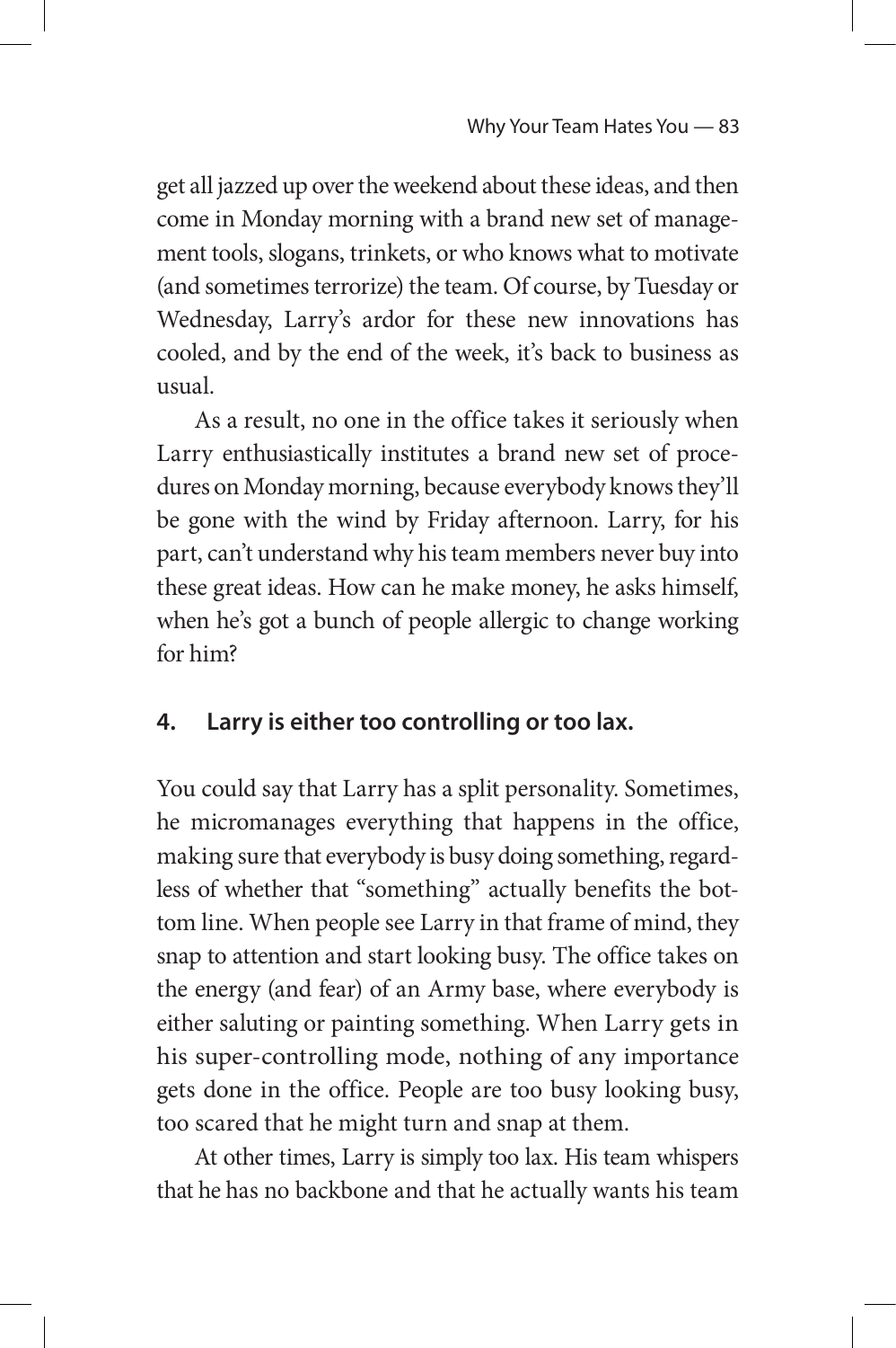get all jazzed up over the weekend about these ideas, and then come in Monday morning with a brand new set of management tools, slogans, trinkets, or who knows what to motivate (and sometimes terrorize) the team. Of course, by Tuesday or Wednesday, Larry's ardor for these new innovations has cooled, and by the end of the week, it's back to business as usual.

As a result, no one in the office takes it seriously when Larry enthusiastically institutes a brand new set of procedures on Monday morning, because everybody knows they'll be gone with the wind by Friday afternoon. Larry, for his part, can't understand why his team members never buy into these great ideas. How can he make money, he asks himself, when he's got a bunch of people allergic to change working for him?

#### 4. Larry is either too controlling or too lax.

You could say that Larry has a split personality. Sometimes, he micromanages everything that happens in the office, making sure that everybody is busy doing something, regardless of whether that "something" actually benefits the bottom line. When people see Larry in that frame of mind, they snap to attention and start looking busy. The office takes on the energy (and fear) of an Army base, where everybody is either saluting or painting something. When Larry gets in his super-controlling mode, nothing of any importance gets done in the office. People are too busy looking busy, too scared that he might turn and snap at them.

At other times, Larry is simply too lax. His team whispers that he has no backbone and that he actually wants his team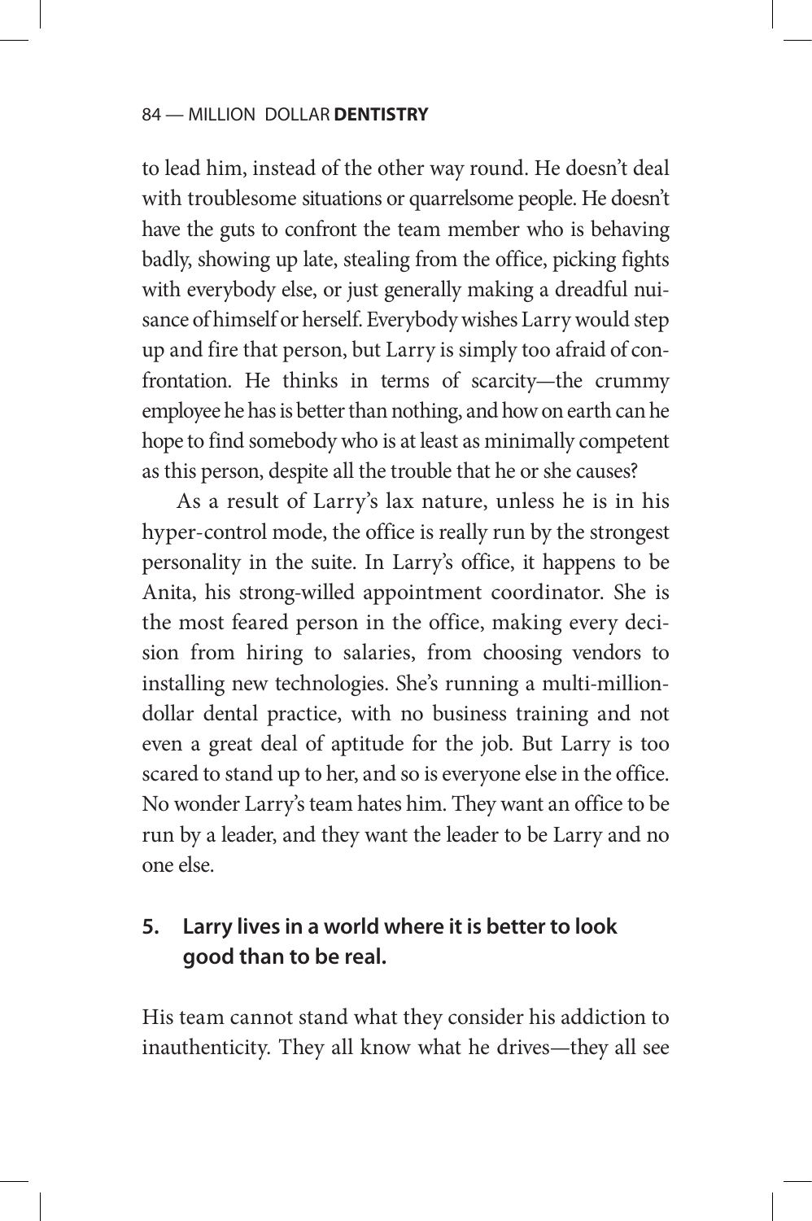to lead him, instead of the other way round. He doesn't deal with troublesome situations or quarrelsome people. He doesn't have the guts to confront the team member who is behaving badly, showing up late, stealing from the office, picking fights with everybody else, or just generally making a dreadful nuisance of himself or herself. Everybody wishes Larry would step up and fire that person, but Larry is simply too afraid of confrontation. He thinks in terms of scarcity—the crummy employee he has is better than nothing, and how on earth can he hope to find somebody who is at least as minimally competent as this person, despite all the trouble that he or she causes?

As a result of Larry's lax nature, unless he is in his hyper-control mode, the office is really run by the strongest personality in the suite. In Larry's office, it happens to be Anita, his strong-willed appointment coordinator. She is the most feared person in the office, making every decision from hiring to salaries, from choosing vendors to installing new technologies. She's running a multi-million-dollar dental practice, with no business training and not even a great deal of aptitude for the job. But Larry is too scared to stand up to her, and so is everyone else in the office. No wonder Larry's team hates him. They want an office to be run by a leader, and they want the leader to be Larry and no one else.

### 5. Larry lives in a world where it is better to look good than to be real.

His team cannot stand what they consider his addiction to inauthenticity. They all know what he drives—they all see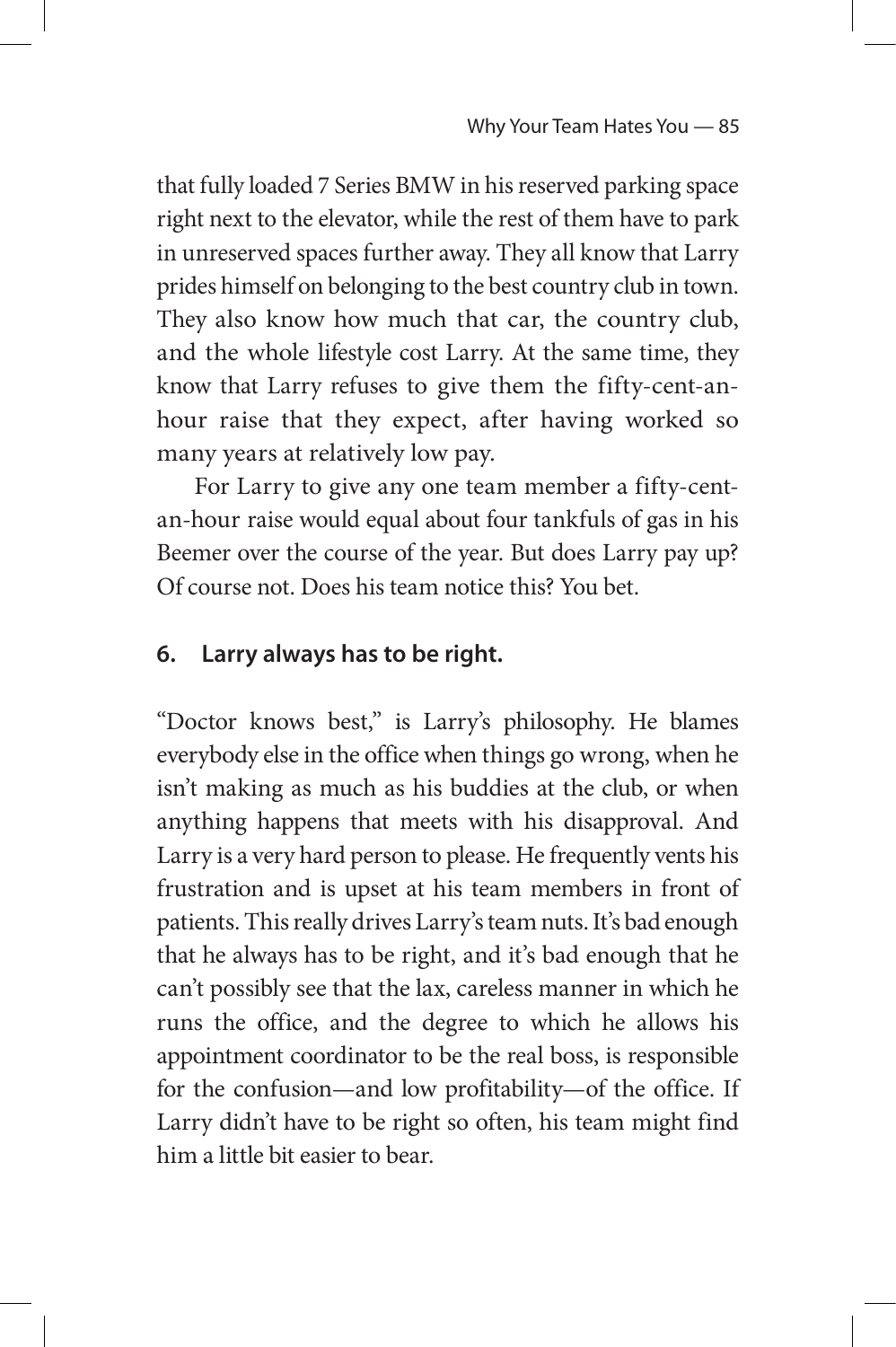that fully loaded 7 Series BMW in his reserved parking space right next to the elevator, while the rest of them have to park in unreserved spaces further away. They all know that Larry prides himself on belonging to the best country club in town. They also know how much that car, the country club, and the whole lifestyle cost Larry. At the same time, they know that Larry refuses to give them the fifty-cent-an-hour raise that they expect, after having worked so many years at relatively low pay.

For Larry to give any one team member a fifty-cent-an-hour raise would equal about four tankfuls of gas in his Beemer over the course of the year. But does Larry pay up? Of course not. Does his team notice this? You bet.

### 6. Larry always has to be right.

"Doctor knows best," is Larry's philosophy. He blames everybody else in the office when things go wrong, when he isn't making as much as his buddies at the club, or when anything happens that meets with his disapproval. And Larry is a very hard person to please. He frequently vents his frustration and is upset at his team members in front of patients. This really drives Larry's team nuts. It's bad enough that he always has to be right, and it's bad enough that he can't possibly see that the lax, careless manner in which he runs the office, and the degree to which he allows his appointment coordinator to be the real boss, is responsible for the confusion—and low profitability—of the office. If Larry didn't have to be right so often, his team might find him a little bit easier to bear.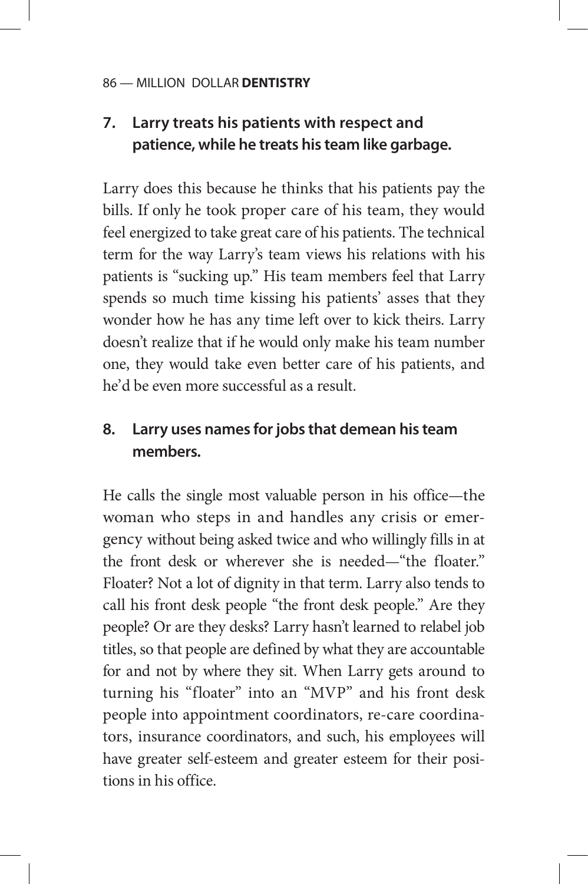### 7. Larry treats his patients with respect and patience, while he treats his team like garbage.

Larry does this because he thinks that his patients pay the bills. If only he took proper care of his team, they would feel energized to take great care of his patients. The technical term for the way Larry's team views his relations with his patients is "sucking up." His team members feel that Larry spends so much time kissing his patients' asses that they wonder how he has any time left over to kick theirs. Larry doesn't realize that if he would only make his team number one, they would take even better care of his patients, and he'd be even more successful as a result.

### 8. Larry uses names for jobs that demean his team members.

He calls the single most valuable person in his office—the woman who steps in and handles any crisis or emergency without being asked twice and who willingly fills in at the front desk or wherever she is needed—"the floater." Floater? Not a lot of dignity in that term. Larry also tends to call his front desk people "the front desk people." Are they people? Or are they desks? Larry hasn't learned to relabel job titles, so that people are defined by what they are accountable for and not by where they sit. When Larry gets around to turning his "floater" into an "MVP" and his front desk people into appointment coordinators, re-care coordinators, insurance coordinators, and such, his employees will have greater self-esteem and greater esteem for their positions in his office.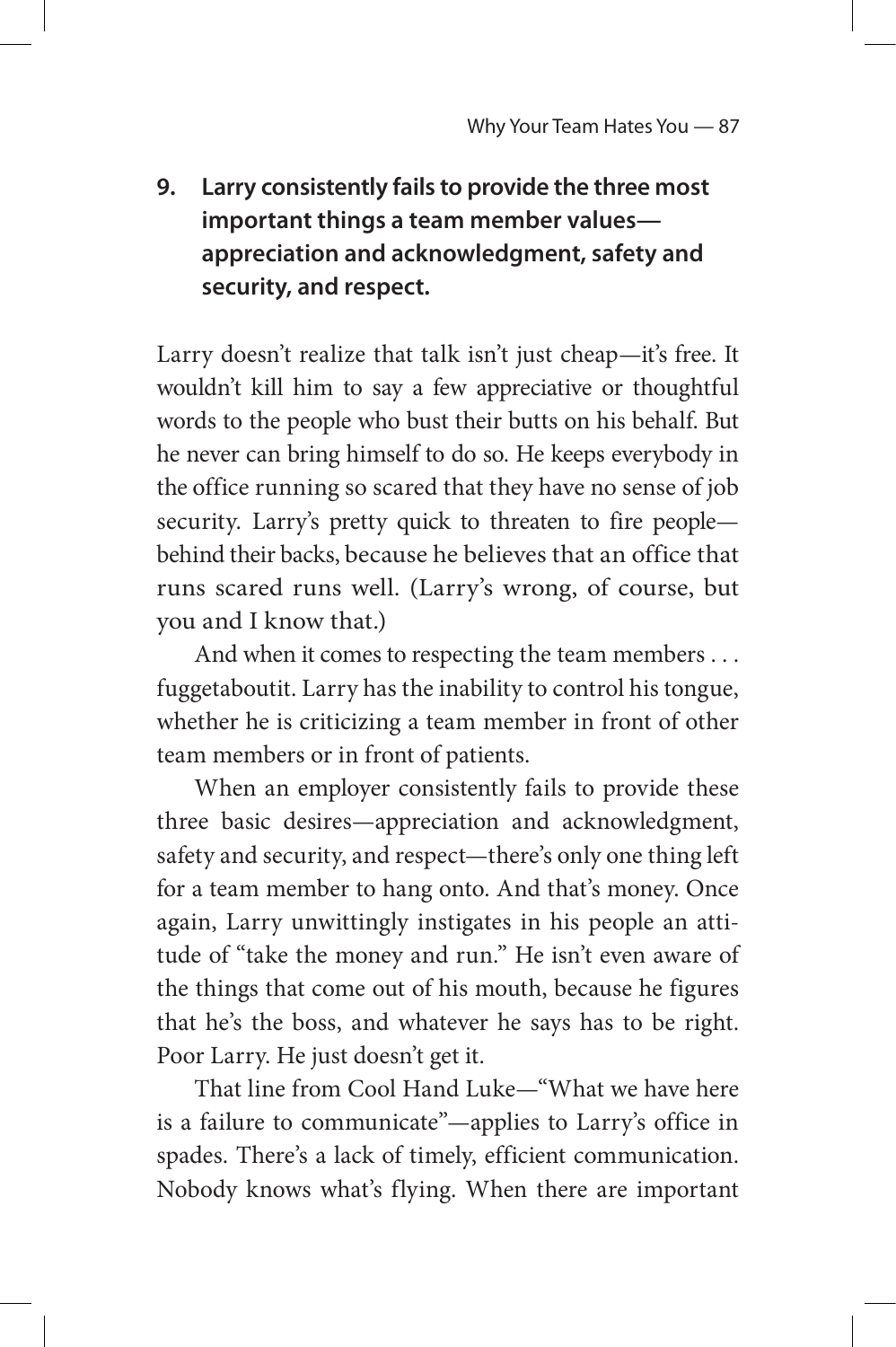**9. Larry consistently fails to provide the three most important things a team member values—appreciation and acknowledgment, safety and security, and respect.**

Larry doesn't realize that talk isn't just cheap—it's free. It wouldn't kill him to say a few appreciative or thoughtful words to the people who bust their butts on his behalf. But he never can bring himself to do so. He keeps everybody in the office running so scared that they have no sense of job security. Larry's pretty quick to threaten to fire people—behind their backs, because he believes that an office that runs scared runs well. (Larry's wrong, of course, but you and I know that.)

And when it comes to respecting the team members . . . fuggetaboutit. Larry has the inability to control his tongue, whether he is criticizing a team member in front of other team members or in front of patients.

When an employer consistently fails to provide these three basic desires—appreciation and acknowledgment, safety and security, and respect—there's only one thing left for a team member to hang onto. And that's money. Once again, Larry unwittingly instigates in his people an attitude of "take the money and run." He isn't even aware of the things that come out of his mouth, because he figures that he's the boss, and whatever he says has to be right. Poor Larry. He just doesn't get it.

That line from Cool Hand Luke—"What we have here is a failure to communicate"—applies to Larry's office in spades. There's a lack of timely, efficient communication. Nobody knows what's flying. When there are important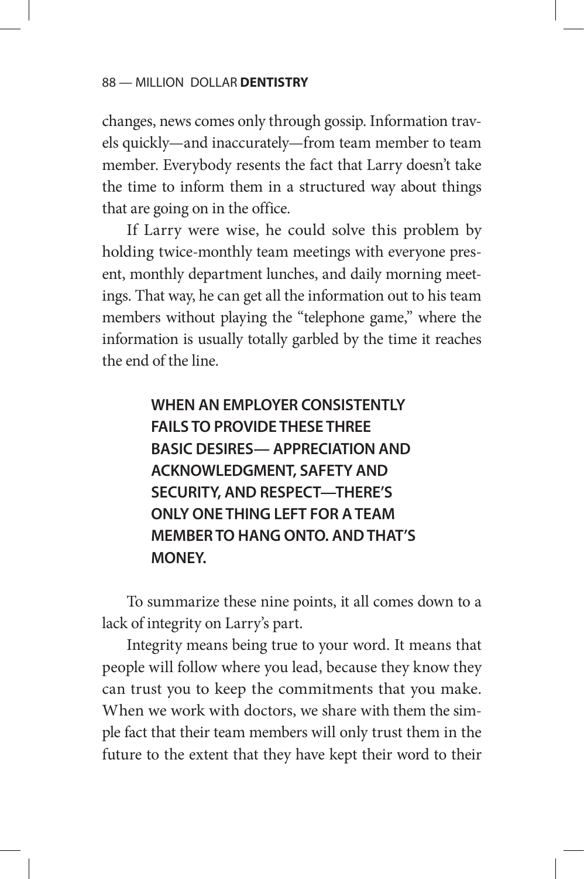changes, news comes only through gossip. Information travels quickly—and inaccurately—from team member to team member. Everybody resents the fact that Larry doesn't take the time to inform them in a structured way about things that are going on in the office.

If Larry were wise, he could solve this problem by holding twice-monthly team meetings with everyone present, monthly department lunches, and daily morning meetings. That way, he can get all the information out to his team members without playing the "telephone game," where the information is usually totally garbled by the time it reaches the end of the line.

> **WHEN AN EMPLOYER CONSISTENTLY FAILS TO PROVIDE THESE THREE BASIC DESIRES— APPRECIATION AND ACKNOWLEDGMENT, SAFETY AND SECURITY, AND RESPECT—THERE'S ONLY ONE THING LEFT FOR A TEAM MEMBER TO HANG ONTO. AND THAT'S MONEY.**

To summarize these nine points, it all comes down to a lack of integrity on Larry's part.

Integrity means being true to your word. It means that people will follow where you lead, because they know they can trust you to keep the commitments that you make. When we work with doctors, we share with them the simple fact that their team members will only trust them in the future to the extent that they have kept their word to their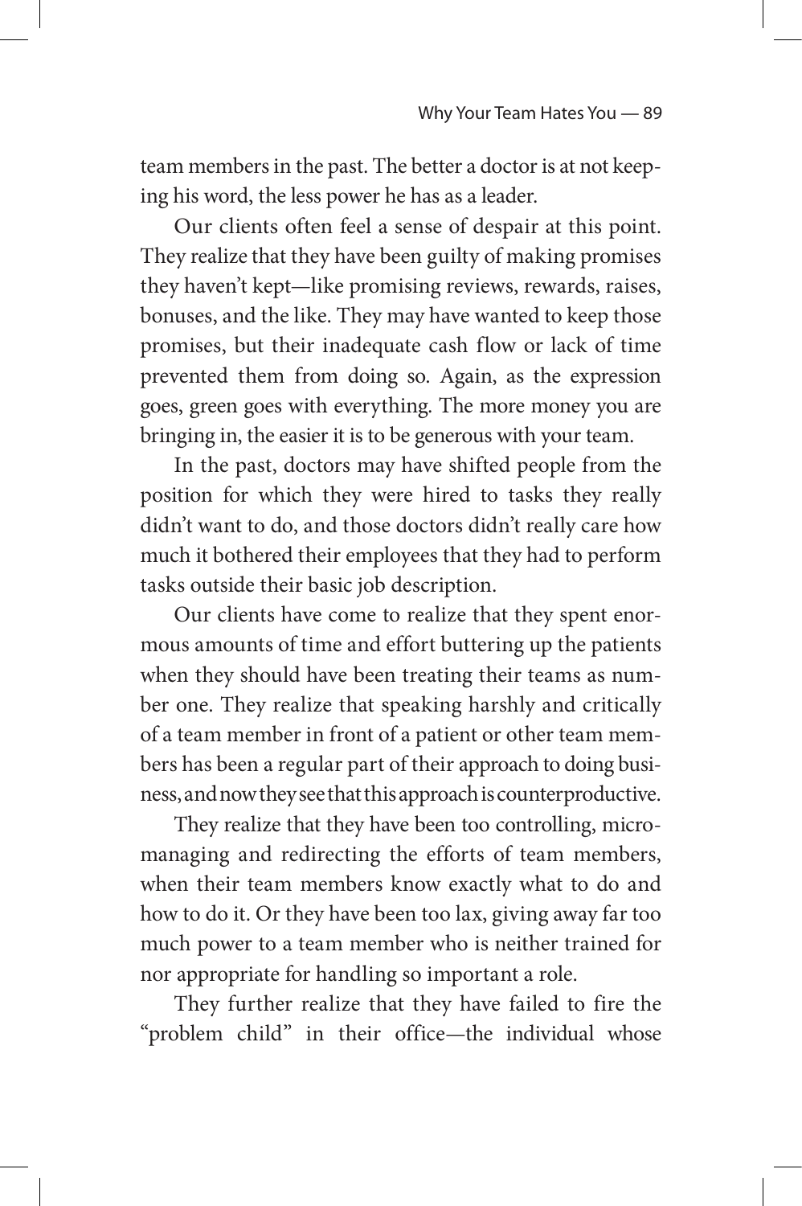team members in the past. The better a doctor is at not keeping his word, the less power he has as a leader.

Our clients often feel a sense of despair at this point. They realize that they have been guilty of making promises they haven't kept—like promising reviews, rewards, raises, bonuses, and the like. They may have wanted to keep those promises, but their inadequate cash flow or lack of time prevented them from doing so. Again, as the expression goes, green goes with everything. The more money you are bringing in, the easier it is to be generous with your team.

In the past, doctors may have shifted people from the position for which they were hired to tasks they really didn't want to do, and those doctors didn't really care how much it bothered their employees that they had to perform tasks outside their basic job description.

Our clients have come to realize that they spent enormous amounts of time and effort buttering up the patients when they should have been treating their teams as number one. They realize that speaking harshly and critically of a team member in front of a patient or other team members has been a regular part of their approach to doing business, and now they see that this approach is counterproductive.

They realize that they have been too controlling, micromanaging and redirecting the efforts of team members, when their team members know exactly what to do and how to do it. Or they have been too lax, giving away far too much power to a team member who is neither trained for nor appropriate for handling so important a role.

They further realize that they have failed to fire the "problem child" in their office—the individual whose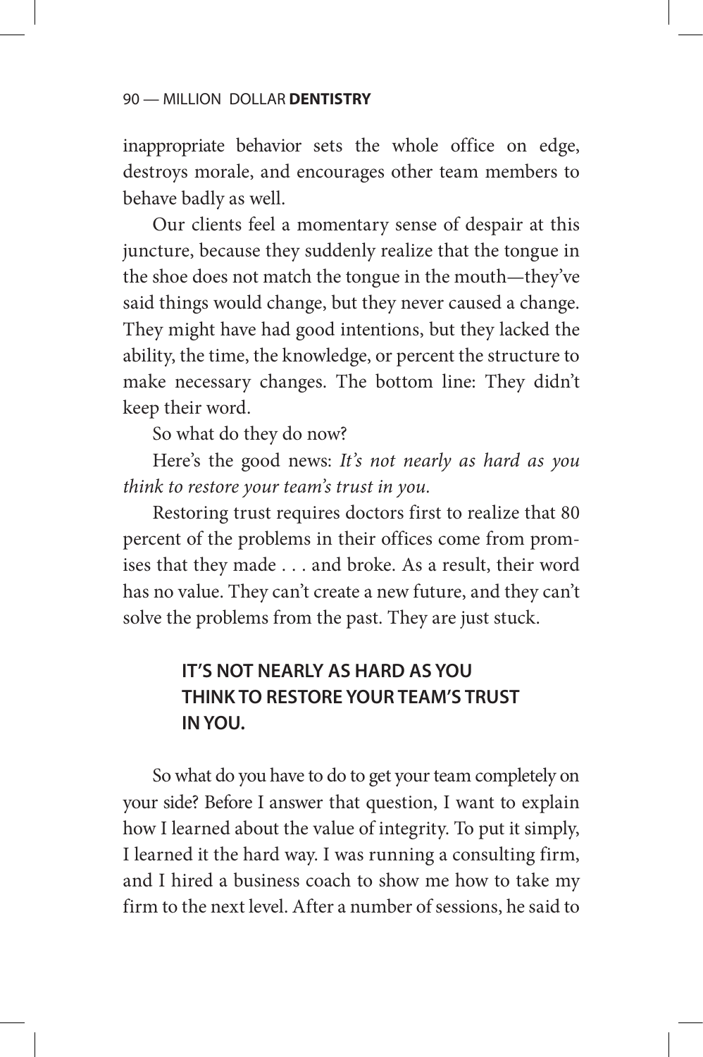inappropriate behavior sets the whole office on edge, destroys morale, and encourages other team members to behave badly as well.

Our clients feel a momentary sense of despair at this juncture, because they suddenly realize that the tongue in the shoe does not match the tongue in the mouth—they've said things would change, but they never caused a change. They might have had good intentions, but they lacked the ability, the time, the knowledge, or percent the structure to make necessary changes. The bottom line: They didn't keep their word.

So what do they do now?

Here's the good news: *It's not nearly as hard as you think to restore your team's trust in you.*

Restoring trust requires doctors first to realize that 80 percent of the problems in their offices come from promises that they made . . . and broke. As a result, their word has no value. They can't create a new future, and they can't solve the problems from the past. They are just stuck.

> **IT'S NOT NEARLY AS HARD AS YOU THINK TO RESTORE YOUR TEAM'S TRUST IN YOU.**

So what do you have to do to get your team completely on your side? Before I answer that question, I want to explain how I learned about the value of integrity. To put it simply, I learned it the hard way. I was running a consulting firm, and I hired a business coach to show me how to take my firm to the next level. After a number of sessions, he said to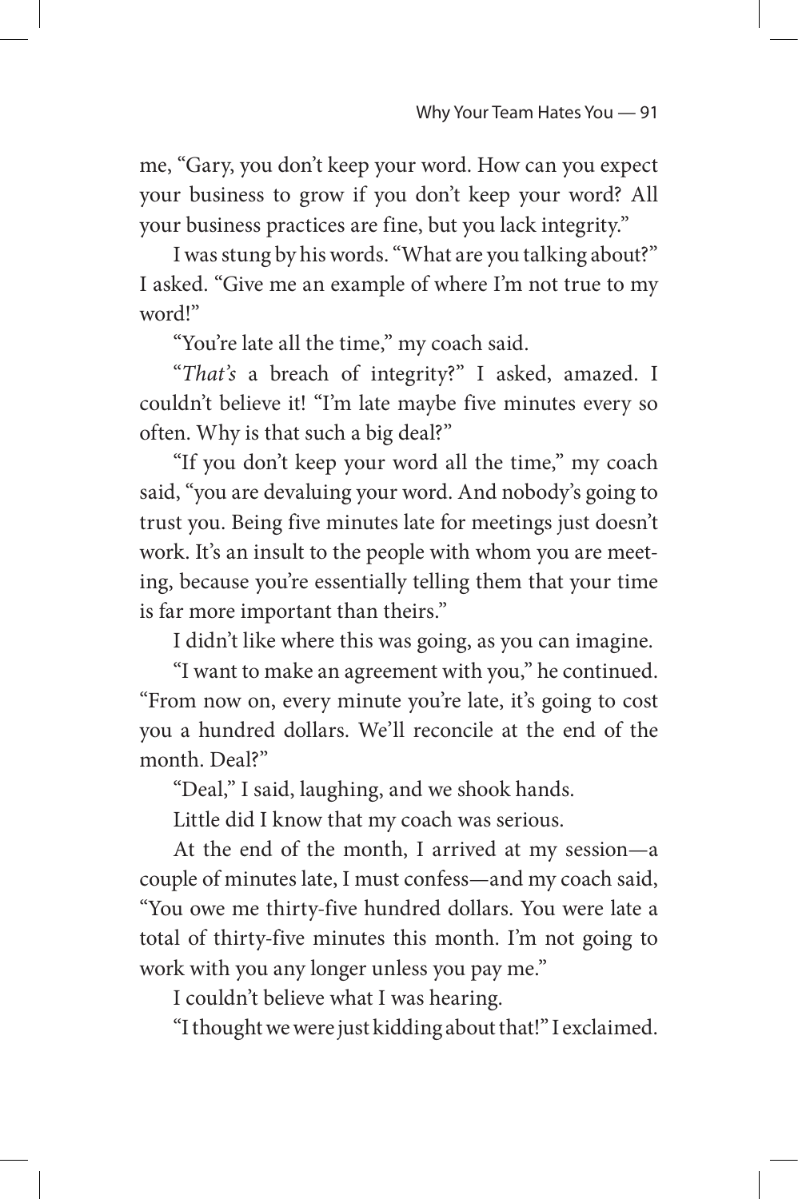me, "Gary, you don't keep your word. How can you expect your business to grow if you don't keep your word? All your business practices are fine, but you lack integrity."

I was stung by his words. "What are you talking about?" I asked. "Give me an example of where I'm not true to my word!"

"You're late all the time," my coach said.

"*That's* a breach of integrity?" I asked, amazed. I couldn't believe it! "I'm late maybe five minutes every so often. Why is that such a big deal?"

"If you don't keep your word all the time," my coach said, "you are devaluing your word. And nobody's going to trust you. Being five minutes late for meetings just doesn't work. It's an insult to the people with whom you are meeting, because you're essentially telling them that your time is far more important than theirs."

I didn't like where this was going, as you can imagine.

"I want to make an agreement with you," he continued. "From now on, every minute you're late, it's going to cost you a hundred dollars. We'll reconcile at the end of the month. Deal?"

"Deal," I said, laughing, and we shook hands.

Little did I know that my coach was serious.

At the end of the month, I arrived at my session—a couple of minutes late, I must confess—and my coach said, "You owe me thirty-five hundred dollars. You were late a total of thirty-five minutes this month. I'm not going to work with you any longer unless you pay me."

I couldn't believe what I was hearing.

"I thought we were just kidding about that!" I exclaimed.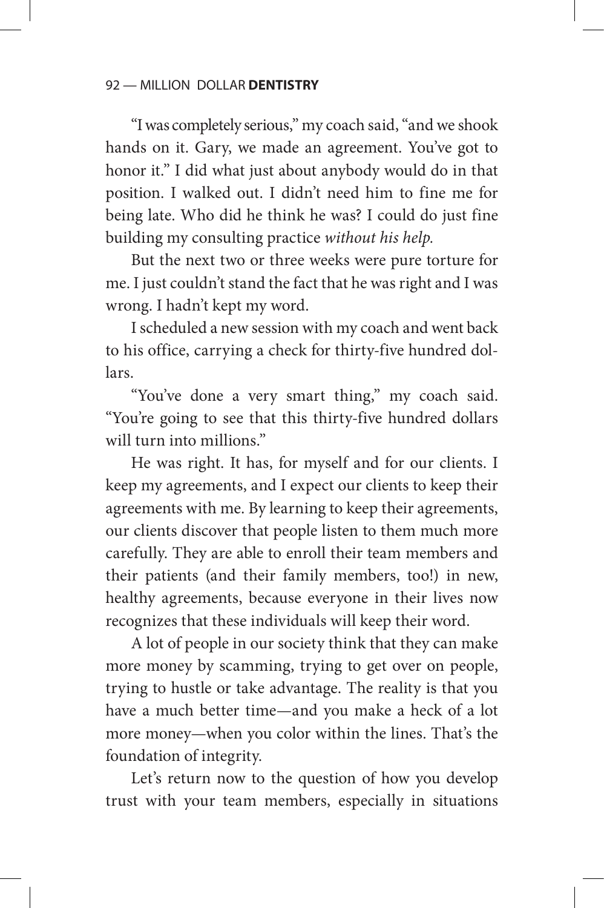"I was completely serious," my coach said, "and we shook hands on it. Gary, we made an agreement. You've got to honor it." I did what just about anybody would do in that position. I walked out. I didn't need him to fine me for being late. Who did he think he was? I could do just fine building my consulting practice *without his help.*

But the next two or three weeks were pure torture for me. I just couldn't stand the fact that he was right and I was wrong. I hadn't kept my word.

I scheduled a new session with my coach and went back to his office, carrying a check for thirty-five hundred dollars.

"You've done a very smart thing," my coach said. "You're going to see that this thirty-five hundred dollars will turn into millions."

He was right. It has, for myself and for our clients. I keep my agreements, and I expect our clients to keep their agreements with me. By learning to keep their agreements, our clients discover that people listen to them much more carefully. They are able to enroll their team members and their patients (and their family members, too!) in new, healthy agreements, because everyone in their lives now recognizes that these individuals will keep their word.

A lot of people in our society think that they can make more money by scamming, trying to get over on people, trying to hustle or take advantage. The reality is that you have a much better time—and you make a heck of a lot more money—when you color within the lines. That's the foundation of integrity.

Let's return now to the question of how you develop trust with your team members, especially in situations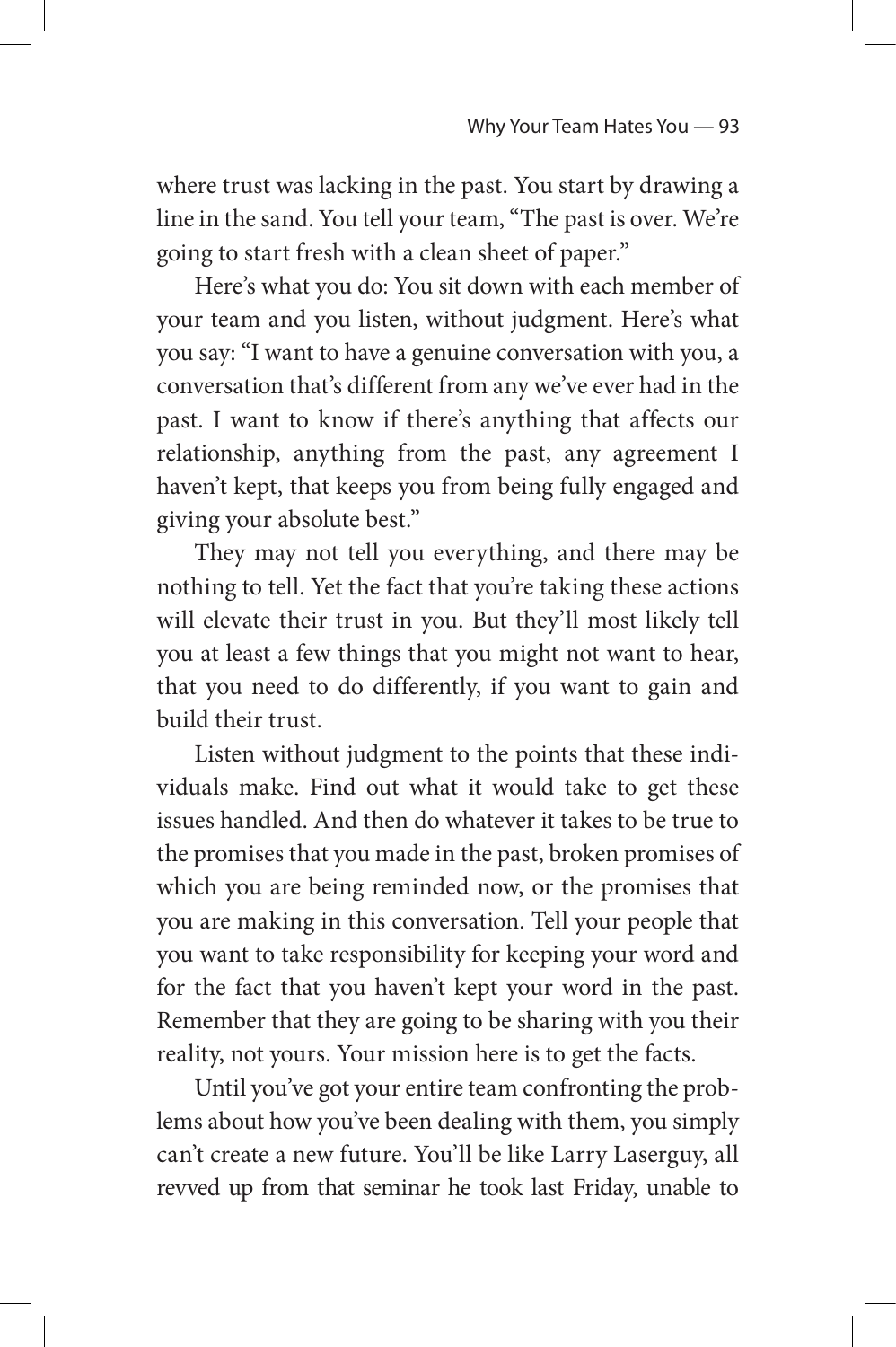where trust was lacking in the past. You start by drawing a line in the sand. You tell your team, "The past is over. We're going to start fresh with a clean sheet of paper."

Here's what you do: You sit down with each member of your team and you listen, without judgment. Here's what you say: "I want to have a genuine conversation with you, a conversation that's different from any we've ever had in the past. I want to know if there's anything that affects our relationship, anything from the past, any agreement I haven't kept, that keeps you from being fully engaged and giving your absolute best."

They may not tell you everything, and there may be nothing to tell. Yet the fact that you're taking these actions will elevate their trust in you. But they'll most likely tell you at least a few things that you might not want to hear, that you need to do differently, if you want to gain and build their trust.

Listen without judgment to the points that these individuals make. Find out what it would take to get these issues handled. And then do whatever it takes to be true to the promises that you made in the past, broken promises of which you are being reminded now, or the promises that you are making in this conversation. Tell your people that you want to take responsibility for keeping your word and for the fact that you haven't kept your word in the past. Remember that they are going to be sharing with you their reality, not yours. Your mission here is to get the facts.

Until you've got your entire team confronting the problems about how you've been dealing with them, you simply can't create a new future. You'll be like Larry Laserguy, all revved up from that seminar he took last Friday, unable to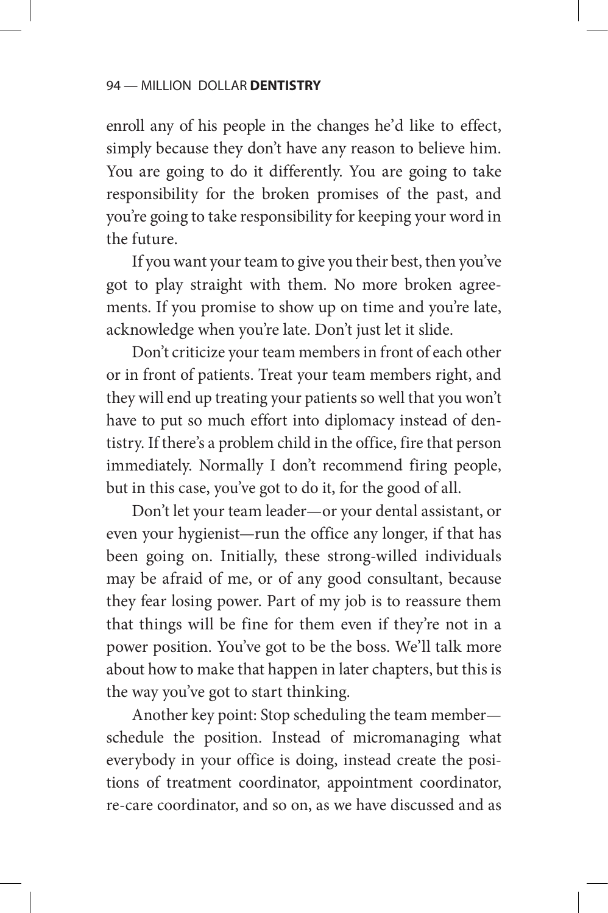enroll any of his people in the changes he'd like to effect, simply because they don't have any reason to believe him. You are going to do it differently. You are going to take responsibility for the broken promises of the past, and you're going to take responsibility for keeping your word in the future.

If you want your team to give you their best, then you've got to play straight with them. No more broken agreements. If you promise to show up on time and you're late, acknowledge when you're late. Don't just let it slide.

Don't criticize your team members in front of each other or in front of patients. Treat your team members right, and they will end up treating your patients so well that you won't have to put so much effort into diplomacy instead of dentistry. If there's a problem child in the office, fire that person immediately. Normally I don't recommend firing people, but in this case, you've got to do it, for the good of all.

Don't let your team leader—or your dental assistant, or even your hygienist—run the office any longer, if that has been going on. Initially, these strong-willed individuals may be afraid of me, or of any good consultant, because they fear losing power. Part of my job is to reassure them that things will be fine for them even if they're not in a power position. You've got to be the boss. We'll talk more about how to make that happen in later chapters, but this is the way you've got to start thinking.

Another key point: Stop scheduling the team member—schedule the position. Instead of micromanaging what everybody in your office is doing, instead create the positions of treatment coordinator, appointment coordinator, re-care coordinator, and so on, as we have discussed and as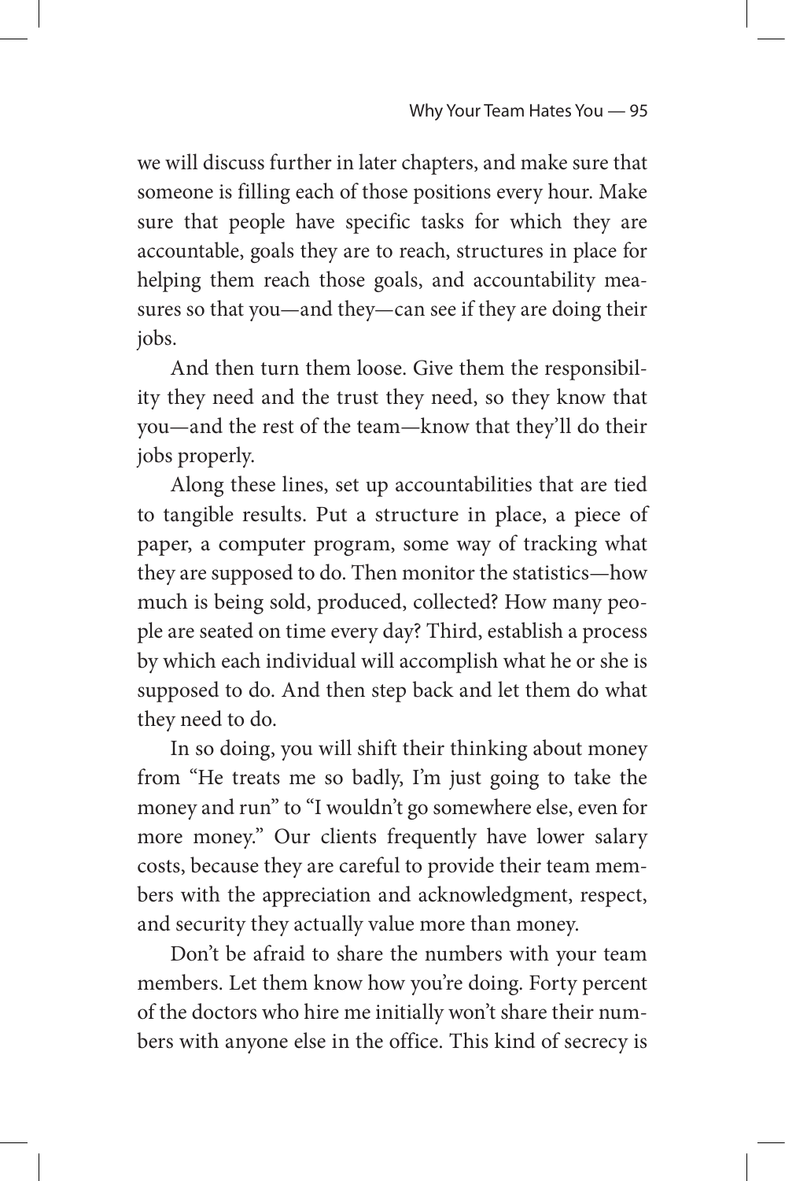we will discuss further in later chapters, and make sure that someone is filling each of those positions every hour. Make sure that people have specific tasks for which they are accountable, goals they are to reach, structures in place for helping them reach those goals, and accountability measures so that you—and they—can see if they are doing their jobs.

And then turn them loose. Give them the responsibility they need and the trust they need, so they know that you—and the rest of the team—know that they'll do their jobs properly.

Along these lines, set up accountabilities that are tied to tangible results. Put a structure in place, a piece of paper, a computer program, some way of tracking what they are supposed to do. Then monitor the statistics—how much is being sold, produced, collected? How many people are seated on time every day? Third, establish a process by which each individual will accomplish what he or she is supposed to do. And then step back and let them do what they need to do.

In so doing, you will shift their thinking about money from "He treats me so badly, I'm just going to take the money and run" to "I wouldn't go somewhere else, even for more money." Our clients frequently have lower salary costs, because they are careful to provide their team members with the appreciation and acknowledgment, respect, and security they actually value more than money.

Don't be afraid to share the numbers with your team members. Let them know how you're doing. Forty percent of the doctors who hire me initially won't share their numbers with anyone else in the office. This kind of secrecy is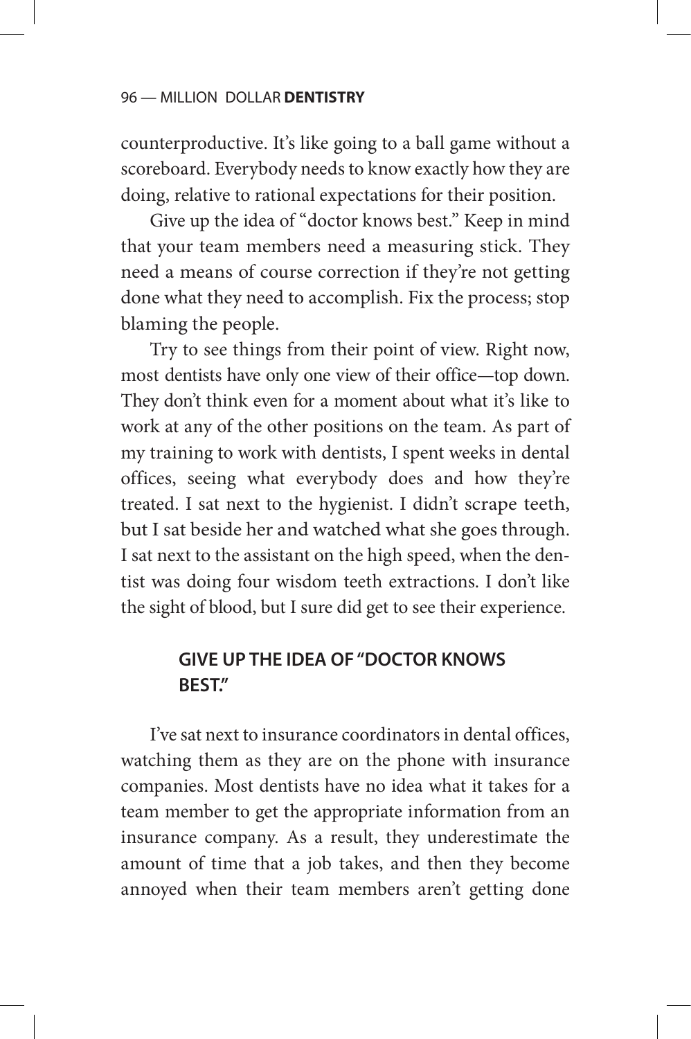counterproductive. It's like going to a ball game without a scoreboard. Everybody needs to know exactly how they are doing, relative to rational expectations for their position.

Give up the idea of "doctor knows best." Keep in mind that your team members need a measuring stick. They need a means of course correction if they're not getting done what they need to accomplish. Fix the process; stop blaming the people.

Try to see things from their point of view. Right now, most dentists have only one view of their office—top down. They don't think even for a moment about what it's like to work at any of the other positions on the team. As part of my training to work with dentists, I spent weeks in dental offices, seeing what everybody does and how they're treated. I sat next to the hygienist. I didn't scrape teeth, but I sat beside her and watched what she goes through. I sat next to the assistant on the high speed, when the dentist was doing four wisdom teeth extractions. I don't like the sight of blood, but I sure did get to see their experience.

> **GIVE UP THE IDEA OF "DOCTOR KNOWS BEST."**

I've sat next to insurance coordinators in dental offices, watching them as they are on the phone with insurance companies. Most dentists have no idea what it takes for a team member to get the appropriate information from an insurance company. As a result, they underestimate the amount of time that a job takes, and then they become annoyed when their team members aren't getting done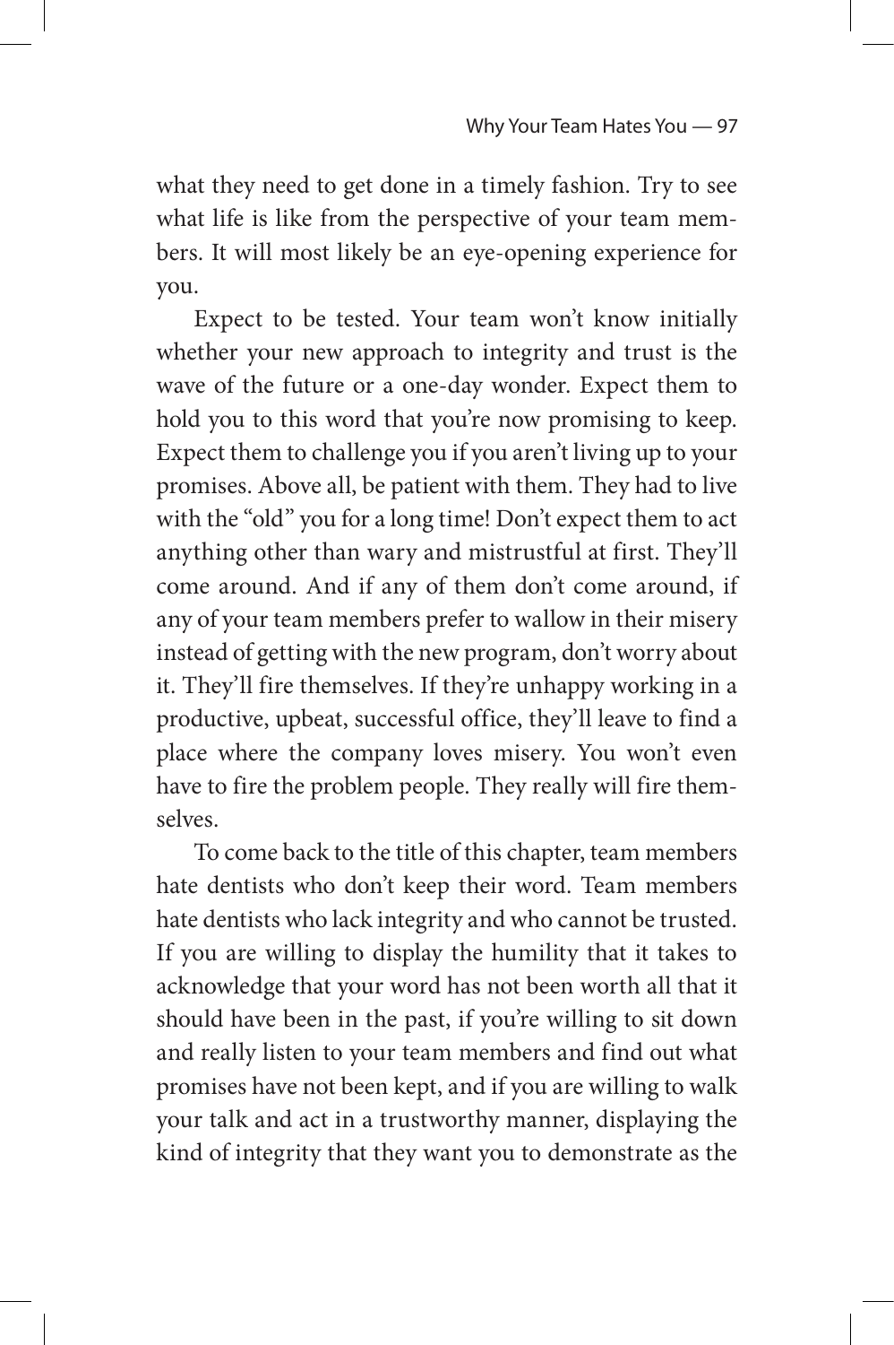what they need to get done in a timely fashion. Try to see what life is like from the perspective of your team members. It will most likely be an eye-opening experience for you.

Expect to be tested. Your team won't know initially whether your new approach to integrity and trust is the wave of the future or a one-day wonder. Expect them to hold you to this word that you're now promising to keep. Expect them to challenge you if you aren't living up to your promises. Above all, be patient with them. They had to live with the "old" you for a long time! Don't expect them to act anything other than wary and mistrustful at first. They'll come around. And if any of them don't come around, if any of your team members prefer to wallow in their misery instead of getting with the new program, don't worry about it. They'll fire themselves. If they're unhappy working in a productive, upbeat, successful office, they'll leave to find a place where the company loves misery. You won't even have to fire the problem people. They really will fire themselves.

To come back to the title of this chapter, team members hate dentists who don't keep their word. Team members hate dentists who lack integrity and who cannot be trusted. If you are willing to display the humility that it takes to acknowledge that your word has not been worth all that it should have been in the past, if you're willing to sit down and really listen to your team members and find out what promises have not been kept, and if you are willing to walk your talk and act in a trustworthy manner, displaying the kind of integrity that they want you to demonstrate as the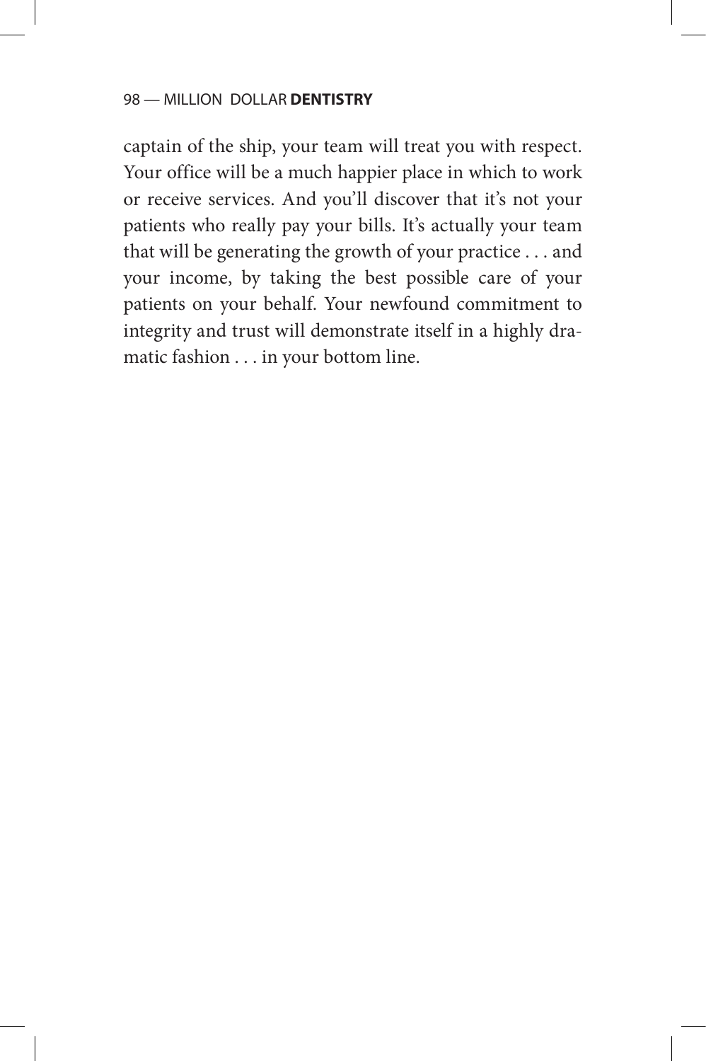captain of the ship, your team will treat you with respect. Your office will be a much happier place in which to work or receive services. And you'll discover that it's not your patients who really pay your bills. It's actually your team that will be generating the growth of your practice . . . and your income, by taking the best possible care of your patients on your behalf. Your newfound commitment to integrity and trust will demonstrate itself in a highly dramatic fashion . . . in your bottom line.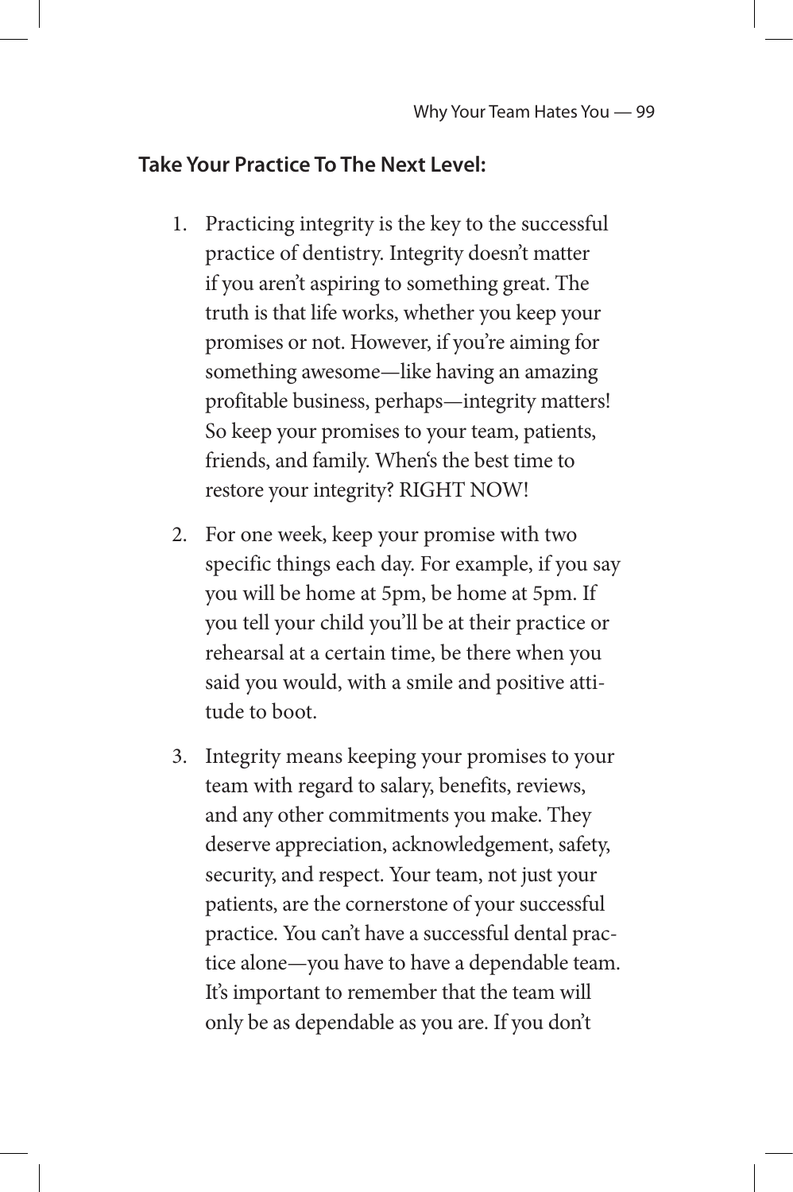**Take Your Practice To The Next Level:**

1. Practicing integrity is the key to the successful practice of dentistry. Integrity doesn't matter if you aren't aspiring to something great. The truth is that life works, whether you keep your promises or not. However, if you're aiming for something awesome—like having an amazing profitable business, perhaps—integrity matters! So keep your promises to your team, patients, friends, and family. When's the best time to restore your integrity? RIGHT NOW!

2. For one week, keep your promise with two specific things each day. For example, if you say you will be home at 5pm, be home at 5pm. If you tell your child you'll be at their practice or rehearsal at a certain time, be there when you said you would, with a smile and positive attitude to boot.

3. Integrity means keeping your promises to your team with regard to salary, benefits, reviews, and any other commitments you make. They deserve appreciation, acknowledgement, safety, security, and respect. Your team, not just your patients, are the cornerstone of your successful practice. You can't have a successful dental practice alone—you have to have a dependable team. It's important to remember that the team will only be as dependable as you are. If you don't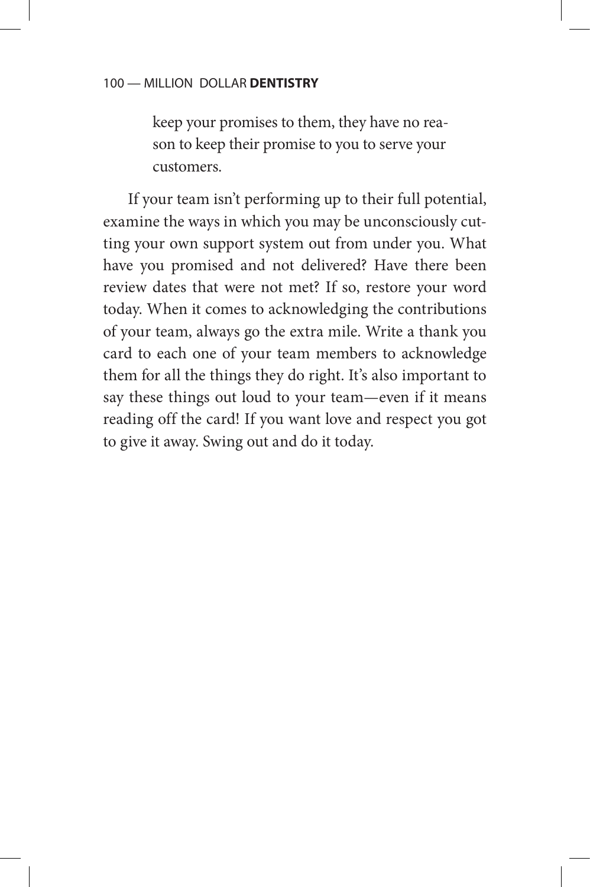> keep your promises to them, they have no reason to keep their promise to you to serve your customers.

If your team isn't performing up to their full potential, examine the ways in which you may be unconsciously cutting your own support system out from under you. What have you promised and not delivered? Have there been review dates that were not met? If so, restore your word today. When it comes to acknowledging the contributions of your team, always go the extra mile. Write a thank you card to each one of your team members to acknowledge them for all the things they do right. It's also important to say these things out loud to your team—even if it means reading off the card! If you want love and respect you got to give it away. Swing out and do it today.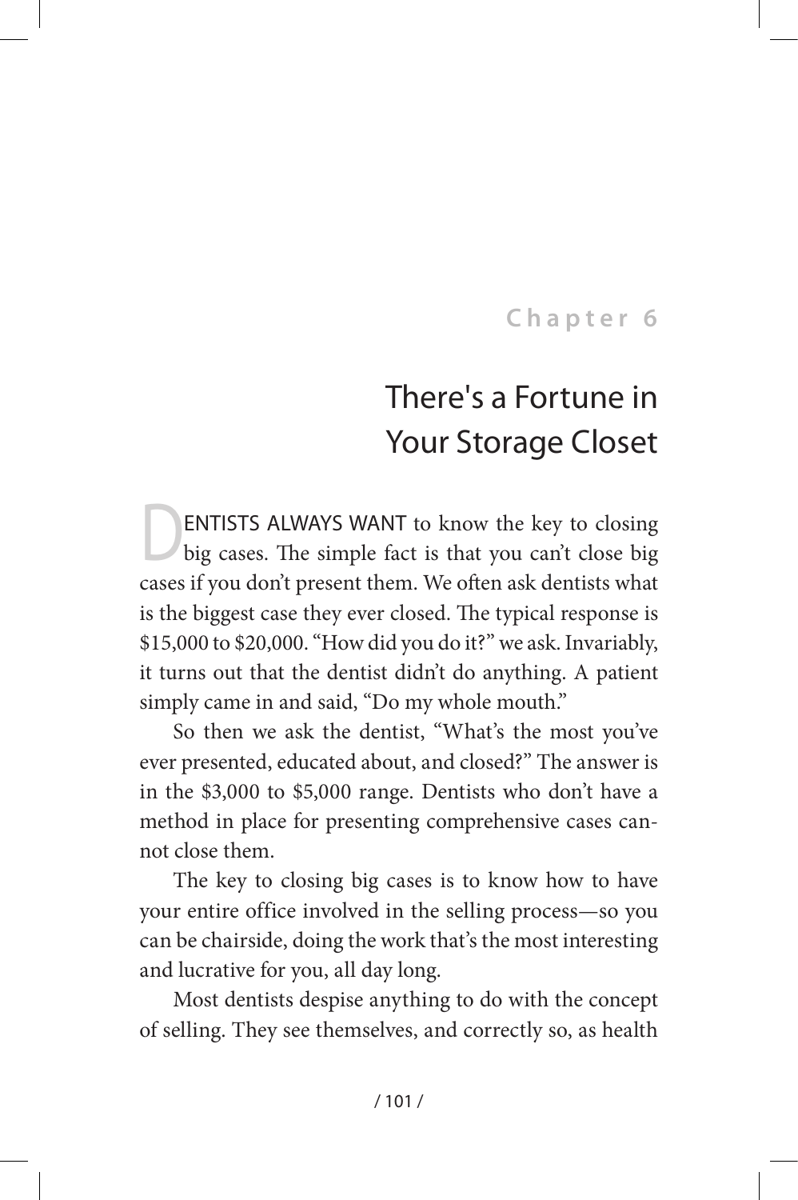Chapter 6

# There's a Fortune in Your Storage Closet

DENTISTS ALWAYS WANT to know the key to closing big cases. The simple fact is that you can't close big cases if you don't present them. We often ask dentists what is the biggest case they ever closed. The typical response is $15,000 to $20,000. "How did you do it?" we ask. Invariably, it turns out that the dentist didn't do anything. A patient simply came in and said, "Do my whole mouth."

So then we ask the dentist, "What's the most you've ever presented, educated about, and closed?" The answer is in the $3,000 to $5,000 range. Dentists who don't have a method in place for presenting comprehensive cases cannot close them.

The key to closing big cases is to know how to have your entire office involved in the selling process—so you can be chairside, doing the work that's the most interesting and lucrative for you, all day long.

Most dentists despise anything to do with the concept of selling. They see themselves, and correctly so, as health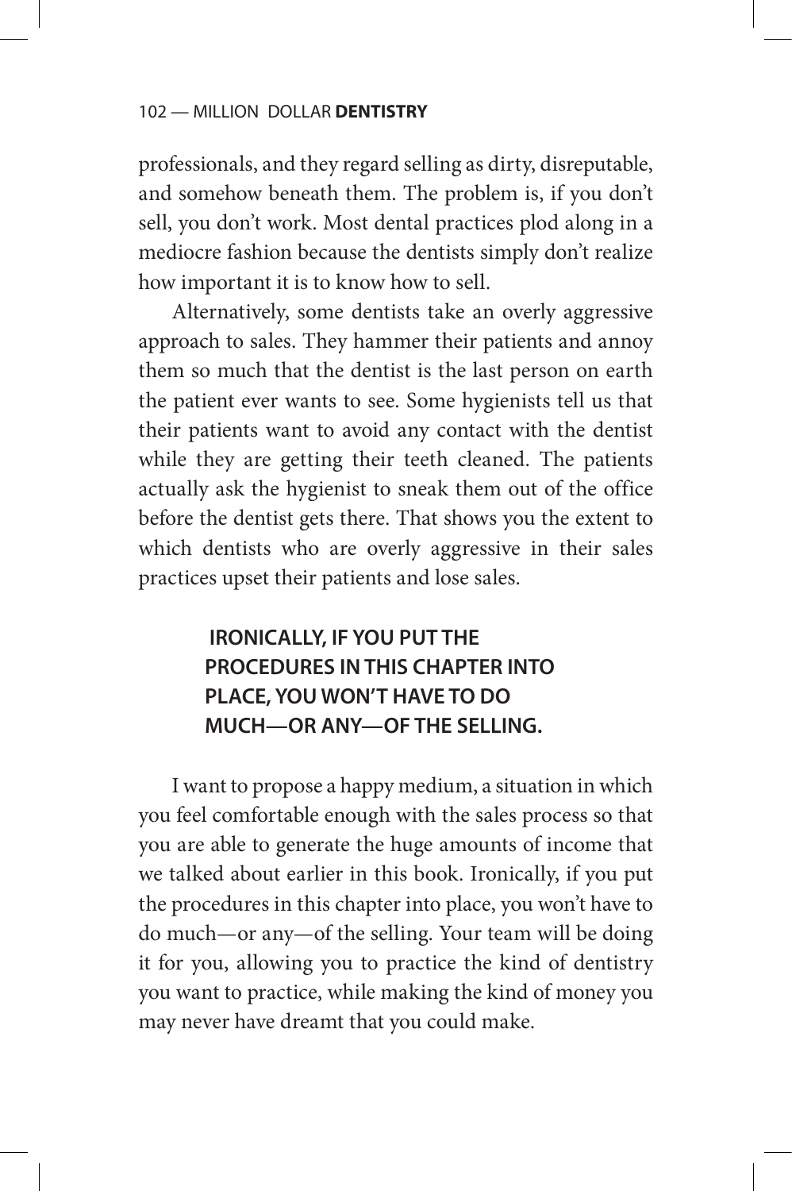professionals, and they regard selling as dirty, disreputable, and somehow beneath them. The problem is, if you don't sell, you don't work. Most dental practices plod along in a mediocre fashion because the dentists simply don't realize how important it is to know how to sell.

Alternatively, some dentists take an overly aggressive approach to sales. They hammer their patients and annoy them so much that the dentist is the last person on earth the patient ever wants to see. Some hygienists tell us that their patients want to avoid any contact with the dentist while they are getting their teeth cleaned. The patients actually ask the hygienist to sneak them out of the office before the dentist gets there. That shows you the extent to which dentists who are overly aggressive in their sales practices upset their patients and lose sales.

> **IRONICALLY, IF YOU PUT THE PROCEDURES IN THIS CHAPTER INTO PLACE, YOU WON'T HAVE TO DO MUCH—OR ANY—OF THE SELLING.**

I want to propose a happy medium, a situation in which you feel comfortable enough with the sales process so that you are able to generate the huge amounts of income that we talked about earlier in this book. Ironically, if you put the procedures in this chapter into place, you won't have to do much—or any—of the selling. Your team will be doing it for you, allowing you to practice the kind of dentistry you want to practice, while making the kind of money you may never have dreamt that you could make.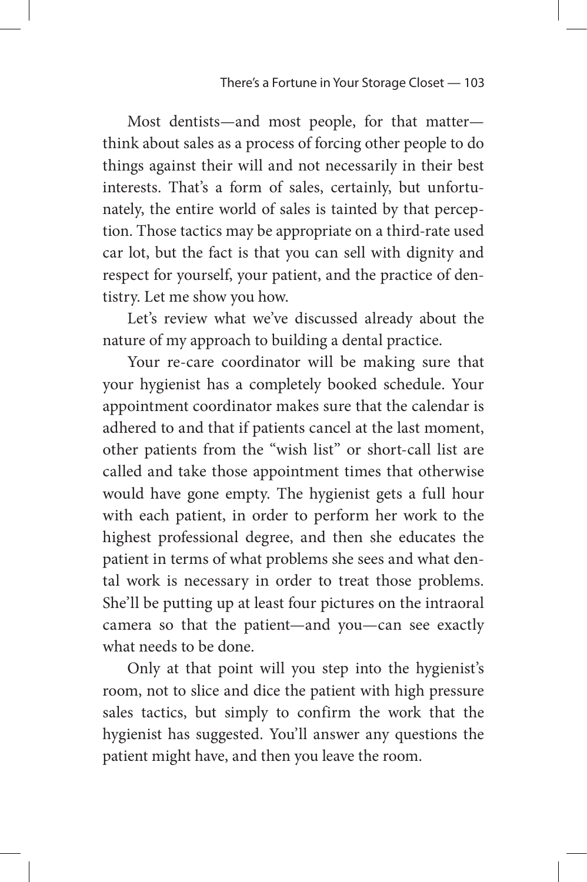Most dentists—and most people, for that matter—think about sales as a process of forcing other people to do things against their will and not necessarily in their best interests. That's a form of sales, certainly, but unfortunately, the entire world of sales is tainted by that perception. Those tactics may be appropriate on a third-rate used car lot, but the fact is that you can sell with dignity and respect for yourself, your patient, and the practice of dentistry. Let me show you how.

Let's review what we've discussed already about the nature of my approach to building a dental practice.

Your re-care coordinator will be making sure that your hygienist has a completely booked schedule. Your appointment coordinator makes sure that the calendar is adhered to and that if patients cancel at the last moment, other patients from the "wish list" or short-call list are called and take those appointment times that otherwise would have gone empty. The hygienist gets a full hour with each patient, in order to perform her work to the highest professional degree, and then she educates the patient in terms of what problems she sees and what dental work is necessary in order to treat those problems. She'll be putting up at least four pictures on the intraoral camera so that the patient—and you—can see exactly what needs to be done.

Only at that point will you step into the hygienist's room, not to slice and dice the patient with high pressure sales tactics, but simply to confirm the work that the hygienist has suggested. You'll answer any questions the patient might have, and then you leave the room.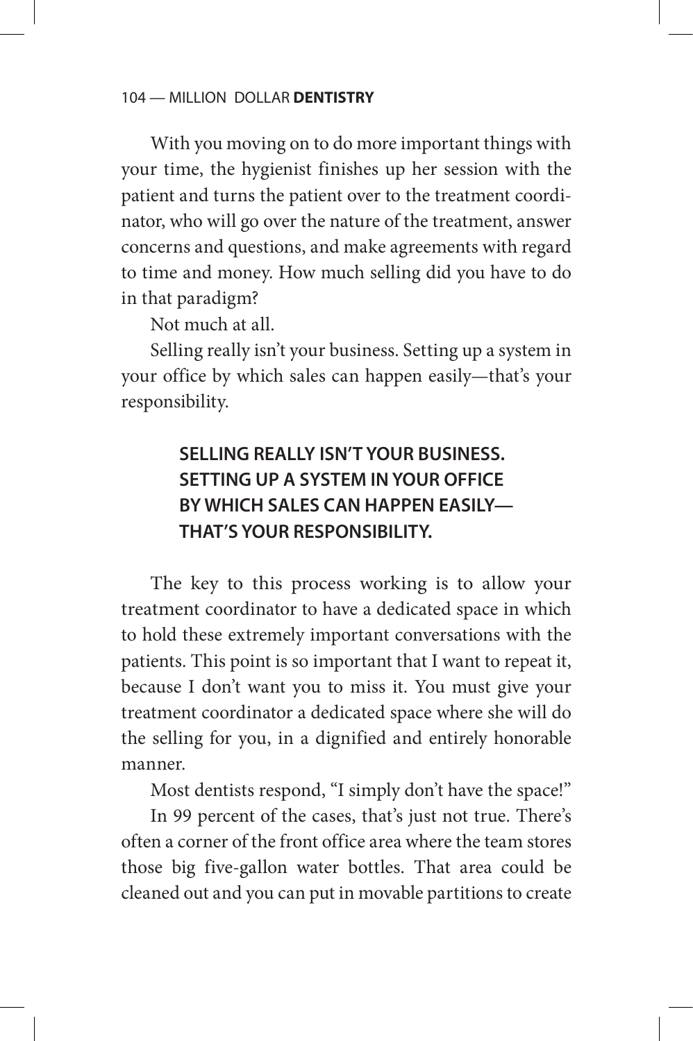With you moving on to do more important things with your time, the hygienist finishes up her session with the patient and turns the patient over to the treatment coordinator, who will go over the nature of the treatment, answer concerns and questions, and make agreements with regard to time and money. How much selling did you have to do in that paradigm?

Not much at all.

Selling really isn't your business. Setting up a system in your office by which sales can happen easily—that's your responsibility.

> **SELLING REALLY ISN'T YOUR BUSINESS. SETTING UP A SYSTEM IN YOUR OFFICE BY WHICH SALES CAN HAPPEN EASILY—THAT'S YOUR RESPONSIBILITY.**

The key to this process working is to allow your treatment coordinator to have a dedicated space in which to hold these extremely important conversations with the patients. This point is so important that I want to repeat it, because I don't want you to miss it. You must give your treatment coordinator a dedicated space where she will do the selling for you, in a dignified and entirely honorable manner.

Most dentists respond, "I simply don't have the space!"

In 99 percent of the cases, that's just not true. There's often a corner of the front office area where the team stores those big five-gallon water bottles. That area could be cleaned out and you can put in movable partitions to create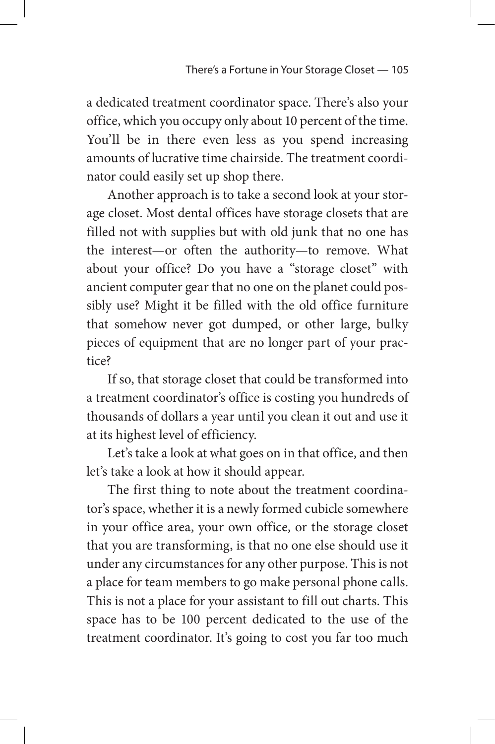a dedicated treatment coordinator space. There's also your office, which you occupy only about 10 percent of the time. You'll be in there even less as you spend increasing amounts of lucrative time chairside. The treatment coordinator could easily set up shop there.

Another approach is to take a second look at your storage closet. Most dental offices have storage closets that are filled not with supplies but with old junk that no one has the interest—or often the authority—to remove. What about your office? Do you have a "storage closet" with ancient computer gear that no one on the planet could possibly use? Might it be filled with the old office furniture that somehow never got dumped, or other large, bulky pieces of equipment that are no longer part of your practice?

If so, that storage closet that could be transformed into a treatment coordinator's office is costing you hundreds of thousands of dollars a year until you clean it out and use it at its highest level of efficiency.

Let's take a look at what goes on in that office, and then let's take a look at how it should appear.

The first thing to note about the treatment coordinator's space, whether it is a newly formed cubicle somewhere in your office area, your own office, or the storage closet that you are transforming, is that no one else should use it under any circumstances for any other purpose. This is not a place for team members to go make personal phone calls. This is not a place for your assistant to fill out charts. This space has to be 100 percent dedicated to the use of the treatment coordinator. It's going to cost you far too much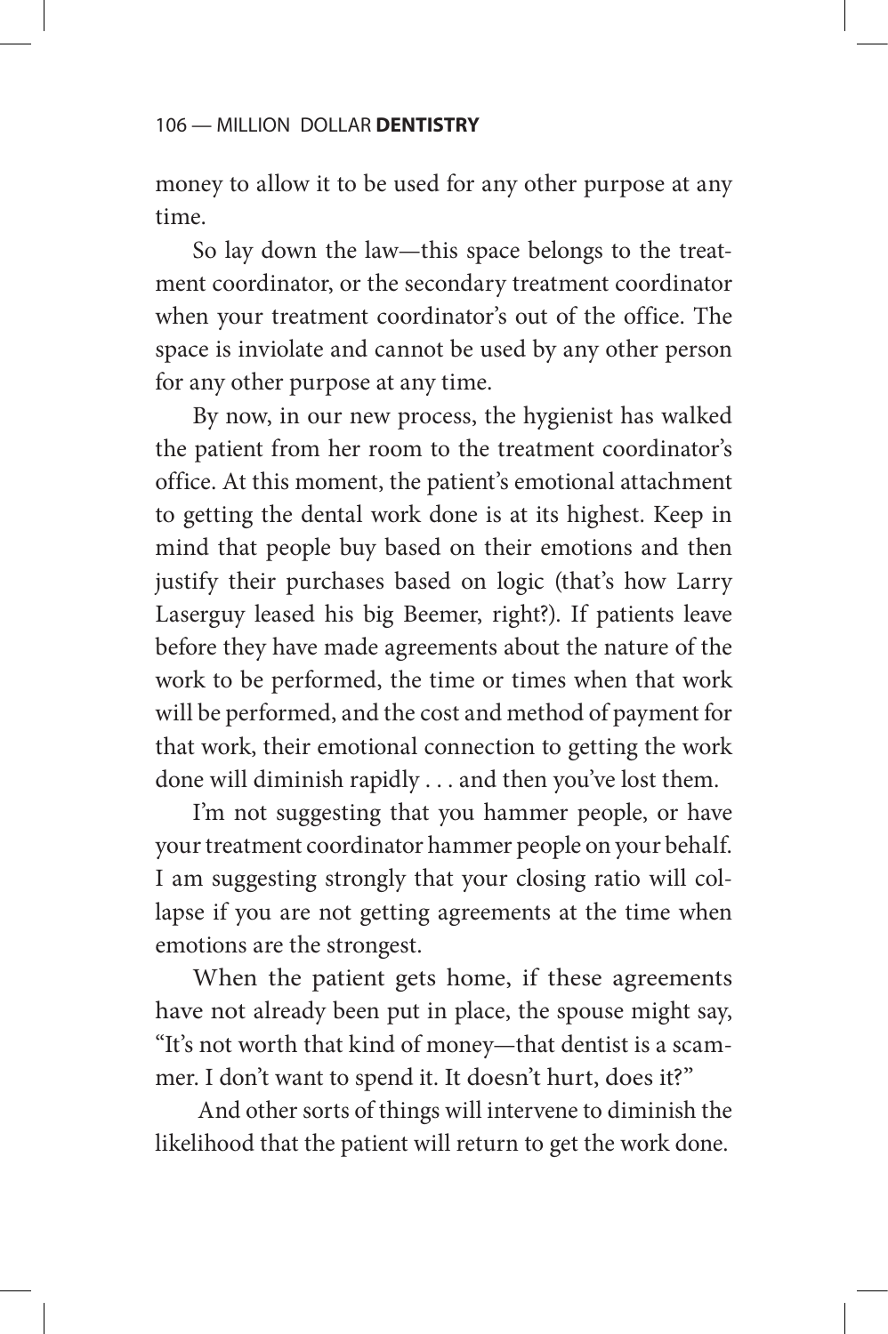money to allow it to be used for any other purpose at any time.

So lay down the law—this space belongs to the treatment coordinator, or the secondary treatment coordinator when your treatment coordinator's out of the office. The space is inviolate and cannot be used by any other person for any other purpose at any time.

By now, in our new process, the hygienist has walked the patient from her room to the treatment coordinator's office. At this moment, the patient's emotional attachment to getting the dental work done is at its highest. Keep in mind that people buy based on their emotions and then justify their purchases based on logic (that's how Larry Laserguy leased his big Beemer, right?). If patients leave before they have made agreements about the nature of the work to be performed, the time or times when that work will be performed, and the cost and method of payment for that work, their emotional connection to getting the work done will diminish rapidly . . . and then you've lost them.

I'm not suggesting that you hammer people, or have your treatment coordinator hammer people on your behalf. I am suggesting strongly that your closing ratio will collapse if you are not getting agreements at the time when emotions are the strongest.

When the patient gets home, if these agreements have not already been put in place, the spouse might say, "It's not worth that kind of money—that dentist is a scammer. I don't want to spend it. It doesn't hurt, does it?"

And other sorts of things will intervene to diminish the likelihood that the patient will return to get the work done.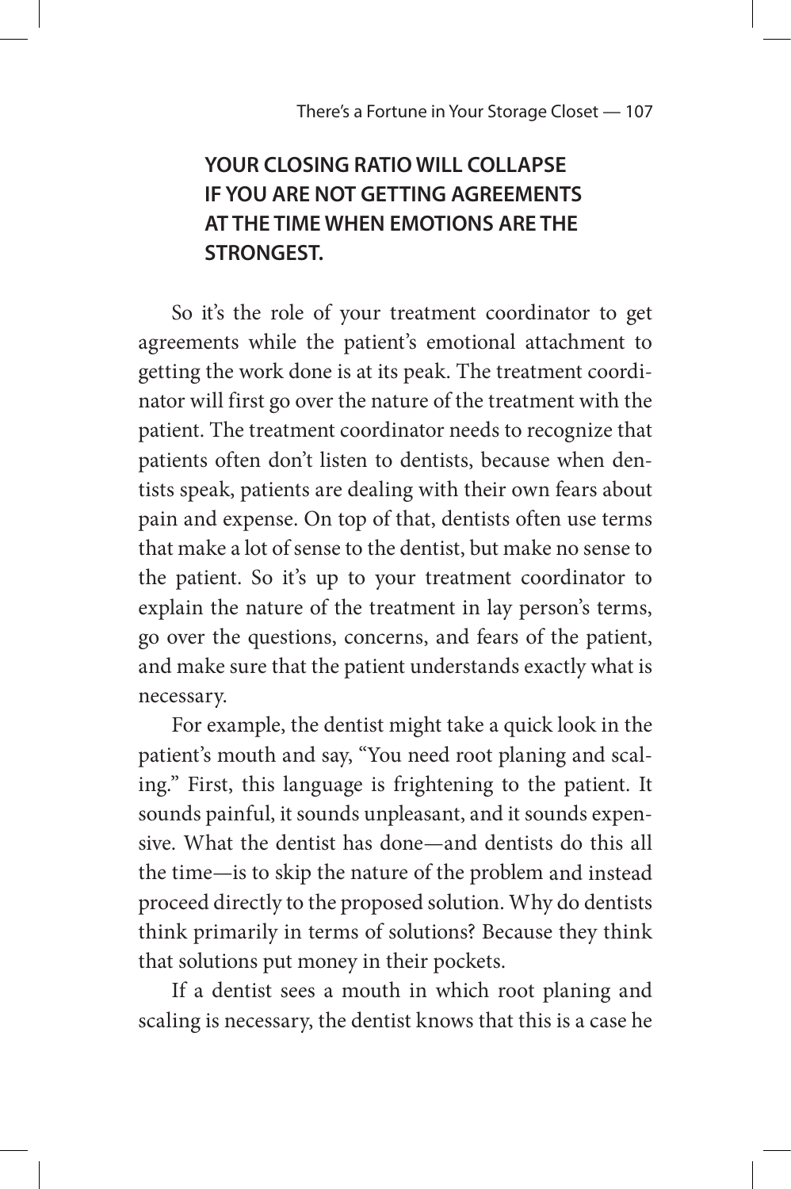**YOUR CLOSING RATIO WILL COLLAPSE IF YOU ARE NOT GETTING AGREEMENTS AT THE TIME WHEN EMOTIONS ARE THE STRONGEST.**

So it's the role of your treatment coordinator to get agreements while the patient's emotional attachment to getting the work done is at its peak. The treatment coordinator will first go over the nature of the treatment with the patient. The treatment coordinator needs to recognize that patients often don't listen to dentists, because when dentists speak, patients are dealing with their own fears about pain and expense. On top of that, dentists often use terms that make a lot of sense to the dentist, but make no sense to the patient. So it's up to your treatment coordinator to explain the nature of the treatment in lay person's terms, go over the questions, concerns, and fears of the patient, and make sure that the patient understands exactly what is necessary.

For example, the dentist might take a quick look in the patient's mouth and say, "You need root planing and scaling." First, this language is frightening to the patient. It sounds painful, it sounds unpleasant, and it sounds expensive. What the dentist has done—and dentists do this all the time—is to skip the nature of the problem and instead proceed directly to the proposed solution. Why do dentists think primarily in terms of solutions? Because they think that solutions put money in their pockets.

If a dentist sees a mouth in which root planing and scaling is necessary, the dentist knows that this is a case he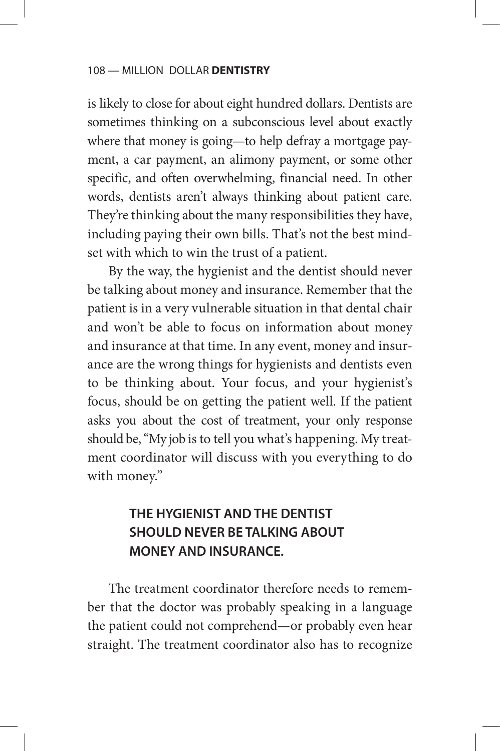is likely to close for about eight hundred dollars. Dentists are sometimes thinking on a subconscious level about exactly where that money is going—to help defray a mortgage payment, a car payment, an alimony payment, or some other specific, and often overwhelming, financial need. In other words, dentists aren't always thinking about patient care. They're thinking about the many responsibilities they have, including paying their own bills. That's not the best mindset with which to win the trust of a patient.

By the way, the hygienist and the dentist should never be talking about money and insurance. Remember that the patient is in a very vulnerable situation in that dental chair and won't be able to focus on information about money and insurance at that time. In any event, money and insurance are the wrong things for hygienists and dentists even to be thinking about. Your focus, and your hygienist's focus, should be on getting the patient well. If the patient asks you about the cost of treatment, your only response should be, "My job is to tell you what's happening. My treatment coordinator will discuss with you everything to do with money."

**THE HYGIENIST AND THE DENTIST SHOULD NEVER BE TALKING ABOUT MONEY AND INSURANCE.**

The treatment coordinator therefore needs to remember that the doctor was probably speaking in a language the patient could not comprehend—or probably even hear straight. The treatment coordinator also has to recognize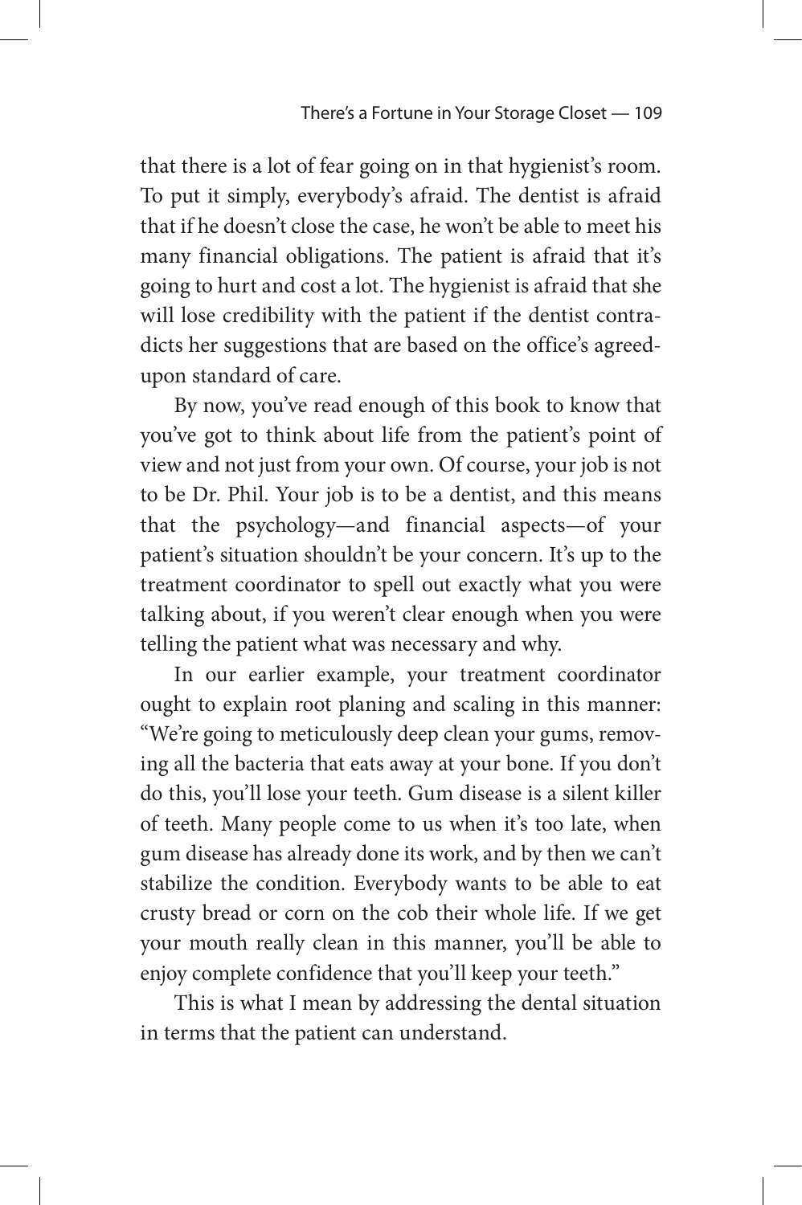that there is a lot of fear going on in that hygienist's room. To put it simply, everybody's afraid. The dentist is afraid that if he doesn't close the case, he won't be able to meet his many financial obligations. The patient is afraid that it's going to hurt and cost a lot. The hygienist is afraid that she will lose credibility with the patient if the dentist contradicts her suggestions that are based on the office's agreed-upon standard of care.

By now, you've read enough of this book to know that you've got to think about life from the patient's point of view and not just from your own. Of course, your job is not to be Dr. Phil. Your job is to be a dentist, and this means that the psychology—and financial aspects—of your patient's situation shouldn't be your concern. It's up to the treatment coordinator to spell out exactly what you were talking about, if you weren't clear enough when you were telling the patient what was necessary and why.

In our earlier example, your treatment coordinator ought to explain root planing and scaling in this manner: "We're going to meticulously deep clean your gums, removing all the bacteria that eats away at your bone. If you don't do this, you'll lose your teeth. Gum disease is a silent killer of teeth. Many people come to us when it's too late, when gum disease has already done its work, and by then we can't stabilize the condition. Everybody wants to be able to eat crusty bread or corn on the cob their whole life. If we get your mouth really clean in this manner, you'll be able to enjoy complete confidence that you'll keep your teeth."

This is what I mean by addressing the dental situation in terms that the patient can understand.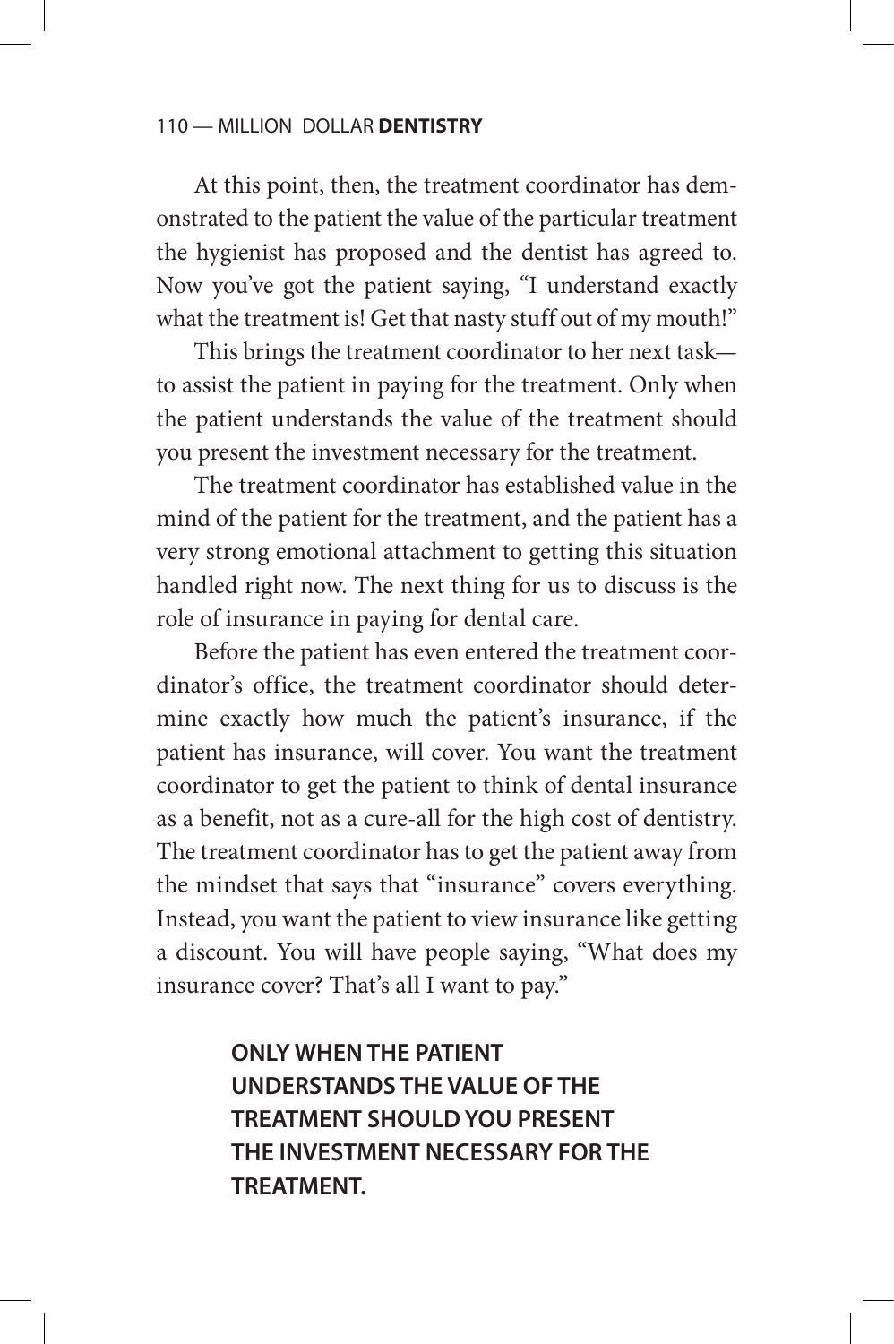At this point, then, the treatment coordinator has demonstrated to the patient the value of the particular treatment the hygienist has proposed and the dentist has agreed to. Now you've got the patient saying, "I understand exactly what the treatment is! Get that nasty stuff out of my mouth!"

This brings the treatment coordinator to her next task—to assist the patient in paying for the treatment. Only when the patient understands the value of the treatment should you present the investment necessary for the treatment.

The treatment coordinator has established value in the mind of the patient for the treatment, and the patient has a very strong emotional attachment to getting this situation handled right now. The next thing for us to discuss is the role of insurance in paying for dental care.

Before the patient has even entered the treatment coordinator's office, the treatment coordinator should determine exactly how much the patient's insurance, if the patient has insurance, will cover. You want the treatment coordinator to get the patient to think of dental insurance as a benefit, not as a cure-all for the high cost of dentistry. The treatment coordinator has to get the patient away from the mindset that says that "insurance" covers everything. Instead, you want the patient to view insurance like getting a discount. You will have people saying, "What does my insurance cover? That's all I want to pay."

**ONLY WHEN THE PATIENT UNDERSTANDS THE VALUE OF THE TREATMENT SHOULD YOU PRESENT THE INVESTMENT NECESSARY FOR THE TREATMENT.**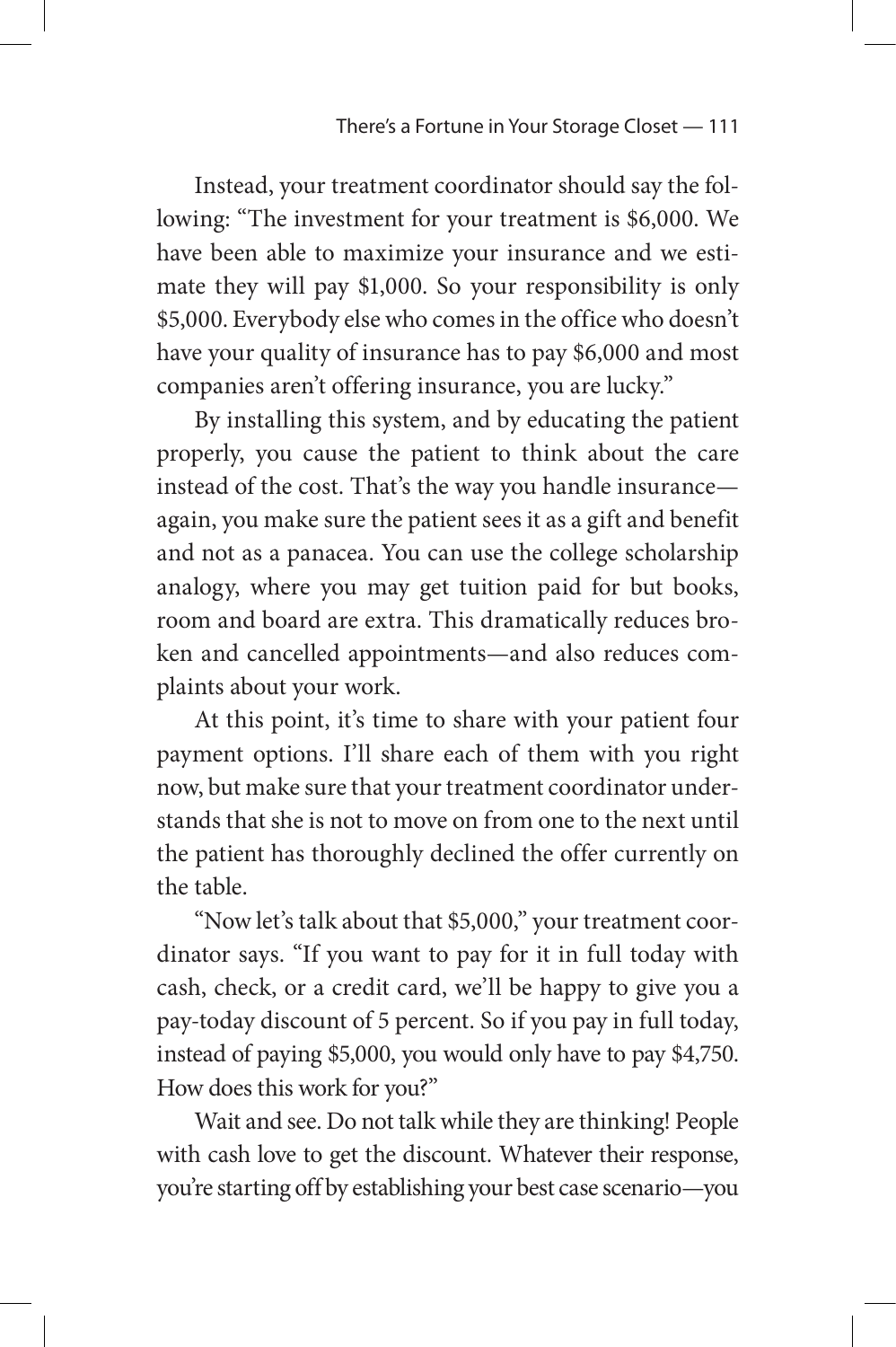Instead, your treatment coordinator should say the following: "The investment for your treatment is $6,000. We have been able to maximize your insurance and we estimate they will pay $1,000. So your responsibility is only $5,000. Everybody else who comes in the office who doesn't have your quality of insurance has to pay $6,000 and most companies aren't offering insurance, you are lucky."

By installing this system, and by educating the patient properly, you cause the patient to think about the care instead of the cost. That's the way you handle insurance—again, you make sure the patient sees it as a gift and benefit and not as a panacea. You can use the college scholarship analogy, where you may get tuition paid for but books, room and board are extra. This dramatically reduces broken and cancelled appointments—and also reduces complaints about your work.

At this point, it's time to share with your patient four payment options. I'll share each of them with you right now, but make sure that your treatment coordinator understands that she is not to move on from one to the next until the patient has thoroughly declined the offer currently on the table.

"Now let's talk about that $5,000," your treatment coordinator says. "If you want to pay for it in full today with cash, check, or a credit card, we'll be happy to give you a pay-today discount of 5 percent. So if you pay in full today, instead of paying $5,000, you would only have to pay $4,750. How does this work for you?"

Wait and see. Do not talk while they are thinking! People with cash love to get the discount. Whatever their response, you're starting off by establishing your best case scenario—you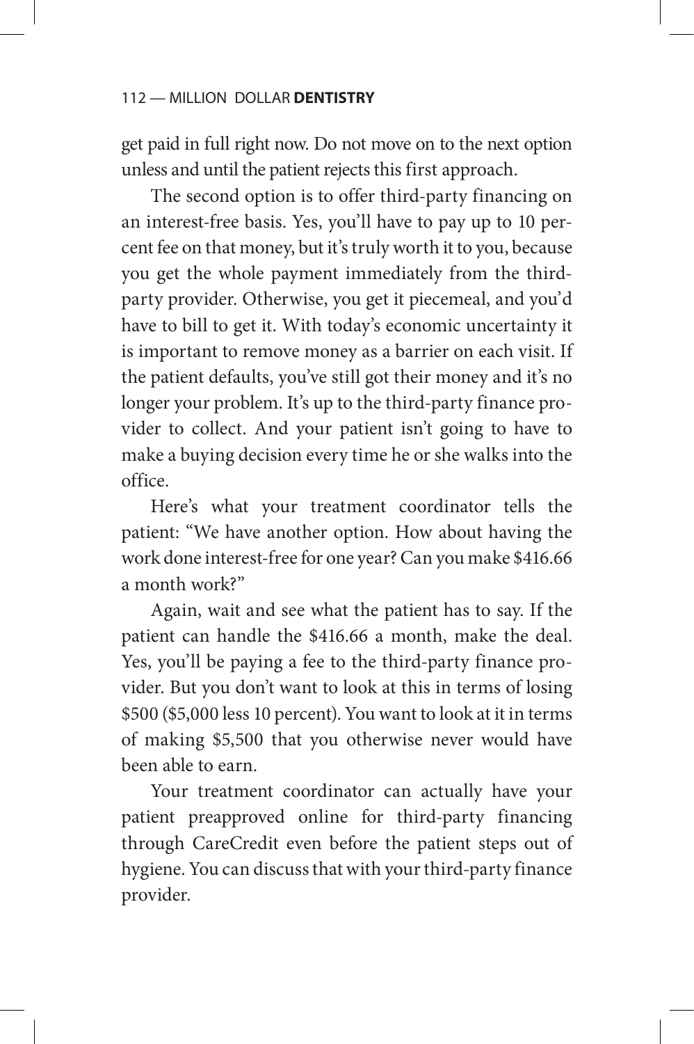get paid in full right now. Do not move on to the next option unless and until the patient rejects this first approach.

The second option is to offer third-party financing on an interest-free basis. Yes, you'll have to pay up to 10 percent fee on that money, but it's truly worth it to you, because you get the whole payment immediately from the third-party provider. Otherwise, you get it piecemeal, and you'd have to bill to get it. With today's economic uncertainty it is important to remove money as a barrier on each visit. If the patient defaults, you've still got their money and it's no longer your problem. It's up to the third-party finance provider to collect. And your patient isn't going to have to make a buying decision every time he or she walks into the office.

Here's what your treatment coordinator tells the patient: "We have another option. How about having the work done interest-free for one year? Can you make $416.66 a month work?"

Again, wait and see what the patient has to say. If the patient can handle the $416.66 a month, make the deal. Yes, you'll be paying a fee to the third-party finance provider. But you don't want to look at this in terms of losing $500 ($5,000 less 10 percent). You want to look at it in terms of making $5,500 that you otherwise never would have been able to earn.

Your treatment coordinator can actually have your patient preapproved online for third-party financing through CareCredit even before the patient steps out of hygiene. You can discuss that with your third-party finance provider.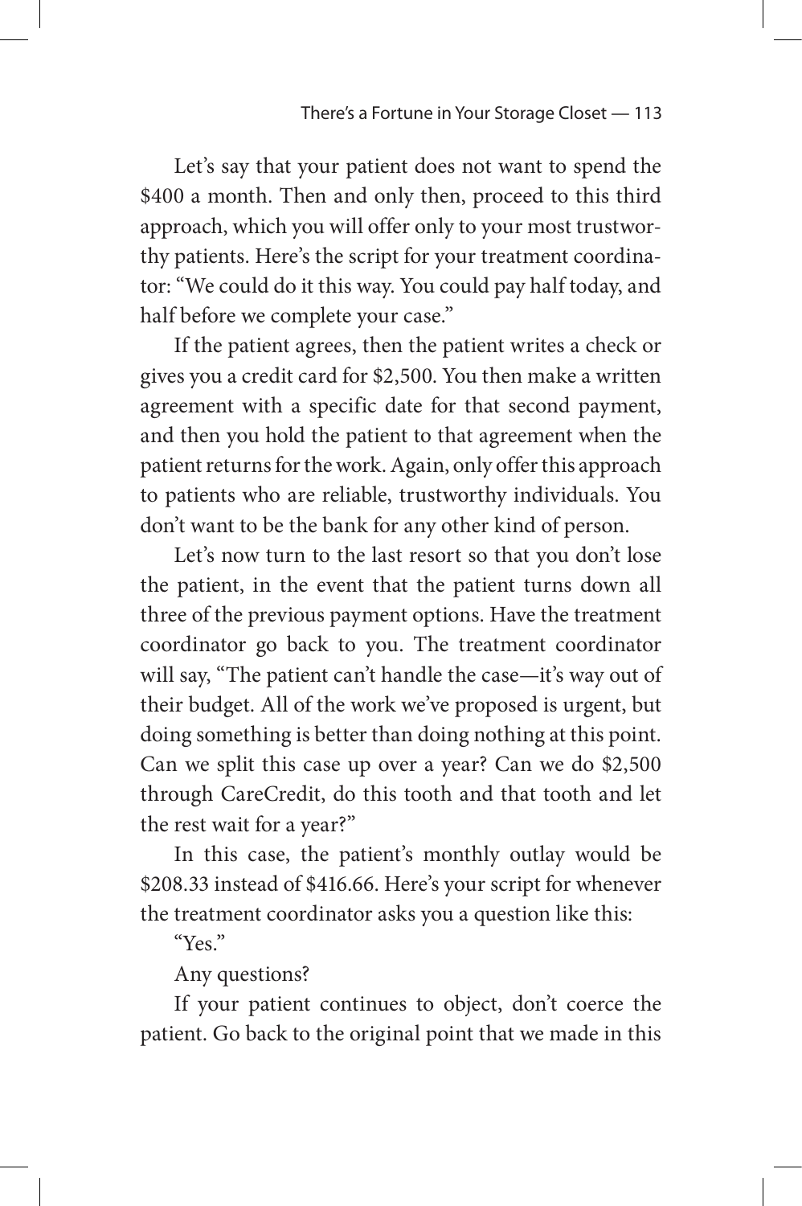Let's say that your patient does not want to spend the $400 a month. Then and only then, proceed to this third approach, which you will offer only to your most trustworthy patients. Here's the script for your treatment coordinator: "We could do it this way. You could pay half today, and half before we complete your case."

If the patient agrees, then the patient writes a check or gives you a credit card for $2,500. You then make a written agreement with a specific date for that second payment, and then you hold the patient to that agreement when the patient returns for the work. Again, only offer this approach to patients who are reliable, trustworthy individuals. You don't want to be the bank for any other kind of person.

Let's now turn to the last resort so that you don't lose the patient, in the event that the patient turns down all three of the previous payment options. Have the treatment coordinator go back to you. The treatment coordinator will say, "The patient can't handle the case—it's way out of their budget. All of the work we've proposed is urgent, but doing something is better than doing nothing at this point. Can we split this case up over a year? Can we do $2,500 through CareCredit, do this tooth and that tooth and let the rest wait for a year?"

In this case, the patient's monthly outlay would be $208.33 instead of $416.66. Here's your script for whenever the treatment coordinator asks you a question like this:

"Yes."

Any questions?

If your patient continues to object, don't coerce the patient. Go back to the original point that we made in this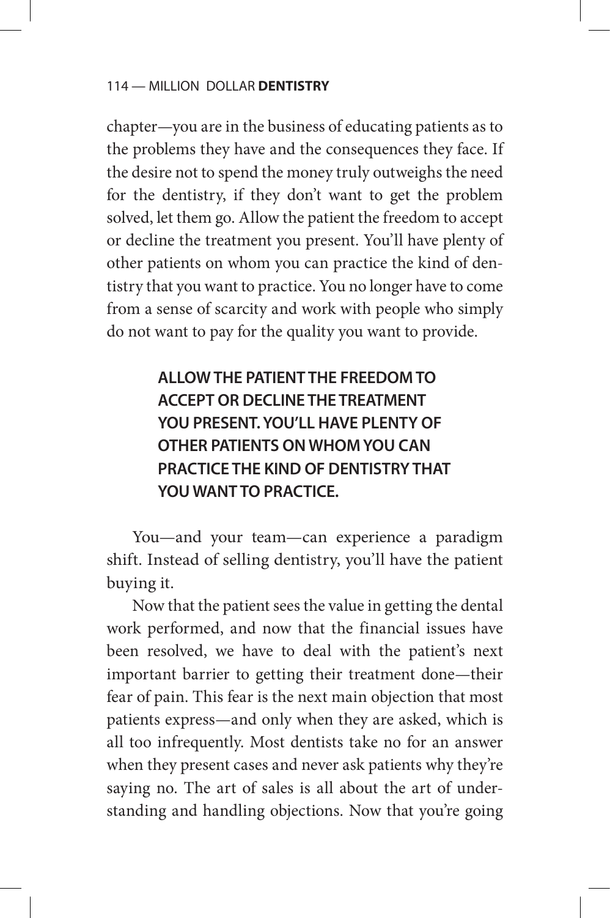chapter—you are in the business of educating patients as to the problems they have and the consequences they face. If the desire not to spend the money truly outweighs the need for the dentistry, if they don't want to get the problem solved, let them go. Allow the patient the freedom to accept or decline the treatment you present. You'll have plenty of other patients on whom you can practice the kind of dentistry that you want to practice. You no longer have to come from a sense of scarcity and work with people who simply do not want to pay for the quality you want to provide.

> **ALLOW THE PATIENT THE FREEDOM TO ACCEPT OR DECLINE THE TREATMENT YOU PRESENT. YOU'LL HAVE PLENTY OF OTHER PATIENTS ON WHOM YOU CAN PRACTICE THE KIND OF DENTISTRY THAT YOU WANT TO PRACTICE.**

You—and your team—can experience a paradigm shift. Instead of selling dentistry, you'll have the patient buying it.

Now that the patient sees the value in getting the dental work performed, and now that the financial issues have been resolved, we have to deal with the patient's next important barrier to getting their treatment done—their fear of pain. This fear is the next main objection that most patients express—and only when they are asked, which is all too infrequently. Most dentists take no for an answer when they present cases and never ask patients why they're saying no. The art of sales is all about the art of understanding and handling objections. Now that you're going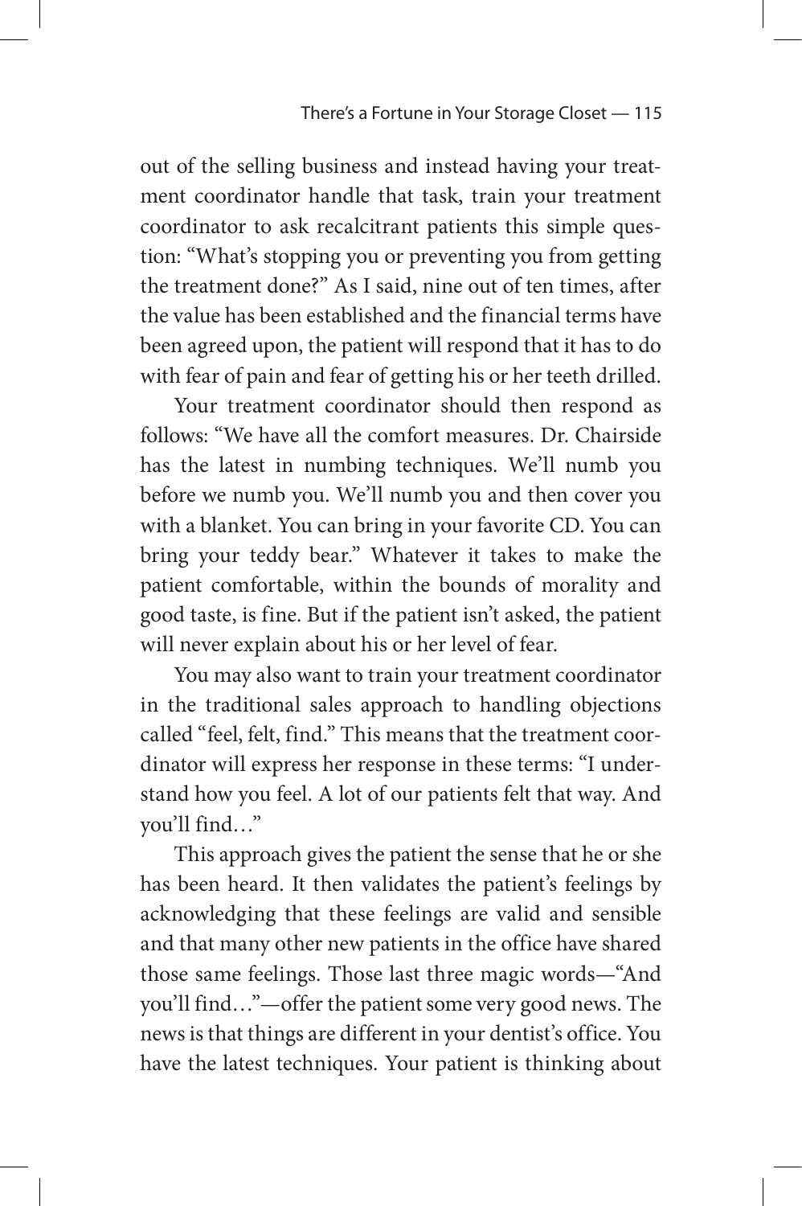out of the selling business and instead having your treatment coordinator handle that task, train your treatment coordinator to ask recalcitrant patients this simple question: "What's stopping you or preventing you from getting the treatment done?" As I said, nine out of ten times, after the value has been established and the financial terms have been agreed upon, the patient will respond that it has to do with fear of pain and fear of getting his or her teeth drilled.

Your treatment coordinator should then respond as follows: "We have all the comfort measures. Dr. Chairside has the latest in numbing techniques. We'll numb you before we numb you. We'll numb you and then cover you with a blanket. You can bring in your favorite CD. You can bring your teddy bear." Whatever it takes to make the patient comfortable, within the bounds of morality and good taste, is fine. But if the patient isn't asked, the patient will never explain about his or her level of fear.

You may also want to train your treatment coordinator in the traditional sales approach to handling objections called "feel, felt, find." This means that the treatment coordinator will express her response in these terms: "I understand how you feel. A lot of our patients felt that way. And you'll find…"

This approach gives the patient the sense that he or she has been heard. It then validates the patient's feelings by acknowledging that these feelings are valid and sensible and that many other new patients in the office have shared those same feelings. Those last three magic words—"And you'll find…"—offer the patient some very good news. The news is that things are different in your dentist's office. You have the latest techniques. Your patient is thinking about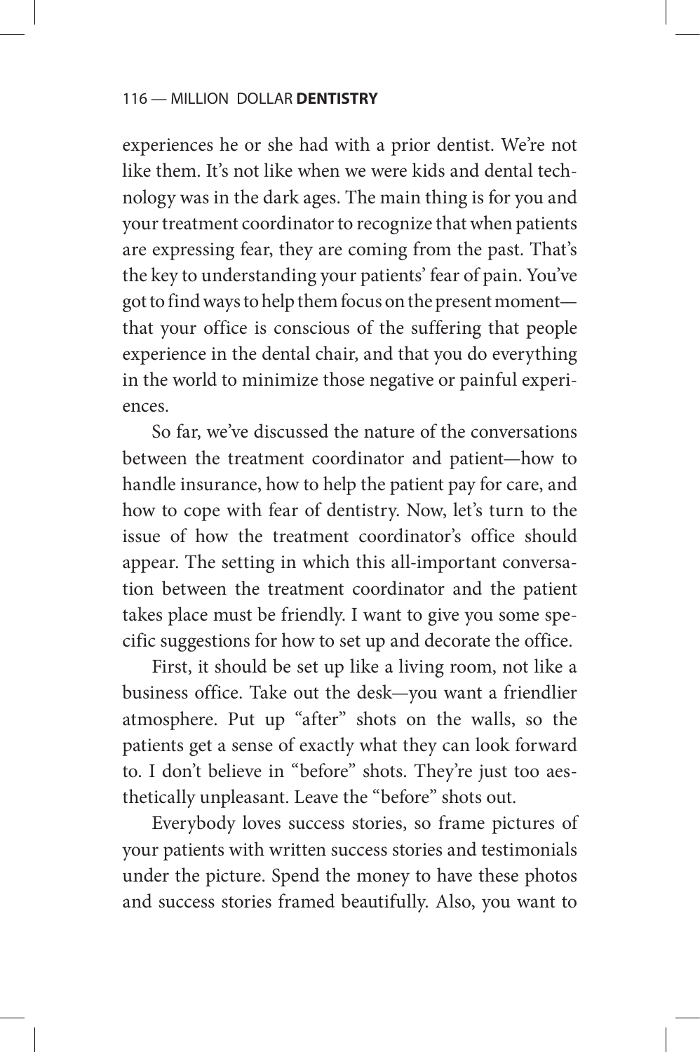experiences he or she had with a prior dentist. We're not like them. It's not like when we were kids and dental technology was in the dark ages. The main thing is for you and your treatment coordinator to recognize that when patients are expressing fear, they are coming from the past. That's the key to understanding your patients' fear of pain. You've got to find ways to help them focus on the present moment—that your office is conscious of the suffering that people experience in the dental chair, and that you do everything in the world to minimize those negative or painful experiences.

So far, we've discussed the nature of the conversations between the treatment coordinator and patient—how to handle insurance, how to help the patient pay for care, and how to cope with fear of dentistry. Now, let's turn to the issue of how the treatment coordinator's office should appear. The setting in which this all-important conversation between the treatment coordinator and the patient takes place must be friendly. I want to give you some specific suggestions for how to set up and decorate the office.

First, it should be set up like a living room, not like a business office. Take out the desk—you want a friendlier atmosphere. Put up "after" shots on the walls, so the patients get a sense of exactly what they can look forward to. I don't believe in "before" shots. They're just too aesthetically unpleasant. Leave the "before" shots out.

Everybody loves success stories, so frame pictures of your patients with written success stories and testimonials under the picture. Spend the money to have these photos and success stories framed beautifully. Also, you want to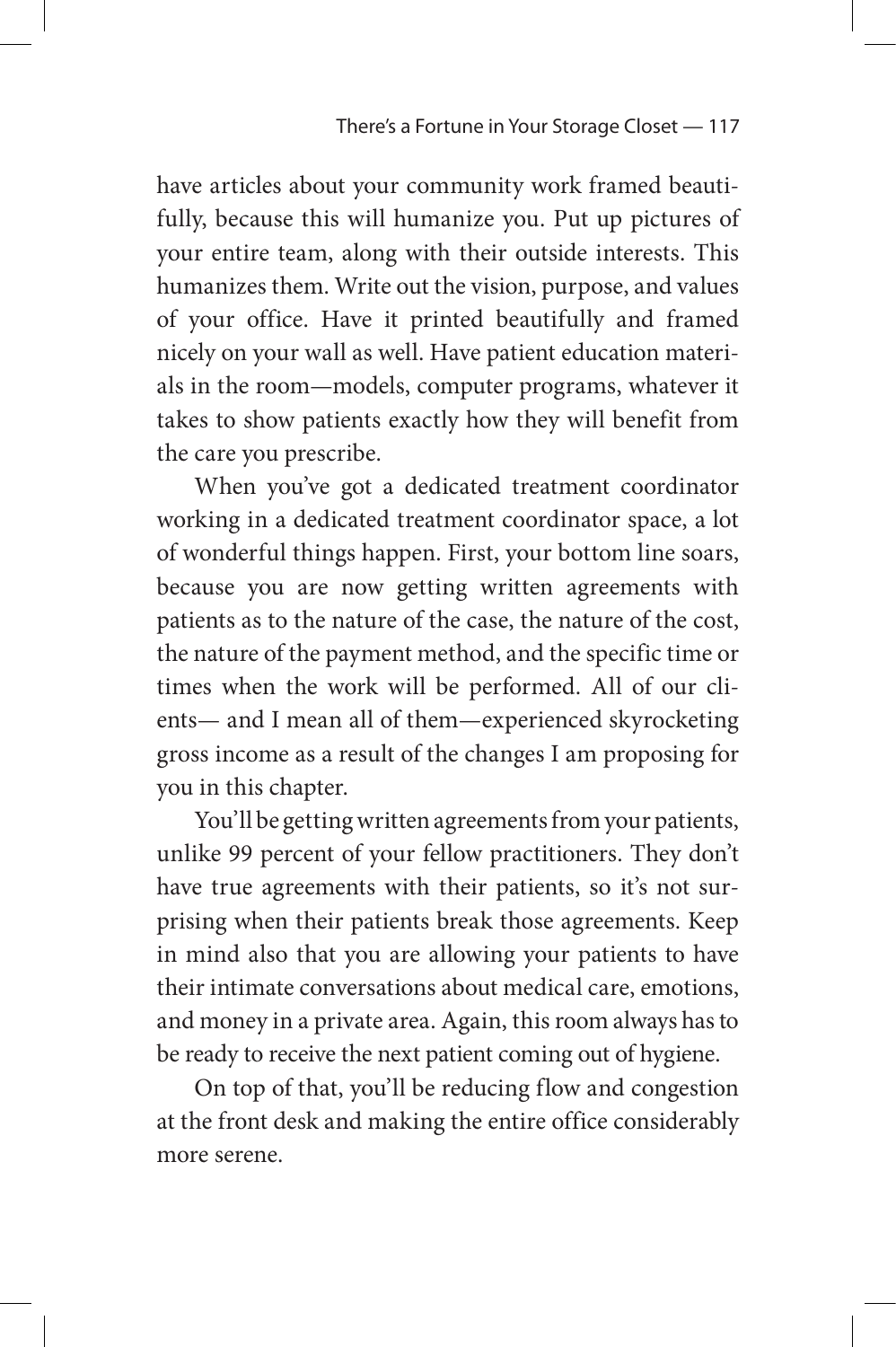have articles about your community work framed beautifully, because this will humanize you. Put up pictures of your entire team, along with their outside interests. This humanizes them. Write out the vision, purpose, and values of your office. Have it printed beautifully and framed nicely on your wall as well. Have patient education materials in the room—models, computer programs, whatever it takes to show patients exactly how they will benefit from the care you prescribe.

When you've got a dedicated treatment coordinator working in a dedicated treatment coordinator space, a lot of wonderful things happen. First, your bottom line soars, because you are now getting written agreements with patients as to the nature of the case, the nature of the cost, the nature of the payment method, and the specific time or times when the work will be performed. All of our clients— and I mean all of them—experienced skyrocketing gross income as a result of the changes I am proposing for you in this chapter.

You'll be getting written agreements from your patients, unlike 99 percent of your fellow practitioners. They don't have true agreements with their patients, so it's not surprising when their patients break those agreements. Keep in mind also that you are allowing your patients to have their intimate conversations about medical care, emotions, and money in a private area. Again, this room always has to be ready to receive the next patient coming out of hygiene.

On top of that, you'll be reducing flow and congestion at the front desk and making the entire office considerably more serene.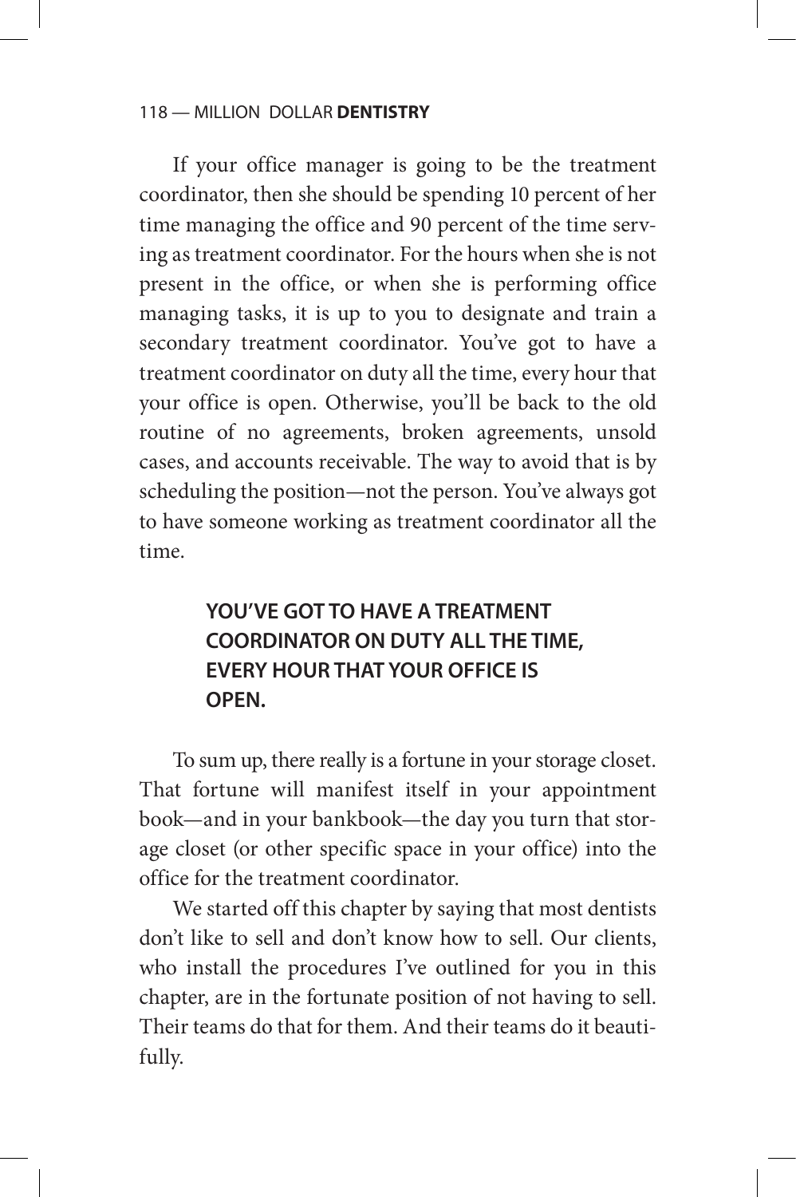If your office manager is going to be the treatment coordinator, then she should be spending 10 percent of her time managing the office and 90 percent of the time serving as treatment coordinator. For the hours when she is not present in the office, or when she is performing office managing tasks, it is up to you to designate and train a secondary treatment coordinator. You've got to have a treatment coordinator on duty all the time, every hour that your office is open. Otherwise, you'll be back to the old routine of no agreements, broken agreements, unsold cases, and accounts receivable. The way to avoid that is by scheduling the position—not the person. You've always got to have someone working as treatment coordinator all the time.

**YOU'VE GOT TO HAVE A TREATMENT COORDINATOR ON DUTY ALL THE TIME, EVERY HOUR THAT YOUR OFFICE IS OPEN.**

To sum up, there really is a fortune in your storage closet. That fortune will manifest itself in your appointment book—and in your bankbook—the day you turn that storage closet (or other specific space in your office) into the office for the treatment coordinator.

We started off this chapter by saying that most dentists don't like to sell and don't know how to sell. Our clients, who install the procedures I've outlined for you in this chapter, are in the fortunate position of not having to sell. Their teams do that for them. And their teams do it beautifully.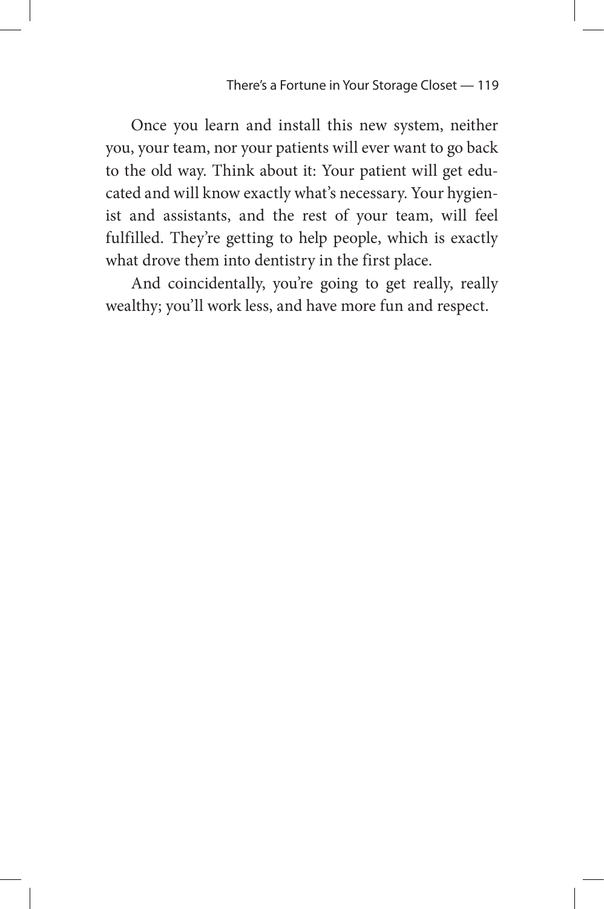Once you learn and install this new system, neither you, your team, nor your patients will ever want to go back to the old way. Think about it: Your patient will get educated and will know exactly what's necessary. Your hygienist and assistants, and the rest of your team, will feel fulfilled. They're getting to help people, which is exactly what drove them into dentistry in the first place.

And coincidentally, you're going to get really, really wealthy; you'll work less, and have more fun and respect.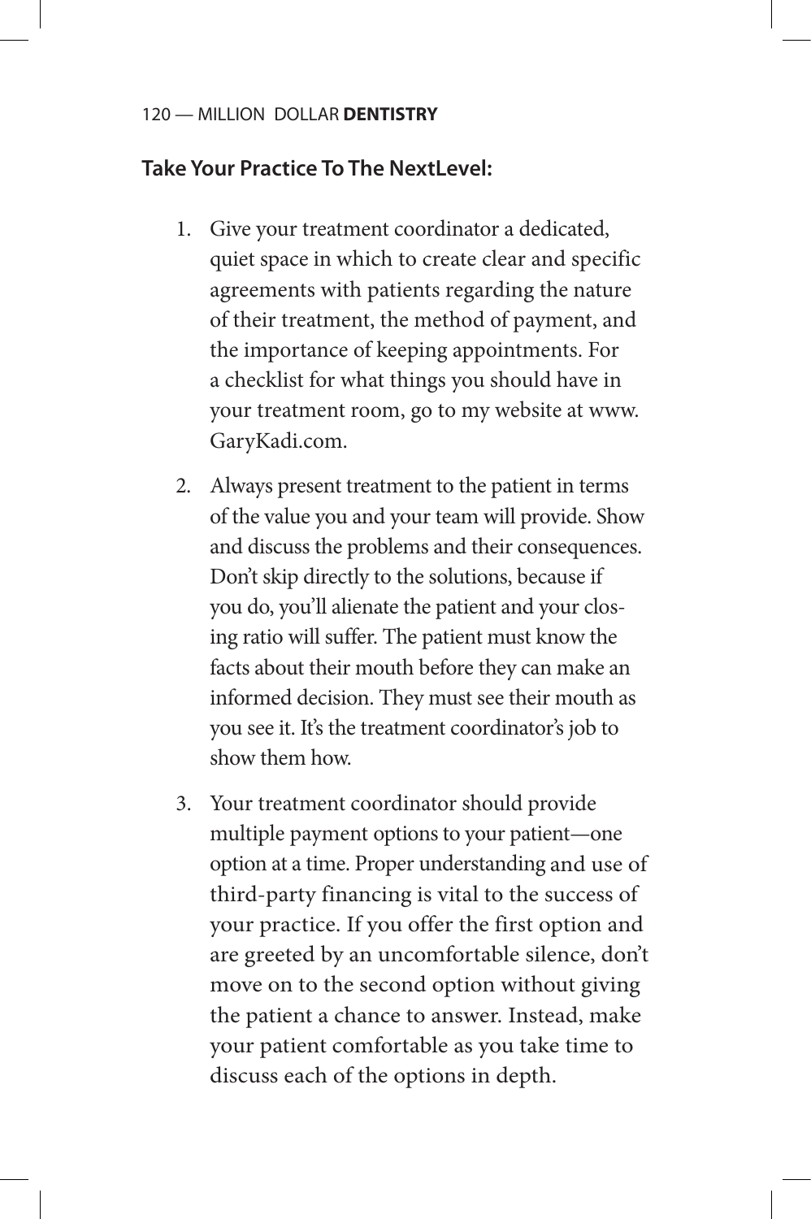**Take Your Practice To The NextLevel:**

1. Give your treatment coordinator a dedicated, quiet space in which to create clear and specific agreements with patients regarding the nature of their treatment, the method of payment, and the importance of keeping appointments. For a checklist for what things you should have in your treatment room, go to my website at www.GaryKadi.com.

2. Always present treatment to the patient in terms of the value you and your team will provide. Show and discuss the problems and their consequences. Don't skip directly to the solutions, because if you do, you'll alienate the patient and your closing ratio will suffer. The patient must know the facts about their mouth before they can make an informed decision. They must see their mouth as you see it. It's the treatment coordinator's job to show them how.

3. Your treatment coordinator should provide multiple payment options to your patient—one option at a time. Proper understanding and use of third-party financing is vital to the success of your practice. If you offer the first option and are greeted by an uncomfortable silence, don't move on to the second option without giving the patient a chance to answer. Instead, make your patient comfortable as you take time to discuss each of the options in depth.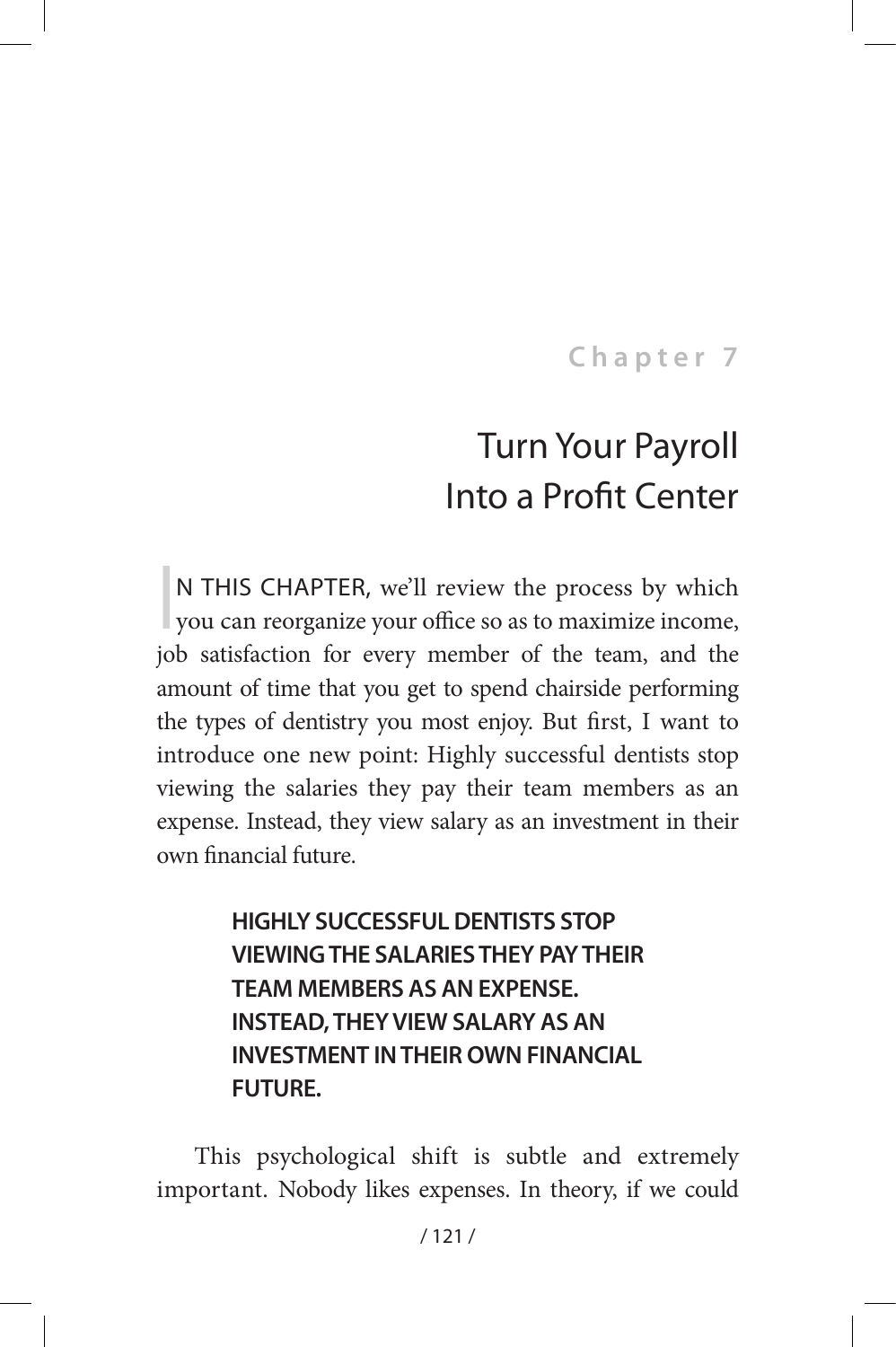## Chapter 7

# Turn Your Payroll Into a Profit Center

IN THIS CHAPTER, we'll review the process by which you can reorganize your office so as to maximize income, job satisfaction for every member of the team, and the amount of time that you get to spend chairside performing the types of dentistry you most enjoy. But first, I want to introduce one new point: Highly successful dentists stop viewing the salaries they pay their team members as an expense. Instead, they view salary as an investment in their own financial future.

> **HIGHLY SUCCESSFUL DENTISTS STOP VIEWING THE SALARIES THEY PAY THEIR TEAM MEMBERS AS AN EXPENSE. INSTEAD, THEY VIEW SALARY AS AN INVESTMENT IN THEIR OWN FINANCIAL FUTURE.**

This psychological shift is subtle and extremely important. Nobody likes expenses. In theory, if we could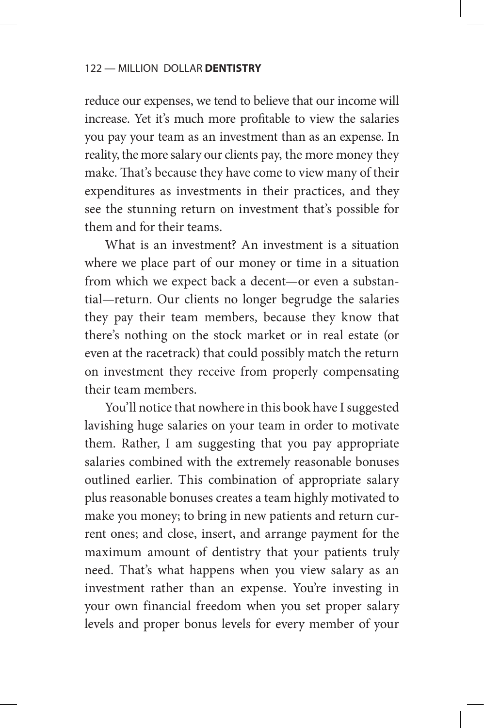reduce our expenses, we tend to believe that our income will increase. Yet it's much more profitable to view the salaries you pay your team as an investment than as an expense. In reality, the more salary our clients pay, the more money they make. That's because they have come to view many of their expenditures as investments in their practices, and they see the stunning return on investment that's possible for them and for their teams.

What is an investment? An investment is a situation where we place part of our money or time in a situation from which we expect back a decent—or even a substantial—return. Our clients no longer begrudge the salaries they pay their team members, because they know that there's nothing on the stock market or in real estate (or even at the racetrack) that could possibly match the return on investment they receive from properly compensating their team members.

You'll notice that nowhere in this book have I suggested lavishing huge salaries on your team in order to motivate them. Rather, I am suggesting that you pay appropriate salaries combined with the extremely reasonable bonuses outlined earlier. This combination of appropriate salary plus reasonable bonuses creates a team highly motivated to make you money; to bring in new patients and return current ones; and close, insert, and arrange payment for the maximum amount of dentistry that your patients truly need. That's what happens when you view salary as an investment rather than an expense. You're investing in your own financial freedom when you set proper salary levels and proper bonus levels for every member of your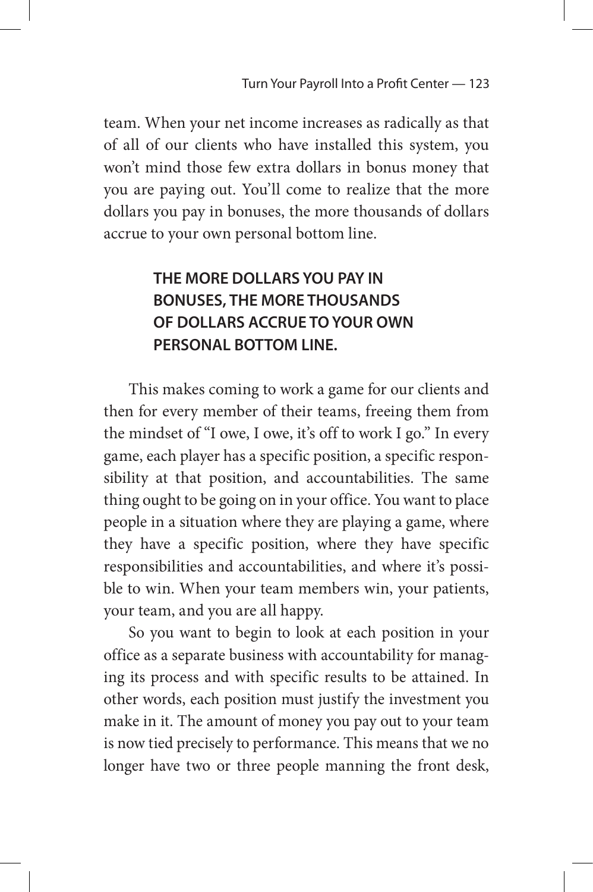team. When your net income increases as radically as that of all of our clients who have installed this system, you won't mind those few extra dollars in bonus money that you are paying out. You'll come to realize that the more dollars you pay in bonuses, the more thousands of dollars accrue to your own personal bottom line.

> **THE MORE DOLLARS YOU PAY IN BONUSES, THE MORE THOUSANDS OF DOLLARS ACCRUE TO YOUR OWN PERSONAL BOTTOM LINE.**

This makes coming to work a game for our clients and then for every member of their teams, freeing them from the mindset of "I owe, I owe, it's off to work I go." In every game, each player has a specific position, a specific responsibility at that position, and accountabilities. The same thing ought to be going on in your office. You want to place people in a situation where they are playing a game, where they have a specific position, where they have specific responsibilities and accountabilities, and where it's possible to win. When your team members win, your patients, your team, and you are all happy.

So you want to begin to look at each position in your office as a separate business with accountability for managing its process and with specific results to be attained. In other words, each position must justify the investment you make in it. The amount of money you pay out to your team is now tied precisely to performance. This means that we no longer have two or three people manning the front desk,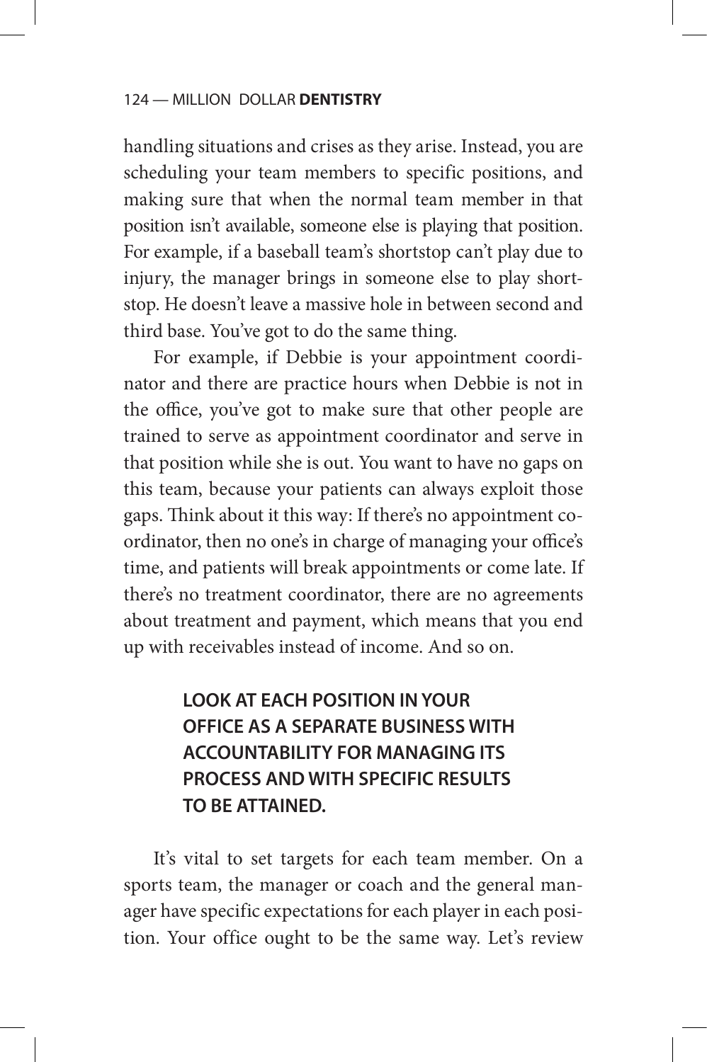handling situations and crises as they arise. Instead, you are scheduling your team members to specific positions, and making sure that when the normal team member in that position isn't available, someone else is playing that position. For example, if a baseball team's shortstop can't play due to injury, the manager brings in someone else to play shortstop. He doesn't leave a massive hole in between second and third base. You've got to do the same thing.

For example, if Debbie is your appointment coordinator and there are practice hours when Debbie is not in the office, you've got to make sure that other people are trained to serve as appointment coordinator and serve in that position while she is out. You want to have no gaps on this team, because your patients can always exploit those gaps. Think about it this way: If there's no appointment coordinator, then no one's in charge of managing your office's time, and patients will break appointments or come late. If there's no treatment coordinator, there are no agreements about treatment and payment, which means that you end up with receivables instead of income. And so on.

**LOOK AT EACH POSITION IN YOUR OFFICE AS A SEPARATE BUSINESS WITH ACCOUNTABILITY FOR MANAGING ITS PROCESS AND WITH SPECIFIC RESULTS TO BE ATTAINED.**

It's vital to set targets for each team member. On a sports team, the manager or coach and the general manager have specific expectations for each player in each position. Your office ought to be the same way. Let's review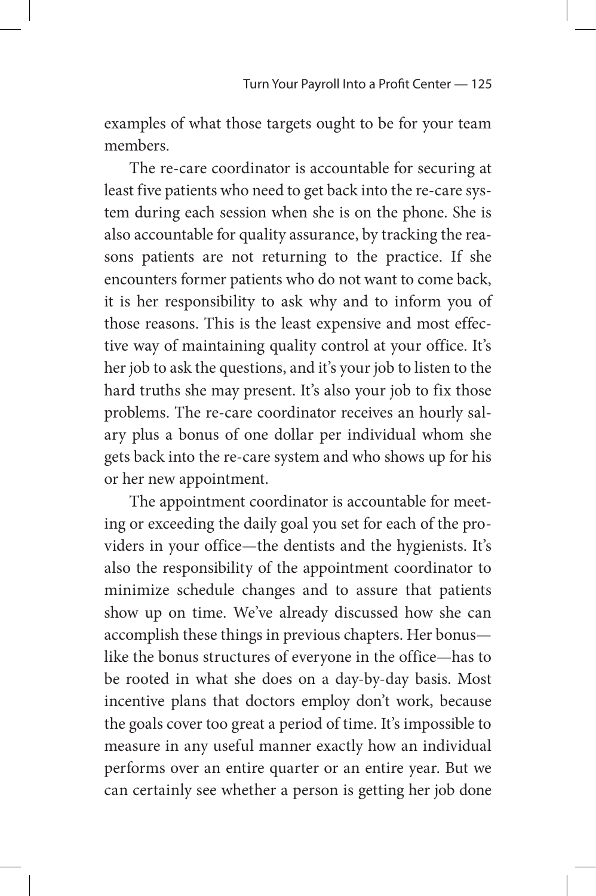examples of what those targets ought to be for your team members.

The re-care coordinator is accountable for securing at least five patients who need to get back into the re-care system during each session when she is on the phone. She is also accountable for quality assurance, by tracking the reasons patients are not returning to the practice. If she encounters former patients who do not want to come back, it is her responsibility to ask why and to inform you of those reasons. This is the least expensive and most effective way of maintaining quality control at your office. It's her job to ask the questions, and it's your job to listen to the hard truths she may present. It's also your job to fix those problems. The re-care coordinator receives an hourly salary plus a bonus of one dollar per individual whom she gets back into the re-care system and who shows up for his or her new appointment.

The appointment coordinator is accountable for meeting or exceeding the daily goal you set for each of the providers in your office—the dentists and the hygienists. It's also the responsibility of the appointment coordinator to minimize schedule changes and to assure that patients show up on time. We've already discussed how she can accomplish these things in previous chapters. Her bonus—like the bonus structures of everyone in the office—has to be rooted in what she does on a day-by-day basis. Most incentive plans that doctors employ don't work, because the goals cover too great a period of time. It's impossible to measure in any useful manner exactly how an individual performs over an entire quarter or an entire year. But we can certainly see whether a person is getting her job done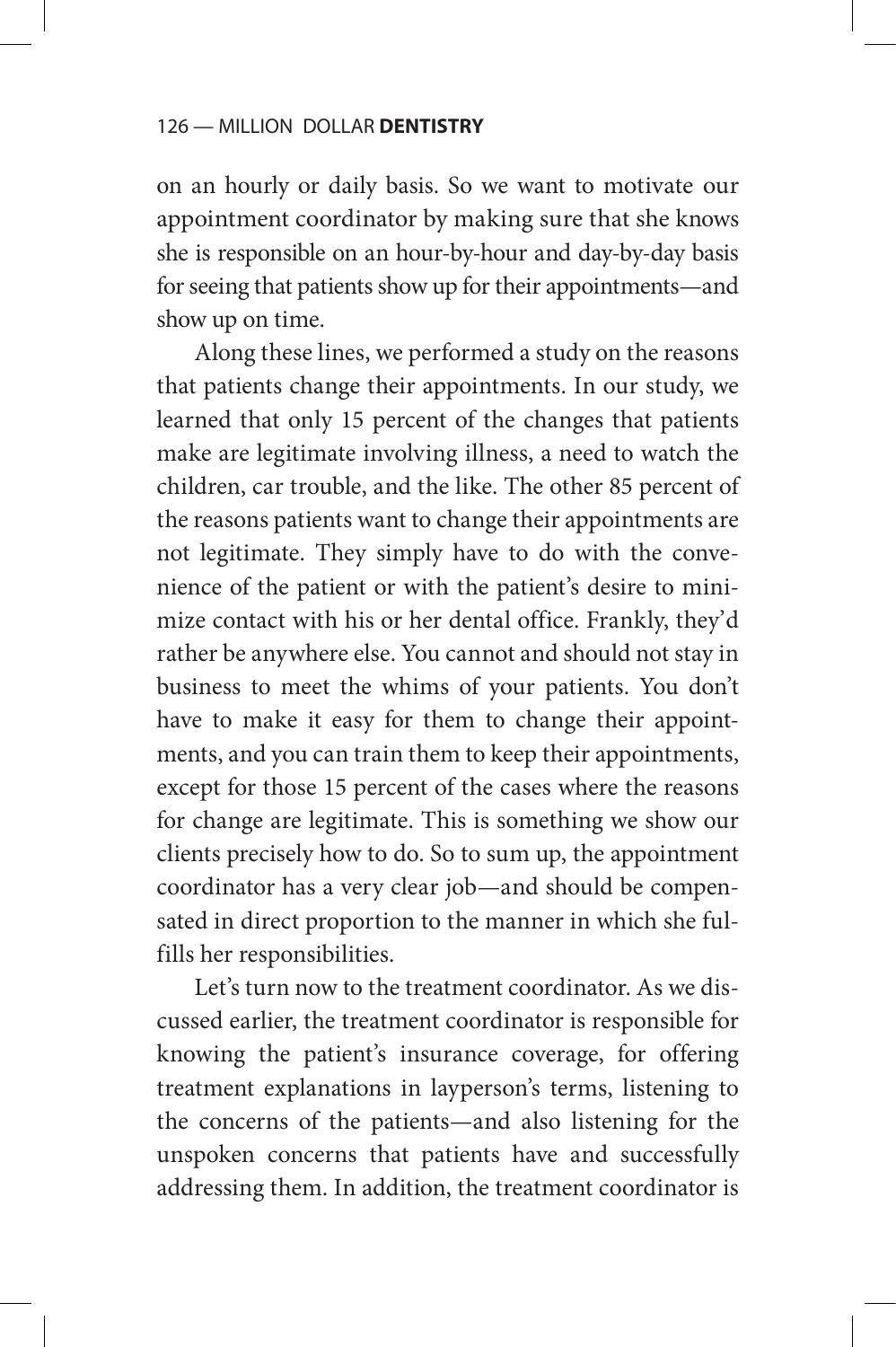on an hourly or daily basis. So we want to motivate our appointment coordinator by making sure that she knows she is responsible on an hour-by-hour and day-by-day basis for seeing that patients show up for their appointments—and show up on time.

Along these lines, we performed a study on the reasons that patients change their appointments. In our study, we learned that only 15 percent of the changes that patients make are legitimate involving illness, a need to watch the children, car trouble, and the like. The other 85 percent of the reasons patients want to change their appointments are not legitimate. They simply have to do with the convenience of the patient or with the patient's desire to minimize contact with his or her dental office. Frankly, they'd rather be anywhere else. You cannot and should not stay in business to meet the whims of your patients. You don't have to make it easy for them to change their appointments, and you can train them to keep their appointments, except for those 15 percent of the cases where the reasons for change are legitimate. This is something we show our clients precisely how to do. So to sum up, the appointment coordinator has a very clear job—and should be compensated in direct proportion to the manner in which she fulfills her responsibilities.

Let's turn now to the treatment coordinator. As we discussed earlier, the treatment coordinator is responsible for knowing the patient's insurance coverage, for offering treatment explanations in layperson's terms, listening to the concerns of the patients—and also listening for the unspoken concerns that patients have and successfully addressing them. In addition, the treatment coordinator is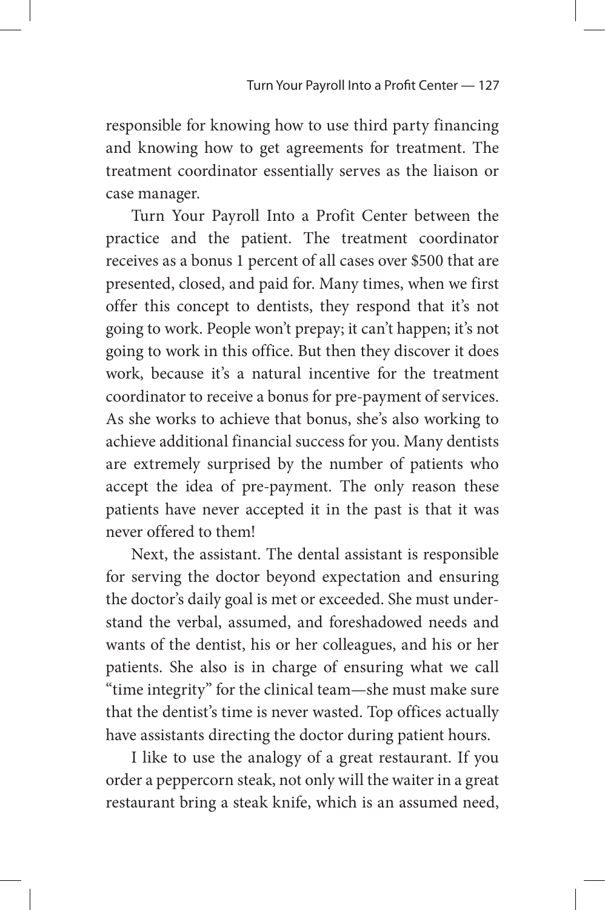responsible for knowing how to use third party financing and knowing how to get agreements for treatment. The treatment coordinator essentially serves as the liaison or case manager.

Turn Your Payroll Into a Profit Center between the practice and the patient. The treatment coordinator receives as a bonus 1 percent of all cases over $500 that are presented, closed, and paid for. Many times, when we first offer this concept to dentists, they respond that it's not going to work. People won't prepay; it can't happen; it's not going to work in this office. But then they discover it does work, because it's a natural incentive for the treatment coordinator to receive a bonus for pre-payment of services. As she works to achieve that bonus, she's also working to achieve additional financial success for you. Many dentists are extremely surprised by the number of patients who accept the idea of pre-payment. The only reason these patients have never accepted it in the past is that it was never offered to them!

Next, the assistant. The dental assistant is responsible for serving the doctor beyond expectation and ensuring the doctor's daily goal is met or exceeded. She must understand the verbal, assumed, and foreshadowed needs and wants of the dentist, his or her colleagues, and his or her patients. She also is in charge of ensuring what we call "time integrity" for the clinical team—she must make sure that the dentist's time is never wasted. Top offices actually have assistants directing the doctor during patient hours.

I like to use the analogy of a great restaurant. If you order a peppercorn steak, not only will the waiter in a great restaurant bring a steak knife, which is an assumed need,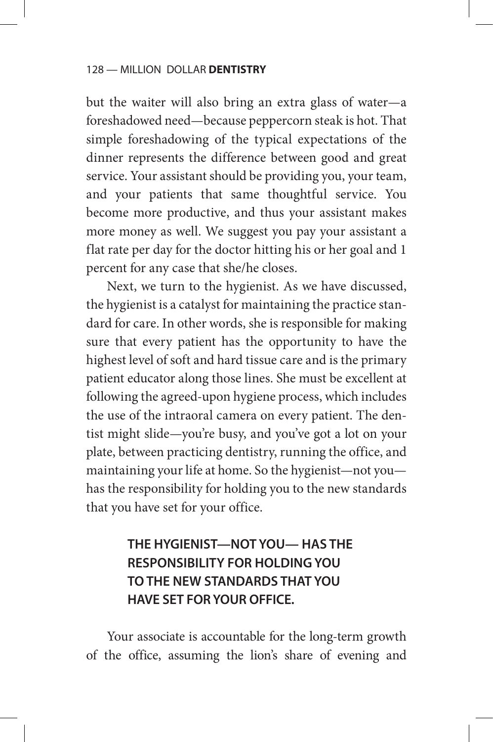but the waiter will also bring an extra glass of water—a foreshadowed need—because peppercorn steak is hot. That simple foreshadowing of the typical expectations of the dinner represents the difference between good and great service. Your assistant should be providing you, your team, and your patients that same thoughtful service. You become more productive, and thus your assistant makes more money as well. We suggest you pay your assistant a flat rate per day for the doctor hitting his or her goal and 1 percent for any case that she/he closes.

Next, we turn to the hygienist. As we have discussed, the hygienist is a catalyst for maintaining the practice standard for care. In other words, she is responsible for making sure that every patient has the opportunity to have the highest level of soft and hard tissue care and is the primary patient educator along those lines. She must be excellent at following the agreed-upon hygiene process, which includes the use of the intraoral camera on every patient. The dentist might slide—you're busy, and you've got a lot on your plate, between practicing dentistry, running the office, and maintaining your life at home. So the hygienist—not you—has the responsibility for holding you to the new standards that you have set for your office.

> **THE HYGIENIST—NOT YOU— HAS THE RESPONSIBILITY FOR HOLDING YOU TO THE NEW STANDARDS THAT YOU HAVE SET FOR YOUR OFFICE.**

Your associate is accountable for the long-term growth of the office, assuming the lion's share of evening and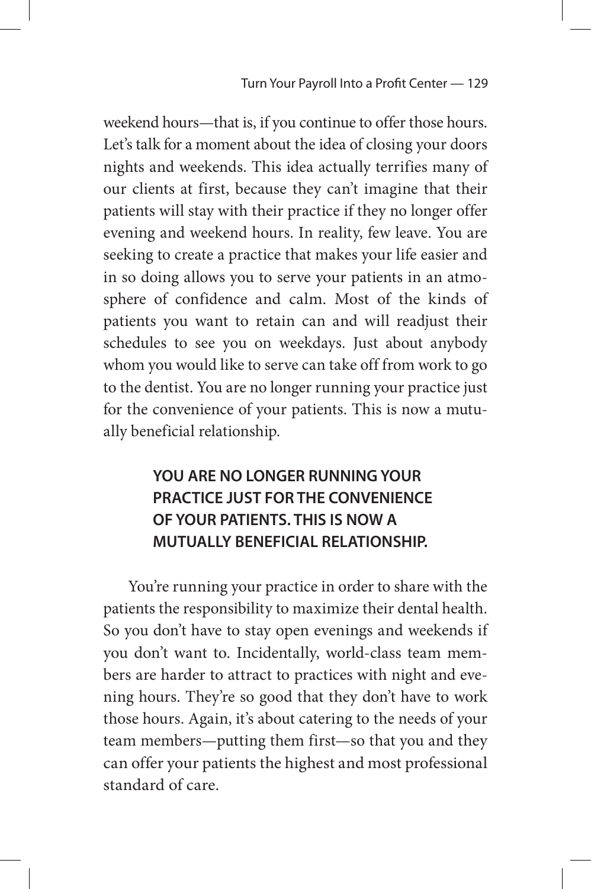weekend hours—that is, if you continue to offer those hours. Let's talk for a moment about the idea of closing your doors nights and weekends. This idea actually terrifies many of our clients at first, because they can't imagine that their patients will stay with their practice if they no longer offer evening and weekend hours. In reality, few leave. You are seeking to create a practice that makes your life easier and in so doing allows you to serve your patients in an atmosphere of confidence and calm. Most of the kinds of patients you want to retain can and will readjust their schedules to see you on weekdays. Just about anybody whom you would like to serve can take off from work to go to the dentist. You are no longer running your practice just for the convenience of your patients. This is now a mutually beneficial relationship.

**YOU ARE NO LONGER RUNNING YOUR PRACTICE JUST FOR THE CONVENIENCE OF YOUR PATIENTS. THIS IS NOW A MUTUALLY BENEFICIAL RELATIONSHIP.**

You're running your practice in order to share with the patients the responsibility to maximize their dental health. So you don't have to stay open evenings and weekends if you don't want to. Incidentally, world-class team members are harder to attract to practices with night and evening hours. They're so good that they don't have to work those hours. Again, it's about catering to the needs of your team members—putting them first—so that you and they can offer your patients the highest and most professional standard of care.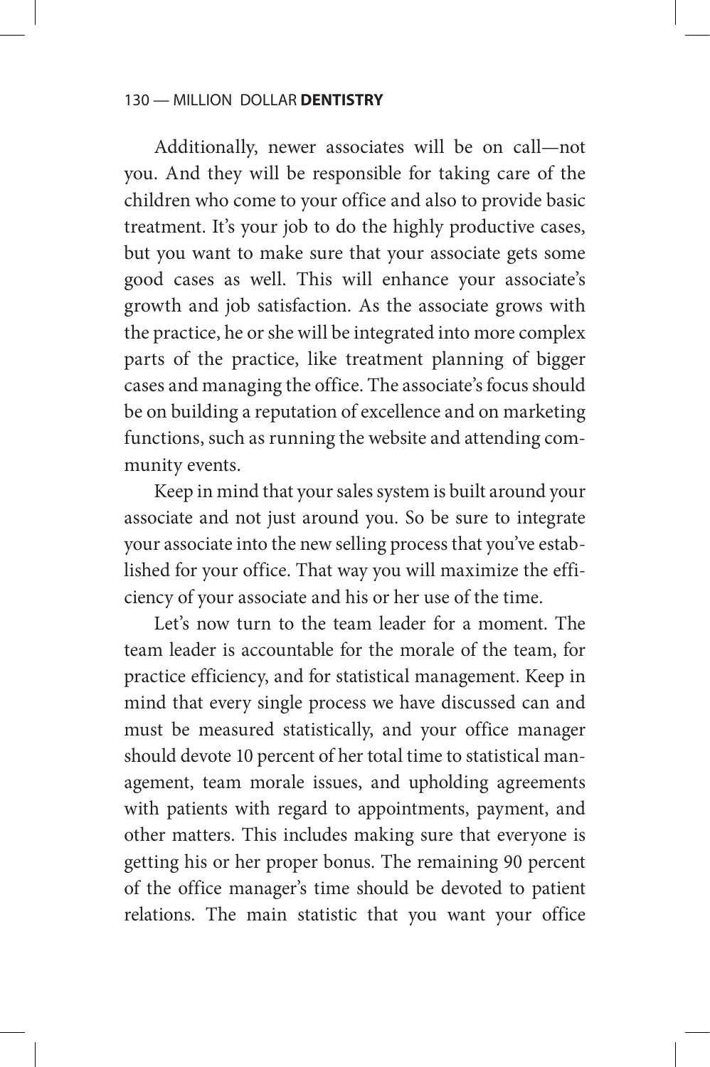Additionally, newer associates will be on call—not you. And they will be responsible for taking care of the children who come to your office and also to provide basic treatment. It's your job to do the highly productive cases, but you want to make sure that your associate gets some good cases as well. This will enhance your associate's growth and job satisfaction. As the associate grows with the practice, he or she will be integrated into more complex parts of the practice, like treatment planning of bigger cases and managing the office. The associate's focus should be on building a reputation of excellence and on marketing functions, such as running the website and attending community events.

Keep in mind that your sales system is built around your associate and not just around you. So be sure to integrate your associate into the new selling process that you've established for your office. That way you will maximize the efficiency of your associate and his or her use of the time.

Let's now turn to the team leader for a moment. The team leader is accountable for the morale of the team, for practice efficiency, and for statistical management. Keep in mind that every single process we have discussed can and must be measured statistically, and your office manager should devote 10 percent of her total time to statistical management, team morale issues, and upholding agreements with patients with regard to appointments, payment, and other matters. This includes making sure that everyone is getting his or her proper bonus. The remaining 90 percent of the office manager's time should be devoted to patient relations. The main statistic that you want your office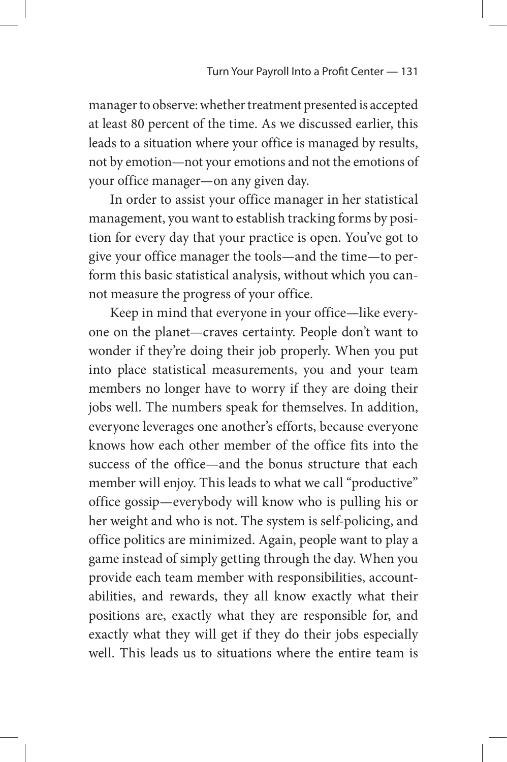manager to observe: whether treatment presented is accepted at least 80 percent of the time. As we discussed earlier, this leads to a situation where your office is managed by results, not by emotion—not your emotions and not the emotions of your office manager—on any given day.

In order to assist your office manager in her statistical management, you want to establish tracking forms by position for every day that your practice is open. You've got to give your office manager the tools—and the time—to perform this basic statistical analysis, without which you cannot measure the progress of your office.

Keep in mind that everyone in your office—like everyone on the planet—craves certainty. People don't want to wonder if they're doing their job properly. When you put into place statistical measurements, you and your team members no longer have to worry if they are doing their jobs well. The numbers speak for themselves. In addition, everyone leverages one another's efforts, because everyone knows how each other member of the office fits into the success of the office—and the bonus structure that each member will enjoy. This leads to what we call "productive" office gossip—everybody will know who is pulling his or her weight and who is not. The system is self-policing, and office politics are minimized. Again, people want to play a game instead of simply getting through the day. When you provide each team member with responsibilities, accountabilities, and rewards, they all know exactly what their positions are, exactly what they are responsible for, and exactly what they will get if they do their jobs especially well. This leads us to situations where the entire team is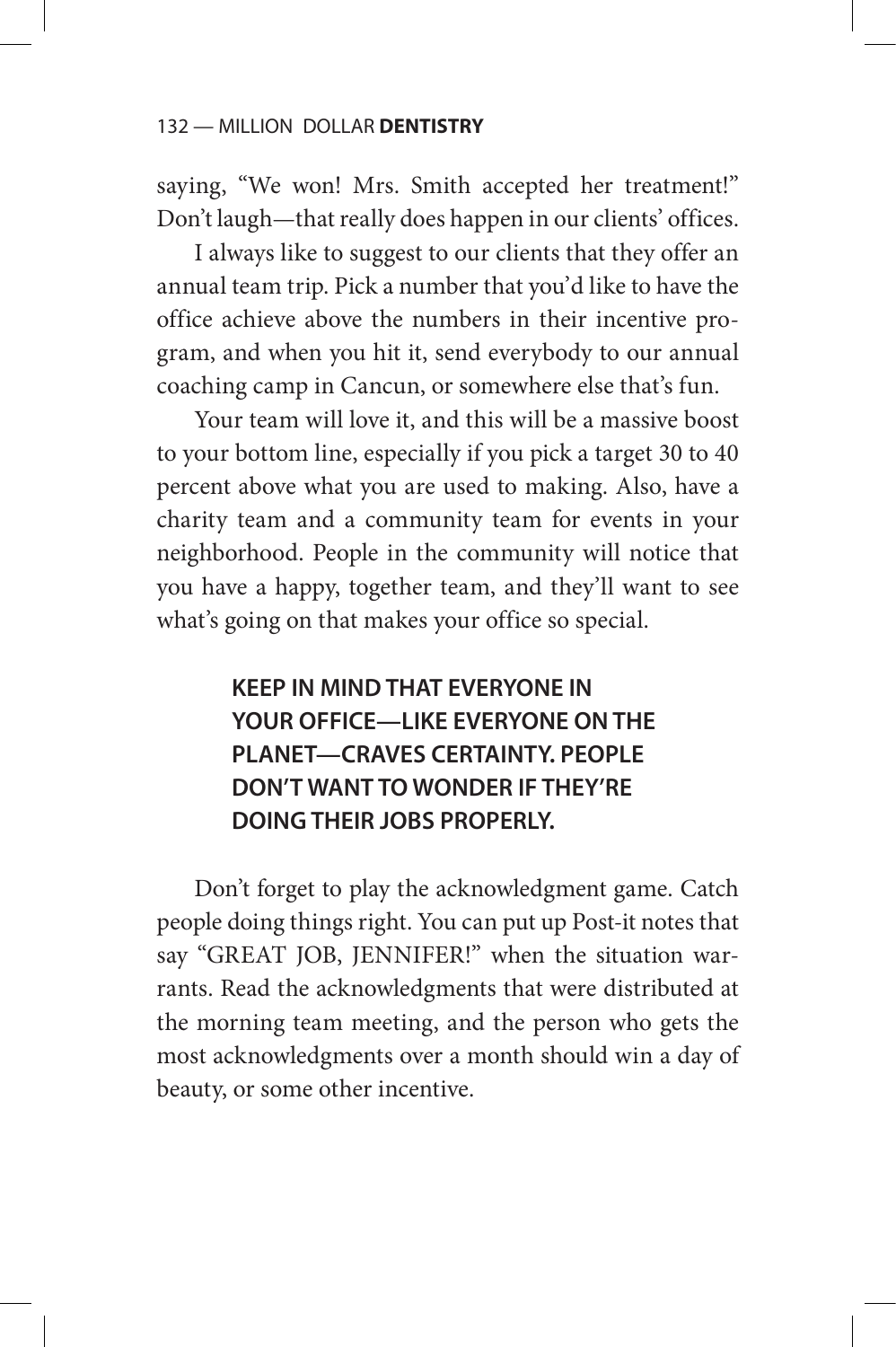saying, "We won! Mrs. Smith accepted her treatment!" Don't laugh—that really does happen in our clients' offices.

I always like to suggest to our clients that they offer an annual team trip. Pick a number that you'd like to have the office achieve above the numbers in their incentive program, and when you hit it, send everybody to our annual coaching camp in Cancun, or somewhere else that's fun.

Your team will love it, and this will be a massive boost to your bottom line, especially if you pick a target 30 to 40 percent above what you are used to making. Also, have a charity team and a community team for events in your neighborhood. People in the community will notice that you have a happy, together team, and they'll want to see what's going on that makes your office so special.

> **KEEP IN MIND THAT EVERYONE IN YOUR OFFICE—LIKE EVERYONE ON THE PLANET—CRAVES CERTAINTY. PEOPLE DON'T WANT TO WONDER IF THEY'RE DOING THEIR JOBS PROPERLY.**

Don't forget to play the acknowledgment game. Catch people doing things right. You can put up Post-it notes that say "GREAT JOB, JENNIFER!" when the situation warrants. Read the acknowledgments that were distributed at the morning team meeting, and the person who gets the most acknowledgments over a month should win a day of beauty, or some other incentive.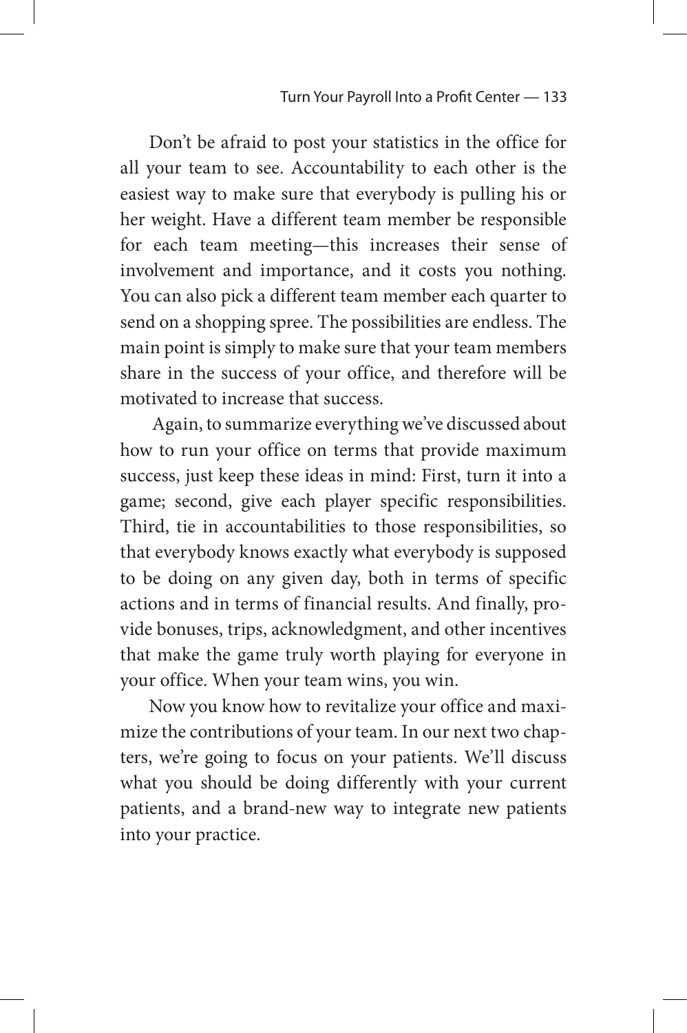Don't be afraid to post your statistics in the office for all your team to see. Accountability to each other is the easiest way to make sure that everybody is pulling his or her weight. Have a different team member be responsible for each team meeting—this increases their sense of involvement and importance, and it costs you nothing. You can also pick a different team member each quarter to send on a shopping spree. The possibilities are endless. The main point is simply to make sure that your team members share in the success of your office, and therefore will be motivated to increase that success.

Again, to summarize everything we've discussed about how to run your office on terms that provide maximum success, just keep these ideas in mind: First, turn it into a game; second, give each player specific responsibilities. Third, tie in accountabilities to those responsibilities, so that everybody knows exactly what everybody is supposed to be doing on any given day, both in terms of specific actions and in terms of financial results. And finally, provide bonuses, trips, acknowledgment, and other incentives that make the game truly worth playing for everyone in your office. When your team wins, you win.

Now you know how to revitalize your office and maximize the contributions of your team. In our next two chapters, we're going to focus on your patients. We'll discuss what you should be doing differently with your current patients, and a brand-new way to integrate new patients into your practice.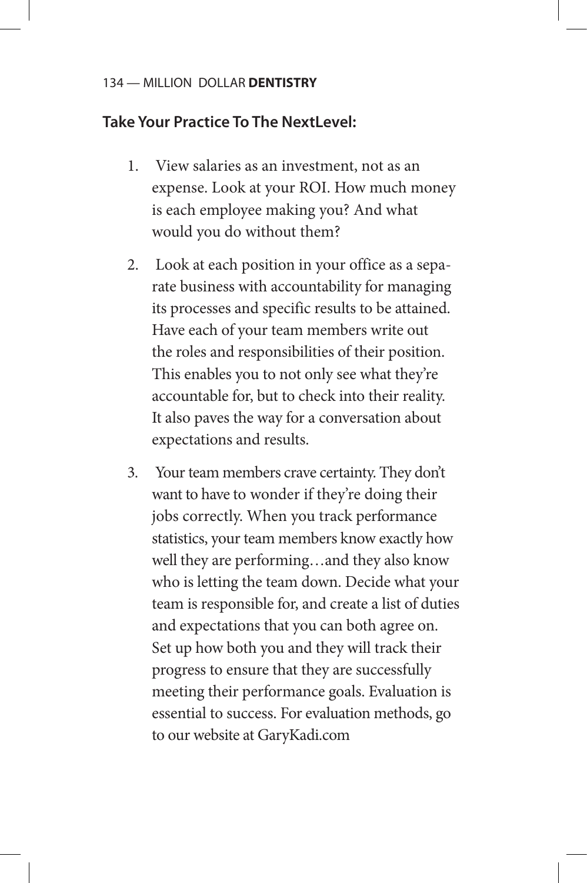**Take Your Practice To The NextLevel:**

1. View salaries as an investment, not as an expense. Look at your ROI. How much money is each employee making you? And what would you do without them?

2. Look at each position in your office as a separate business with accountability for managing its processes and specific results to be attained. Have each of your team members write out the roles and responsibilities of their position. This enables you to not only see what they're accountable for, but to check into their reality. It also paves the way for a conversation about expectations and results.

3. Your team members crave certainty. They don't want to have to wonder if they're doing their jobs correctly. When you track performance statistics, your team members know exactly how well they are performing…and they also know who is letting the team down. Decide what your team is responsible for, and create a list of duties and expectations that you can both agree on. Set up how both you and they will track their progress to ensure that they are successfully meeting their performance goals. Evaluation is essential to success. For evaluation methods, go to our website at GaryKadi.com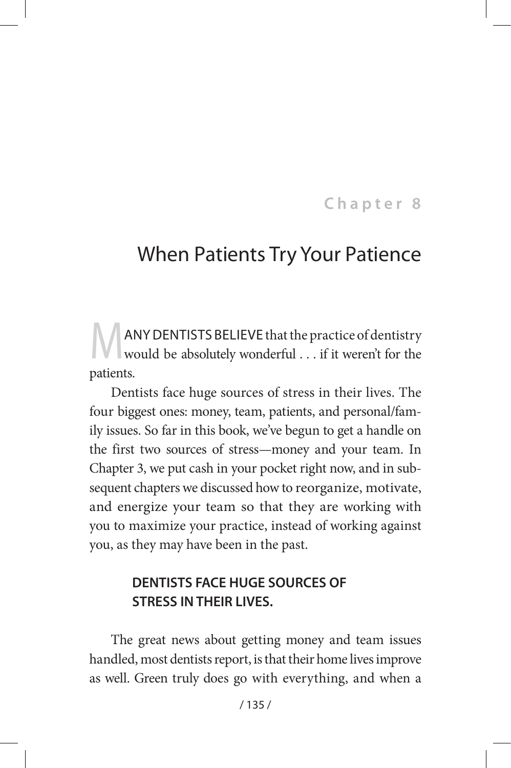**Chapter 8**

# When Patients Try Your Patience

MANY DENTISTS BELIEVE that the practice of dentistry would be absolutely wonderful . . . if it weren't for the patients.

Dentists face huge sources of stress in their lives. The four biggest ones: money, team, patients, and personal/family issues. So far in this book, we've begun to get a handle on the first two sources of stress—money and your team. In Chapter 3, we put cash in your pocket right now, and in subsequent chapters we discussed how to reorganize, motivate, and energize your team so that they are working with you to maximize your practice, instead of working against you, as they may have been in the past.

**DENTISTS FACE HUGE SOURCES OF STRESS IN THEIR LIVES.**

The great news about getting money and team issues handled, most dentists report, is that their home lives improve as well. Green truly does go with everything, and when a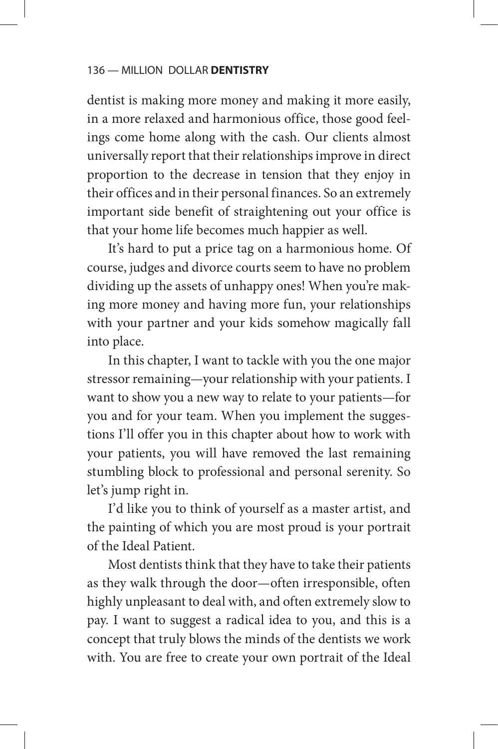dentist is making more money and making it more easily, in a more relaxed and harmonious office, those good feelings come home along with the cash. Our clients almost universally report that their relationships improve in direct proportion to the decrease in tension that they enjoy in their offices and in their personal finances. So an extremely important side benefit of straightening out your office is that your home life becomes much happier as well.

It's hard to put a price tag on a harmonious home. Of course, judges and divorce courts seem to have no problem dividing up the assets of unhappy ones! When you're making more money and having more fun, your relationships with your partner and your kids somehow magically fall into place.

In this chapter, I want to tackle with you the one major stressor remaining—your relationship with your patients. I want to show you a new way to relate to your patients—for you and for your team. When you implement the suggestions I'll offer you in this chapter about how to work with your patients, you will have removed the last remaining stumbling block to professional and personal serenity. So let's jump right in.

I'd like you to think of yourself as a master artist, and the painting of which you are most proud is your portrait of the Ideal Patient.

Most dentists think that they have to take their patients as they walk through the door—often irresponsible, often highly unpleasant to deal with, and often extremely slow to pay. I want to suggest a radical idea to you, and this is a concept that truly blows the minds of the dentists we work with. You are free to create your own portrait of the Ideal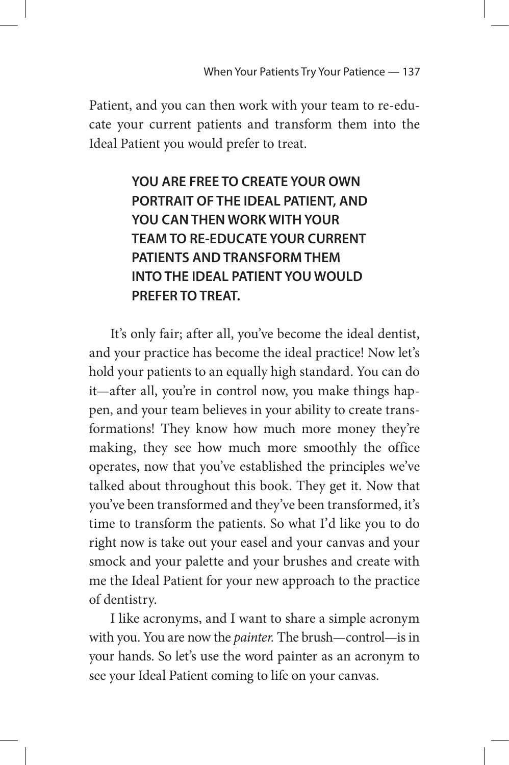Patient, and you can then work with your team to re-educate your current patients and transform them into the Ideal Patient you would prefer to treat.

> **YOU ARE FREE TO CREATE YOUR OWN PORTRAIT OF THE IDEAL PATIENT, AND YOU CAN THEN WORK WITH YOUR TEAM TO RE-EDUCATE YOUR CURRENT PATIENTS AND TRANSFORM THEM INTO THE IDEAL PATIENT YOU WOULD PREFER TO TREAT.**

It's only fair; after all, you've become the ideal dentist, and your practice has become the ideal practice! Now let's hold your patients to an equally high standard. You can do it—after all, you're in control now, you make things happen, and your team believes in your ability to create transformations! They know how much more money they're making, they see how much more smoothly the office operates, now that you've established the principles we've talked about throughout this book. They get it. Now that you've been transformed and they've been transformed, it's time to transform the patients. So what I'd like you to do right now is take out your easel and your canvas and your smock and your palette and your brushes and create with me the Ideal Patient for your new approach to the practice of dentistry.

I like acronyms, and I want to share a simple acronym with you. You are now the *painter.* The brush—control—is in your hands. So let's use the word painter as an acronym to see your Ideal Patient coming to life on your canvas.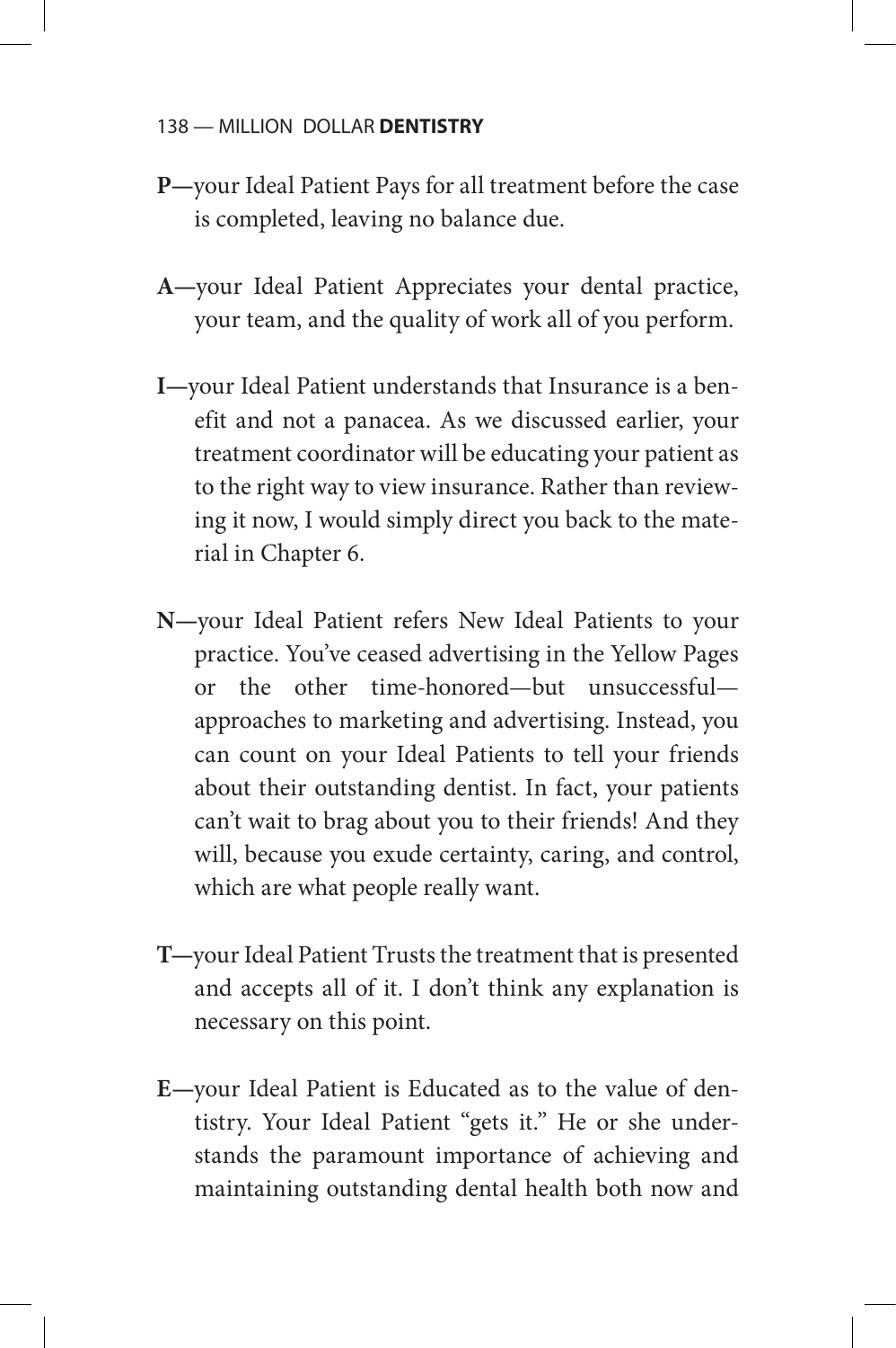**P—**your Ideal Patient Pays for all treatment before the case is completed, leaving no balance due.

**A—**your Ideal Patient Appreciates your dental practice, your team, and the quality of work all of you perform.

**I—**your Ideal Patient understands that Insurance is a benefit and not a panacea. As we discussed earlier, your treatment coordinator will be educating your patient as to the right way to view insurance. Rather than reviewing it now, I would simply direct you back to the material in Chapter 6.

**N—**your Ideal Patient refers New Ideal Patients to your practice. You've ceased advertising in the Yellow Pages or the other time-honored—but unsuccessful—approaches to marketing and advertising. Instead, you can count on your Ideal Patients to tell your friends about their outstanding dentist. In fact, your patients can't wait to brag about you to their friends! And they will, because you exude certainty, caring, and control, which are what people really want.

**T—**your Ideal Patient Trusts the treatment that is presented and accepts all of it. I don't think any explanation is necessary on this point.

**E—**your Ideal Patient is Educated as to the value of dentistry. Your Ideal Patient "gets it." He or she understands the paramount importance of achieving and maintaining outstanding dental health both now and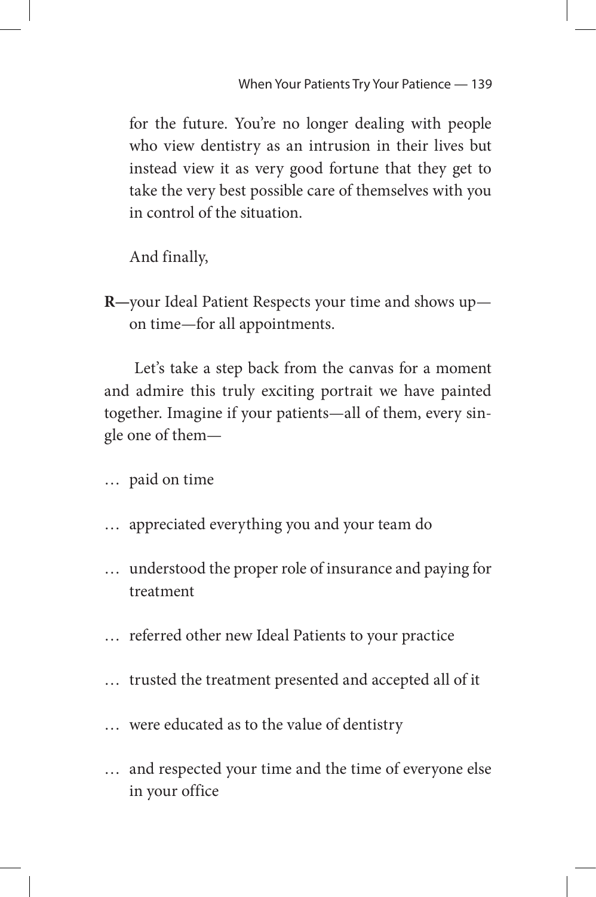for the future. You're no longer dealing with people who view dentistry as an intrusion in their lives but instead view it as very good fortune that they get to take the very best possible care of themselves with you in control of the situation.

And finally,

**R—**your Ideal Patient Respects your time and shows up—on time—for all appointments.

Let's take a step back from the canvas for a moment and admire this truly exciting portrait we have painted together. Imagine if your patients—all of them, every single one of them—

… paid on time

… appreciated everything you and your team do

… understood the proper role of insurance and paying for treatment

… referred other new Ideal Patients to your practice

… trusted the treatment presented and accepted all of it

… were educated as to the value of dentistry

… and respected your time and the time of everyone else in your office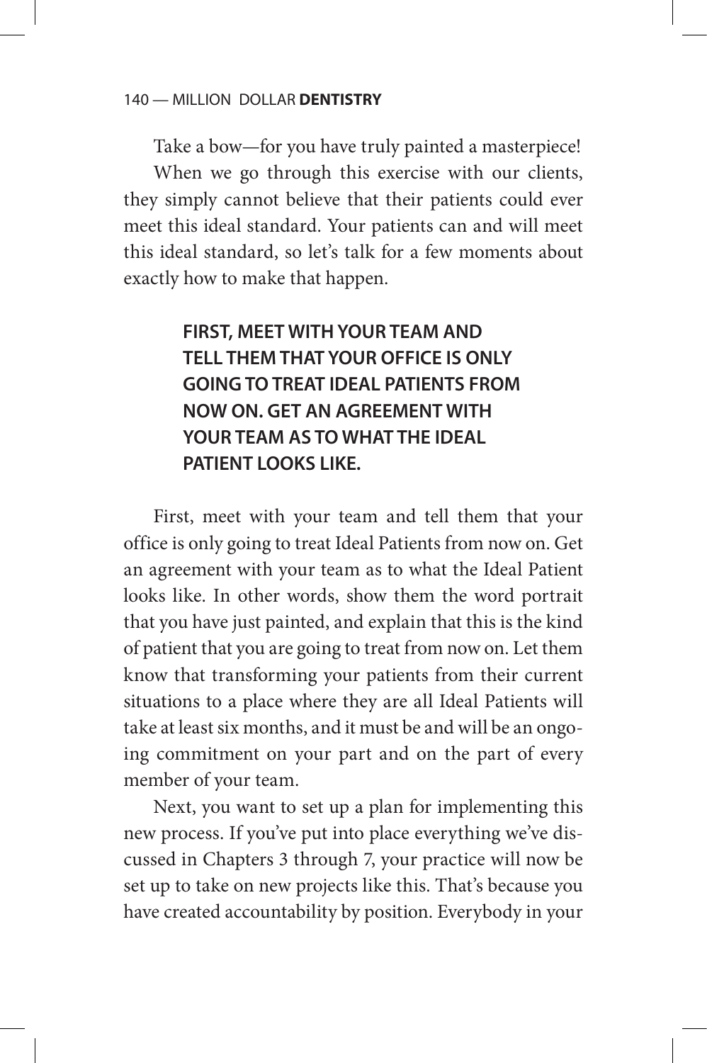Take a bow—for you have truly painted a masterpiece!

When we go through this exercise with our clients, they simply cannot believe that their patients could ever meet this ideal standard. Your patients can and will meet this ideal standard, so let's talk for a few moments about exactly how to make that happen.

> **FIRST, MEET WITH YOUR TEAM AND TELL THEM THAT YOUR OFFICE IS ONLY GOING TO TREAT IDEAL PATIENTS FROM NOW ON. GET AN AGREEMENT WITH YOUR TEAM AS TO WHAT THE IDEAL PATIENT LOOKS LIKE.**

First, meet with your team and tell them that your office is only going to treat Ideal Patients from now on. Get an agreement with your team as to what the Ideal Patient looks like. In other words, show them the word portrait that you have just painted, and explain that this is the kind of patient that you are going to treat from now on. Let them know that transforming your patients from their current situations to a place where they are all Ideal Patients will take at least six months, and it must be and will be an ongoing commitment on your part and on the part of every member of your team.

Next, you want to set up a plan for implementing this new process. If you've put into place everything we've discussed in Chapters 3 through 7, your practice will now be set up to take on new projects like this. That's because you have created accountability by position. Everybody in your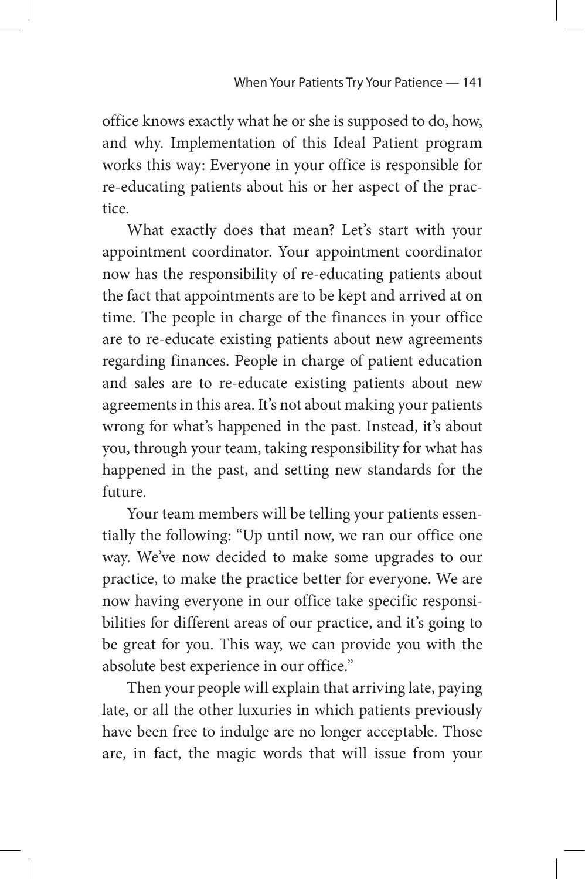office knows exactly what he or she is supposed to do, how, and why. Implementation of this Ideal Patient program works this way: Everyone in your office is responsible for re-educating patients about his or her aspect of the practice.

What exactly does that mean? Let's start with your appointment coordinator. Your appointment coordinator now has the responsibility of re-educating patients about the fact that appointments are to be kept and arrived at on time. The people in charge of the finances in your office are to re-educate existing patients about new agreements regarding finances. People in charge of patient education and sales are to re-educate existing patients about new agreements in this area. It's not about making your patients wrong for what's happened in the past. Instead, it's about you, through your team, taking responsibility for what has happened in the past, and setting new standards for the future.

Your team members will be telling your patients essentially the following: "Up until now, we ran our office one way. We've now decided to make some upgrades to our practice, to make the practice better for everyone. We are now having everyone in our office take specific responsibilities for different areas of our practice, and it's going to be great for you. This way, we can provide you with the absolute best experience in our office."

Then your people will explain that arriving late, paying late, or all the other luxuries in which patients previously have been free to indulge are no longer acceptable. Those are, in fact, the magic words that will issue from your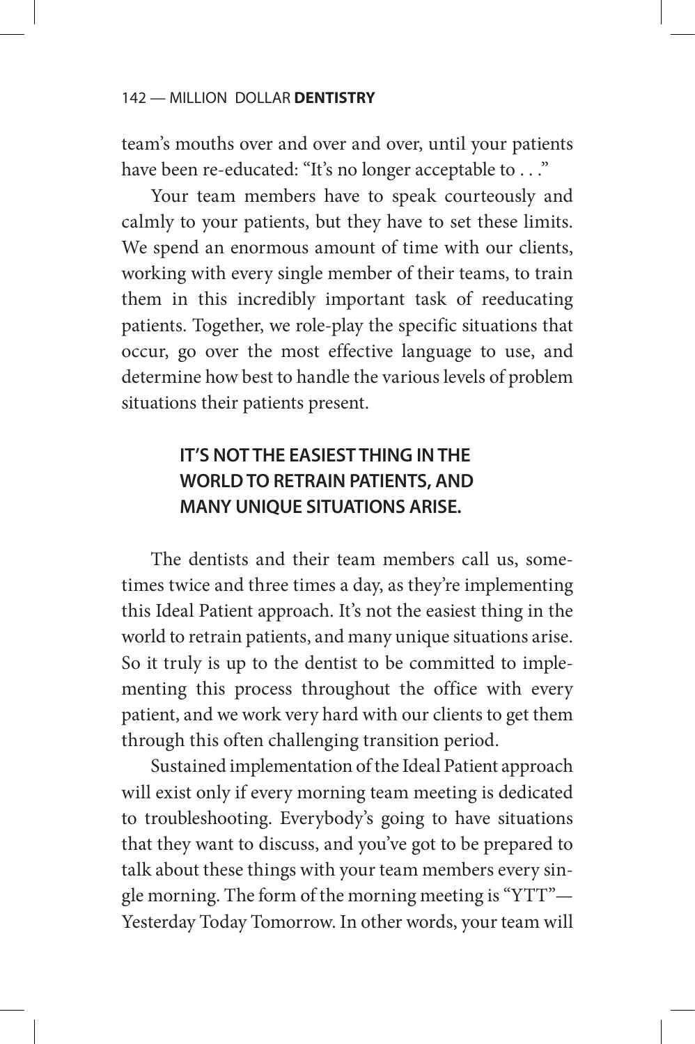team's mouths over and over and over, until your patients have been re-educated: "It's no longer acceptable to . . ."

Your team members have to speak courteously and calmly to your patients, but they have to set these limits. We spend an enormous amount of time with our clients, working with every single member of their teams, to train them in this incredibly important task of reeducating patients. Together, we role-play the specific situations that occur, go over the most effective language to use, and determine how best to handle the various levels of problem situations their patients present.

> **IT'S NOT THE EASIEST THING IN THE WORLD TO RETRAIN PATIENTS, AND MANY UNIQUE SITUATIONS ARISE.**

The dentists and their team members call us, sometimes twice and three times a day, as they're implementing this Ideal Patient approach. It's not the easiest thing in the world to retrain patients, and many unique situations arise. So it truly is up to the dentist to be committed to implementing this process throughout the office with every patient, and we work very hard with our clients to get them through this often challenging transition period.

Sustained implementation of the Ideal Patient approach will exist only if every morning team meeting is dedicated to troubleshooting. Everybody's going to have situations that they want to discuss, and you've got to be prepared to talk about these things with your team members every single morning. The form of the morning meeting is "YTT"—Yesterday Today Tomorrow. In other words, your team will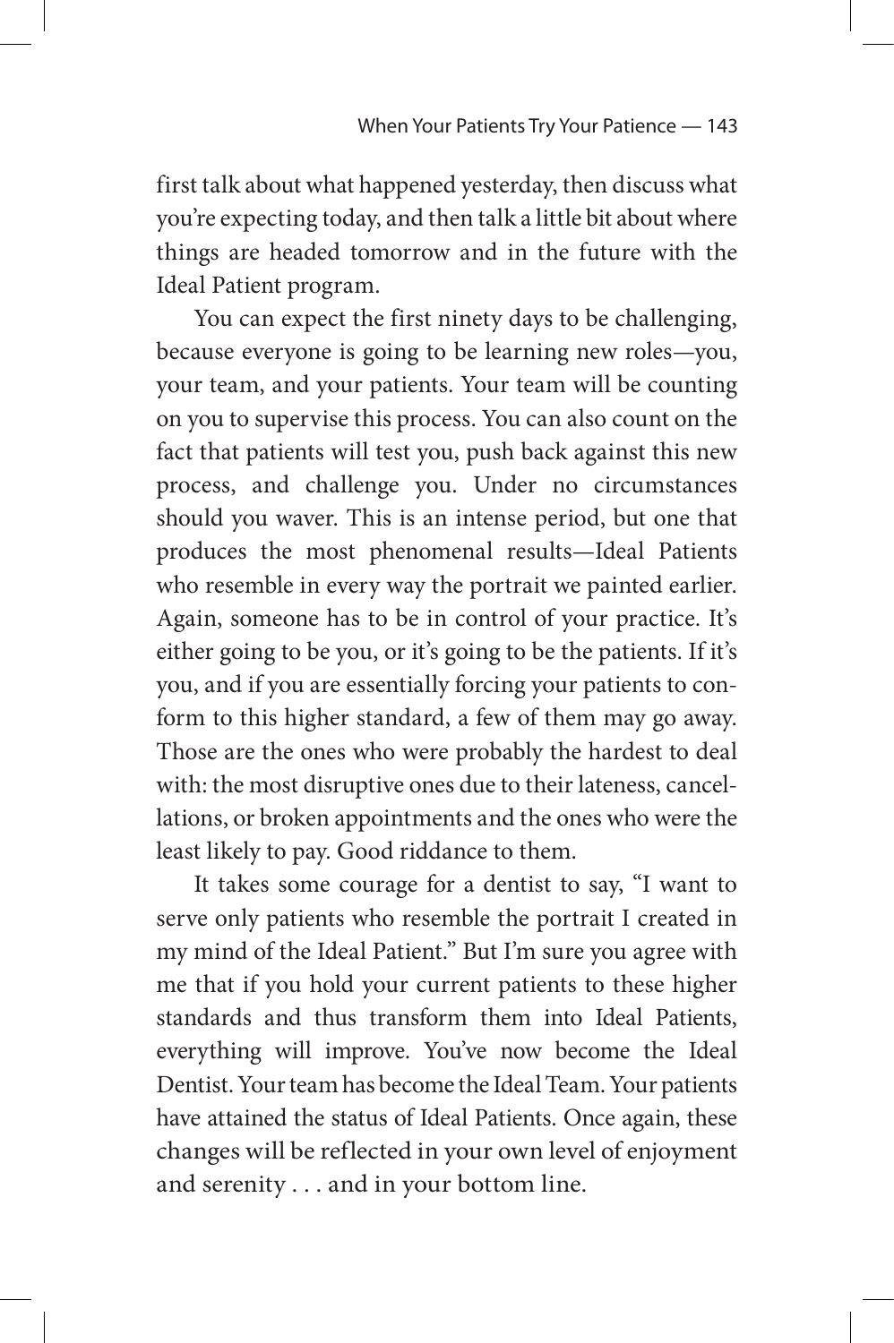first talk about what happened yesterday, then discuss what you're expecting today, and then talk a little bit about where things are headed tomorrow and in the future with the Ideal Patient program.

You can expect the first ninety days to be challenging, because everyone is going to be learning new roles—you, your team, and your patients. Your team will be counting on you to supervise this process. You can also count on the fact that patients will test you, push back against this new process, and challenge you. Under no circumstances should you waver. This is an intense period, but one that produces the most phenomenal results—Ideal Patients who resemble in every way the portrait we painted earlier. Again, someone has to be in control of your practice. It's either going to be you, or it's going to be the patients. If it's you, and if you are essentially forcing your patients to conform to this higher standard, a few of them may go away. Those are the ones who were probably the hardest to deal with: the most disruptive ones due to their lateness, cancellations, or broken appointments and the ones who were the least likely to pay. Good riddance to them.

It takes some courage for a dentist to say, "I want to serve only patients who resemble the portrait I created in my mind of the Ideal Patient." But I'm sure you agree with me that if you hold your current patients to these higher standards and thus transform them into Ideal Patients, everything will improve. You've now become the Ideal Dentist. Your team has become the Ideal Team. Your patients have attained the status of Ideal Patients. Once again, these changes will be reflected in your own level of enjoyment and serenity . . . and in your bottom line.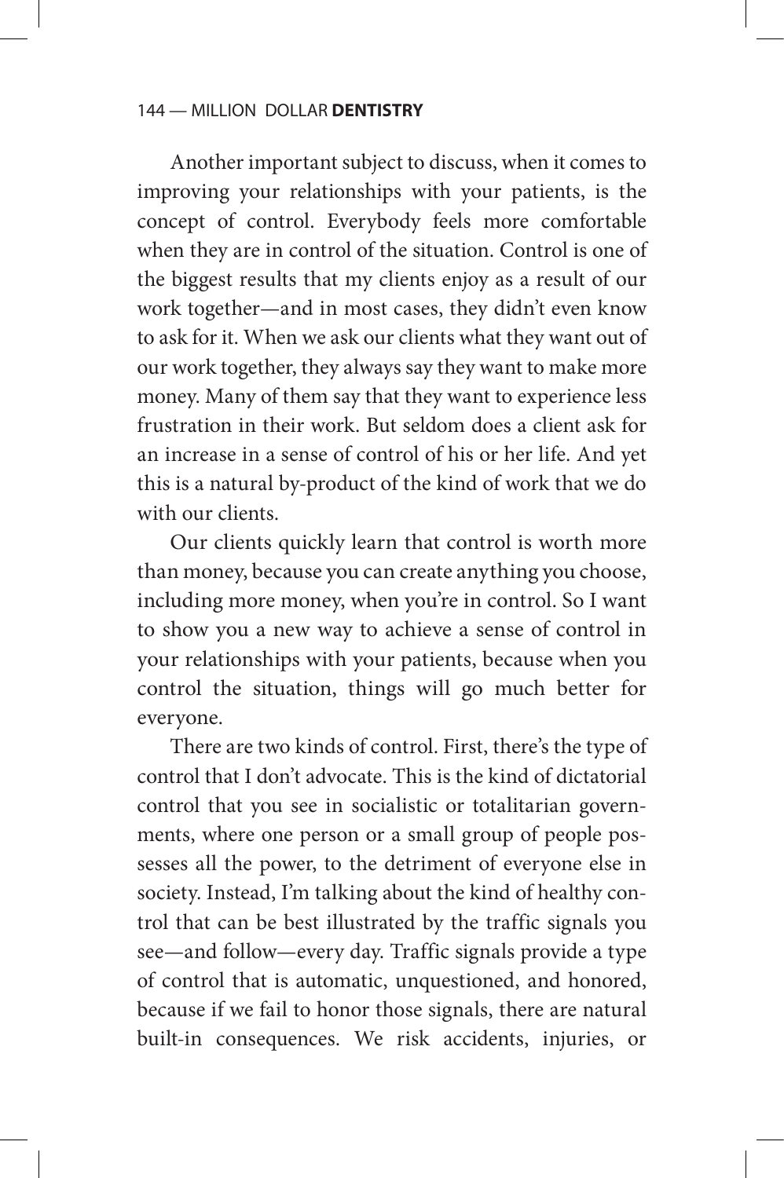Another important subject to discuss, when it comes to improving your relationships with your patients, is the concept of control. Everybody feels more comfortable when they are in control of the situation. Control is one of the biggest results that my clients enjoy as a result of our work together—and in most cases, they didn't even know to ask for it. When we ask our clients what they want out of our work together, they always say they want to make more money. Many of them say that they want to experience less frustration in their work. But seldom does a client ask for an increase in a sense of control of his or her life. And yet this is a natural by-product of the kind of work that we do with our clients.

Our clients quickly learn that control is worth more than money, because you can create anything you choose, including more money, when you're in control. So I want to show you a new way to achieve a sense of control in your relationships with your patients, because when you control the situation, things will go much better for everyone.

There are two kinds of control. First, there's the type of control that I don't advocate. This is the kind of dictatorial control that you see in socialistic or totalitarian governments, where one person or a small group of people possesses all the power, to the detriment of everyone else in society. Instead, I'm talking about the kind of healthy control that can be best illustrated by the traffic signals you see—and follow—every day. Traffic signals provide a type of control that is automatic, unquestioned, and honored, because if we fail to honor those signals, there are natural built-in consequences. We risk accidents, injuries, or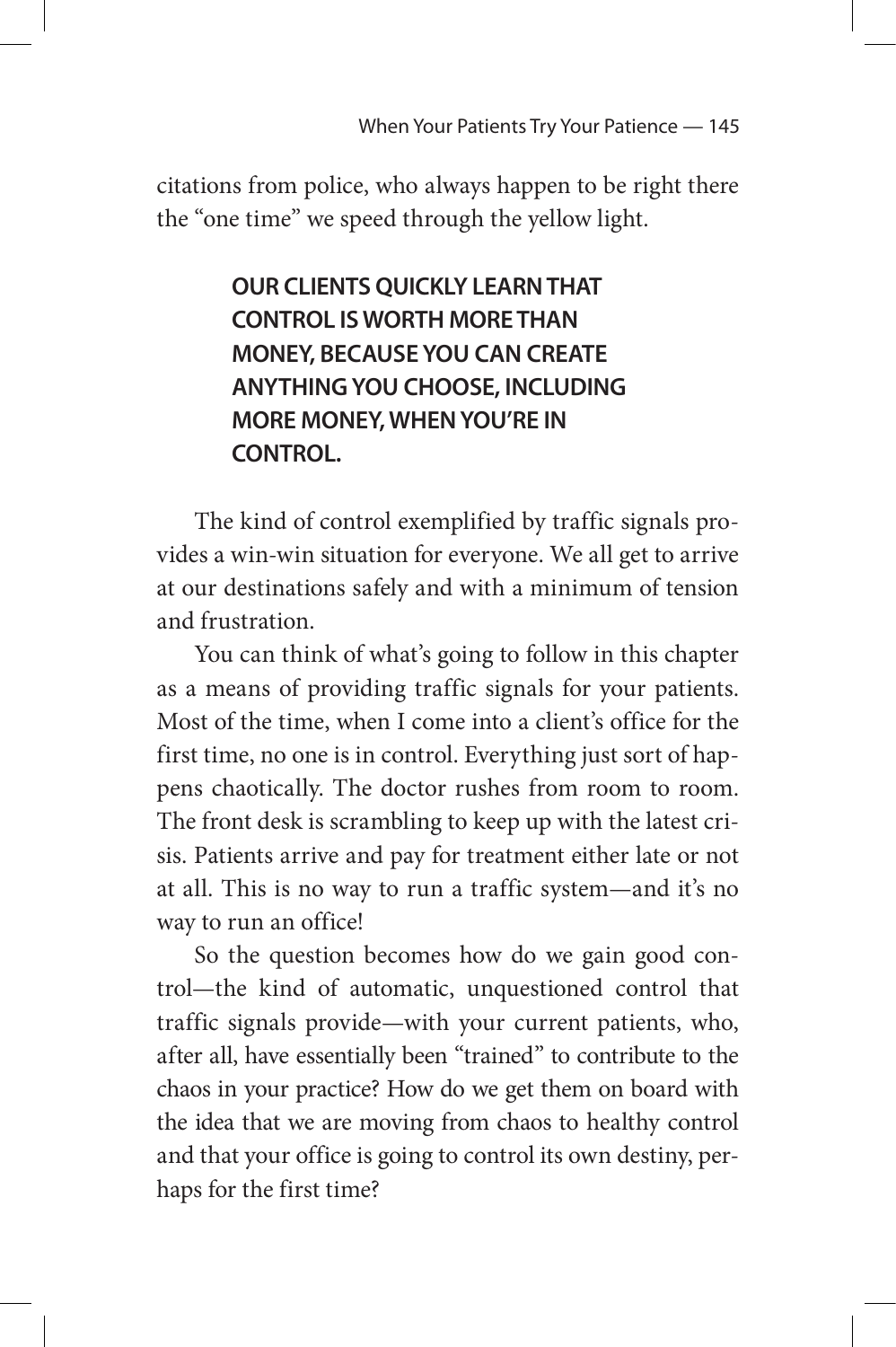citations from police, who always happen to be right there the "one time" we speed through the yellow light.

**OUR CLIENTS QUICKLY LEARN THAT CONTROL IS WORTH MORE THAN MONEY, BECAUSE YOU CAN CREATE ANYTHING YOU CHOOSE, INCLUDING MORE MONEY, WHEN YOU'RE IN CONTROL.**

The kind of control exemplified by traffic signals provides a win-win situation for everyone. We all get to arrive at our destinations safely and with a minimum of tension and frustration.

You can think of what's going to follow in this chapter as a means of providing traffic signals for your patients. Most of the time, when I come into a client's office for the first time, no one is in control. Everything just sort of happens chaotically. The doctor rushes from room to room. The front desk is scrambling to keep up with the latest crisis. Patients arrive and pay for treatment either late or not at all. This is no way to run a traffic system—and it's no way to run an office!

So the question becomes how do we gain good control—the kind of automatic, unquestioned control that traffic signals provide—with your current patients, who, after all, have essentially been "trained" to contribute to the chaos in your practice? How do we get them on board with the idea that we are moving from chaos to healthy control and that your office is going to control its own destiny, perhaps for the first time?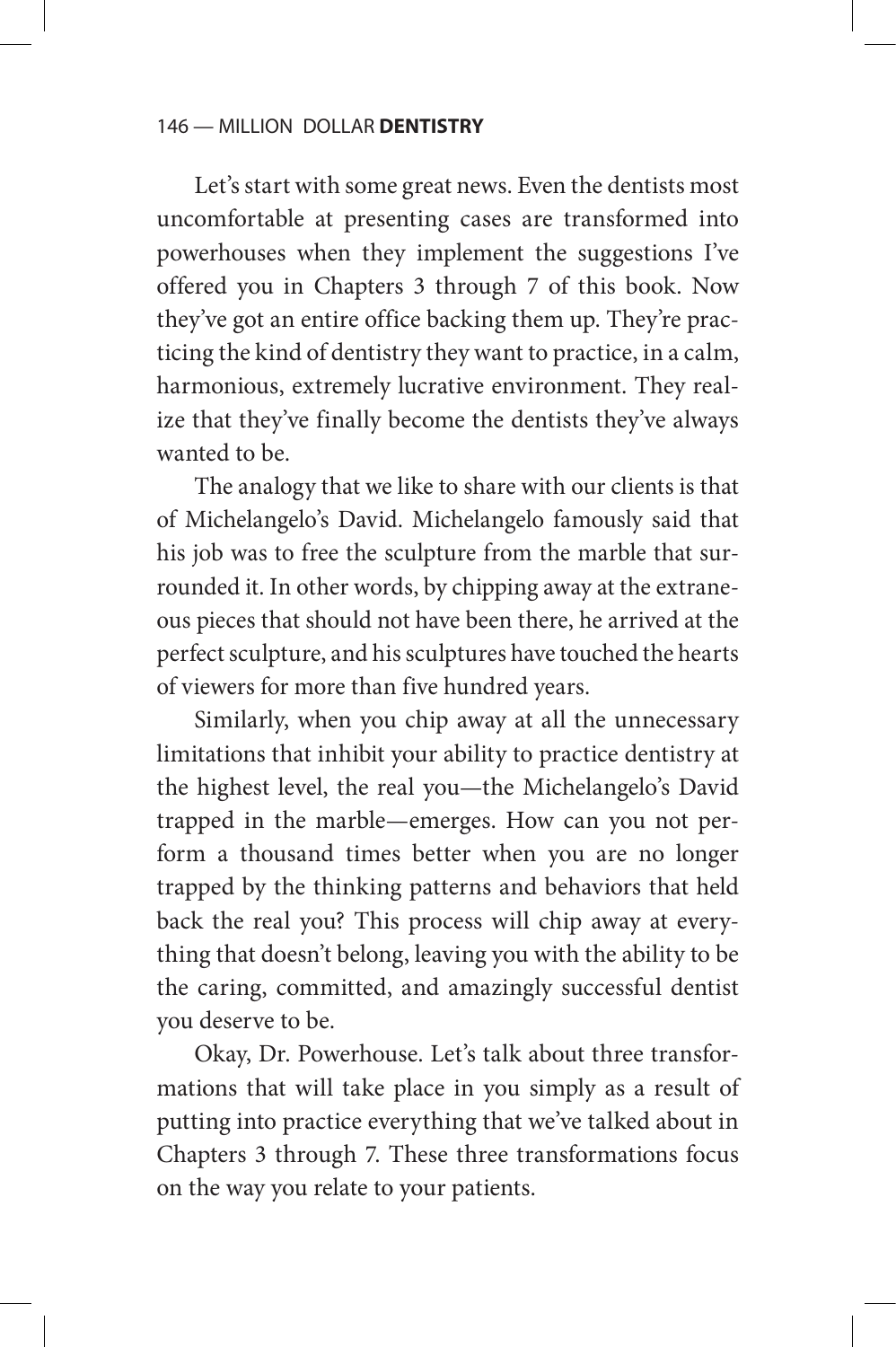Let's start with some great news. Even the dentists most uncomfortable at presenting cases are transformed into powerhouses when they implement the suggestions I've offered you in Chapters 3 through 7 of this book. Now they've got an entire office backing them up. They're practicing the kind of dentistry they want to practice, in a calm, harmonious, extremely lucrative environment. They realize that they've finally become the dentists they've always wanted to be.

The analogy that we like to share with our clients is that of Michelangelo's David. Michelangelo famously said that his job was to free the sculpture from the marble that surrounded it. In other words, by chipping away at the extraneous pieces that should not have been there, he arrived at the perfect sculpture, and his sculptures have touched the hearts of viewers for more than five hundred years.

Similarly, when you chip away at all the unnecessary limitations that inhibit your ability to practice dentistry at the highest level, the real you—the Michelangelo's David trapped in the marble—emerges. How can you not perform a thousand times better when you are no longer trapped by the thinking patterns and behaviors that held back the real you? This process will chip away at everything that doesn't belong, leaving you with the ability to be the caring, committed, and amazingly successful dentist you deserve to be.

Okay, Dr. Powerhouse. Let's talk about three transformations that will take place in you simply as a result of putting into practice everything that we've talked about in Chapters 3 through 7. These three transformations focus on the way you relate to your patients.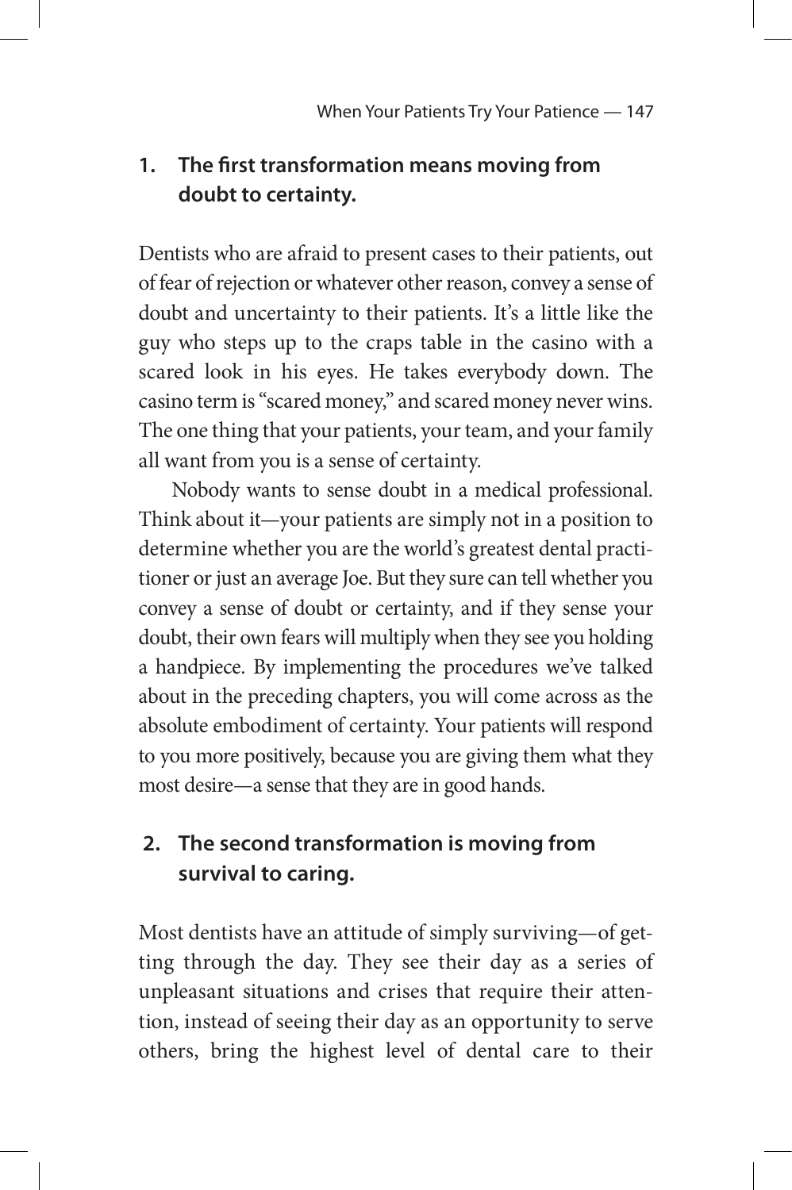1. **The first transformation means moving from doubt to certainty.**

Dentists who are afraid to present cases to their patients, out of fear of rejection or whatever other reason, convey a sense of doubt and uncertainty to their patients. It's a little like the guy who steps up to the craps table in the casino with a scared look in his eyes. He takes everybody down. The casino term is "scared money," and scared money never wins. The one thing that your patients, your team, and your family all want from you is a sense of certainty.

Nobody wants to sense doubt in a medical professional. Think about it—your patients are simply not in a position to determine whether you are the world's greatest dental practitioner or just an average Joe. But they sure can tell whether you convey a sense of doubt or certainty, and if they sense your doubt, their own fears will multiply when they see you holding a handpiece. By implementing the procedures we've talked about in the preceding chapters, you will come across as the absolute embodiment of certainty. Your patients will respond to you more positively, because you are giving them what they most desire—a sense that they are in good hands.

2. **The second transformation is moving from survival to caring.**

Most dentists have an attitude of simply surviving—of getting through the day. They see their day as a series of unpleasant situations and crises that require their attention, instead of seeing their day as an opportunity to serve others, bring the highest level of dental care to their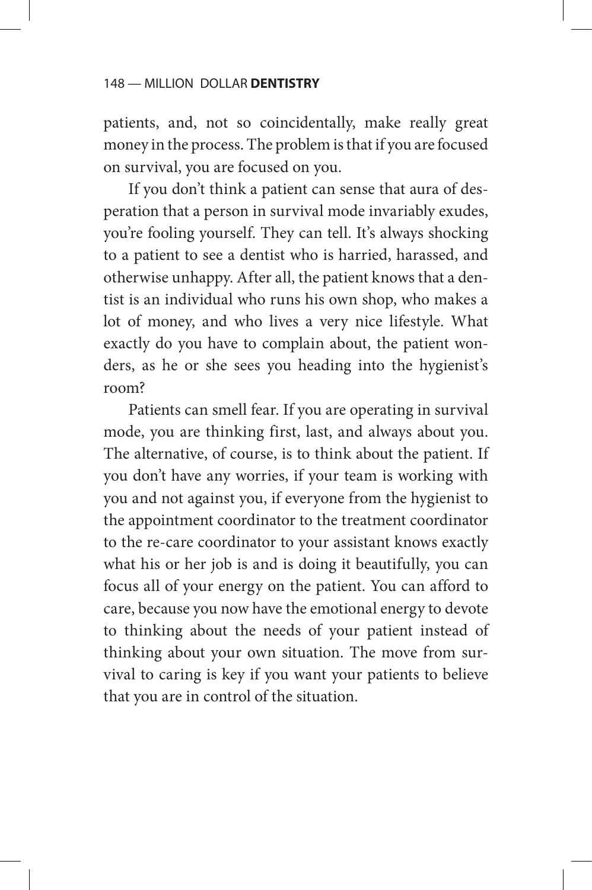patients, and, not so coincidentally, make really great money in the process. The problem is that if you are focused on survival, you are focused on you.

If you don't think a patient can sense that aura of desperation that a person in survival mode invariably exudes, you're fooling yourself. They can tell. It's always shocking to a patient to see a dentist who is harried, harassed, and otherwise unhappy. After all, the patient knows that a dentist is an individual who runs his own shop, who makes a lot of money, and who lives a very nice lifestyle. What exactly do you have to complain about, the patient wonders, as he or she sees you heading into the hygienist's room?

Patients can smell fear. If you are operating in survival mode, you are thinking first, last, and always about you. The alternative, of course, is to think about the patient. If you don't have any worries, if your team is working with you and not against you, if everyone from the hygienist to the appointment coordinator to the treatment coordinator to the re-care coordinator to your assistant knows exactly what his or her job is and is doing it beautifully, you can focus all of your energy on the patient. You can afford to care, because you now have the emotional energy to devote to thinking about the needs of your patient instead of thinking about your own situation. The move from survival to caring is key if you want your patients to believe that you are in control of the situation.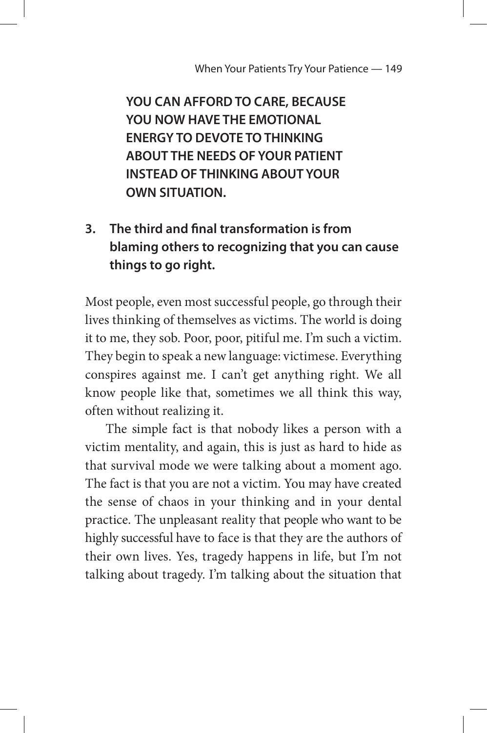**YOU CAN AFFORD TO CARE, BECAUSE YOU NOW HAVE THE EMOTIONAL ENERGY TO DEVOTE TO THINKING ABOUT THE NEEDS OF YOUR PATIENT INSTEAD OF THINKING ABOUT YOUR OWN SITUATION.**

3. **The third and final transformation is from blaming others to recognizing that you can cause things to go right.**

Most people, even most successful people, go through their lives thinking of themselves as victims. The world is doing it to me, they sob. Poor, poor, pitiful me. I'm such a victim. They begin to speak a new language: victimese. Everything conspires against me. I can't get anything right. We all know people like that, sometimes we all think this way, often without realizing it.

The simple fact is that nobody likes a person with a victim mentality, and again, this is just as hard to hide as that survival mode we were talking about a moment ago. The fact is that you are not a victim. You may have created the sense of chaos in your thinking and in your dental practice. The unpleasant reality that people who want to be highly successful have to face is that they are the authors of their own lives. Yes, tragedy happens in life, but I'm not talking about tragedy. I'm talking about the situation that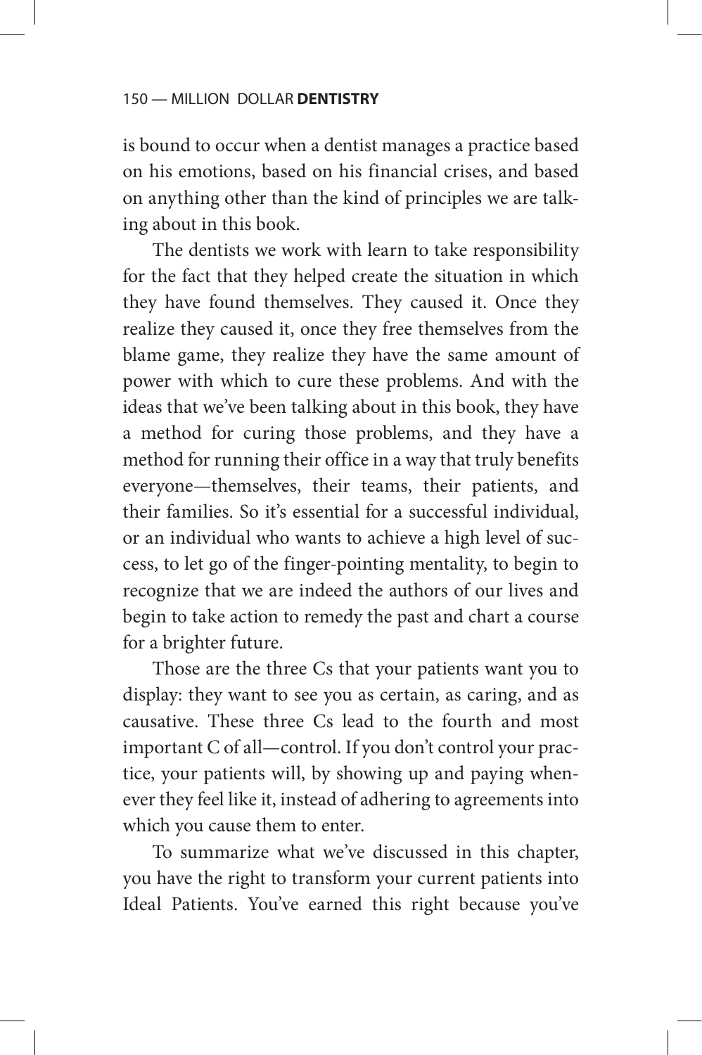is bound to occur when a dentist manages a practice based on his emotions, based on his financial crises, and based on anything other than the kind of principles we are talking about in this book.

The dentists we work with learn to take responsibility for the fact that they helped create the situation in which they have found themselves. They caused it. Once they realize they caused it, once they free themselves from the blame game, they realize they have the same amount of power with which to cure these problems. And with the ideas that we've been talking about in this book, they have a method for curing those problems, and they have a method for running their office in a way that truly benefits everyone—themselves, their teams, their patients, and their families. So it's essential for a successful individual, or an individual who wants to achieve a high level of success, to let go of the finger-pointing mentality, to begin to recognize that we are indeed the authors of our lives and begin to take action to remedy the past and chart a course for a brighter future.

Those are the three Cs that your patients want you to display: they want to see you as certain, as caring, and as causative. These three Cs lead to the fourth and most important C of all—control. If you don't control your practice, your patients will, by showing up and paying whenever they feel like it, instead of adhering to agreements into which you cause them to enter.

To summarize what we've discussed in this chapter, you have the right to transform your current patients into Ideal Patients. You've earned this right because you've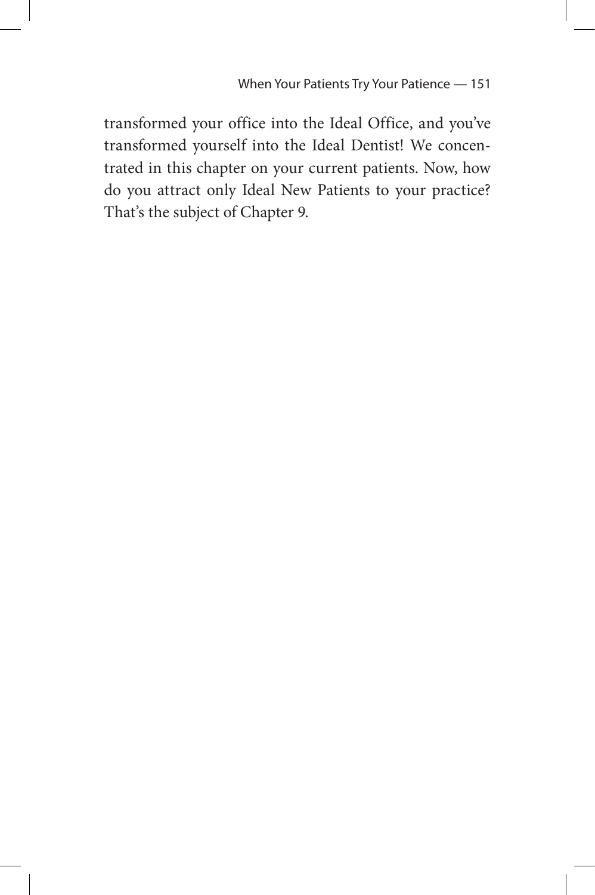transformed your office into the Ideal Office, and you've transformed yourself into the Ideal Dentist! We concentrated in this chapter on your current patients. Now, how do you attract only Ideal New Patients to your practice? That's the subject of Chapter 9.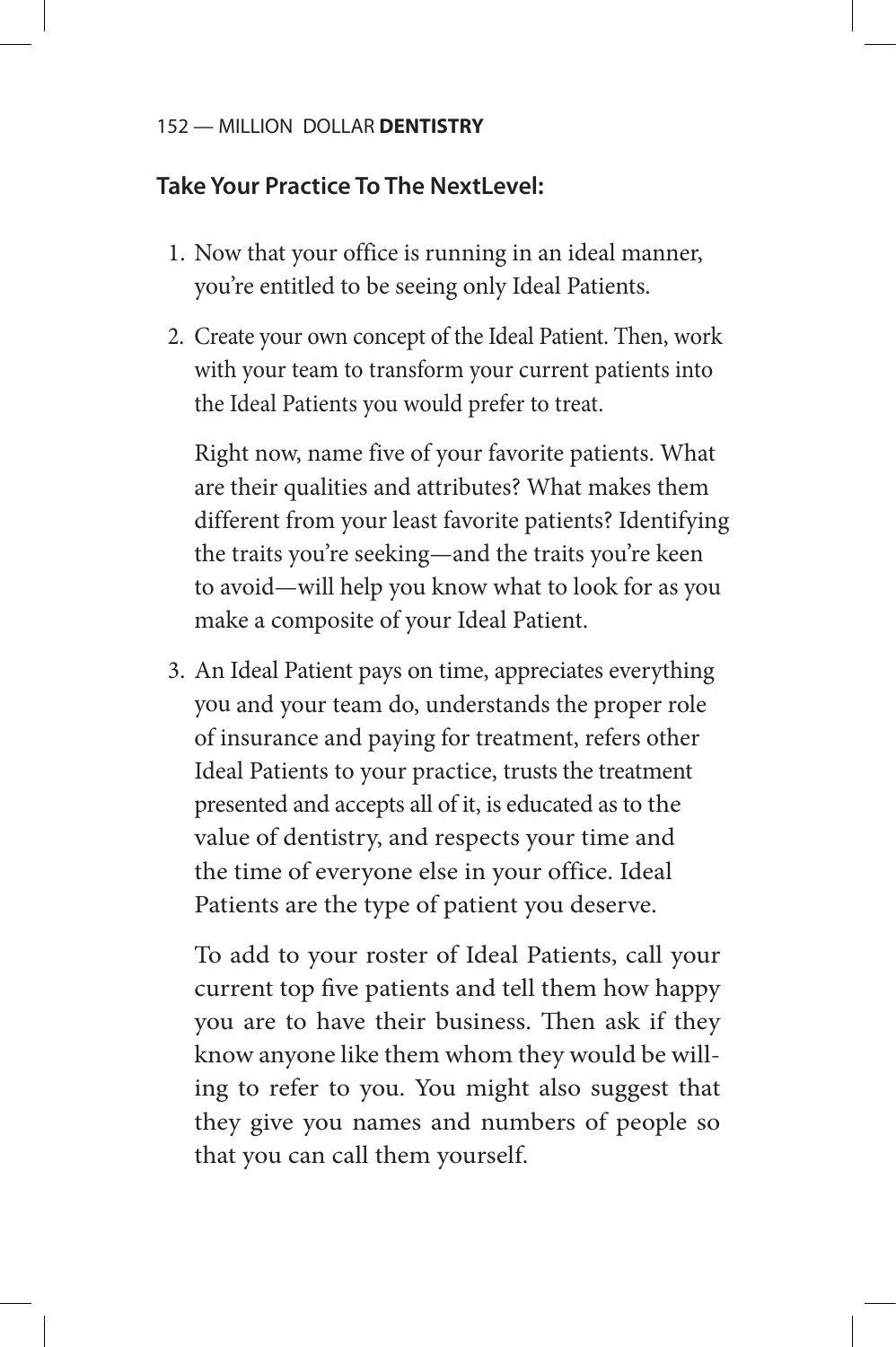**Take Your Practice To The NextLevel:**

1. Now that your office is running in an ideal manner, you're entitled to be seeing only Ideal Patients.

2. Create your own concept of the Ideal Patient. Then, work with your team to transform your current patients into the Ideal Patients you would prefer to treat.

   Right now, name five of your favorite patients. What are their qualities and attributes? What makes them different from your least favorite patients? Identifying the traits you're seeking—and the traits you're keen to avoid—will help you know what to look for as you make a composite of your Ideal Patient.

3. An Ideal Patient pays on time, appreciates everything you and your team do, understands the proper role of insurance and paying for treatment, refers other Ideal Patients to your practice, trusts the treatment presented and accepts all of it, is educated as to the value of dentistry, and respects your time and the time of everyone else in your office. Ideal Patients are the type of patient you deserve.

   To add to your roster of Ideal Patients, call your current top five patients and tell them how happy you are to have their business. Then ask if they know anyone like them whom they would be willing to refer to you. You might also suggest that they give you names and numbers of people so that you can call them yourself.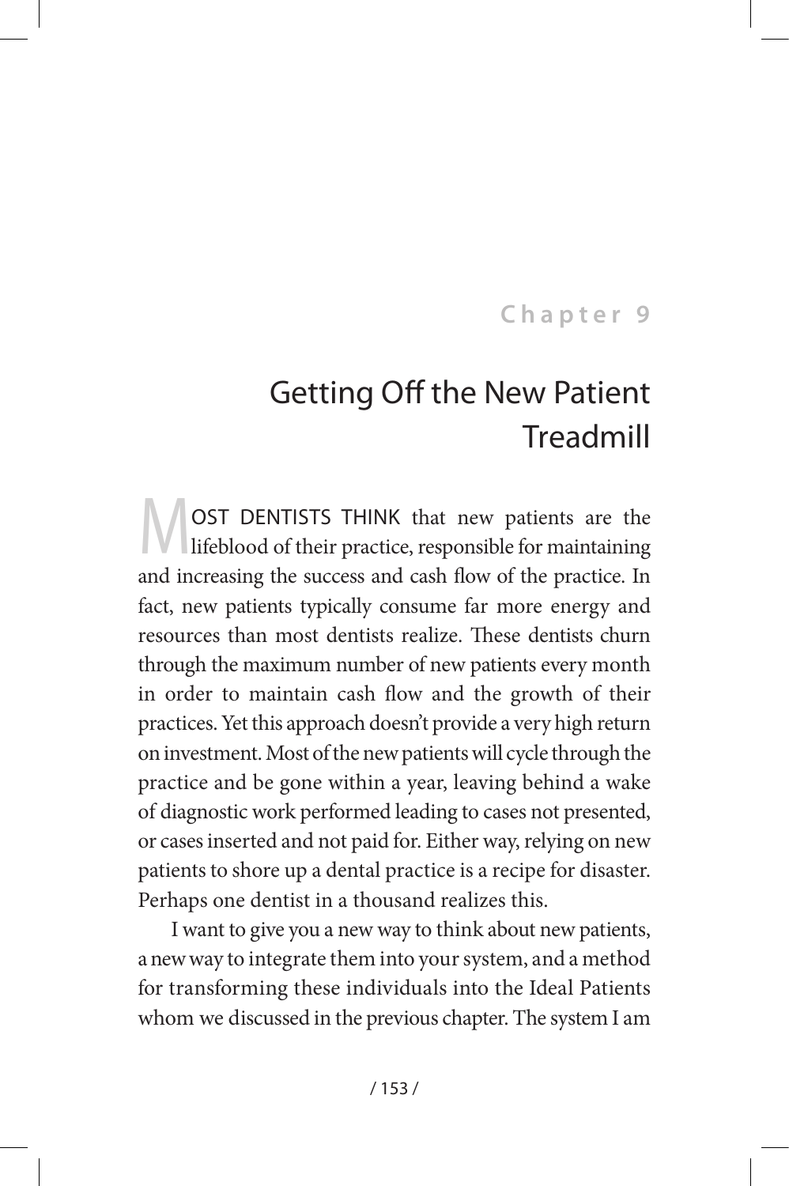Chapter 9

# Getting Off the New Patient Treadmill

MOST DENTISTS THINK that new patients are the lifeblood of their practice, responsible for maintaining and increasing the success and cash flow of the practice. In fact, new patients typically consume far more energy and resources than most dentists realize. These dentists churn through the maximum number of new patients every month in order to maintain cash flow and the growth of their practices. Yet this approach doesn't provide a very high return on investment. Most of the new patients will cycle through the practice and be gone within a year, leaving behind a wake of diagnostic work performed leading to cases not presented, or cases inserted and not paid for. Either way, relying on new patients to shore up a dental practice is a recipe for disaster. Perhaps one dentist in a thousand realizes this.

I want to give you a new way to think about new patients, a new way to integrate them into your system, and a method for transforming these individuals into the Ideal Patients whom we discussed in the previous chapter. The system I am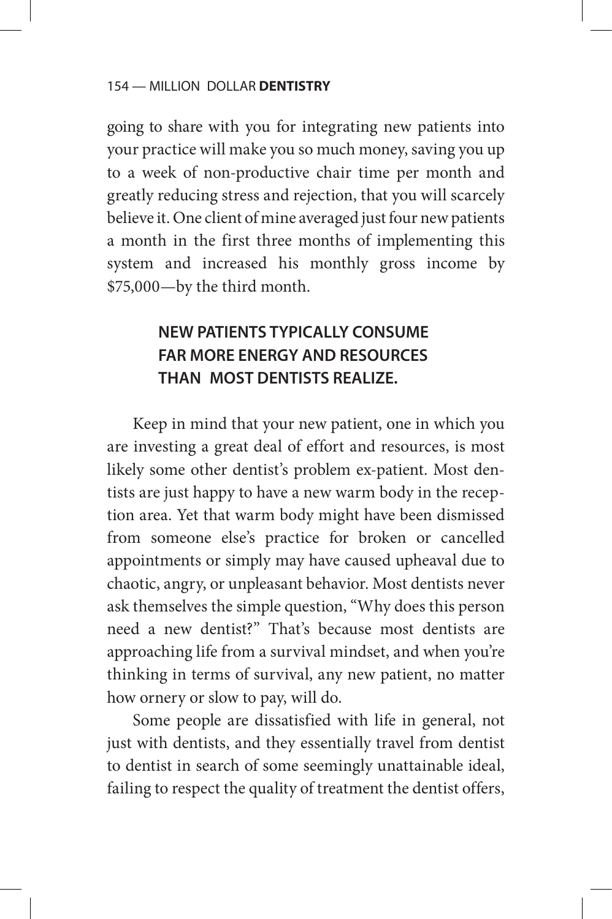going to share with you for integrating new patients into your practice will make you so much money, saving you up to a week of non-productive chair time per month and greatly reducing stress and rejection, that you will scarcely believe it. One client of mine averaged just four new patients a month in the first three months of implementing this system and increased his monthly gross income by $75,000—by the third month.

## NEW PATIENTS TYPICALLY CONSUME FAR MORE ENERGY AND RESOURCES THAN MOST DENTISTS REALIZE.

Keep in mind that your new patient, one in which you are investing a great deal of effort and resources, is most likely some other dentist's problem ex-patient. Most dentists are just happy to have a new warm body in the reception area. Yet that warm body might have been dismissed from someone else's practice for broken or cancelled appointments or simply may have caused upheaval due to chaotic, angry, or unpleasant behavior. Most dentists never ask themselves the simple question, "Why does this person need a new dentist?" That's because most dentists are approaching life from a survival mindset, and when you're thinking in terms of survival, any new patient, no matter how ornery or slow to pay, will do.

Some people are dissatisfied with life in general, not just with dentists, and they essentially travel from dentist to dentist in search of some seemingly unattainable ideal, failing to respect the quality of treatment the dentist offers,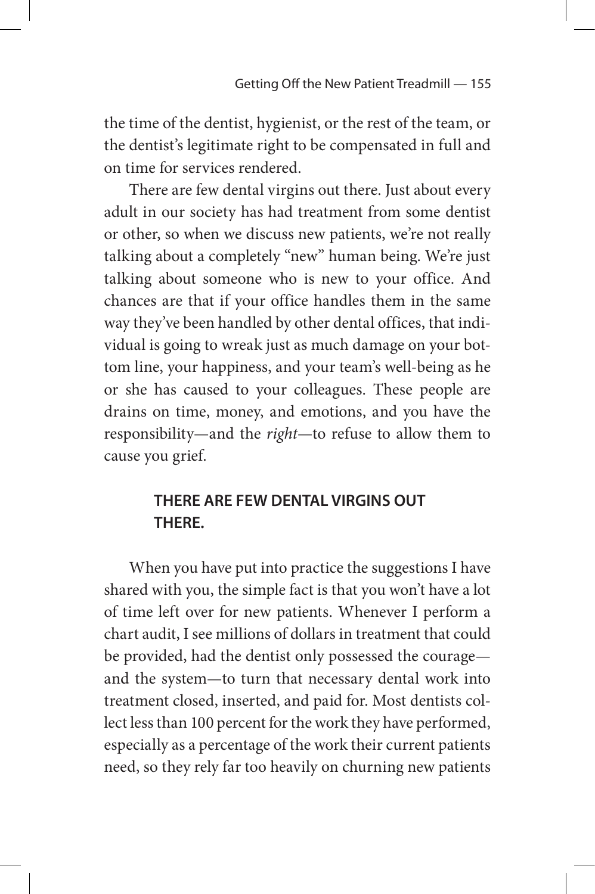the time of the dentist, hygienist, or the rest of the team, or the dentist's legitimate right to be compensated in full and on time for services rendered.

There are few dental virgins out there. Just about every adult in our society has had treatment from some dentist or other, so when we discuss new patients, we're not really talking about a completely "new" human being. We're just talking about someone who is new to your office. And chances are that if your office handles them in the same way they've been handled by other dental offices, that individual is going to wreak just as much damage on your bottom line, your happiness, and your team's well-being as he or she has caused to your colleagues. These people are drains on time, money, and emotions, and you have the responsibility—and the *right*—to refuse to allow them to cause you grief.

**THERE ARE FEW DENTAL VIRGINS OUT THERE.**

When you have put into practice the suggestions I have shared with you, the simple fact is that you won't have a lot of time left over for new patients. Whenever I perform a chart audit, I see millions of dollars in treatment that could be provided, had the dentist only possessed the courage—and the system—to turn that necessary dental work into treatment closed, inserted, and paid for. Most dentists collect less than 100 percent for the work they have performed, especially as a percentage of the work their current patients need, so they rely far too heavily on churning new patients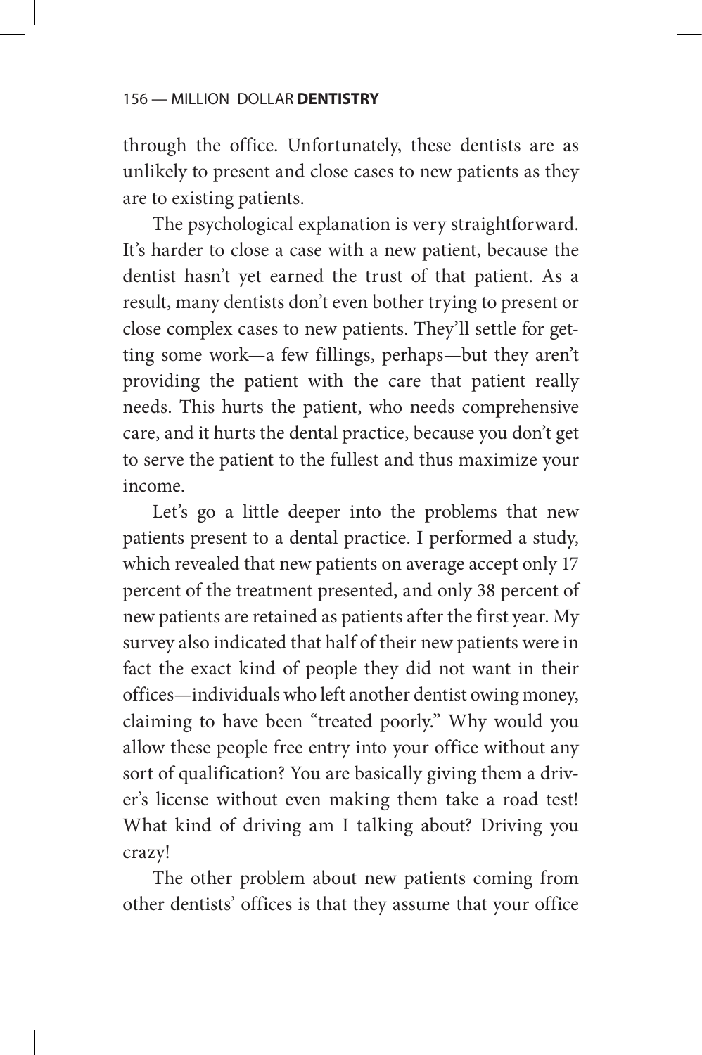through the office. Unfortunately, these dentists are as unlikely to present and close cases to new patients as they are to existing patients.

The psychological explanation is very straightforward. It's harder to close a case with a new patient, because the dentist hasn't yet earned the trust of that patient. As a result, many dentists don't even bother trying to present or close complex cases to new patients. They'll settle for getting some work—a few fillings, perhaps—but they aren't providing the patient with the care that patient really needs. This hurts the patient, who needs comprehensive care, and it hurts the dental practice, because you don't get to serve the patient to the fullest and thus maximize your income.

Let's go a little deeper into the problems that new patients present to a dental practice. I performed a study, which revealed that new patients on average accept only 17 percent of the treatment presented, and only 38 percent of new patients are retained as patients after the first year. My survey also indicated that half of their new patients were in fact the exact kind of people they did not want in their offices—individuals who left another dentist owing money, claiming to have been "treated poorly." Why would you allow these people free entry into your office without any sort of qualification? You are basically giving them a driver's license without even making them take a road test! What kind of driving am I talking about? Driving you crazy!

The other problem about new patients coming from other dentists' offices is that they assume that your office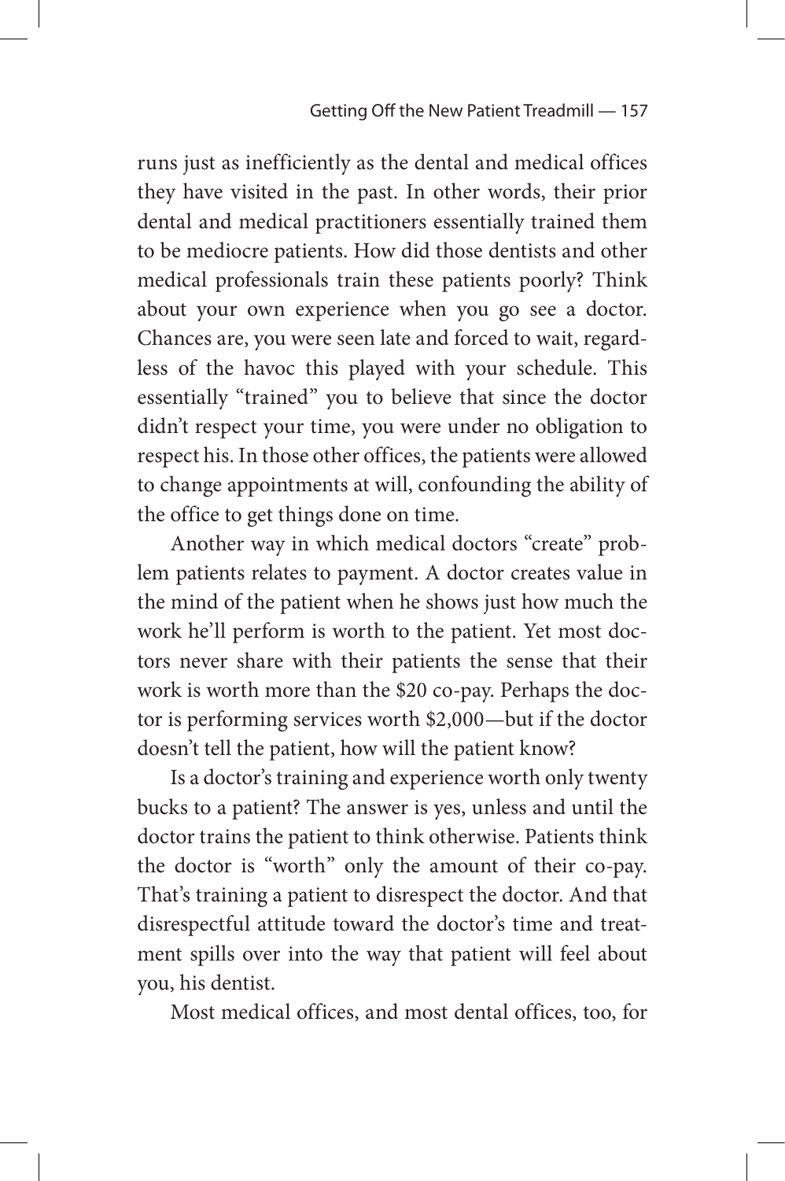runs just as inefficiently as the dental and medical offices they have visited in the past. In other words, their prior dental and medical practitioners essentially trained them to be mediocre patients. How did those dentists and other medical professionals train these patients poorly? Think about your own experience when you go see a doctor. Chances are, you were seen late and forced to wait, regardless of the havoc this played with your schedule. This essentially "trained" you to believe that since the doctor didn't respect your time, you were under no obligation to respect his. In those other offices, the patients were allowed to change appointments at will, confounding the ability of the office to get things done on time.

Another way in which medical doctors "create" problem patients relates to payment. A doctor creates value in the mind of the patient when he shows just how much the work he'll perform is worth to the patient. Yet most doctors never share with their patients the sense that their work is worth more than the $20 co-pay. Perhaps the doctor is performing services worth $2,000—but if the doctor doesn't tell the patient, how will the patient know?

Is a doctor's training and experience worth only twenty bucks to a patient? The answer is yes, unless and until the doctor trains the patient to think otherwise. Patients think the doctor is "worth" only the amount of their co-pay. That's training a patient to disrespect the doctor. And that disrespectful attitude toward the doctor's time and treatment spills over into the way that patient will feel about you, his dentist.

Most medical offices, and most dental offices, too, for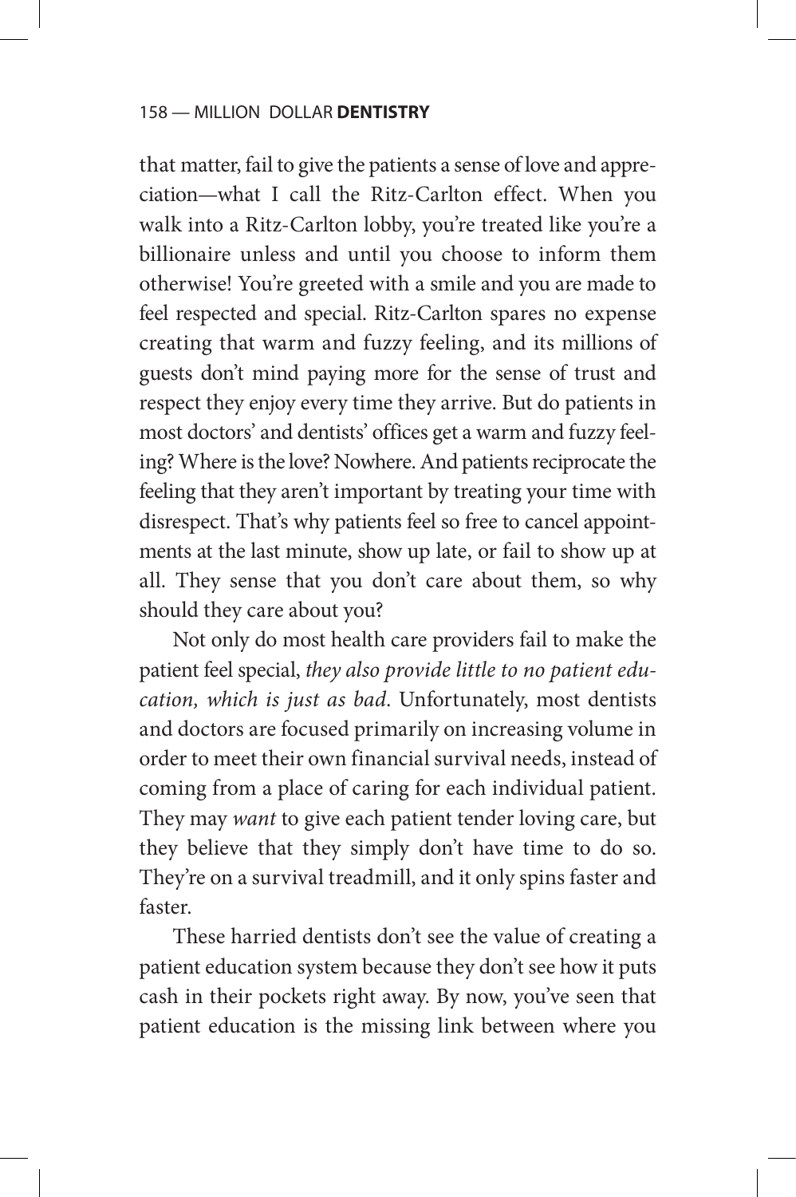that matter, fail to give the patients a sense of love and appreciation—what I call the Ritz-Carlton effect. When you walk into a Ritz-Carlton lobby, you're treated like you're a billionaire unless and until you choose to inform them otherwise! You're greeted with a smile and you are made to feel respected and special. Ritz-Carlton spares no expense creating that warm and fuzzy feeling, and its millions of guests don't mind paying more for the sense of trust and respect they enjoy every time they arrive. But do patients in most doctors' and dentists' offices get a warm and fuzzy feeling? Where is the love? Nowhere. And patients reciprocate the feeling that they aren't important by treating your time with disrespect. That's why patients feel so free to cancel appointments at the last minute, show up late, or fail to show up at all. They sense that you don't care about them, so why should they care about you?

Not only do most health care providers fail to make the patient feel special, *they also provide little to no patient education, which is just as bad*. Unfortunately, most dentists and doctors are focused primarily on increasing volume in order to meet their own financial survival needs, instead of coming from a place of caring for each individual patient. They may *want* to give each patient tender loving care, but they believe that they simply don't have time to do so. They're on a survival treadmill, and it only spins faster and faster.

These harried dentists don't see the value of creating a patient education system because they don't see how it puts cash in their pockets right away. By now, you've seen that patient education is the missing link between where you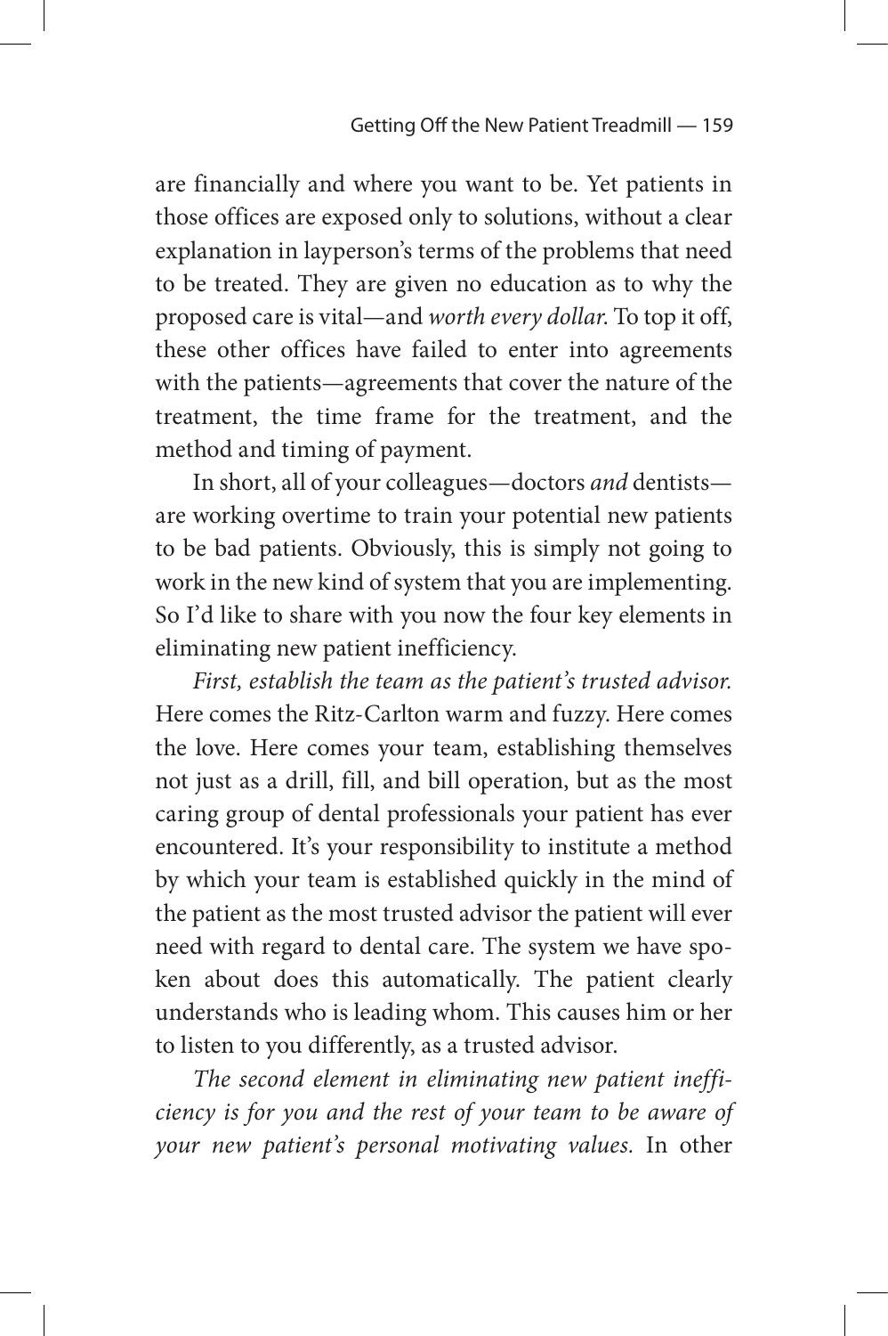are financially and where you want to be. Yet patients in those offices are exposed only to solutions, without a clear explanation in layperson's terms of the problems that need to be treated. They are given no education as to why the proposed care is vital—and *worth every dollar*. To top it off, these other offices have failed to enter into agreements with the patients—agreements that cover the nature of the treatment, the time frame for the treatment, and the method and timing of payment.

In short, all of your colleagues—doctors *and* dentists—are working overtime to train your potential new patients to be bad patients. Obviously, this is simply not going to work in the new kind of system that you are implementing. So I'd like to share with you now the four key elements in eliminating new patient inefficiency.

*First, establish the team as the patient's trusted advisor.* Here comes the Ritz-Carlton warm and fuzzy. Here comes the love. Here comes your team, establishing themselves not just as a drill, fill, and bill operation, but as the most caring group of dental professionals your patient has ever encountered. It's your responsibility to institute a method by which your team is established quickly in the mind of the patient as the most trusted advisor the patient will ever need with regard to dental care. The system we have spoken about does this automatically. The patient clearly understands who is leading whom. This causes him or her to listen to you differently, as a trusted advisor.

*The second element in eliminating new patient inefficiency is for you and the rest of your team to be aware of your new patient's personal motivating values.* In other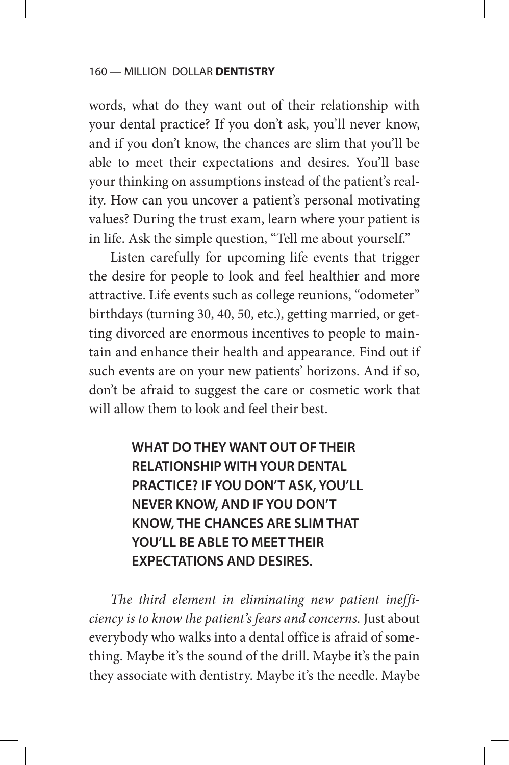words, what do they want out of their relationship with your dental practice? If you don't ask, you'll never know, and if you don't know, the chances are slim that you'll be able to meet their expectations and desires. You'll base your thinking on assumptions instead of the patient's reality. How can you uncover a patient's personal motivating values? During the trust exam, learn where your patient is in life. Ask the simple question, "Tell me about yourself."

Listen carefully for upcoming life events that trigger the desire for people to look and feel healthier and more attractive. Life events such as college reunions, "odometer" birthdays (turning 30, 40, 50, etc.), getting married, or getting divorced are enormous incentives to people to maintain and enhance their health and appearance. Find out if such events are on your new patients' horizons. And if so, don't be afraid to suggest the care or cosmetic work that will allow them to look and feel their best.

> **WHAT DO THEY WANT OUT OF THEIR RELATIONSHIP WITH YOUR DENTAL PRACTICE? IF YOU DON'T ASK, YOU'LL NEVER KNOW, AND IF YOU DON'T KNOW, THE CHANCES ARE SLIM THAT YOU'LL BE ABLE TO MEET THEIR EXPECTATIONS AND DESIRES.**

*The third element in eliminating new patient inefficiency is to know the patient's fears and concerns.* Just about everybody who walks into a dental office is afraid of something. Maybe it's the sound of the drill. Maybe it's the pain they associate with dentistry. Maybe it's the needle. Maybe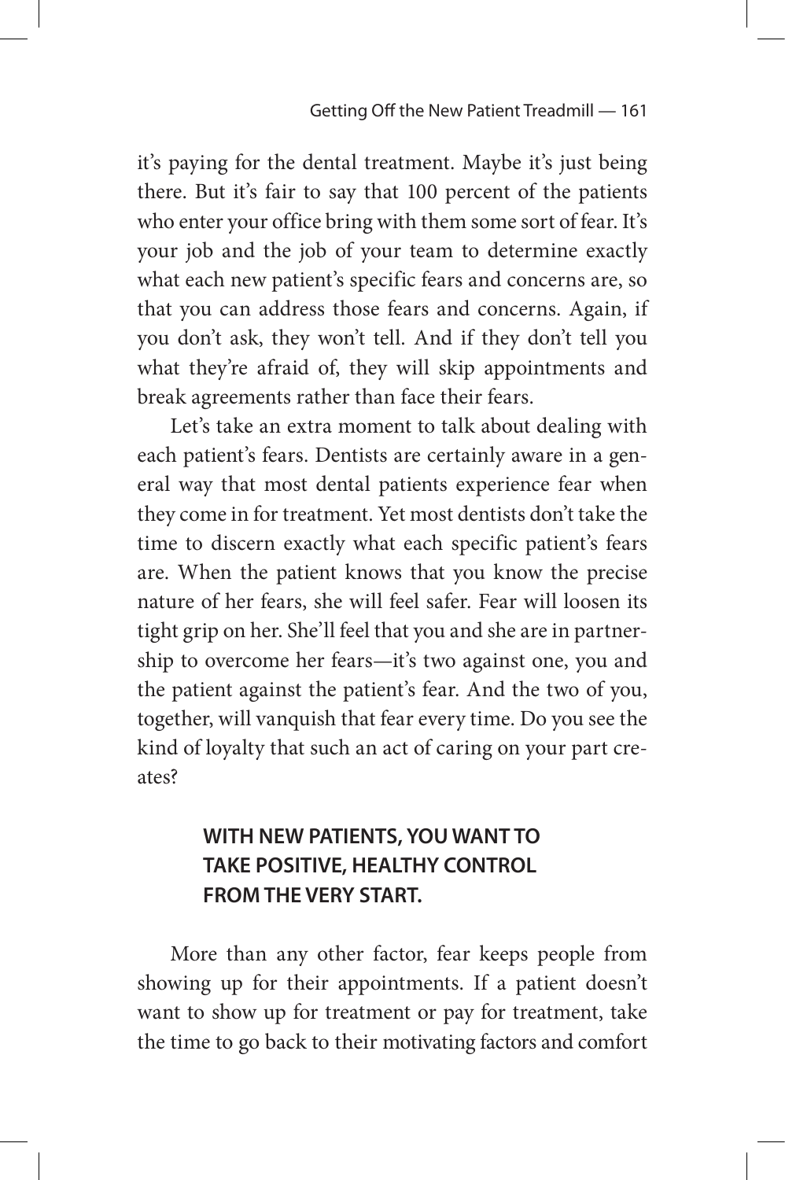it's paying for the dental treatment. Maybe it's just being there. But it's fair to say that 100 percent of the patients who enter your office bring with them some sort of fear. It's your job and the job of your team to determine exactly what each new patient's specific fears and concerns are, so that you can address those fears and concerns. Again, if you don't ask, they won't tell. And if they don't tell you what they're afraid of, they will skip appointments and break agreements rather than face their fears.

Let's take an extra moment to talk about dealing with each patient's fears. Dentists are certainly aware in a general way that most dental patients experience fear when they come in for treatment. Yet most dentists don't take the time to discern exactly what each specific patient's fears are. When the patient knows that you know the precise nature of her fears, she will feel safer. Fear will loosen its tight grip on her. She'll feel that you and she are in partnership to overcome her fears—it's two against one, you and the patient against the patient's fear. And the two of you, together, will vanquish that fear every time. Do you see the kind of loyalty that such an act of caring on your part creates?

**WITH NEW PATIENTS, YOU WANT TO TAKE POSITIVE, HEALTHY CONTROL FROM THE VERY START.**

More than any other factor, fear keeps people from showing up for their appointments. If a patient doesn't want to show up for treatment or pay for treatment, take the time to go back to their motivating factors and comfort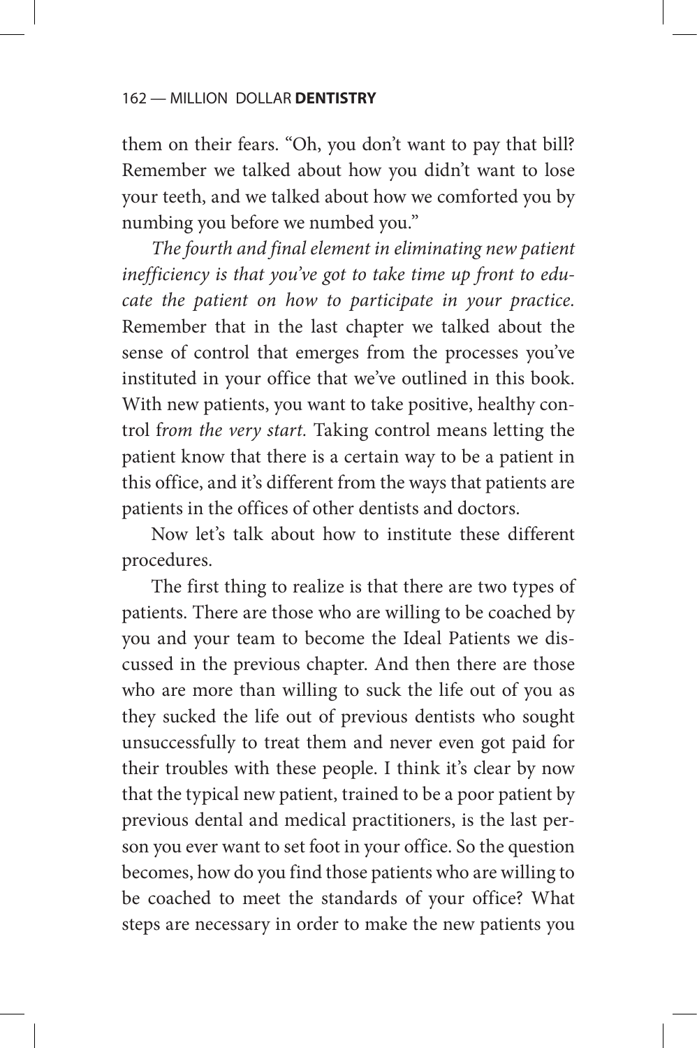them on their fears. "Oh, you don't want to pay that bill? Remember we talked about how you didn't want to lose your teeth, and we talked about how we comforted you by numbing you before we numbed you."

*The fourth and final element in eliminating new patient inefficiency is that you've got to take time up front to educate the patient on how to participate in your practice.* Remember that in the last chapter we talked about the sense of control that emerges from the processes you've instituted in your office that we've outlined in this book. With new patients, you want to take positive, healthy control f*rom the very start.* Taking control means letting the patient know that there is a certain way to be a patient in this office, and it's different from the ways that patients are patients in the offices of other dentists and doctors.

Now let's talk about how to institute these different procedures.

The first thing to realize is that there are two types of patients. There are those who are willing to be coached by you and your team to become the Ideal Patients we discussed in the previous chapter. And then there are those who are more than willing to suck the life out of you as they sucked the life out of previous dentists who sought unsuccessfully to treat them and never even got paid for their troubles with these people. I think it's clear by now that the typical new patient, trained to be a poor patient by previous dental and medical practitioners, is the last person you ever want to set foot in your office. So the question becomes, how do you find those patients who are willing to be coached to meet the standards of your office? What steps are necessary in order to make the new patients you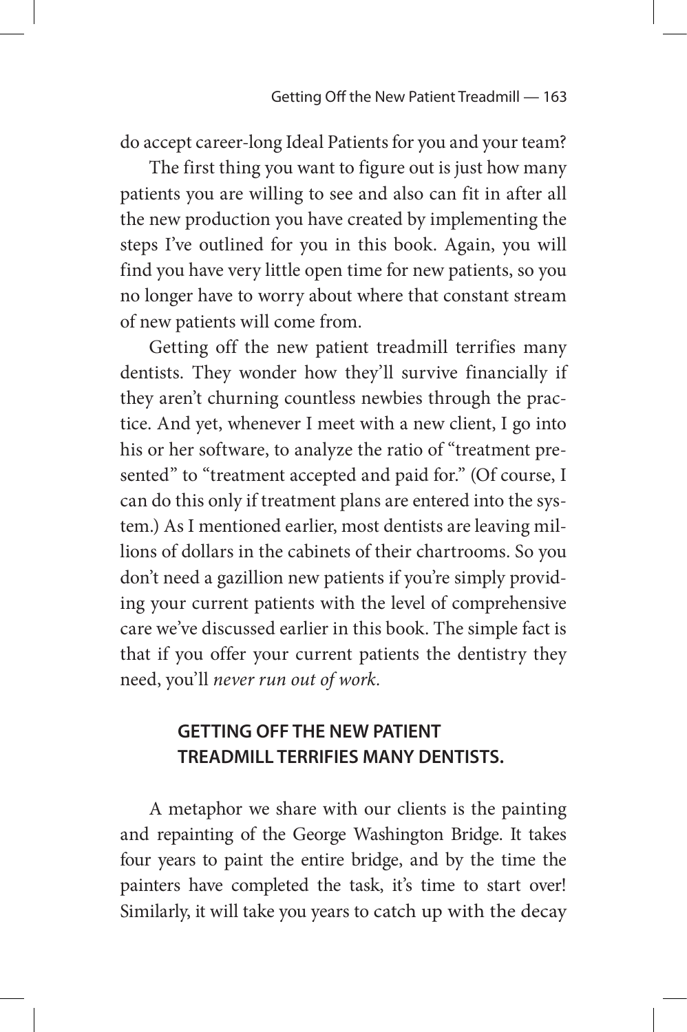do accept career-long Ideal Patients for you and your team?

The first thing you want to figure out is just how many patients you are willing to see and also can fit in after all the new production you have created by implementing the steps I've outlined for you in this book. Again, you will find you have very little open time for new patients, so you no longer have to worry about where that constant stream of new patients will come from.

Getting off the new patient treadmill terrifies many dentists. They wonder how they'll survive financially if they aren't churning countless newbies through the practice. And yet, whenever I meet with a new client, I go into his or her software, to analyze the ratio of "treatment presented" to "treatment accepted and paid for." (Of course, I can do this only if treatment plans are entered into the system.) As I mentioned earlier, most dentists are leaving millions of dollars in the cabinets of their chartrooms. So you don't need a gazillion new patients if you're simply providing your current patients with the level of comprehensive care we've discussed earlier in this book. The simple fact is that if you offer your current patients the dentistry they need, you'll *never run out of work*.

**GETTING OFF THE NEW PATIENT TREADMILL TERRIFIES MANY DENTISTS.**

A metaphor we share with our clients is the painting and repainting of the George Washington Bridge. It takes four years to paint the entire bridge, and by the time the painters have completed the task, it's time to start over! Similarly, it will take you years to catch up with the decay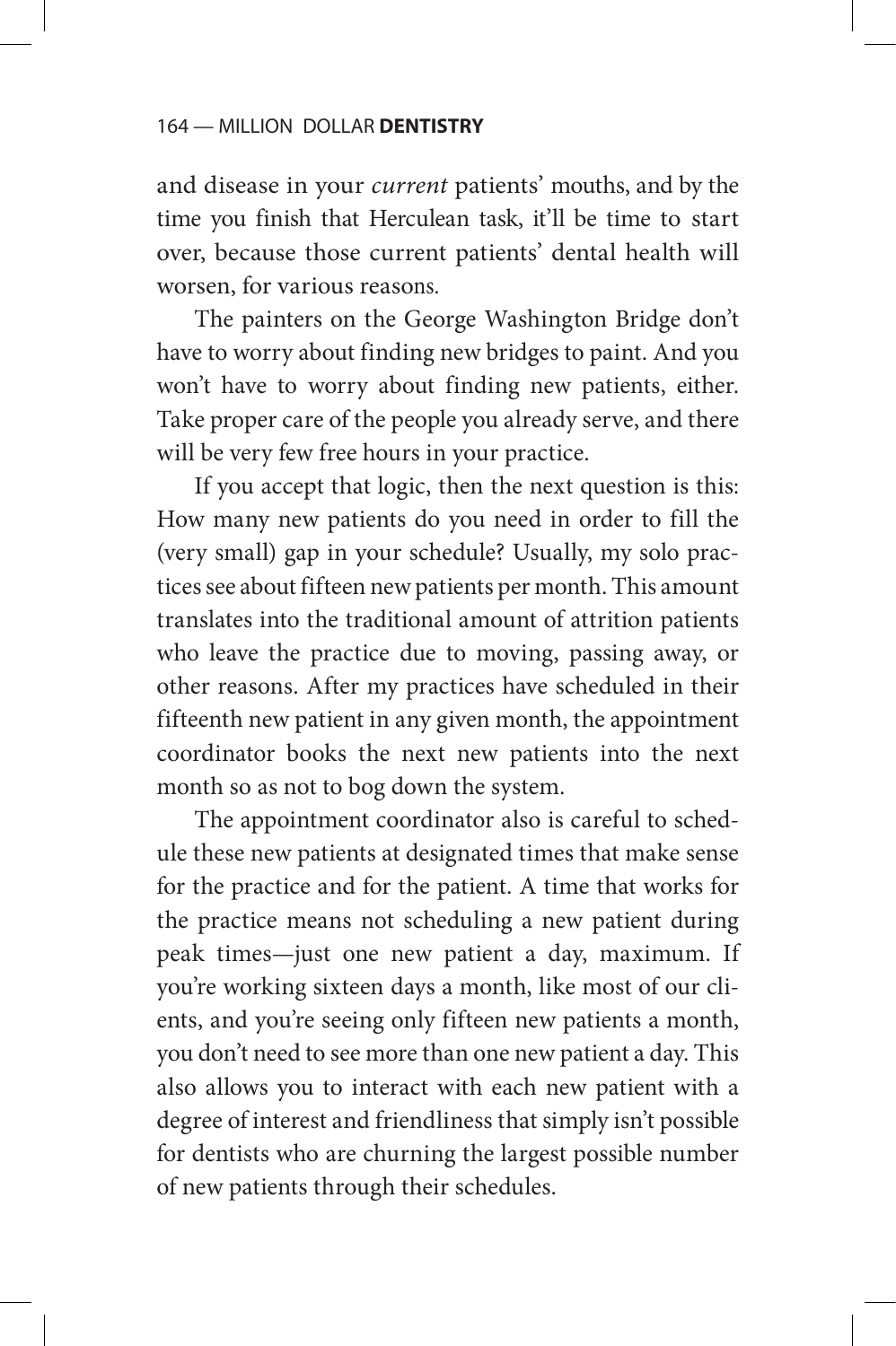and disease in your *current* patients' mouths, and by the time you finish that Herculean task, it'll be time to start over, because those current patients' dental health will worsen, for various reasons.

The painters on the George Washington Bridge don't have to worry about finding new bridges to paint. And you won't have to worry about finding new patients, either. Take proper care of the people you already serve, and there will be very few free hours in your practice.

If you accept that logic, then the next question is this: How many new patients do you need in order to fill the (very small) gap in your schedule? Usually, my solo practices see about fifteen new patients per month. This amount translates into the traditional amount of attrition patients who leave the practice due to moving, passing away, or other reasons. After my practices have scheduled in their fifteenth new patient in any given month, the appointment coordinator books the next new patients into the next month so as not to bog down the system.

The appointment coordinator also is careful to schedule these new patients at designated times that make sense for the practice and for the patient. A time that works for the practice means not scheduling a new patient during peak times—just one new patient a day, maximum. If you're working sixteen days a month, like most of our clients, and you're seeing only fifteen new patients a month, you don't need to see more than one new patient a day. This also allows you to interact with each new patient with a degree of interest and friendliness that simply isn't possible for dentists who are churning the largest possible number of new patients through their schedules.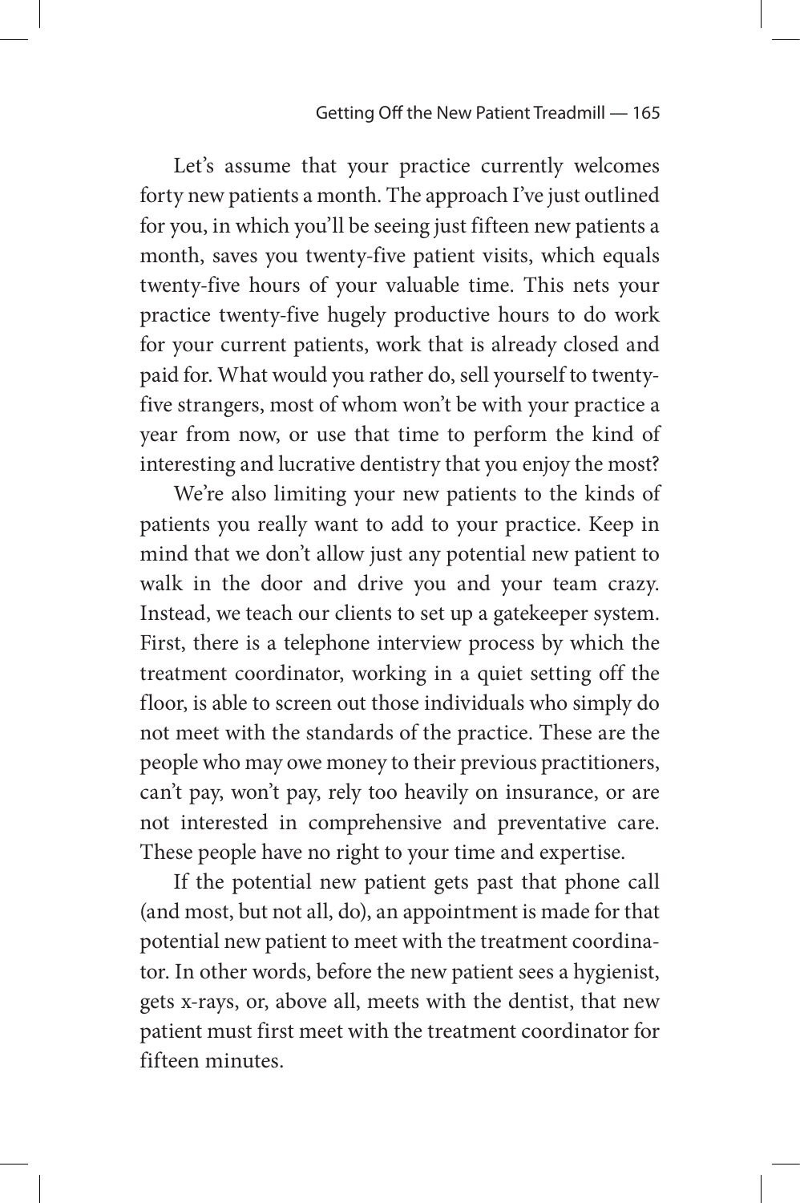Let's assume that your practice currently welcomes forty new patients a month. The approach I've just outlined for you, in which you'll be seeing just fifteen new patients a month, saves you twenty-five patient visits, which equals twenty-five hours of your valuable time. This nets your practice twenty-five hugely productive hours to do work for your current patients, work that is already closed and paid for. What would you rather do, sell yourself to twenty-five strangers, most of whom won't be with your practice a year from now, or use that time to perform the kind of interesting and lucrative dentistry that you enjoy the most?

We're also limiting your new patients to the kinds of patients you really want to add to your practice. Keep in mind that we don't allow just any potential new patient to walk in the door and drive you and your team crazy. Instead, we teach our clients to set up a gatekeeper system. First, there is a telephone interview process by which the treatment coordinator, working in a quiet setting off the floor, is able to screen out those individuals who simply do not meet with the standards of the practice. These are the people who may owe money to their previous practitioners, can't pay, won't pay, rely too heavily on insurance, or are not interested in comprehensive and preventative care. These people have no right to your time and expertise.

If the potential new patient gets past that phone call (and most, but not all, do), an appointment is made for that potential new patient to meet with the treatment coordinator. In other words, before the new patient sees a hygienist, gets x-rays, or, above all, meets with the dentist, that new patient must first meet with the treatment coordinator for fifteen minutes.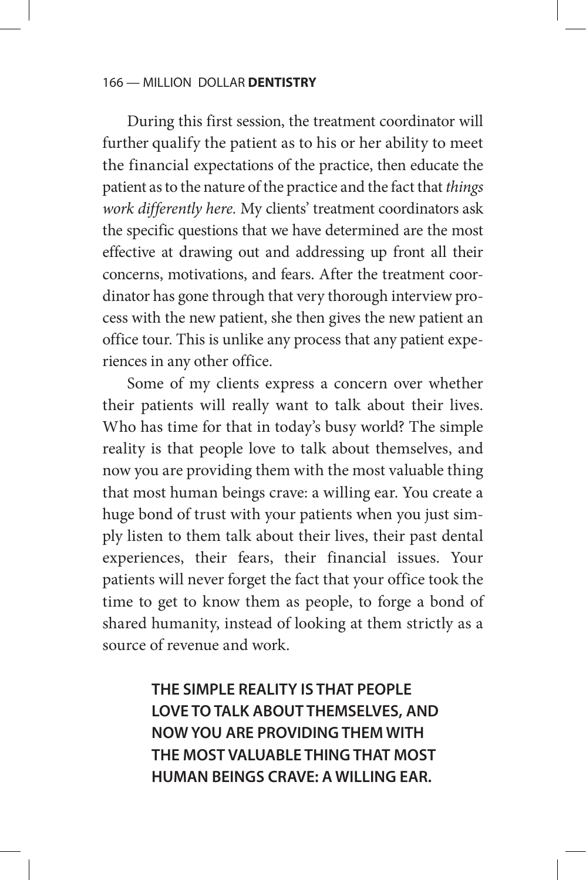During this first session, the treatment coordinator will further qualify the patient as to his or her ability to meet the financial expectations of the practice, then educate the patient as to the nature of the practice and the fact that *things work differently here.* My clients' treatment coordinators ask the specific questions that we have determined are the most effective at drawing out and addressing up front all their concerns, motivations, and fears. After the treatment coordinator has gone through that very thorough interview process with the new patient, she then gives the new patient an office tour. This is unlike any process that any patient experiences in any other office.

Some of my clients express a concern over whether their patients will really want to talk about their lives. Who has time for that in today's busy world? The simple reality is that people love to talk about themselves, and now you are providing them with the most valuable thing that most human beings crave: a willing ear. You create a huge bond of trust with your patients when you just simply listen to them talk about their lives, their past dental experiences, their fears, their financial issues. Your patients will never forget the fact that your office took the time to get to know them as people, to forge a bond of shared humanity, instead of looking at them strictly as a source of revenue and work.

**THE SIMPLE REALITY IS THAT PEOPLE LOVE TO TALK ABOUT THEMSELVES, AND NOW YOU ARE PROVIDING THEM WITH THE MOST VALUABLE THING THAT MOST HUMAN BEINGS CRAVE: A WILLING EAR.**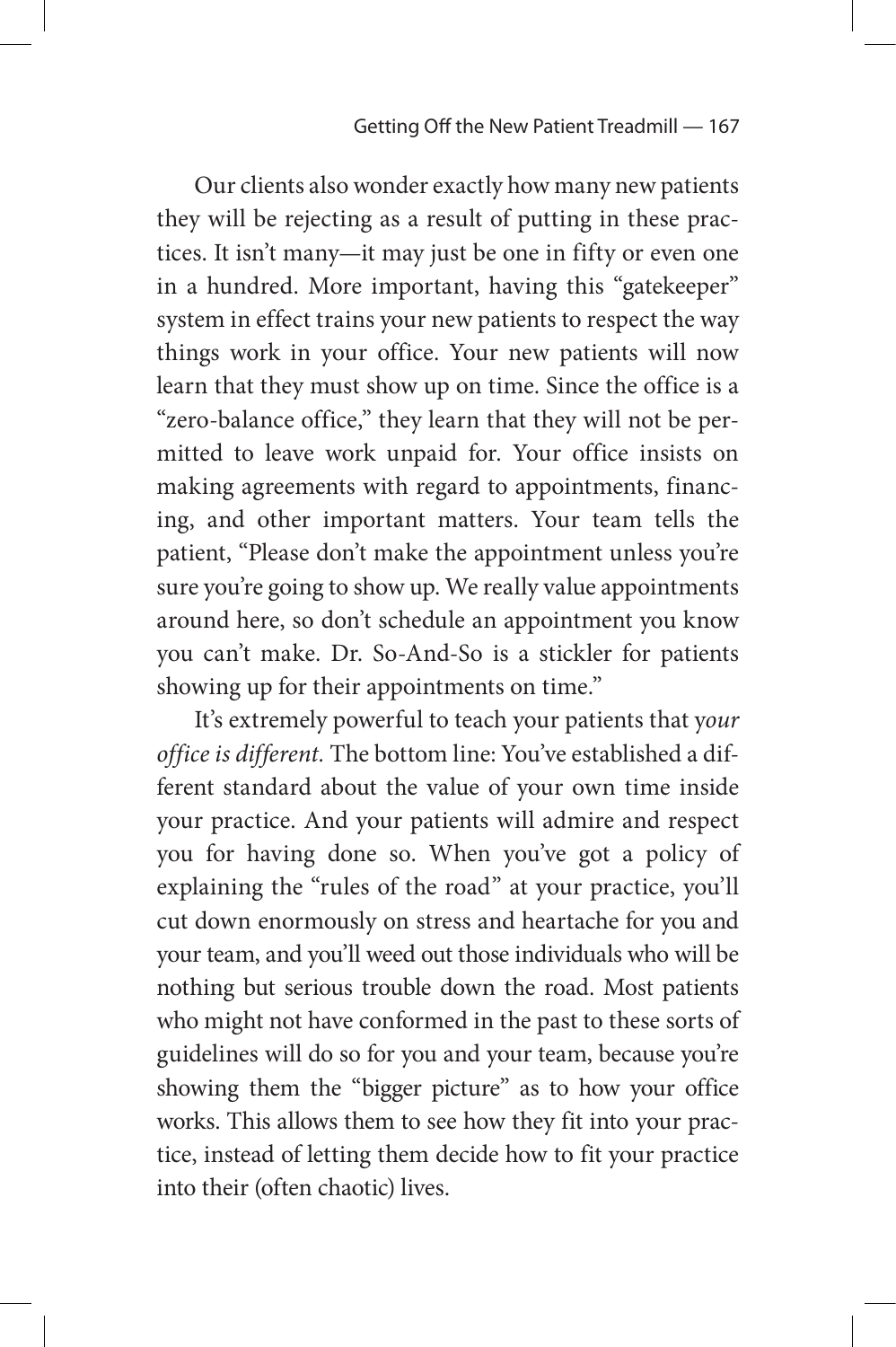Our clients also wonder exactly how many new patients they will be rejecting as a result of putting in these practices. It isn't many—it may just be one in fifty or even one in a hundred. More important, having this "gatekeeper" system in effect trains your new patients to respect the way things work in your office. Your new patients will now learn that they must show up on time. Since the office is a "zero-balance office," they learn that they will not be permitted to leave work unpaid for. Your office insists on making agreements with regard to appointments, financing, and other important matters. Your team tells the patient, "Please don't make the appointment unless you're sure you're going to show up. We really value appointments around here, so don't schedule an appointment you know you can't make. Dr. So-And-So is a stickler for patients showing up for their appointments on time."

It's extremely powerful to teach your patients that *your office is different.* The bottom line: You've established a different standard about the value of your own time inside your practice. And your patients will admire and respect you for having done so. When you've got a policy of explaining the "rules of the road" at your practice, you'll cut down enormously on stress and heartache for you and your team, and you'll weed out those individuals who will be nothing but serious trouble down the road. Most patients who might not have conformed in the past to these sorts of guidelines will do so for you and your team, because you're showing them the "bigger picture" as to how your office works. This allows them to see how they fit into your practice, instead of letting them decide how to fit your practice into their (often chaotic) lives.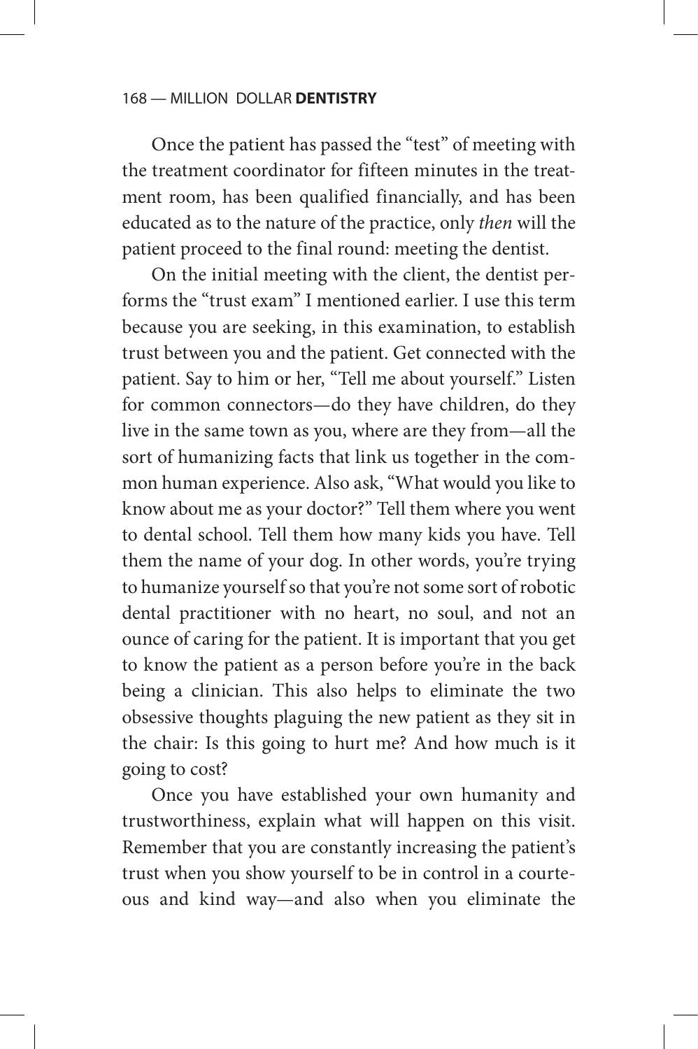Once the patient has passed the "test" of meeting with the treatment coordinator for fifteen minutes in the treatment room, has been qualified financially, and has been educated as to the nature of the practice, only *then* will the patient proceed to the final round: meeting the dentist.

On the initial meeting with the client, the dentist performs the "trust exam" I mentioned earlier. I use this term because you are seeking, in this examination, to establish trust between you and the patient. Get connected with the patient. Say to him or her, "Tell me about yourself." Listen for common connectors—do they have children, do they live in the same town as you, where are they from—all the sort of humanizing facts that link us together in the common human experience. Also ask, "What would you like to know about me as your doctor?" Tell them where you went to dental school. Tell them how many kids you have. Tell them the name of your dog. In other words, you're trying to humanize yourself so that you're not some sort of robotic dental practitioner with no heart, no soul, and not an ounce of caring for the patient. It is important that you get to know the patient as a person before you're in the back being a clinician. This also helps to eliminate the two obsessive thoughts plaguing the new patient as they sit in the chair: Is this going to hurt me? And how much is it going to cost?

Once you have established your own humanity and trustworthiness, explain what will happen on this visit. Remember that you are constantly increasing the patient's trust when you show yourself to be in control in a courteous and kind way—and also when you eliminate the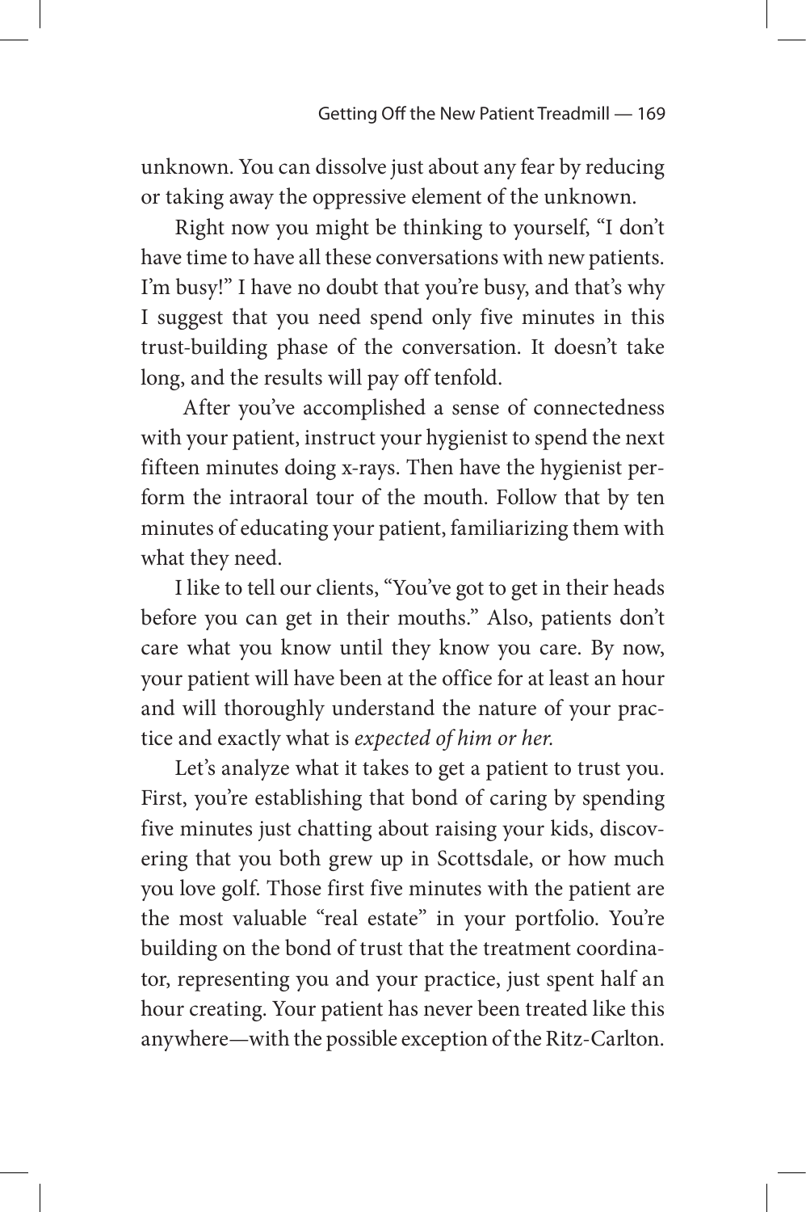unknown. You can dissolve just about any fear by reducing or taking away the oppressive element of the unknown.

Right now you might be thinking to yourself, "I don't have time to have all these conversations with new patients. I'm busy!" I have no doubt that you're busy, and that's why I suggest that you need spend only five minutes in this trust-building phase of the conversation. It doesn't take long, and the results will pay off tenfold.

After you've accomplished a sense of connectedness with your patient, instruct your hygienist to spend the next fifteen minutes doing x-rays. Then have the hygienist perform the intraoral tour of the mouth. Follow that by ten minutes of educating your patient, familiarizing them with what they need.

I like to tell our clients, "You've got to get in their heads before you can get in their mouths." Also, patients don't care what you know until they know you care. By now, your patient will have been at the office for at least an hour and will thoroughly understand the nature of your practice and exactly what is *expected of him or her.*

Let's analyze what it takes to get a patient to trust you. First, you're establishing that bond of caring by spending five minutes just chatting about raising your kids, discovering that you both grew up in Scottsdale, or how much you love golf. Those first five minutes with the patient are the most valuable "real estate" in your portfolio. You're building on the bond of trust that the treatment coordinator, representing you and your practice, just spent half an hour creating. Your patient has never been treated like this anywhere—with the possible exception of the Ritz-Carlton.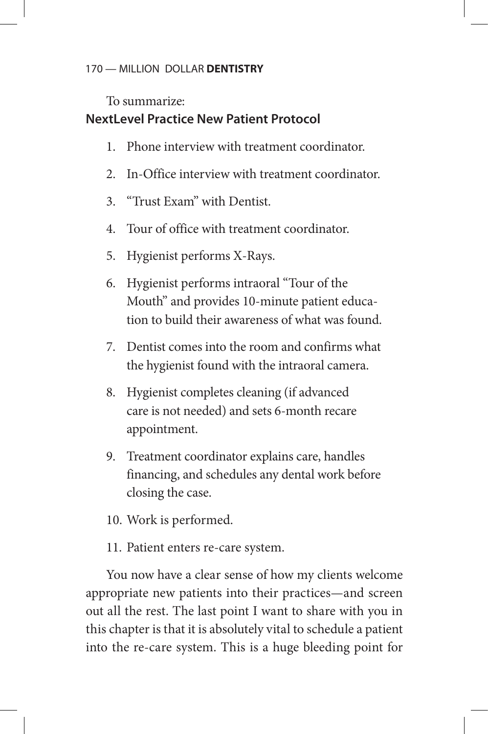To summarize:

**NextLevel Practice New Patient Protocol**

1. Phone interview with treatment coordinator.
2. In-Office interview with treatment coordinator.
3. "Trust Exam" with Dentist.
4. Tour of office with treatment coordinator.
5. Hygienist performs X-Rays.
6. Hygienist performs intraoral "Tour of the Mouth" and provides 10-minute patient education to build their awareness of what was found.
7. Dentist comes into the room and confirms what the hygienist found with the intraoral camera.
8. Hygienist completes cleaning (if advanced care is not needed) and sets 6-month recare appointment.
9. Treatment coordinator explains care, handles financing, and schedules any dental work before closing the case.
10. Work is performed.
11. Patient enters re-care system.

You now have a clear sense of how my clients welcome appropriate new patients into their practices—and screen out all the rest. The last point I want to share with you in this chapter is that it is absolutely vital to schedule a patient into the re-care system. This is a huge bleeding point for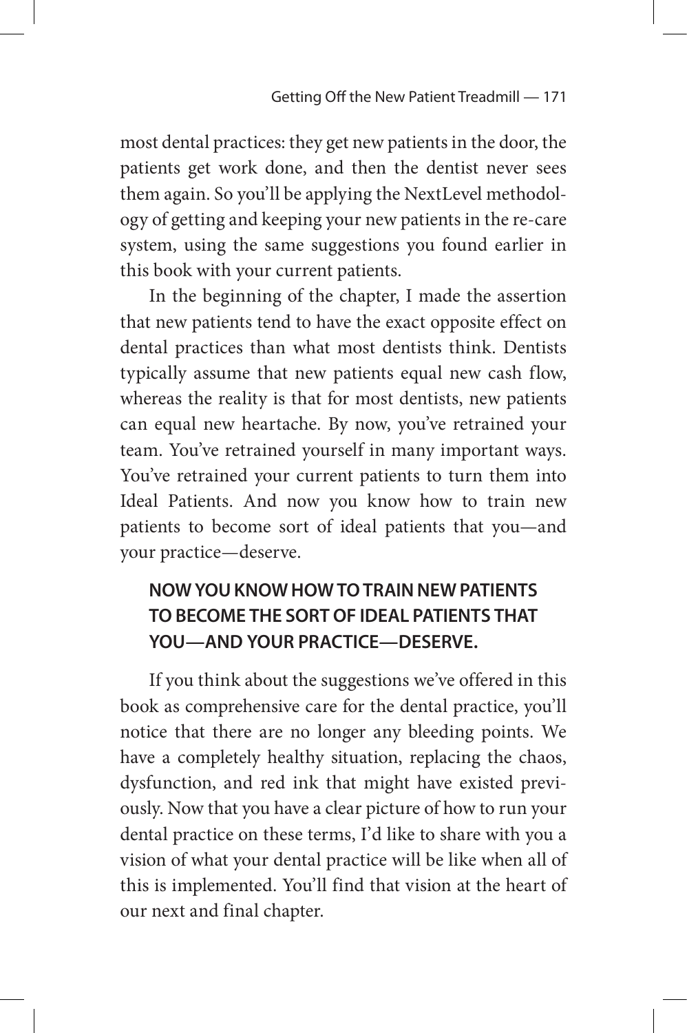most dental practices: they get new patients in the door, the patients get work done, and then the dentist never sees them again. So you'll be applying the NextLevel methodology of getting and keeping your new patients in the re-care system, using the same suggestions you found earlier in this book with your current patients.

In the beginning of the chapter, I made the assertion that new patients tend to have the exact opposite effect on dental practices than what most dentists think. Dentists typically assume that new patients equal new cash flow, whereas the reality is that for most dentists, new patients can equal new heartache. By now, you've retrained your team. You've retrained yourself in many important ways. You've retrained your current patients to turn them into Ideal Patients. And now you know how to train new patients to become sort of ideal patients that you—and your practice—deserve.

**NOW YOU KNOW HOW TO TRAIN NEW PATIENTS TO BECOME THE SORT OF IDEAL PATIENTS THAT YOU—AND YOUR PRACTICE—DESERVE.**

If you think about the suggestions we've offered in this book as comprehensive care for the dental practice, you'll notice that there are no longer any bleeding points. We have a completely healthy situation, replacing the chaos, dysfunction, and red ink that might have existed previously. Now that you have a clear picture of how to run your dental practice on these terms, I'd like to share with you a vision of what your dental practice will be like when all of this is implemented. You'll find that vision at the heart of our next and final chapter.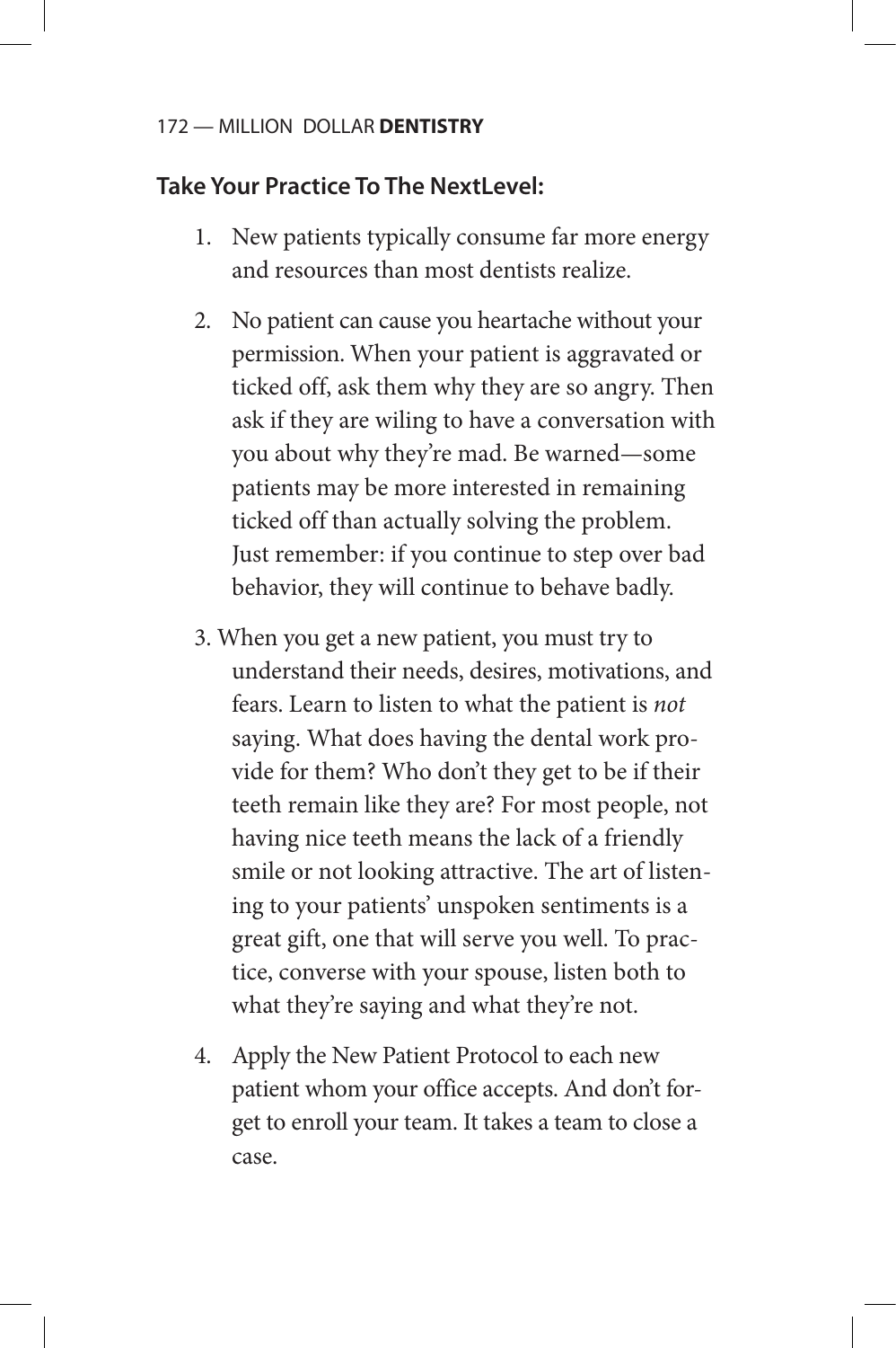**Take Your Practice To The NextLevel:**

1. New patients typically consume far more energy and resources than most dentists realize.

2. No patient can cause you heartache without your permission. When your patient is aggravated or ticked off, ask them why they are so angry. Then ask if they are wiling to have a conversation with you about why they're mad. Be warned—some patients may be more interested in remaining ticked off than actually solving the problem. Just remember: if you continue to step over bad behavior, they will continue to behave badly.

3. When you get a new patient, you must try to understand their needs, desires, motivations, and fears. Learn to listen to what the patient is *not* saying. What does having the dental work provide for them? Who don't they get to be if their teeth remain like they are? For most people, not having nice teeth means the lack of a friendly smile or not looking attractive. The art of listening to your patients' unspoken sentiments is a great gift, one that will serve you well. To practice, converse with your spouse, listen both to what they're saying and what they're not.

4. Apply the New Patient Protocol to each new patient whom your office accepts. And don't forget to enroll your team. It takes a team to close a case.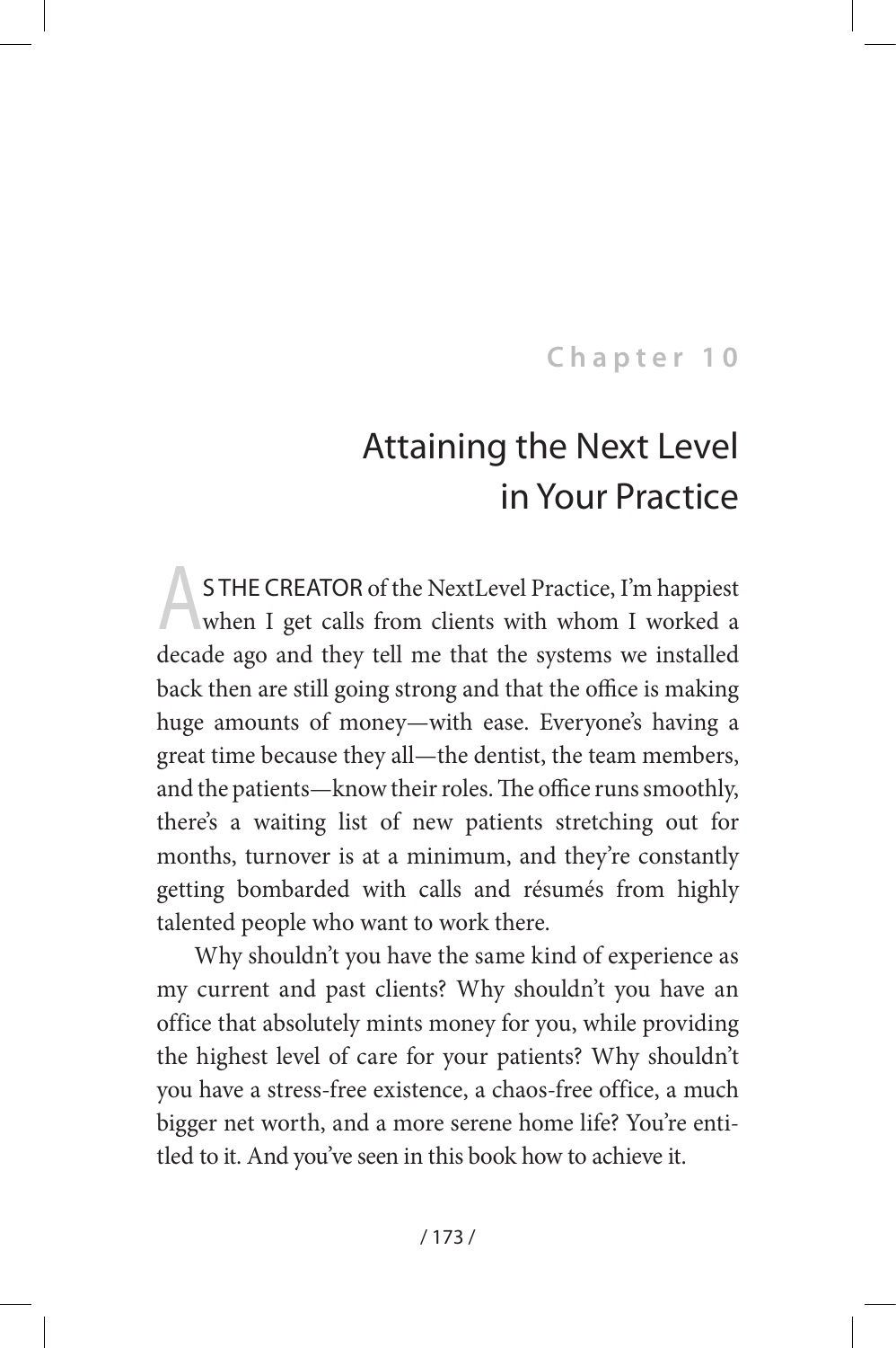Chapter 10

# Attaining the Next Level in Your Practice

AS THE CREATOR of the NextLevel Practice, I'm happiest when I get calls from clients with whom I worked a decade ago and they tell me that the systems we installed back then are still going strong and that the office is making huge amounts of money—with ease. Everyone's having a great time because they all—the dentist, the team members, and the patients—know their roles. The office runs smoothly, there's a waiting list of new patients stretching out for months, turnover is at a minimum, and they're constantly getting bombarded with calls and résumés from highly talented people who want to work there.

Why shouldn't you have the same kind of experience as my current and past clients? Why shouldn't you have an office that absolutely mints money for you, while providing the highest level of care for your patients? Why shouldn't you have a stress-free existence, a chaos-free office, a much bigger net worth, and a more serene home life? You're entitled to it. And you've seen in this book how to achieve it.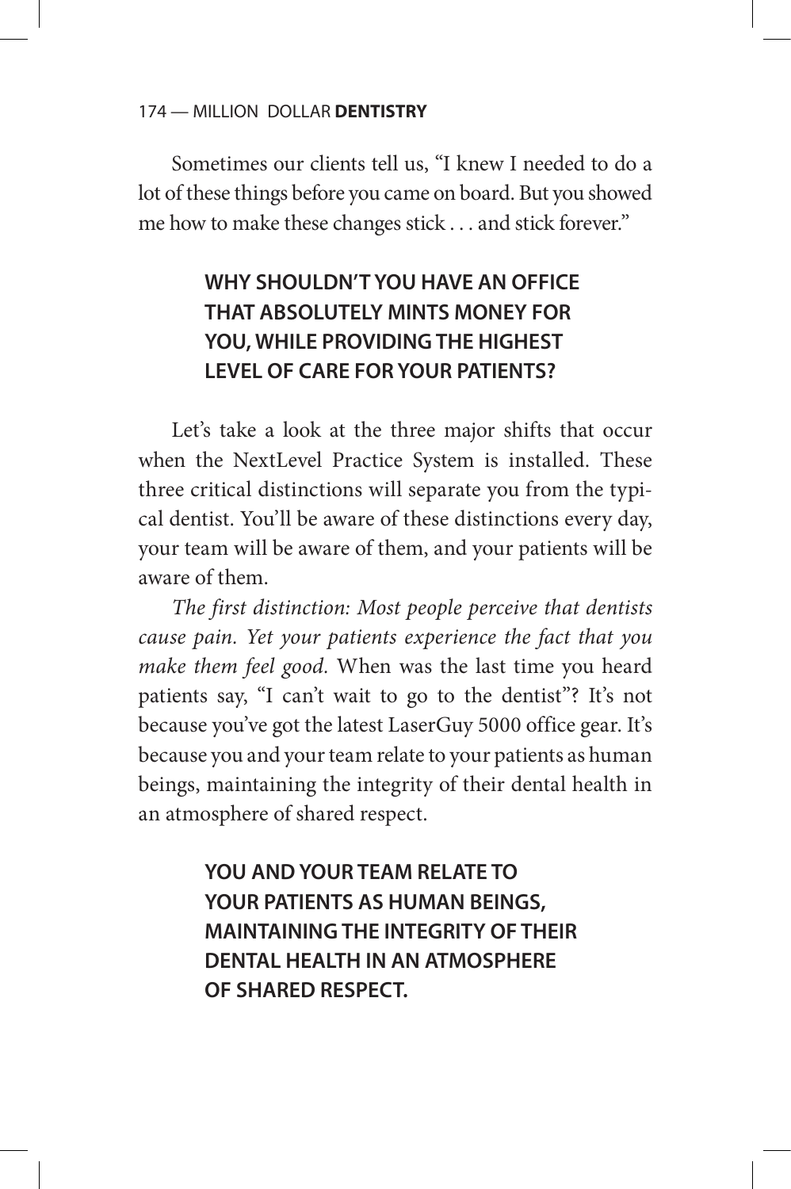Sometimes our clients tell us, “I knew I needed to do a lot of these things before you came on board. But you showed me how to make these changes stick . . . and stick forever.”

**WHY SHOULDN’T YOU HAVE AN OFFICE THAT ABSOLUTELY MINTS MONEY FOR YOU, WHILE PROVIDING THE HIGHEST LEVEL OF CARE FOR YOUR PATIENTS?**

Let’s take a look at the three major shifts that occur when the NextLevel Practice System is installed. These three critical distinctions will separate you from the typical dentist. You’ll be aware of these distinctions every day, your team will be aware of them, and your patients will be aware of them.

*The first distinction: Most people perceive that dentists cause pain. Yet your patients experience the fact that you make them feel good.* When was the last time you heard patients say, “I can’t wait to go to the dentist”? It’s not because you’ve got the latest LaserGuy 5000 office gear. It’s because you and your team relate to your patients as human beings, maintaining the integrity of their dental health in an atmosphere of shared respect.

**YOU AND YOUR TEAM RELATE TO YOUR PATIENTS AS HUMAN BEINGS, MAINTAINING THE INTEGRITY OF THEIR DENTAL HEALTH IN AN ATMOSPHERE OF SHARED RESPECT.**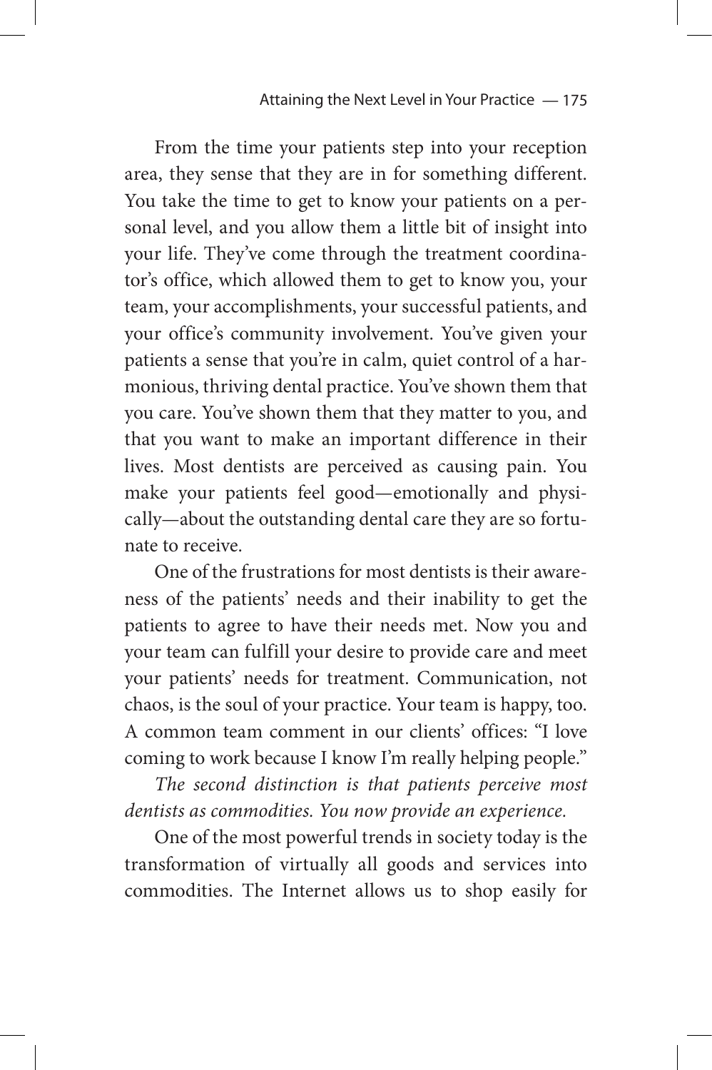From the time your patients step into your reception area, they sense that they are in for something different. You take the time to get to know your patients on a personal level, and you allow them a little bit of insight into your life. They've come through the treatment coordinator's office, which allowed them to get to know you, your team, your accomplishments, your successful patients, and your office's community involvement. You've given your patients a sense that you're in calm, quiet control of a harmonious, thriving dental practice. You've shown them that you care. You've shown them that they matter to you, and that you want to make an important difference in their lives. Most dentists are perceived as causing pain. You make your patients feel good—emotionally and physically—about the outstanding dental care they are so fortunate to receive.

One of the frustrations for most dentists is their awareness of the patients' needs and their inability to get the patients to agree to have their needs met. Now you and your team can fulfill your desire to provide care and meet your patients' needs for treatment. Communication, not chaos, is the soul of your practice. Your team is happy, too. A common team comment in our clients' offices: "I love coming to work because I know I'm really helping people."

*The second distinction is that patients perceive most dentists as commodities. You now provide an experience.*

One of the most powerful trends in society today is the transformation of virtually all goods and services into commodities. The Internet allows us to shop easily for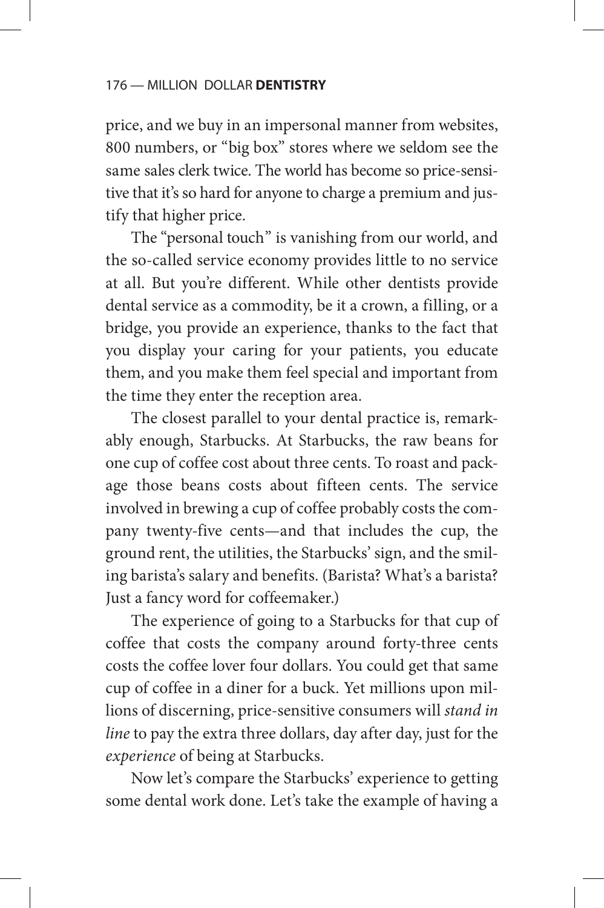price, and we buy in an impersonal manner from websites, 800 numbers, or "big box" stores where we seldom see the same sales clerk twice. The world has become so price-sensitive that it's so hard for anyone to charge a premium and justify that higher price.

The "personal touch" is vanishing from our world, and the so-called service economy provides little to no service at all. But you're different. While other dentists provide dental service as a commodity, be it a crown, a filling, or a bridge, you provide an experience, thanks to the fact that you display your caring for your patients, you educate them, and you make them feel special and important from the time they enter the reception area.

The closest parallel to your dental practice is, remarkably enough, Starbucks. At Starbucks, the raw beans for one cup of coffee cost about three cents. To roast and package those beans costs about fifteen cents. The service involved in brewing a cup of coffee probably costs the company twenty-five cents—and that includes the cup, the ground rent, the utilities, the Starbucks' sign, and the smiling barista's salary and benefits. (Barista? What's a barista? Just a fancy word for coffeemaker.)

The experience of going to a Starbucks for that cup of coffee that costs the company around forty-three cents costs the coffee lover four dollars. You could get that same cup of coffee in a diner for a buck. Yet millions upon millions of discerning, price-sensitive consumers will *stand in line* to pay the extra three dollars, day after day, just for the *experience* of being at Starbucks.

Now let's compare the Starbucks' experience to getting some dental work done. Let's take the example of having a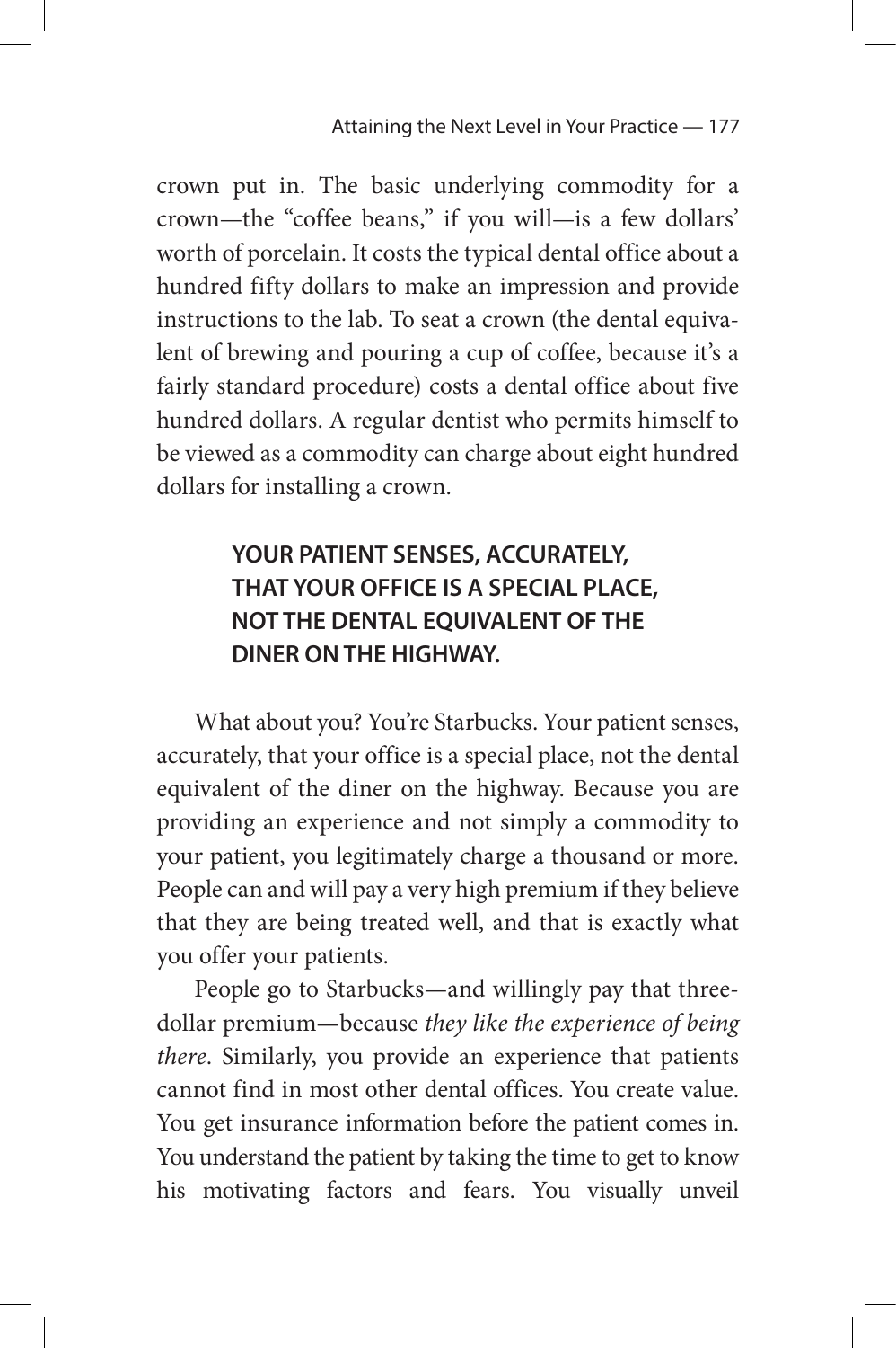crown put in. The basic underlying commodity for a crown—the "coffee beans," if you will—is a few dollars' worth of porcelain. It costs the typical dental office about a hundred fifty dollars to make an impression and provide instructions to the lab. To seat a crown (the dental equivalent of brewing and pouring a cup of coffee, because it's a fairly standard procedure) costs a dental office about five hundred dollars. A regular dentist who permits himself to be viewed as a commodity can charge about eight hundred dollars for installing a crown.

> **YOUR PATIENT SENSES, ACCURATELY, THAT YOUR OFFICE IS A SPECIAL PLACE, NOT THE DENTAL EQUIVALENT OF THE DINER ON THE HIGHWAY.**

What about you? You're Starbucks. Your patient senses, accurately, that your office is a special place, not the dental equivalent of the diner on the highway. Because you are providing an experience and not simply a commodity to your patient, you legitimately charge a thousand or more. People can and will pay a very high premium if they believe that they are being treated well, and that is exactly what you offer your patients.

People go to Starbucks—and willingly pay that three-dollar premium—because *they like the experience of being there*. Similarly, you provide an experience that patients cannot find in most other dental offices. You create value. You get insurance information before the patient comes in. You understand the patient by taking the time to get to know his motivating factors and fears. You visually unveil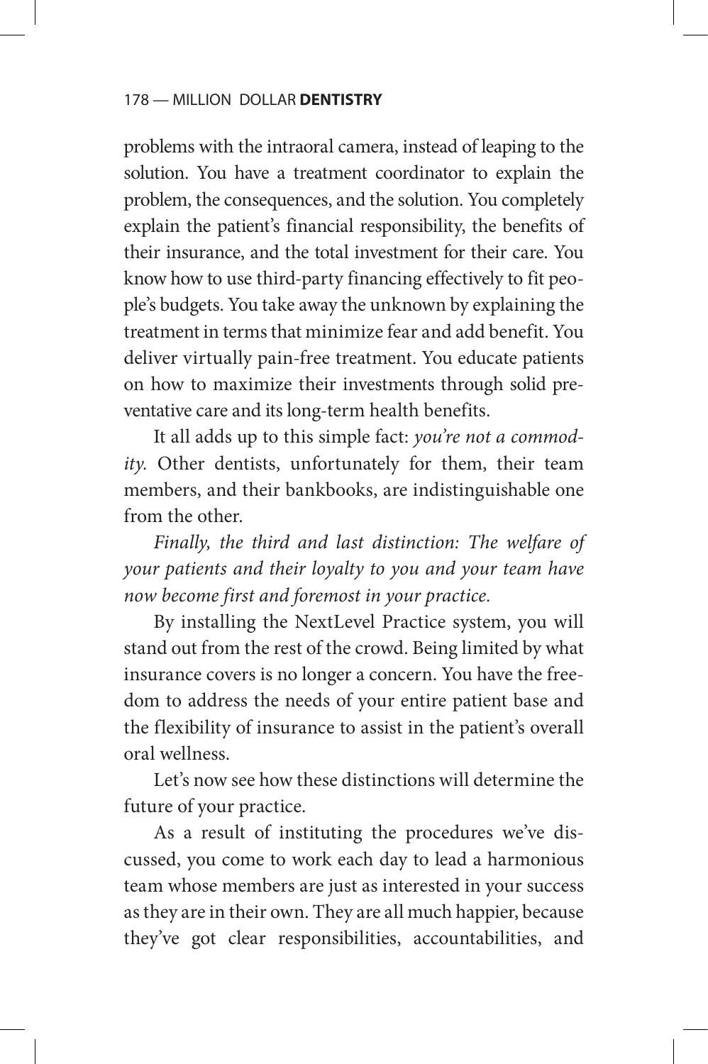problems with the intraoral camera, instead of leaping to the solution. You have a treatment coordinator to explain the problem, the consequences, and the solution. You completely explain the patient's financial responsibility, the benefits of their insurance, and the total investment for their care. You know how to use third-party financing effectively to fit people's budgets. You take away the unknown by explaining the treatment in terms that minimize fear and add benefit. You deliver virtually pain-free treatment. You educate patients on how to maximize their investments through solid preventative care and its long-term health benefits.

It all adds up to this simple fact: *you're not a commodity.* Other dentists, unfortunately for them, their team members, and their bankbooks, are indistinguishable one from the other.

*Finally, the third and last distinction: The welfare of your patients and their loyalty to you and your team have now become first and foremost in your practice.*

By installing the NextLevel Practice system, you will stand out from the rest of the crowd. Being limited by what insurance covers is no longer a concern. You have the freedom to address the needs of your entire patient base and the flexibility of insurance to assist in the patient's overall oral wellness.

Let's now see how these distinctions will determine the future of your practice.

As a result of instituting the procedures we've discussed, you come to work each day to lead a harmonious team whose members are just as interested in your success as they are in their own. They are all much happier, because they've got clear responsibilities, accountabilities, and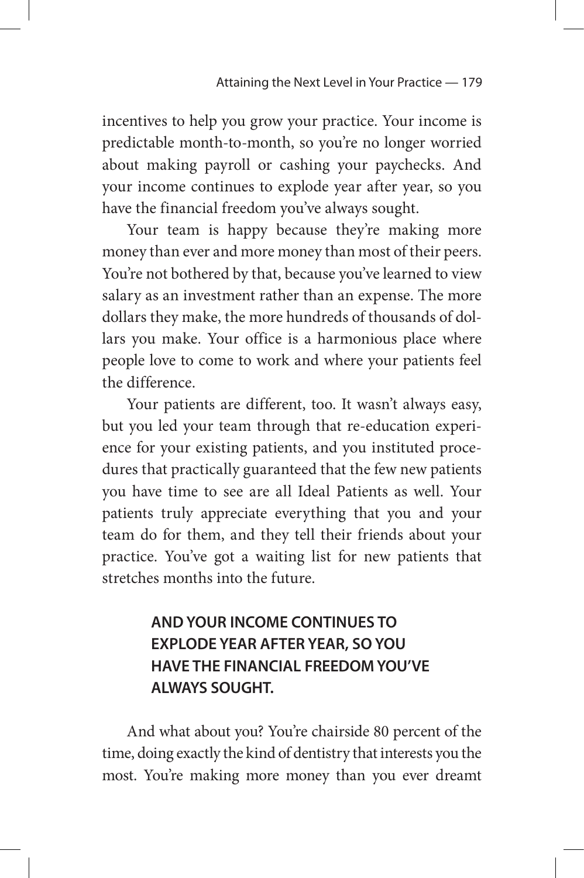incentives to help you grow your practice. Your income is predictable month-to-month, so you're no longer worried about making payroll or cashing your paychecks. And your income continues to explode year after year, so you have the financial freedom you've always sought.

Your team is happy because they're making more money than ever and more money than most of their peers. You're not bothered by that, because you've learned to view salary as an investment rather than an expense. The more dollars they make, the more hundreds of thousands of dollars you make. Your office is a harmonious place where people love to come to work and where your patients feel the difference.

Your patients are different, too. It wasn't always easy, but you led your team through that re-education experience for your existing patients, and you instituted procedures that practically guaranteed that the few new patients you have time to see are all Ideal Patients as well. Your patients truly appreciate everything that you and your team do for them, and they tell their friends about your practice. You've got a waiting list for new patients that stretches months into the future.

> **AND YOUR INCOME CONTINUES TO EXPLODE YEAR AFTER YEAR, SO YOU HAVE THE FINANCIAL FREEDOM YOU'VE ALWAYS SOUGHT.**

And what about you? You're chairside 80 percent of the time, doing exactly the kind of dentistry that interests you the most. You're making more money than you ever dreamt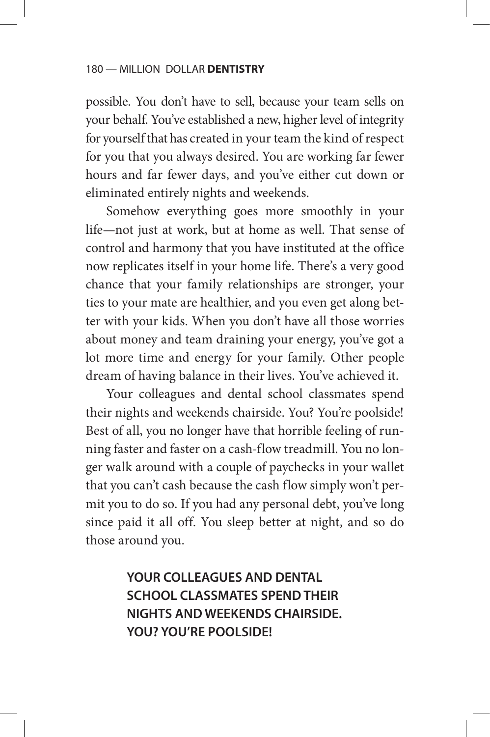possible. You don't have to sell, because your team sells on your behalf. You've established a new, higher level of integrity for yourself that has created in your team the kind of respect for you that you always desired. You are working far fewer hours and far fewer days, and you've either cut down or eliminated entirely nights and weekends.

Somehow everything goes more smoothly in your life—not just at work, but at home as well. That sense of control and harmony that you have instituted at the office now replicates itself in your home life. There's a very good chance that your family relationships are stronger, your ties to your mate are healthier, and you even get along better with your kids. When you don't have all those worries about money and team draining your energy, you've got a lot more time and energy for your family. Other people dream of having balance in their lives. You've achieved it.

Your colleagues and dental school classmates spend their nights and weekends chairside. You? You're poolside! Best of all, you no longer have that horrible feeling of running faster and faster on a cash-flow treadmill. You no longer walk around with a couple of paychecks in your wallet that you can't cash because the cash flow simply won't permit you to do so. If you had any personal debt, you've long since paid it all off. You sleep better at night, and so do those around you.

> **YOUR COLLEAGUES AND DENTAL SCHOOL CLASSMATES SPEND THEIR NIGHTS AND WEEKENDS CHAIRSIDE. YOU? YOU'RE POOLSIDE!**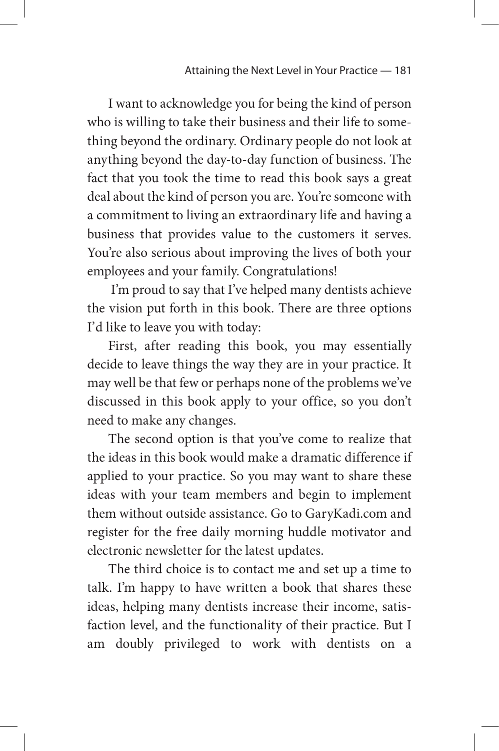I want to acknowledge you for being the kind of person who is willing to take their business and their life to something beyond the ordinary. Ordinary people do not look at anything beyond the day-to-day function of business. The fact that you took the time to read this book says a great deal about the kind of person you are. You're someone with a commitment to living an extraordinary life and having a business that provides value to the customers it serves. You're also serious about improving the lives of both your employees and your family. Congratulations!

I'm proud to say that I've helped many dentists achieve the vision put forth in this book. There are three options I'd like to leave you with today:

First, after reading this book, you may essentially decide to leave things the way they are in your practice. It may well be that few or perhaps none of the problems we've discussed in this book apply to your office, so you don't need to make any changes.

The second option is that you've come to realize that the ideas in this book would make a dramatic difference if applied to your practice. So you may want to share these ideas with your team members and begin to implement them without outside assistance. Go to GaryKadi.com and register for the free daily morning huddle motivator and electronic newsletter for the latest updates.

The third choice is to contact me and set up a time to talk. I'm happy to have written a book that shares these ideas, helping many dentists increase their income, satisfaction level, and the functionality of their practice. But I am doubly privileged to work with dentists on a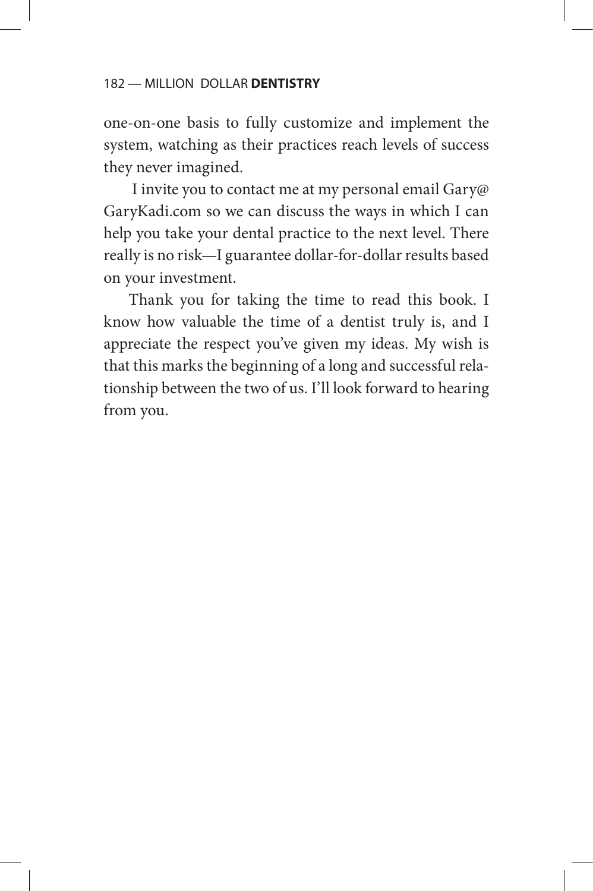one-on-one basis to fully customize and implement the system, watching as their practices reach levels of success they never imagined.

I invite you to contact me at my personal email Gary@GaryKadi.com so we can discuss the ways in which I can help you take your dental practice to the next level. There really is no risk—I guarantee dollar-for-dollar results based on your investment.

Thank you for taking the time to read this book. I know how valuable the time of a dentist truly is, and I appreciate the respect you've given my ideas. My wish is that this marks the beginning of a long and successful relationship between the two of us. I'll look forward to hearing from you.